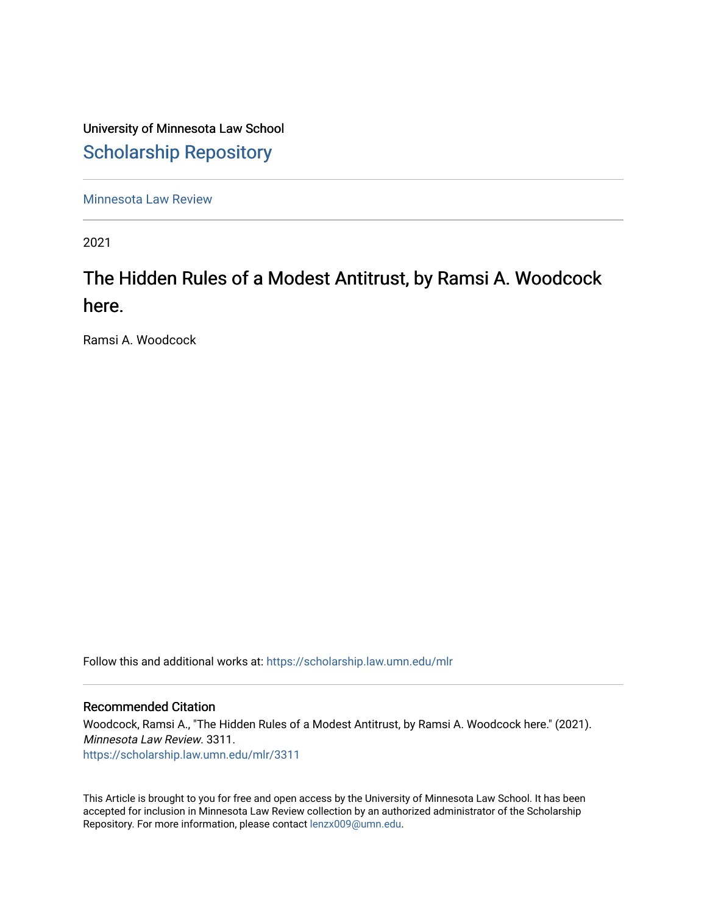University of Minnesota Law School

Scholarship Repository

Minnesota Law Review

2021

# The Hidden Rules of a Modest Antitrust, by Ramsi A. Woodcock here.

Ramsi A. Woodcock

Follow this and additional works at: https://scholarship.law.umn.edu/mlr

### Recommended Citation

Woodcock, Ramsi A., "The Hidden Rules of a Modest Antitrust, by Ramsi A. Woodcock here." (2021). *Minnesota Law Review*. 3311.
https://scholarship.law.umn.edu/mlr/3311

This Article is brought to you for free and open access by the University of Minnesota Law School. It has been accepted for inclusion in Minnesota Law Review collection by an authorized administrator of the Scholarship Repository. For more information, please contact lenzx009@umn.edu.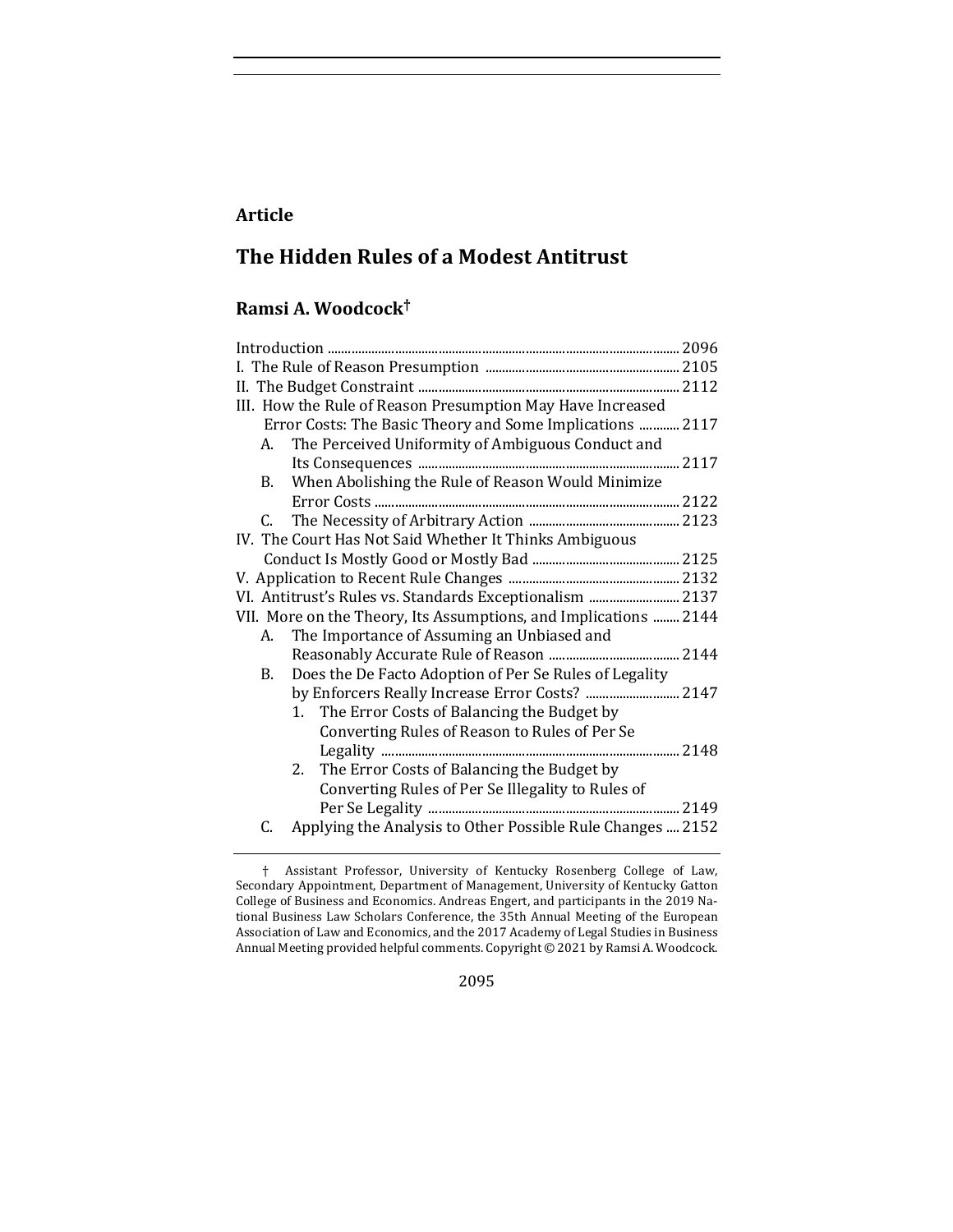**Article**

# The Hidden Rules of a Modest Antitrust

## Ramsi A. Woodcock†

Introduction ... 2096
I. The Rule of Reason Presumption ... 2105
II. The Budget Constraint ... 2112
III. How the Rule of Reason Presumption May Have Increased Error Costs: The Basic Theory and Some Implications ... 2117
  A. The Perceived Uniformity of Ambiguous Conduct and Its Consequences ... 2117
  B. When Abolishing the Rule of Reason Would Minimize Error Costs ... 2122
  C. The Necessity of Arbitrary Action ... 2123
IV. The Court Has Not Said Whether It Thinks Ambiguous Conduct Is Mostly Good or Mostly Bad ... 2125
V. Application to Recent Rule Changes ... 2132
VI. Antitrust's Rules vs. Standards Exceptionalism ... 2137
VII. More on the Theory, Its Assumptions, and Implications ... 2144
  A. The Importance of Assuming an Unbiased and Reasonably Accurate Rule of Reason ... 2144
  B. Does the De Facto Adoption of Per Se Rules of Legality by Enforcers Really Increase Error Costs? ... 2147
    1. The Error Costs of Balancing the Budget by Converting Rules of Reason to Rules of Per Se Legality ... 2148
    2. The Error Costs of Balancing the Budget by Converting Rules of Per Se Illegality to Rules of Per Se Legality ... 2149
  C. Applying the Analysis to Other Possible Rule Changes ... 2152

† Assistant Professor, University of Kentucky Rosenberg College of Law, Secondary Appointment, Department of Management, University of Kentucky Gatton College of Business and Economics. Andreas Engert, and participants in the 2019 National Business Law Scholars Conference, the 35th Annual Meeting of the European Association of Law and Economics, and the 2017 Academy of Legal Studies in Business Annual Meeting provided helpful comments. Copyright © 2021 by Ramsi A. Woodcock.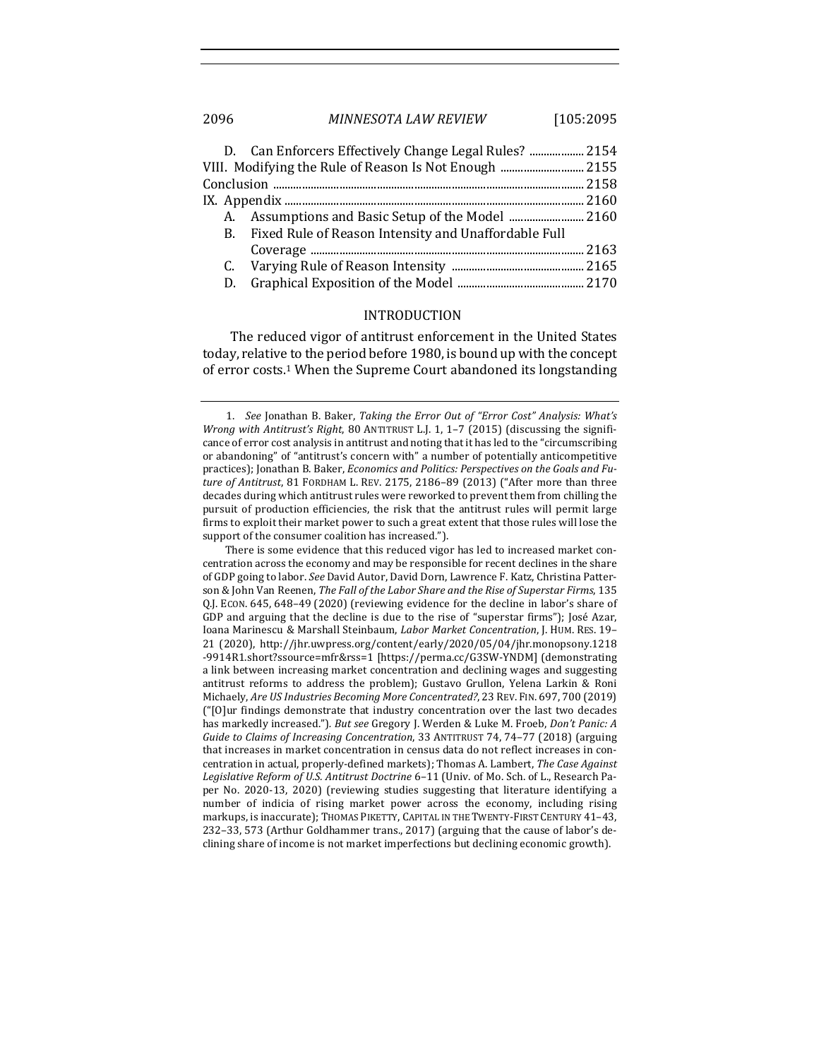D. Can Enforcers Effectively Change Legal Rules? .................. 2154

VIII. Modifying the Rule of Reason Is Not Enough ............................ 2155

Conclusion ........................................................................................................ 2158

IX. Appendix ...................................................................................................... 2160

A. Assumptions and Basic Setup of the Model .......................... 2160

B. Fixed Rule of Reason Intensity and Unaffordable Full Coverage ............................................................................................... 2163

C. Varying Rule of Reason Intensity ............................................ 2165

D. Graphical Exposition of the Model ............................................ 2170

## INTRODUCTION

The reduced vigor of antitrust enforcement in the United States today, relative to the period before 1980, is bound up with the concept of error costs.[1] When the Supreme Court abandoned its longstanding

1. *See* Jonathan B. Baker, *Taking the Error Out of "Error Cost" Analysis: What's Wrong with Antitrust's Right*, 80 ANTITRUST L.J. 1, 1–7 (2015) (discussing the significance of error cost analysis in antitrust and noting that it has led to the "circumscribing or abandoning" of "antitrust's concern with" a number of potentially anticompetitive practices); Jonathan B. Baker, *Economics and Politics: Perspectives on the Goals and Future of Antitrust*, 81 FORDHAM L. REV. 2175, 2186–89 (2013) ("After more than three decades during which antitrust rules were reworked to prevent them from chilling the pursuit of production efficiencies, the risk that the antitrust rules will permit large firms to exploit their market power to such a great extent that those rules will lose the support of the consumer coalition has increased.").

There is some evidence that this reduced vigor has led to increased market concentration across the economy and may be responsible for recent declines in the share of GDP going to labor. *See* David Autor, David Dorn, Lawrence F. Katz, Christina Patterson & John Van Reenen, *The Fall of the Labor Share and the Rise of Superstar Firms*, 135 Q.J. ECON. 645, 648–49 (2020) (reviewing evidence for the decline in labor's share of GDP and arguing that the decline is due to the rise of "superstar firms"); José Azar, Ioana Marinescu & Marshall Steinbaum, *Labor Market Concentration*, J. HUM. RES. 19–21 (2020), http://jhr.uwpress.org/content/early/2020/05/04/jhr.monopsony.1218-9914R1.short?ssource=mfr&rss=1 [https://perma.cc/G3SW-YNDM] (demonstrating a link between increasing market concentration and declining wages and suggesting antitrust reforms to address the problem); Gustavo Grullon, Yelena Larkin & Roni Michaely, *Are US Industries Becoming More Concentrated?*, 23 REV. FIN. 697, 700 (2019) ("[O]ur findings demonstrate that industry concentration over the last two decades has markedly increased."). *But see* Gregory J. Werden & Luke M. Froeb, *Don't Panic: A Guide to Claims of Increasing Concentration*, 33 ANTITRUST 74, 74–77 (2018) (arguing that increases in market concentration in census data do not reflect increases in concentration in actual, properly-defined markets); Thomas A. Lambert, *The Case Against Legislative Reform of U.S. Antitrust Doctrine* 6–11 (Univ. of Mo. Sch. of L., Research Paper No. 2020-13, 2020) (reviewing studies suggesting that literature identifying a number of indicia of rising market power across the economy, including rising markups, is inaccurate); THOMAS PIKETTY, CAPITAL IN THE TWENTY-FIRST CENTURY 41–43, 232–33, 573 (Arthur Goldhammer trans., 2017) (arguing that the cause of labor's declining share of income is not market imperfections but declining economic growth).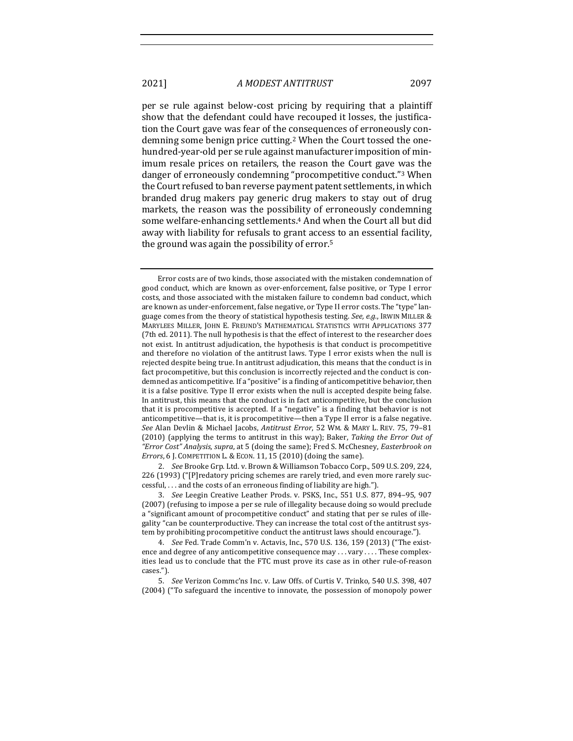per se rule against below-cost pricing by requiring that a plaintiff show that the defendant could have recouped it losses, the justification the Court gave was fear of the consequences of erroneously condemning some benign price cutting.[2] When the Court tossed the one-hundred-year-old per se rule against manufacturer imposition of minimum resale prices on retailers, the reason the Court gave was the danger of erroneously condemning "procompetitive conduct."[3] When the Court refused to ban reverse payment patent settlements, in which branded drug makers pay generic drug makers to stay out of drug markets, the reason was the possibility of erroneously condemning some welfare-enhancing settlements.[4] And when the Court all but did away with liability for refusals to grant access to an essential facility, the ground was again the possibility of error.[5]

---

Error costs are of two kinds, those associated with the mistaken condemnation of good conduct, which are known as over-enforcement, false positive, or Type I error costs, and those associated with the mistaken failure to condemn bad conduct, which are known as under-enforcement, false negative, or Type II error costs. The "type" language comes from the theory of statistical hypothesis testing. *See, e.g.*, IRWIN MILLER & MARYLEES MILLER, JOHN E. FREUND'S MATHEMATICAL STATISTICS WITH APPLICATIONS 377 (7th ed. 2011). The null hypothesis is that the effect of interest to the researcher does not exist. In antitrust adjudication, the hypothesis is that conduct is procompetitive and therefore no violation of the antitrust laws. Type I error exists when the null is rejected despite being true. In antitrust adjudication, this means that the conduct is in fact procompetitive, but this conclusion is incorrectly rejected and the conduct is condemned as anticompetitive. If a "positive" is a finding of anticompetitive behavior, then it is a false positive. Type II error exists when the null is accepted despite being false. In antitrust, this means that the conduct is in fact anticompetitive, but the conclusion that it is procompetitive is accepted. If a "negative" is a finding that behavior is not anticompetitive—that is, it is procompetitive—then a Type II error is a false negative. *See* Alan Devlin & Michael Jacobs, *Antitrust Error*, 52 WM. & MARY L. REV. 75, 79–81 (2010) (applying the terms to antitrust in this way); Baker, *Taking the Error Out of "Error Cost" Analysis*, *supra*, at 5 (doing the same); Fred S. McChesney, *Easterbrook on Errors*, 6 J. COMPETITION L. & ECON. 11, 15 (2010) (doing the same).

2. *See* Brooke Grp. Ltd. v. Brown & Williamson Tobacco Corp., 509 U.S. 209, 224, 226 (1993) ("[P]redatory pricing schemes are rarely tried, and even more rarely successful, . . . and the costs of an erroneous finding of liability are high.").

3. *See* Leegin Creative Leather Prods. v. PSKS, Inc., 551 U.S. 877, 894–95, 907 (2007) (refusing to impose a per se rule of illegality because doing so would preclude a "significant amount of procompetitive conduct" and stating that per se rules of illegality "can be counterproductive. They can increase the total cost of the antitrust system by prohibiting procompetitive conduct the antitrust laws should encourage.").

4. *See* Fed. Trade Comm'n v. Actavis, Inc., 570 U.S. 136, 159 (2013) ("The existence and degree of any anticompetitive consequence may . . . vary . . . . These complexities lead us to conclude that the FTC must prove its case as in other rule-of-reason cases.").

5. *See* Verizon Commc'ns Inc. v. Law Offs. of Curtis V. Trinko, 540 U.S. 398, 407 (2004) ("To safeguard the incentive to innovate, the possession of monopoly power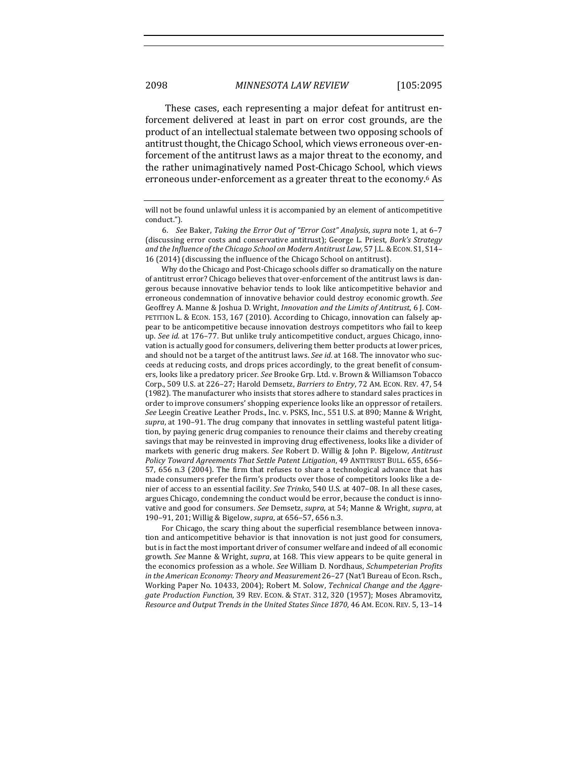These cases, each representing a major defeat for antitrust enforcement delivered at least in part on error cost grounds, are the product of an intellectual stalemate between two opposing schools of antitrust thought, the Chicago School, which views erroneous over-enforcement of the antitrust laws as a major threat to the economy, and the rather unimaginatively named Post-Chicago School, which views erroneous under-enforcement as a greater threat to the economy.[6] As

---

will not be found unlawful unless it is accompanied by an element of anticompetitive conduct.").

6. *See* Baker, *Taking the Error Out of "Error Cost" Analysis*, *supra* note 1, at 6–7 (discussing error costs and conservative antitrust); George L. Priest, *Bork's Strategy and the Influence of the Chicago School on Modern Antitrust Law*, 57 J.L. & ECON. S1, S14–16 (2014) (discussing the influence of the Chicago School on antitrust).

Why do the Chicago and Post-Chicago schools differ so dramatically on the nature of antitrust error? Chicago believes that over-enforcement of the antitrust laws is dangerous because innovative behavior tends to look like anticompetitive behavior and erroneous condemnation of innovative behavior could destroy economic growth. *See* Geoffrey A. Manne & Joshua D. Wright, *Innovation and the Limits of Antitrust*, 6 J. COMPETITION L. & ECON. 153, 167 (2010). According to Chicago, innovation can falsely appear to be anticompetitive because innovation destroys competitors who fail to keep up. *See id.* at 176–77. But unlike truly anticompetitive conduct, argues Chicago, innovation is actually good for consumers, delivering them better products at lower prices, and should not be a target of the antitrust laws. *See id.* at 168. The innovator who succeeds at reducing costs, and drops prices accordingly, to the great benefit of consumers, looks like a predatory pricer. *See* Brooke Grp. Ltd. v. Brown & Williamson Tobacco Corp., 509 U.S. at 226–27; Harold Demsetz, *Barriers to Entry*, 72 AM. ECON. REV. 47, 54 (1982). The manufacturer who insists that stores adhere to standard sales practices in order to improve consumers' shopping experience looks like an oppressor of retailers. *See* Leegin Creative Leather Prods., Inc. v. PSKS, Inc., 551 U.S. at 890; Manne & Wright, *supra*, at 190–91. The drug company that innovates in settling wasteful patent litigation, by paying generic drug companies to renounce their claims and thereby creating savings that may be reinvested in improving drug effectiveness, looks like a divider of markets with generic drug makers. *See* Robert D. Willig & John P. Bigelow, *Antitrust Policy Toward Agreements That Settle Patent Litigation*, 49 ANTITRUST BULL. 655, 656–57, 656 n.3 (2004). The firm that refuses to share a technological advance that has made consumers prefer the firm's products over those of competitors looks like a denier of access to an essential facility. *See Trinko*, 540 U.S. at 407–08. In all these cases, argues Chicago, condemning the conduct would be error, because the conduct is innovative and good for consumers. *See* Demsetz, *supra*, at 54; Manne & Wright, *supra*, at 190–91, 201; Willig & Bigelow, *supra*, at 656–57, 656 n.3.

For Chicago, the scary thing about the superficial resemblance between innovation and anticompetitive behavior is that innovation is not just good for consumers, but is in fact the most important driver of consumer welfare and indeed of all economic growth. *See* Manne & Wright, *supra*, at 168. This view appears to be quite general in the economics profession as a whole. *See* William D. Nordhaus, *Schumpeterian Profits in the American Economy: Theory and Measurement* 26–27 (Nat'l Bureau of Econ. Rsch., Working Paper No. 10433, 2004); Robert M. Solow, *Technical Change and the Aggregate Production Function*, 39 REV. ECON. & STAT. 312, 320 (1957); Moses Abramovitz, *Resource and Output Trends in the United States Since 1870*, 46 AM. ECON. REV. 5, 13–14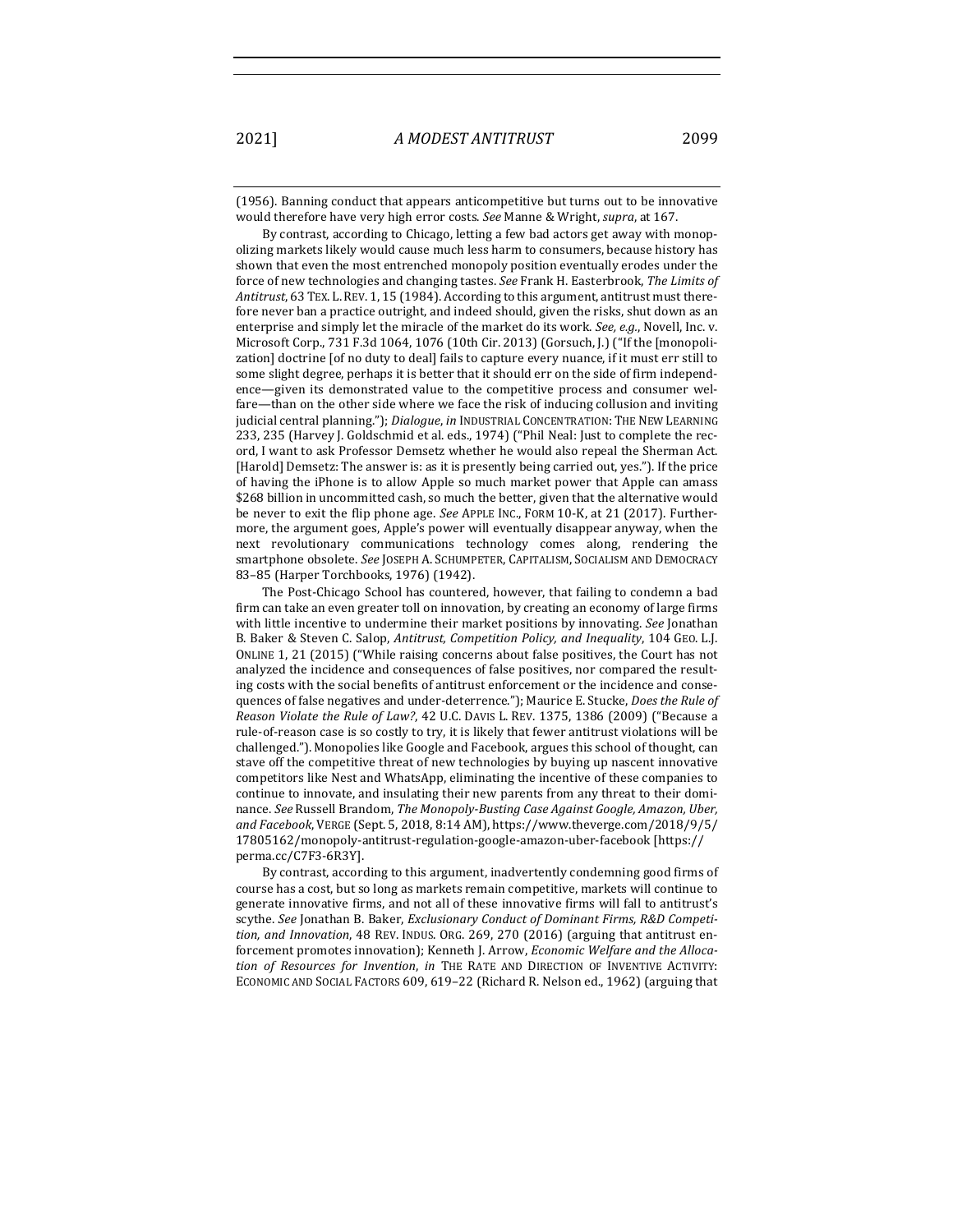(1956). Banning conduct that appears anticompetitive but turns out to be innovative would therefore have very high error costs. *See* Manne & Wright, *supra*, at 167.

By contrast, according to Chicago, letting a few bad actors get away with monopolizing markets likely would cause much less harm to consumers, because history has shown that even the most entrenched monopoly position eventually erodes under the force of new technologies and changing tastes. *See* Frank H. Easterbrook, *The Limits of Antitrust*, 63 TEX. L. REV. 1, 15 (1984). According to this argument, antitrust must therefore never ban a practice outright, and indeed should, given the risks, shut down as an enterprise and simply let the miracle of the market do its work. *See, e.g.*, Novell, Inc. v. Microsoft Corp., 731 F.3d 1064, 1076 (10th Cir. 2013) (Gorsuch, J.) ("If the [monopolization] doctrine [of no duty to deal] fails to capture every nuance, if it must err still to some slight degree, perhaps it is better that it should err on the side of firm independence—given its demonstrated value to the competitive process and consumer welfare—than on the other side where we face the risk of inducing collusion and inviting judicial central planning."); *Dialogue*, *in* INDUSTRIAL CONCENTRATION: THE NEW LEARNING 233, 235 (Harvey J. Goldschmid et al. eds., 1974) ("Phil Neal: Just to complete the record, I want to ask Professor Demsetz whether he would also repeal the Sherman Act. [Harold] Demsetz: The answer is: as it is presently being carried out, yes."). If the price of having the iPhone is to allow Apple so much market power that Apple can amass $268 billion in uncommitted cash, so much the better, given that the alternative would be never to exit the flip phone age. *See* APPLE INC., FORM 10-K, at 21 (2017). Furthermore, the argument goes, Apple's power will eventually disappear anyway, when the next revolutionary communications technology comes along, rendering the smartphone obsolete. *See* JOSEPH A. SCHUMPETER, CAPITALISM, SOCIALISM AND DEMOCRACY 83–85 (Harper Torchbooks, 1976) (1942).

The Post-Chicago School has countered, however, that failing to condemn a bad firm can take an even greater toll on innovation, by creating an economy of large firms with little incentive to undermine their market positions by innovating. *See* Jonathan B. Baker & Steven C. Salop, *Antitrust, Competition Policy, and Inequality*, 104 GEO. L.J. ONLINE 1, 21 (2015) ("While raising concerns about false positives, the Court has not analyzed the incidence and consequences of false positives, nor compared the resulting costs with the social benefits of antitrust enforcement or the incidence and consequences of false negatives and under-deterrence."); Maurice E. Stucke, *Does the Rule of Reason Violate the Rule of Law?*, 42 U.C. DAVIS L. REV. 1375, 1386 (2009) ("Because a rule-of-reason case is so costly to try, it is likely that fewer antitrust violations will be challenged."). Monopolies like Google and Facebook, argues this school of thought, can stave off the competitive threat of new technologies by buying up nascent innovative competitors like Nest and WhatsApp, eliminating the incentive of these companies to continue to innovate, and insulating their new parents from any threat to their dominance. *See* Russell Brandom, *The Monopoly-Busting Case Against Google, Amazon, Uber, and Facebook*, VERGE (Sept. 5, 2018, 8:14 AM), https://www.theverge.com/2018/9/5/17805162/monopoly-antitrust-regulation-google-amazon-uber-facebook [https://perma.cc/C7F3-6R3Y].

By contrast, according to this argument, inadvertently condemning good firms of course has a cost, but so long as markets remain competitive, markets will continue to generate innovative firms, and not all of these innovative firms will fall to antitrust's scythe. *See* Jonathan B. Baker, *Exclusionary Conduct of Dominant Firms, R&D Competition, and Innovation*, 48 REV. INDUS. ORG. 269, 270 (2016) (arguing that antitrust enforcement promotes innovation); Kenneth J. Arrow, *Economic Welfare and the Allocation of Resources for Invention*, *in* THE RATE AND DIRECTION OF INVENTIVE ACTIVITY: ECONOMIC AND SOCIAL FACTORS 609, 619–22 (Richard R. Nelson ed., 1962) (arguing that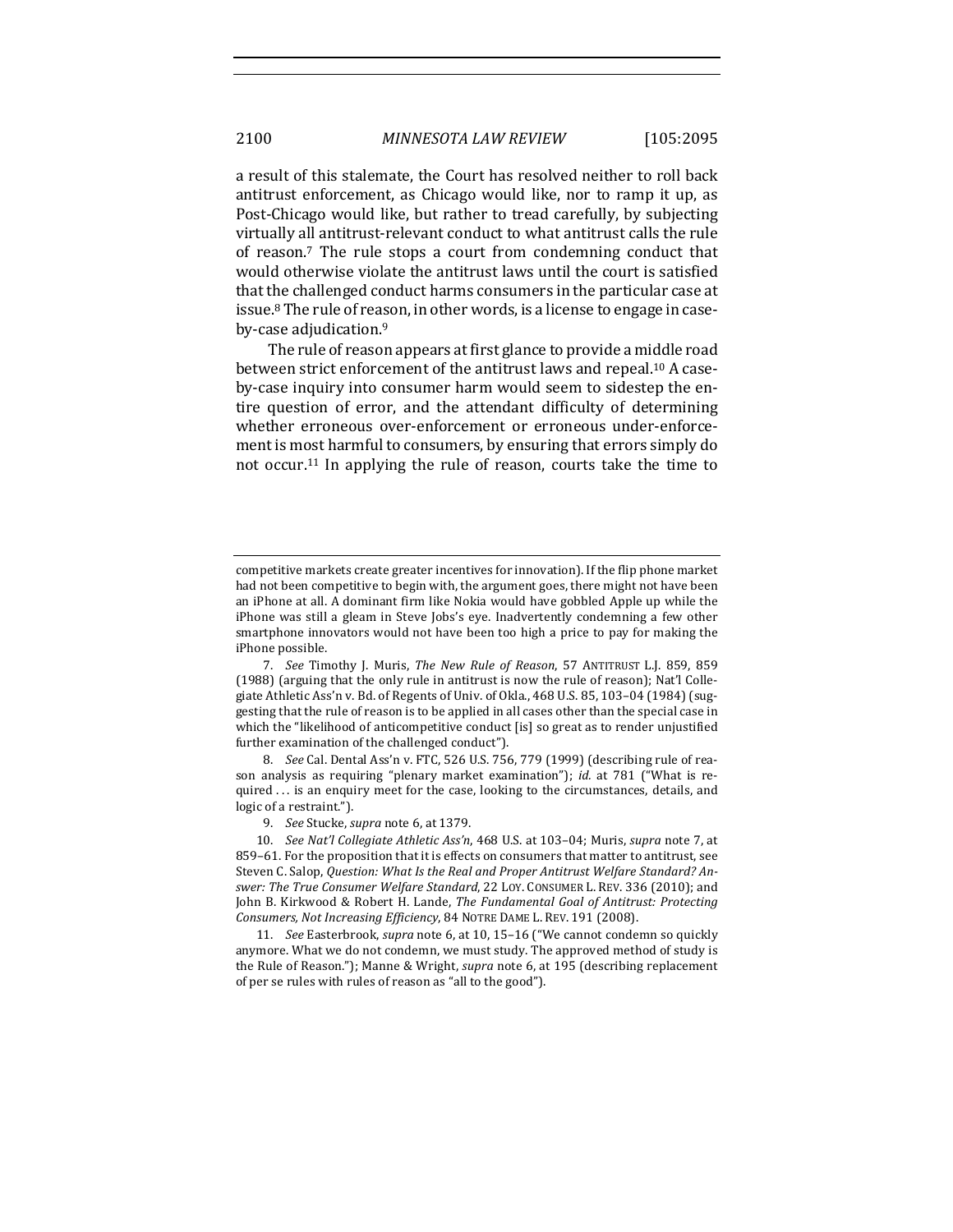a result of this stalemate, the Court has resolved neither to roll back antitrust enforcement, as Chicago would like, nor to ramp it up, as Post-Chicago would like, but rather to tread carefully, by subjecting virtually all antitrust-relevant conduct to what antitrust calls the rule of reason.[7] The rule stops a court from condemning conduct that would otherwise violate the antitrust laws until the court is satisfied that the challenged conduct harms consumers in the particular case at issue.[8] The rule of reason, in other words, is a license to engage in case-by-case adjudication.[9]

The rule of reason appears at first glance to provide a middle road between strict enforcement of the antitrust laws and repeal.[10] A case-by-case inquiry into consumer harm would seem to sidestep the entire question of error, and the attendant difficulty of determining whether erroneous over-enforcement or erroneous under-enforcement is most harmful to consumers, by ensuring that errors simply do not occur.[11] In applying the rule of reason, courts take the time to

---

competitive markets create greater incentives for innovation). If the flip phone market had not been competitive to begin with, the argument goes, there might not have been an iPhone at all. A dominant firm like Nokia would have gobbled Apple up while the iPhone was still a gleam in Steve Jobs's eye. Inadvertently condemning a few other smartphone innovators would not have been too high a price to pay for making the iPhone possible.

7. *See* Timothy J. Muris, *The New Rule of Reason*, 57 ANTITRUST L.J. 859, 859 (1988) (arguing that the only rule in antitrust is now the rule of reason); Nat'l Collegiate Athletic Ass'n v. Bd. of Regents of Univ. of Okla., 468 U.S. 85, 103–04 (1984) (suggesting that the rule of reason is to be applied in all cases other than the special case in which the "likelihood of anticompetitive conduct [is] so great as to render unjustified further examination of the challenged conduct").

8. *See* Cal. Dental Ass'n v. FTC, 526 U.S. 756, 779 (1999) (describing rule of reason analysis as requiring "plenary market examination"); *id.* at 781 ("What is required . . . is an enquiry meet for the case, looking to the circumstances, details, and logic of a restraint.").

9. *See* Stucke, *supra* note 6, at 1379.

10. *See Nat'l Collegiate Athletic Ass'n*, 468 U.S. at 103–04; Muris, *supra* note 7, at 859–61. For the proposition that it is effects on consumers that matter to antitrust, see Steven C. Salop, *Question: What Is the Real and Proper Antitrust Welfare Standard? Answer: The True Consumer Welfare Standard*, 22 LOY. CONSUMER L. REV. 336 (2010); and John B. Kirkwood & Robert H. Lande, *The Fundamental Goal of Antitrust: Protecting Consumers, Not Increasing Efficiency*, 84 NOTRE DAME L. REV. 191 (2008).

11. *See* Easterbrook, *supra* note 6, at 10, 15–16 ("We cannot condemn so quickly anymore. What we do not condemn, we must study. The approved method of study is the Rule of Reason."); Manne & Wright, *supra* note 6, at 195 (describing replacement of per se rules with rules of reason as "all to the good").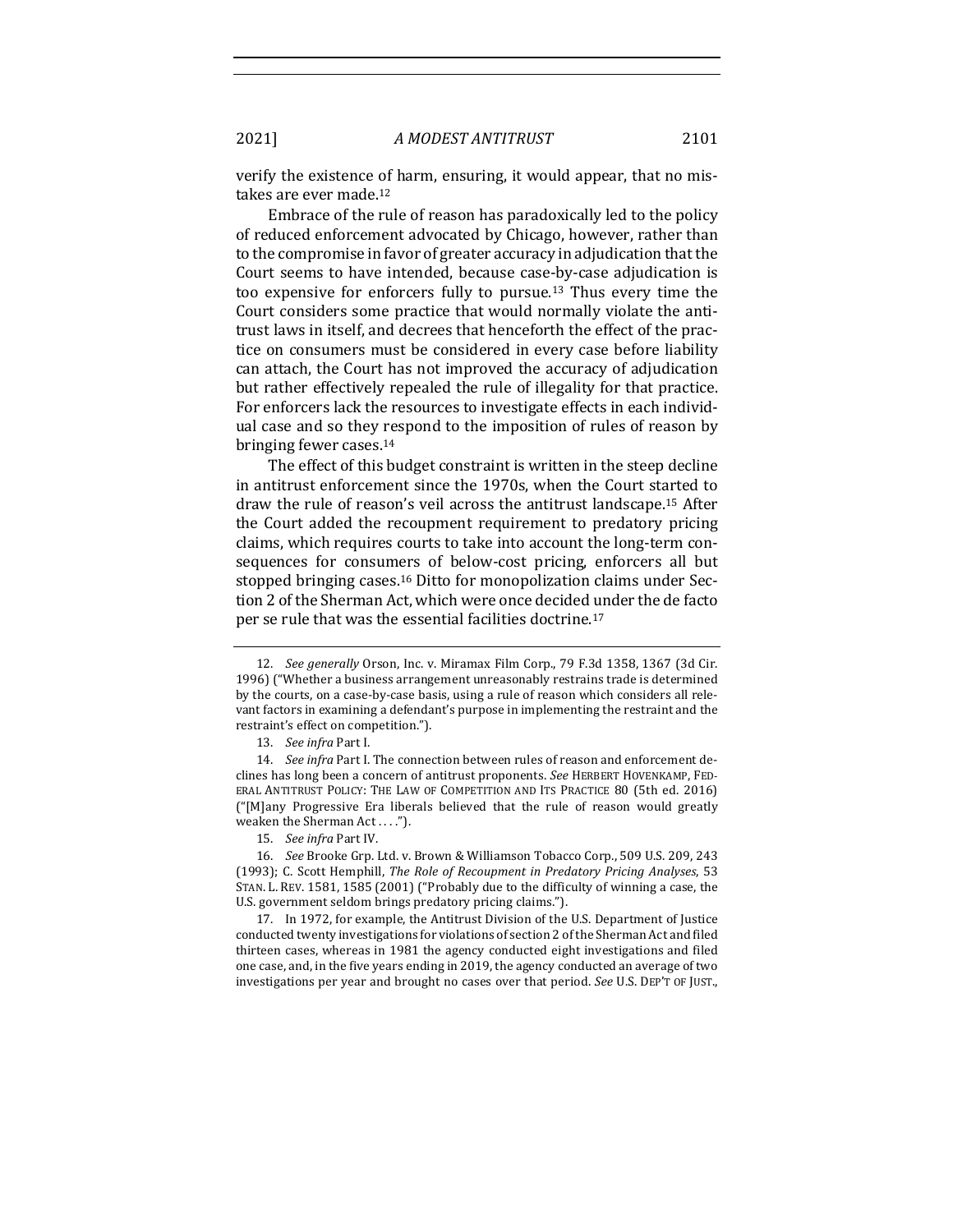verify the existence of harm, ensuring, it would appear, that no mistakes are ever made.[12]

Embrace of the rule of reason has paradoxically led to the policy of reduced enforcement advocated by Chicago, however, rather than to the compromise in favor of greater accuracy in adjudication that the Court seems to have intended, because case-by-case adjudication is too expensive for enforcers fully to pursue.[13] Thus every time the Court considers some practice that would normally violate the antitrust laws in itself, and decrees that henceforth the effect of the practice on consumers must be considered in every case before liability can attach, the Court has not improved the accuracy of adjudication but rather effectively repealed the rule of illegality for that practice. For enforcers lack the resources to investigate effects in each individual case and so they respond to the imposition of rules of reason by bringing fewer cases.[14]

The effect of this budget constraint is written in the steep decline in antitrust enforcement since the 1970s, when the Court started to draw the rule of reason's veil across the antitrust landscape.[15] After the Court added the recoupment requirement to predatory pricing claims, which requires courts to take into account the long-term consequences for consumers of below-cost pricing, enforcers all but stopped bringing cases.[16] Ditto for monopolization claims under Section 2 of the Sherman Act, which were once decided under the de facto per se rule that was the essential facilities doctrine.[17]

---

12. *See generally* Orson, Inc. v. Miramax Film Corp., 79 F.3d 1358, 1367 (3d Cir. 1996) ("Whether a business arrangement unreasonably restrains trade is determined by the courts, on a case-by-case basis, using a rule of reason which considers all relevant factors in examining a defendant's purpose in implementing the restraint and the restraint's effect on competition.").

13. *See infra* Part I.

14. *See infra* Part I. The connection between rules of reason and enforcement declines has long been a concern of antitrust proponents. *See* HERBERT HOVENKAMP, FEDERAL ANTITRUST POLICY: THE LAW OF COMPETITION AND ITS PRACTICE 80 (5th ed. 2016) ("[M]any Progressive Era liberals believed that the rule of reason would greatly weaken the Sherman Act . . . .").

15. *See infra* Part IV.

16. *See* Brooke Grp. Ltd. v. Brown & Williamson Tobacco Corp., 509 U.S. 209, 243 (1993); C. Scott Hemphill, *The Role of Recoupment in Predatory Pricing Analyses*, 53 STAN. L. REV. 1581, 1585 (2001) ("Probably due to the difficulty of winning a case, the U.S. government seldom brings predatory pricing claims.").

17. In 1972, for example, the Antitrust Division of the U.S. Department of Justice conducted twenty investigations for violations of section 2 of the Sherman Act and filed thirteen cases, whereas in 1981 the agency conducted eight investigations and filed one case, and, in the five years ending in 2019, the agency conducted an average of two investigations per year and brought no cases over that period. *See* U.S. DEP'T OF JUST.,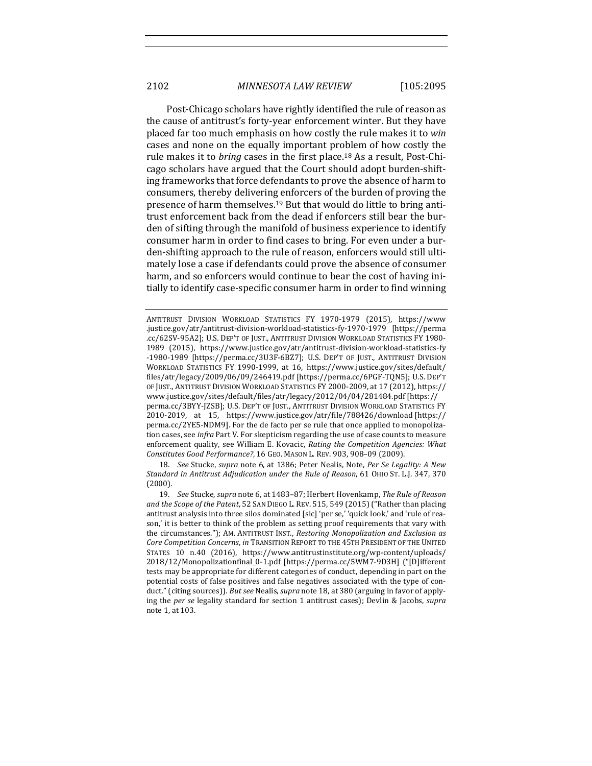Post-Chicago scholars have rightly identified the rule of reason as the cause of antitrust's forty-year enforcement winter. But they have placed far too much emphasis on how costly the rule makes it to *win* cases and none on the equally important problem of how costly the rule makes it to *bring* cases in the first place.[18] As a result, Post-Chicago scholars have argued that the Court should adopt burden-shifting frameworks that force defendants to prove the absence of harm to consumers, thereby delivering enforcers of the burden of proving the presence of harm themselves.[19] But that would do little to bring antitrust enforcement back from the dead if enforcers still bear the burden of sifting through the manifold of business experience to identify consumer harm in order to find cases to bring. For even under a burden-shifting approach to the rule of reason, enforcers would still ultimately lose a case if defendants could prove the absence of consumer harm, and so enforcers would continue to bear the cost of having initially to identify case-specific consumer harm in order to find winning

---

ANTITRUST DIVISION WORKLOAD STATISTICS FY 1970-1979 (2015), https://www.justice.gov/atr/antitrust-division-workload-statistics-fy-1970-1979 [https://perma.cc/62SV-95A2]; U.S. DEP'T OF JUST., ANTITRUST DIVISION WORKLOAD STATISTICS FY 1980-1989 (2015), https://www.justice.gov/atr/antitrust-division-workload-statistics-fy-1980-1989 [https://perma.cc/3U3F-6BZ7]; U.S. DEP'T OF JUST., ANTITRUST DIVISION WORKLOAD STATISTICS FY 1990-1999, at 16, https://www.justice.gov/sites/default/files/atr/legacy/2009/06/09/246419.pdf [https://perma.cc/6PGF-TQN5]; U.S. DEP'T OF JUST., ANTITRUST DIVISION WORKLOAD STATISTICS FY 2000-2009, at 17 (2012), https://www.justice.gov/sites/default/files/atr/legacy/2012/04/04/281484.pdf [https://perma.cc/3BYY-JZSB]; U.S. DEP'T OF JUST., ANTITRUST DIVISION WORKLOAD STATISTICS FY 2010-2019, at 15, https://www.justice.gov/atr/file/788426/download [https://perma.cc/2YE5-NDM9]. For the de facto per se rule that once applied to monopolization cases, see *infra* Part V. For skepticism regarding the use of case counts to measure enforcement quality, see William E. Kovacic, *Rating the Competition Agencies: What Constitutes Good Performance?*, 16 GEO. MASON L. REV. 903, 908–09 (2009).

18. *See* Stucke, *supra* note 6, at 1386; Peter Nealis, Note, *Per Se Legality: A New Standard in Antitrust Adjudication under the Rule of Reason*, 61 OHIO ST. L.J. 347, 370 (2000).

19. *See* Stucke, *supra* note 6, at 1483–87; Herbert Hovenkamp, *The Rule of Reason and the Scope of the Patent*, 52 SAN DIEGO L. REV. 515, 549 (2015) ("Rather than placing antitrust analysis into three silos dominated [sic] 'per se,' 'quick look,' and 'rule of reason,' it is better to think of the problem as setting proof requirements that vary with the circumstances."); AM. ANTITRUST INST., *Restoring Monopolization and Exclusion as Core Competition Concerns*, *in* TRANSITION REPORT TO THE 45TH PRESIDENT OF THE UNITED STATES 10 n.40 (2016), https://www.antitrustinstitute.org/wp-content/uploads/2018/12/Monopolizationfinal_0-1.pdf [https://perma.cc/5WM7-9D3H] ("[D]ifferent tests may be appropriate for different categories of conduct, depending in part on the potential costs of false positives and false negatives associated with the type of conduct." (citing sources)). *But see* Nealis, *supra* note 18, at 380 (arguing in favor of applying the *per se* legality standard for section 1 antitrust cases); Devlin & Jacobs, *supra* note 1, at 103.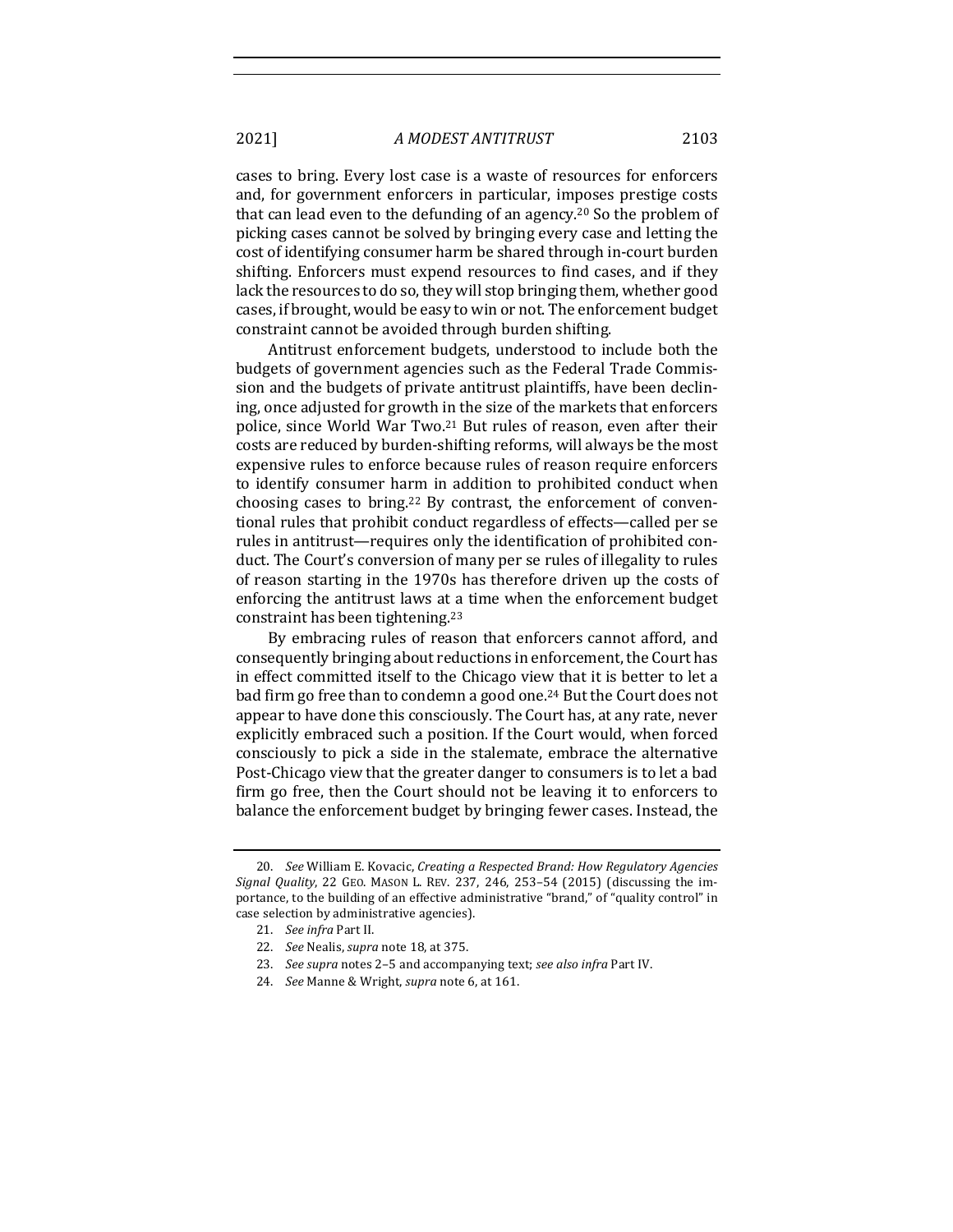cases to bring. Every lost case is a waste of resources for enforcers and, for government enforcers in particular, imposes prestige costs that can lead even to the defunding of an agency.[20] So the problem of picking cases cannot be solved by bringing every case and letting the cost of identifying consumer harm be shared through in-court burden shifting. Enforcers must expend resources to find cases, and if they lack the resources to do so, they will stop bringing them, whether good cases, if brought, would be easy to win or not. The enforcement budget constraint cannot be avoided through burden shifting.

Antitrust enforcement budgets, understood to include both the budgets of government agencies such as the Federal Trade Commission and the budgets of private antitrust plaintiffs, have been declining, once adjusted for growth in the size of the markets that enforcers police, since World War Two.[21] But rules of reason, even after their costs are reduced by burden-shifting reforms, will always be the most expensive rules to enforce because rules of reason require enforcers to identify consumer harm in addition to prohibited conduct when choosing cases to bring.[22] By contrast, the enforcement of conventional rules that prohibit conduct regardless of effects—called per se rules in antitrust—requires only the identification of prohibited conduct. The Court's conversion of many per se rules of illegality to rules of reason starting in the 1970s has therefore driven up the costs of enforcing the antitrust laws at a time when the enforcement budget constraint has been tightening.[23]

By embracing rules of reason that enforcers cannot afford, and consequently bringing about reductions in enforcement, the Court has in effect committed itself to the Chicago view that it is better to let a bad firm go free than to condemn a good one.[24] But the Court does not appear to have done this consciously. The Court has, at any rate, never explicitly embraced such a position. If the Court would, when forced consciously to pick a side in the stalemate, embrace the alternative Post-Chicago view that the greater danger to consumers is to let a bad firm go free, then the Court should not be leaving it to enforcers to balance the enforcement budget by bringing fewer cases. Instead, the

---

20. *See* William E. Kovacic, *Creating a Respected Brand: How Regulatory Agencies Signal Quality*, 22 GEO. MASON L. REV. 237, 246, 253–54 (2015) (discussing the importance, to the building of an effective administrative "brand," of "quality control" in case selection by administrative agencies).

21. *See infra* Part II.

22. *See* Nealis, *supra* note 18, at 375.

23. *See supra* notes 2–5 and accompanying text; *see also infra* Part IV.

24. *See* Manne & Wright, *supra* note 6, at 161.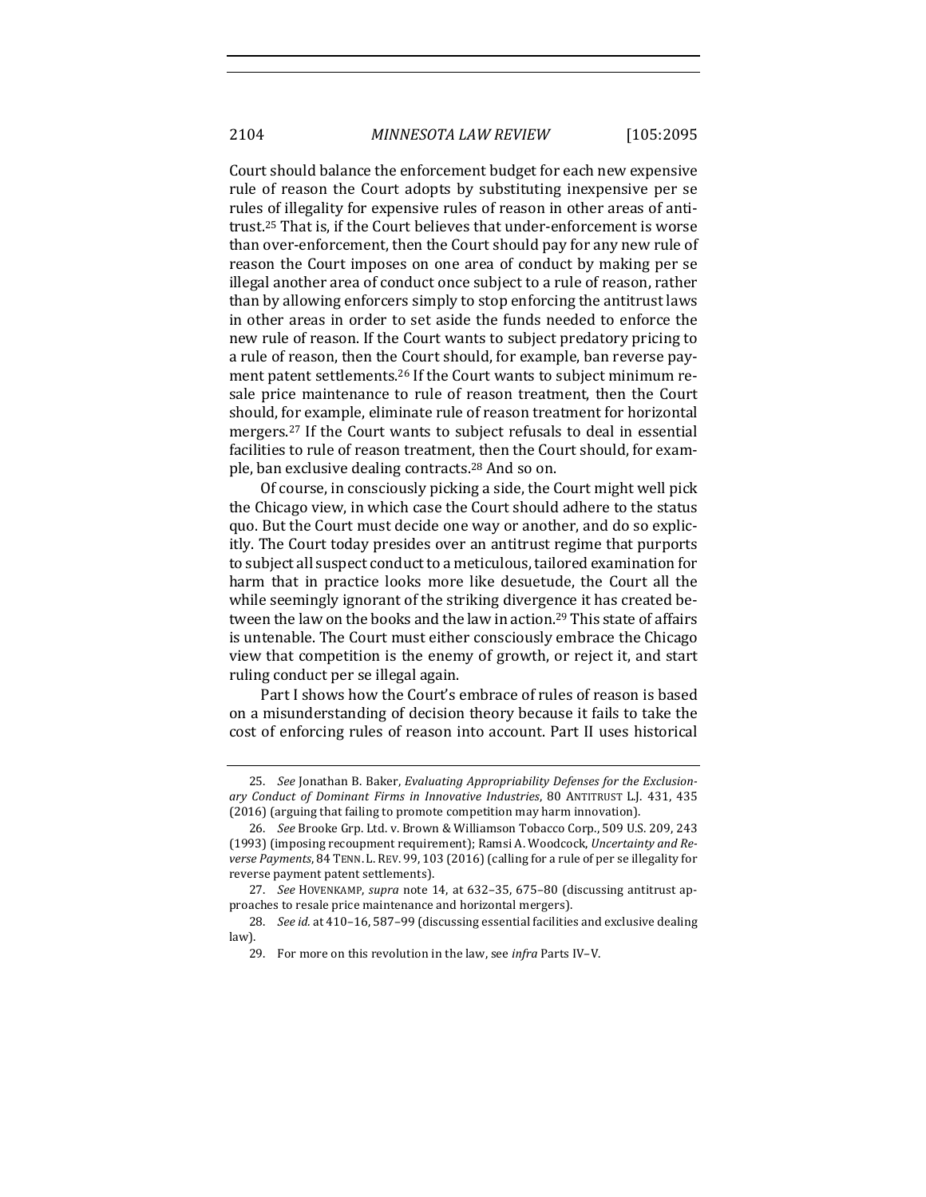Court should balance the enforcement budget for each new expensive rule of reason the Court adopts by substituting inexpensive per se rules of illegality for expensive rules of reason in other areas of antitrust.[25] That is, if the Court believes that under-enforcement is worse than over-enforcement, then the Court should pay for any new rule of reason the Court imposes on one area of conduct by making per se illegal another area of conduct once subject to a rule of reason, rather than by allowing enforcers simply to stop enforcing the antitrust laws in other areas in order to set aside the funds needed to enforce the new rule of reason. If the Court wants to subject predatory pricing to a rule of reason, then the Court should, for example, ban reverse payment patent settlements.[26] If the Court wants to subject minimum resale price maintenance to rule of reason treatment, then the Court should, for example, eliminate rule of reason treatment for horizontal mergers.[27] If the Court wants to subject refusals to deal in essential facilities to rule of reason treatment, then the Court should, for example, ban exclusive dealing contracts.[28] And so on.

Of course, in consciously picking a side, the Court might well pick the Chicago view, in which case the Court should adhere to the status quo. But the Court must decide one way or another, and do so explicitly. The Court today presides over an antitrust regime that purports to subject all suspect conduct to a meticulous, tailored examination for harm that in practice looks more like desuetude, the Court all the while seemingly ignorant of the striking divergence it has created between the law on the books and the law in action.[29] This state of affairs is untenable. The Court must either consciously embrace the Chicago view that competition is the enemy of growth, or reject it, and start ruling conduct per se illegal again.

Part I shows how the Court's embrace of rules of reason is based on a misunderstanding of decision theory because it fails to take the cost of enforcing rules of reason into account. Part II uses historical

---

25. *See* Jonathan B. Baker, *Evaluating Appropriability Defenses for the Exclusionary Conduct of Dominant Firms in Innovative Industries*, 80 ANTITRUST L.J. 431, 435 (2016) (arguing that failing to promote competition may harm innovation).

26. *See* Brooke Grp. Ltd. v. Brown & Williamson Tobacco Corp., 509 U.S. 209, 243 (1993) (imposing recoupment requirement); Ramsi A. Woodcock, *Uncertainty and Reverse Payments*, 84 TENN. L. REV. 99, 103 (2016) (calling for a rule of per se illegality for reverse payment patent settlements).

27. *See* HOVENKAMP, *supra* note 14, at 632–35, 675–80 (discussing antitrust approaches to resale price maintenance and horizontal mergers).

28. *See id.* at 410–16, 587–99 (discussing essential facilities and exclusive dealing law).

29. For more on this revolution in the law, see *infra* Parts IV–V.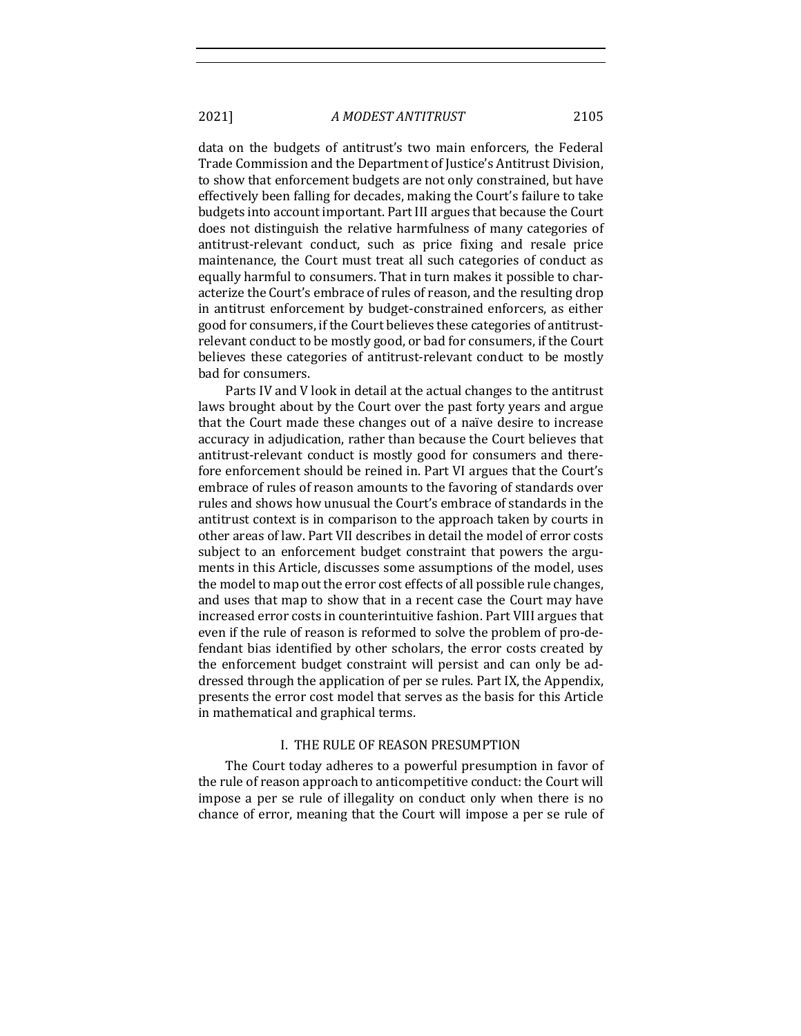data on the budgets of antitrust's two main enforcers, the Federal Trade Commission and the Department of Justice's Antitrust Division, to show that enforcement budgets are not only constrained, but have effectively been falling for decades, making the Court's failure to take budgets into account important. Part III argues that because the Court does not distinguish the relative harmfulness of many categories of antitrust-relevant conduct, such as price fixing and resale price maintenance, the Court must treat all such categories of conduct as equally harmful to consumers. That in turn makes it possible to characterize the Court's embrace of rules of reason, and the resulting drop in antitrust enforcement by budget-constrained enforcers, as either good for consumers, if the Court believes these categories of antitrust-relevant conduct to be mostly good, or bad for consumers, if the Court believes these categories of antitrust-relevant conduct to be mostly bad for consumers.

Parts IV and V look in detail at the actual changes to the antitrust laws brought about by the Court over the past forty years and argue that the Court made these changes out of a naïve desire to increase accuracy in adjudication, rather than because the Court believes that antitrust-relevant conduct is mostly good for consumers and therefore enforcement should be reined in. Part VI argues that the Court's embrace of rules of reason amounts to the favoring of standards over rules and shows how unusual the Court's embrace of standards in the antitrust context is in comparison to the approach taken by courts in other areas of law. Part VII describes in detail the model of error costs subject to an enforcement budget constraint that powers the arguments in this Article, discusses some assumptions of the model, uses the model to map out the error cost effects of all possible rule changes, and uses that map to show that in a recent case the Court may have increased error costs in counterintuitive fashion. Part VIII argues that even if the rule of reason is reformed to solve the problem of pro-defendant bias identified by other scholars, the error costs created by the enforcement budget constraint will persist and can only be addressed through the application of per se rules. Part IX, the Appendix, presents the error cost model that serves as the basis for this Article in mathematical and graphical terms.

## I. THE RULE OF REASON PRESUMPTION

The Court today adheres to a powerful presumption in favor of the rule of reason approach to anticompetitive conduct: the Court will impose a per se rule of illegality on conduct only when there is no chance of error, meaning that the Court will impose a per se rule of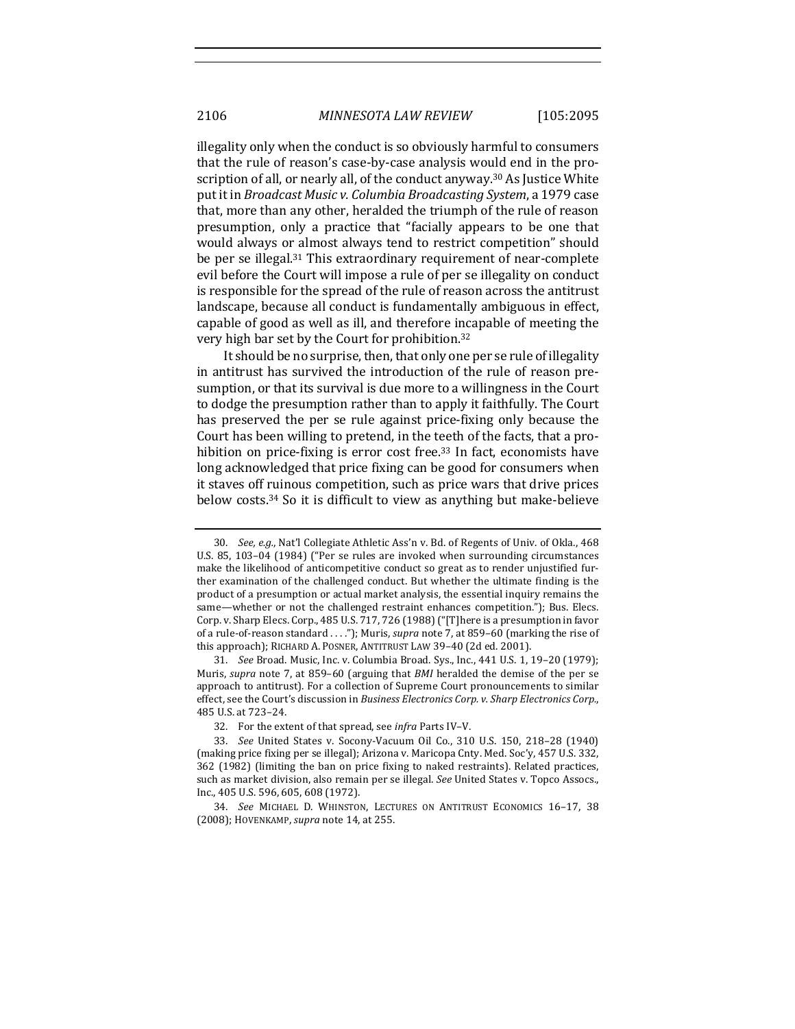illegality only when the conduct is so obviously harmful to consumers that the rule of reason's case-by-case analysis would end in the proscription of all, or nearly all, of the conduct anyway.[30] As Justice White put it in *Broadcast Music v. Columbia Broadcasting System*, a 1979 case that, more than any other, heralded the triumph of the rule of reason presumption, only a practice that "facially appears to be one that would always or almost always tend to restrict competition" should be per se illegal.[31] This extraordinary requirement of near-complete evil before the Court will impose a rule of per se illegality on conduct is responsible for the spread of the rule of reason across the antitrust landscape, because all conduct is fundamentally ambiguous in effect, capable of good as well as ill, and therefore incapable of meeting the very high bar set by the Court for prohibition.[32]

It should be no surprise, then, that only one per se rule of illegality in antitrust has survived the introduction of the rule of reason presumption, or that its survival is due more to a willingness in the Court to dodge the presumption rather than to apply it faithfully. The Court has preserved the per se rule against price-fixing only because the Court has been willing to pretend, in the teeth of the facts, that a prohibition on price-fixing is error cost free.[33] In fact, economists have long acknowledged that price fixing can be good for consumers when it staves off ruinous competition, such as price wars that drive prices below costs.[34] So it is difficult to view as anything but make-believe

---

30. *See, e.g.*, Nat'l Collegiate Athletic Ass'n v. Bd. of Regents of Univ. of Okla., 468 U.S. 85, 103–04 (1984) ("Per se rules are invoked when surrounding circumstances make the likelihood of anticompetitive conduct so great as to render unjustified further examination of the challenged conduct. But whether the ultimate finding is the product of a presumption or actual market analysis, the essential inquiry remains the same—whether or not the challenged restraint enhances competition."); Bus. Elecs. Corp. v. Sharp Elecs. Corp., 485 U.S. 717, 726 (1988) ("[T]here is a presumption in favor of a rule-of-reason standard . . . ."); Muris, *supra* note 7, at 859–60 (marking the rise of this approach); RICHARD A. POSNER, ANTITRUST LAW 39–40 (2d ed. 2001).

31. *See* Broad. Music, Inc. v. Columbia Broad. Sys., Inc., 441 U.S. 1, 19–20 (1979); Muris, *supra* note 7, at 859–60 (arguing that *BMI* heralded the demise of the per se approach to antitrust). For a collection of Supreme Court pronouncements to similar effect, see the Court's discussion in *Business Electronics Corp. v. Sharp Electronics Corp.*, 485 U.S. at 723–24.

32. For the extent of that spread, see *infra* Parts IV–V.

33. *See* United States v. Socony-Vacuum Oil Co., 310 U.S. 150, 218–28 (1940) (making price fixing per se illegal); Arizona v. Maricopa Cnty. Med. Soc'y, 457 U.S. 332, 362 (1982) (limiting the ban on price fixing to naked restraints). Related practices, such as market division, also remain per se illegal. *See* United States v. Topco Assocs., Inc., 405 U.S. 596, 605, 608 (1972).

34. *See* MICHAEL D. WHINSTON, LECTURES ON ANTITRUST ECONOMICS 16–17, 38 (2008); HOVENKAMP, *supra* note 14, at 255.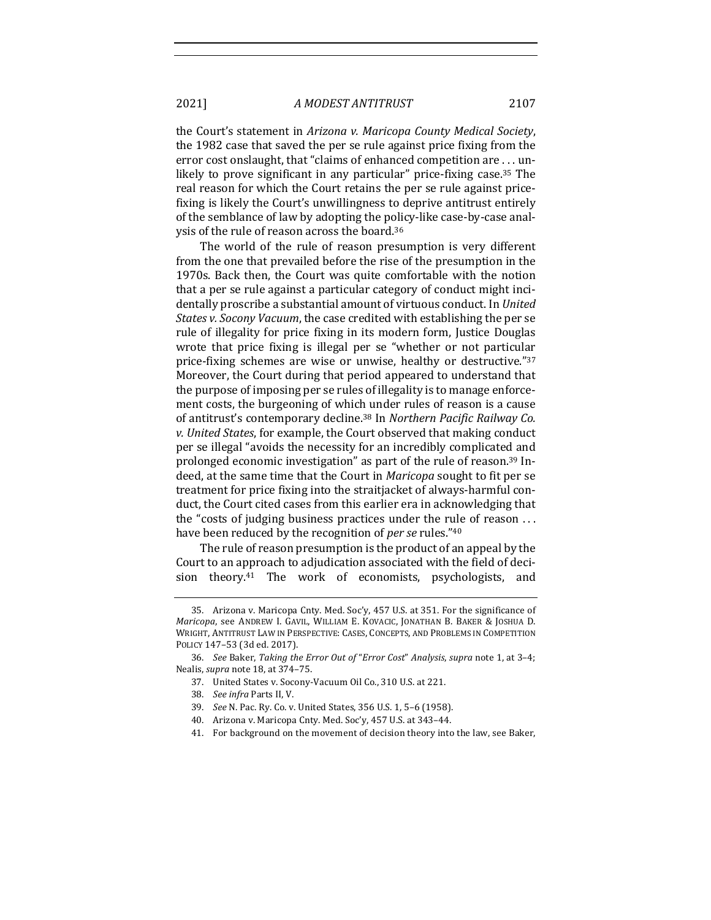the Court's statement in *Arizona v. Maricopa County Medical Society*, the 1982 case that saved the per se rule against price fixing from the error cost onslaught, that "claims of enhanced competition are . . . unlikely to prove significant in any particular" price-fixing case.[35] The real reason for which the Court retains the per se rule against price-fixing is likely the Court's unwillingness to deprive antitrust entirely of the semblance of law by adopting the policy-like case-by-case analysis of the rule of reason across the board.[36]

The world of the rule of reason presumption is very different from the one that prevailed before the rise of the presumption in the 1970s. Back then, the Court was quite comfortable with the notion that a per se rule against a particular category of conduct might incidentally proscribe a substantial amount of virtuous conduct. In *United States v. Socony Vacuum*, the case credited with establishing the per se rule of illegality for price fixing in its modern form, Justice Douglas wrote that price fixing is illegal per se "whether or not particular price-fixing schemes are wise or unwise, healthy or destructive."[37] Moreover, the Court during that period appeared to understand that the purpose of imposing per se rules of illegality is to manage enforcement costs, the burgeoning of which under rules of reason is a cause of antitrust's contemporary decline.[38] In *Northern Pacific Railway Co. v. United States*, for example, the Court observed that making conduct per se illegal "avoids the necessity for an incredibly complicated and prolonged economic investigation" as part of the rule of reason.[39] Indeed, at the same time that the Court in *Maricopa* sought to fit per se treatment for price fixing into the straitjacket of always-harmful conduct, the Court cited cases from this earlier era in acknowledging that the "costs of judging business practices under the rule of reason . . . have been reduced by the recognition of *per se* rules."[40]

The rule of reason presumption is the product of an appeal by the Court to an approach to adjudication associated with the field of decision theory.[41] The work of economists, psychologists, and

---

35. Arizona v. Maricopa Cnty. Med. Soc'y, 457 U.S. at 351. For the significance of *Maricopa*, see ANDREW I. GAVIL, WILLIAM E. KOVACIC, JONATHAN B. BAKER & JOSHUA D. WRIGHT, ANTITRUST LAW IN PERSPECTIVE: CASES, CONCEPTS, AND PROBLEMS IN COMPETITION POLICY 147–53 (3d ed. 2017).

36. *See* Baker, *Taking the Error Out of "Error Cost" Analysis*, *supra* note 1, at 3–4; Nealis, *supra* note 18, at 374–75.

37. United States v. Socony-Vacuum Oil Co., 310 U.S. at 221.

38. *See infra* Parts II, V.

39. *See* N. Pac. Ry. Co. v. United States, 356 U.S. 1, 5–6 (1958).

40. Arizona v. Maricopa Cnty. Med. Soc'y, 457 U.S. at 343–44.

41. For background on the movement of decision theory into the law, see Baker,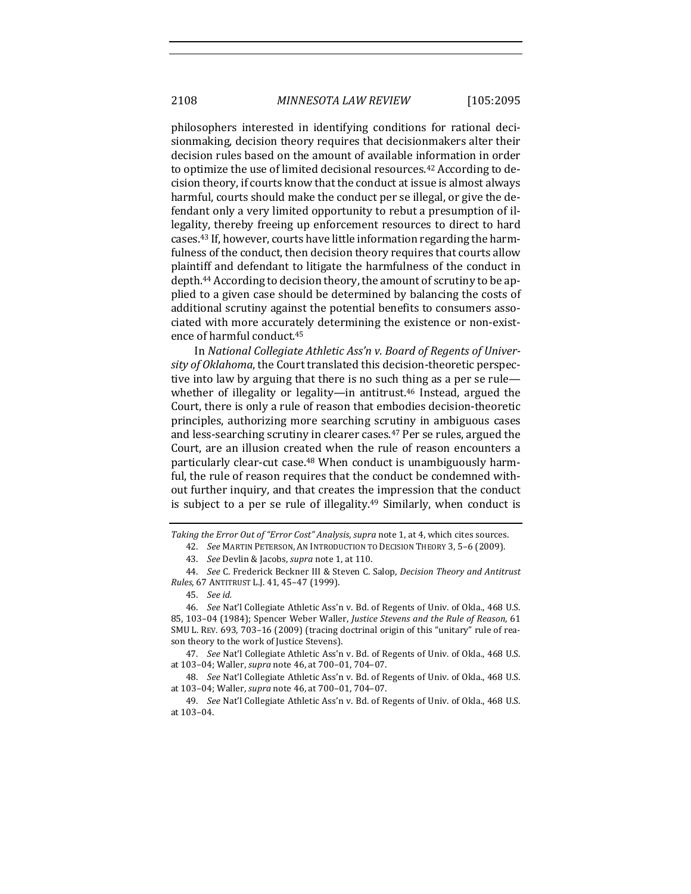philosophers interested in identifying conditions for rational decisionmaking, decision theory requires that decisionmakers alter their decision rules based on the amount of available information in order to optimize the use of limited decisional resources.[42] According to decision theory, if courts know that the conduct at issue is almost always harmful, courts should make the conduct per se illegal, or give the defendant only a very limited opportunity to rebut a presumption of illegality, thereby freeing up enforcement resources to direct to hard cases.[43] If, however, courts have little information regarding the harmfulness of the conduct, then decision theory requires that courts allow plaintiff and defendant to litigate the harmfulness of the conduct in depth.[44] According to decision theory, the amount of scrutiny to be applied to a given case should be determined by balancing the costs of additional scrutiny against the potential benefits to consumers associated with more accurately determining the existence or non-existence of harmful conduct.[45]

In *National Collegiate Athletic Ass'n v. Board of Regents of University of Oklahoma*, the Court translated this decision-theoretic perspective into law by arguing that there is no such thing as a per se rule—whether of illegality or legality—in antitrust.[46] Instead, argued the Court, there is only a rule of reason that embodies decision-theoretic principles, authorizing more searching scrutiny in ambiguous cases and less-searching scrutiny in clearer cases.[47] Per se rules, argued the Court, are an illusion created when the rule of reason encounters a particularly clear-cut case.[48] When conduct is unambiguously harmful, the rule of reason requires that the conduct be condemned without further inquiry, and that creates the impression that the conduct is subject to a per se rule of illegality.[49] Similarly, when conduct is

---

*Taking the Error Out of "Error Cost" Analysis*, *supra* note 1, at 4, which cites sources.

42. *See* MARTIN PETERSON, AN INTRODUCTION TO DECISION THEORY 3, 5–6 (2009).

43. *See* Devlin & Jacobs, *supra* note 1, at 110.

44. *See* C. Frederick Beckner III & Steven C. Salop, *Decision Theory and Antitrust Rules*, 67 ANTITRUST L.J. 41, 45–47 (1999).

45. *See id.*

46. *See* Nat'l Collegiate Athletic Ass'n v. Bd. of Regents of Univ. of Okla., 468 U.S. 85, 103–04 (1984); Spencer Weber Waller, *Justice Stevens and the Rule of Reason*, 61 SMU L. REV. 693, 703–16 (2009) (tracing doctrinal origin of this "unitary" rule of reason theory to the work of Justice Stevens).

47. *See* Nat'l Collegiate Athletic Ass'n v. Bd. of Regents of Univ. of Okla., 468 U.S. at 103–04; Waller, *supra* note 46, at 700–01, 704–07.

48. *See* Nat'l Collegiate Athletic Ass'n v. Bd. of Regents of Univ. of Okla., 468 U.S. at 103–04; Waller, *supra* note 46, at 700–01, 704–07.

49. *See* Nat'l Collegiate Athletic Ass'n v. Bd. of Regents of Univ. of Okla., 468 U.S. at 103–04.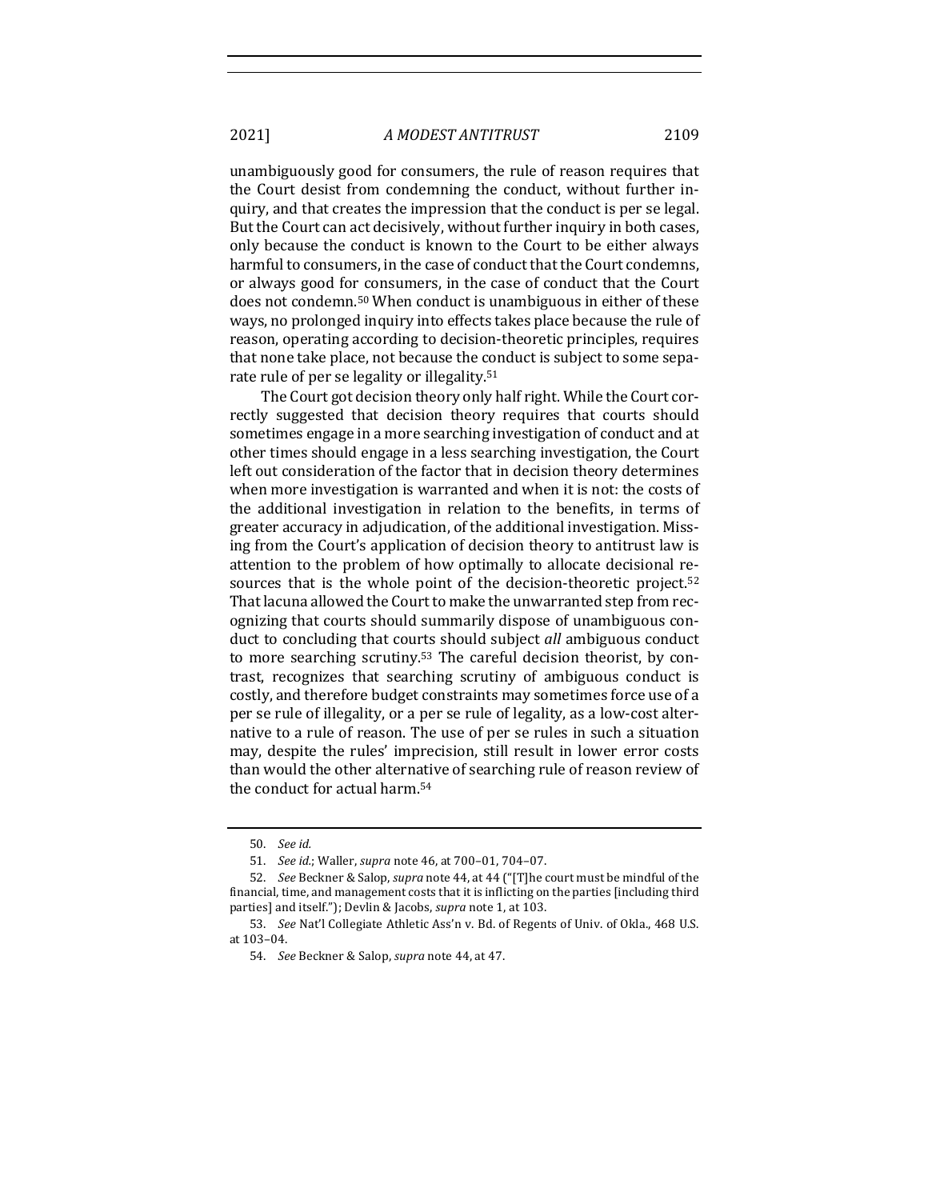unambiguously good for consumers, the rule of reason requires that the Court desist from condemning the conduct, without further inquiry, and that creates the impression that the conduct is per se legal. But the Court can act decisively, without further inquiry in both cases, only because the conduct is known to the Court to be either always harmful to consumers, in the case of conduct that the Court condemns, or always good for consumers, in the case of conduct that the Court does not condemn.[50] When conduct is unambiguous in either of these ways, no prolonged inquiry into effects takes place because the rule of reason, operating according to decision-theoretic principles, requires that none take place, not because the conduct is subject to some separate rule of per se legality or illegality.[51]

The Court got decision theory only half right. While the Court correctly suggested that decision theory requires that courts should sometimes engage in a more searching investigation of conduct and at other times should engage in a less searching investigation, the Court left out consideration of the factor that in decision theory determines when more investigation is warranted and when it is not: the costs of the additional investigation in relation to the benefits, in terms of greater accuracy in adjudication, of the additional investigation. Missing from the Court's application of decision theory to antitrust law is attention to the problem of how optimally to allocate decisional resources that is the whole point of the decision-theoretic project.[52] That lacuna allowed the Court to make the unwarranted step from recognizing that courts should summarily dispose of unambiguous conduct to concluding that courts should subject *all* ambiguous conduct to more searching scrutiny.[53] The careful decision theorist, by contrast, recognizes that searching scrutiny of ambiguous conduct is costly, and therefore budget constraints may sometimes force use of a per se rule of illegality, or a per se rule of legality, as a low-cost alternative to a rule of reason. The use of per se rules in such a situation may, despite the rules' imprecision, still result in lower error costs than would the other alternative of searching rule of reason review of the conduct for actual harm.[54]

50. *See id.*

51. *See id.*; Waller, *supra* note 46, at 700–01, 704–07.

52. *See* Beckner & Salop, *supra* note 44, at 44 ("[T]he court must be mindful of the financial, time, and management costs that it is inflicting on the parties [including third parties] and itself."); Devlin & Jacobs, *supra* note 1, at 103.

53. *See* Nat'l Collegiate Athletic Ass'n v. Bd. of Regents of Univ. of Okla., 468 U.S. at 103–04.

54. *See* Beckner & Salop, *supra* note 44, at 47.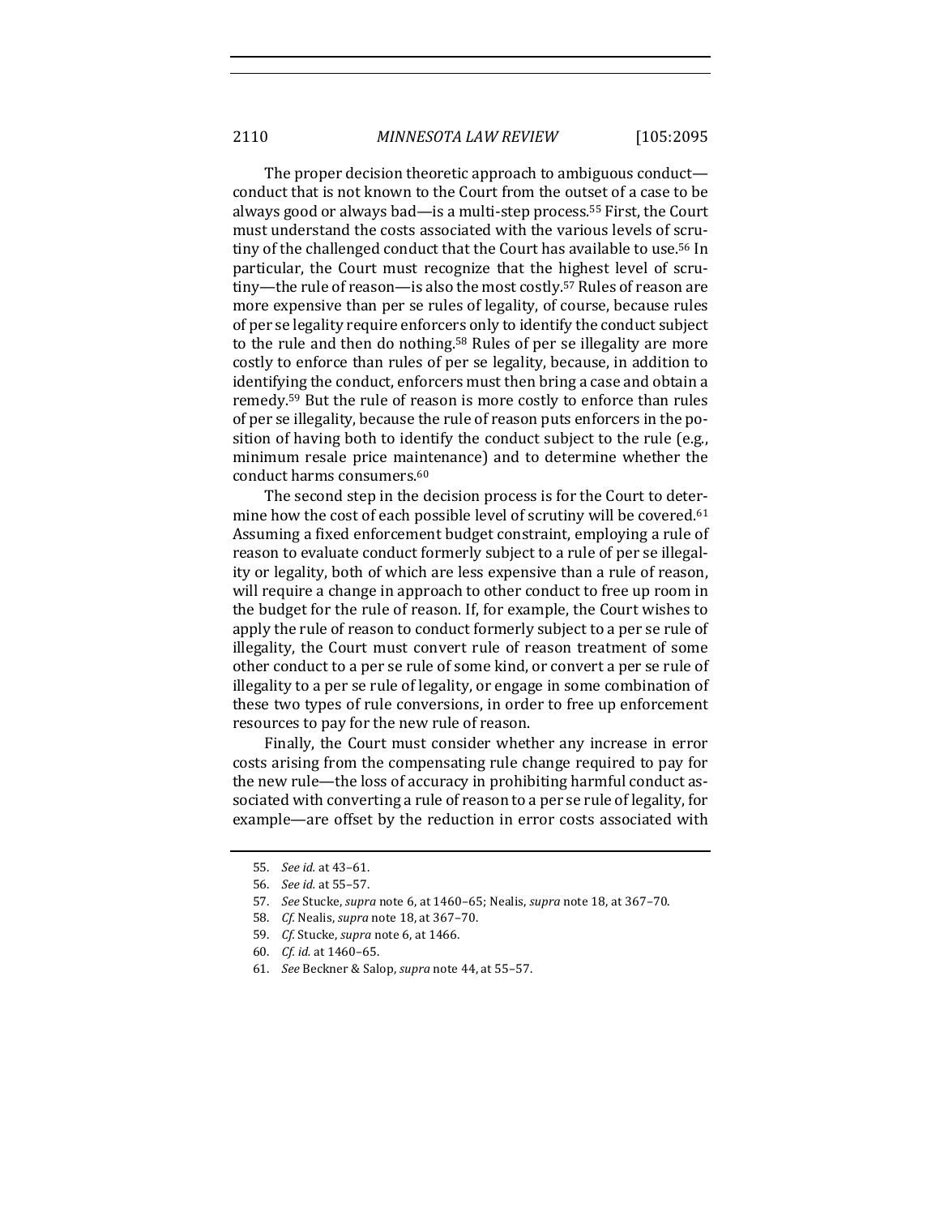The proper decision theoretic approach to ambiguous conduct—conduct that is not known to the Court from the outset of a case to be always good or always bad—is a multi-step process.[55] First, the Court must understand the costs associated with the various levels of scrutiny of the challenged conduct that the Court has available to use.[56] In particular, the Court must recognize that the highest level of scrutiny—the rule of reason—is also the most costly.[57] Rules of reason are more expensive than per se rules of legality, of course, because rules of per se legality require enforcers only to identify the conduct subject to the rule and then do nothing.[58] Rules of per se illegality are more costly to enforce than rules of per se legality, because, in addition to identifying the conduct, enforcers must then bring a case and obtain a remedy.[59] But the rule of reason is more costly to enforce than rules of per se illegality, because the rule of reason puts enforcers in the position of having both to identify the conduct subject to the rule (e.g., minimum resale price maintenance) and to determine whether the conduct harms consumers.[60]

The second step in the decision process is for the Court to determine how the cost of each possible level of scrutiny will be covered.[61] Assuming a fixed enforcement budget constraint, employing a rule of reason to evaluate conduct formerly subject to a rule of per se illegality or legality, both of which are less expensive than a rule of reason, will require a change in approach to other conduct to free up room in the budget for the rule of reason. If, for example, the Court wishes to apply the rule of reason to conduct formerly subject to a per se rule of illegality, the Court must convert rule of reason treatment of some other conduct to a per se rule of some kind, or convert a per se rule of illegality to a per se rule of legality, or engage in some combination of these two types of rule conversions, in order to free up enforcement resources to pay for the new rule of reason.

Finally, the Court must consider whether any increase in error costs arising from the compensating rule change required to pay for the new rule—the loss of accuracy in prohibiting harmful conduct associated with converting a rule of reason to a per se rule of legality, for example—are offset by the reduction in error costs associated with

55. *See id.* at 43–61.

56. *See id.* at 55–57.

57. *See* Stucke, *supra* note 6, at 1460–65; Nealis, *supra* note 18, at 367–70.

58. *Cf.* Nealis, *supra* note 18, at 367–70.

59. *Cf.* Stucke, *supra* note 6, at 1466.

60. *Cf. id.* at 1460–65.

61. *See* Beckner & Salop, *supra* note 44, at 55–57.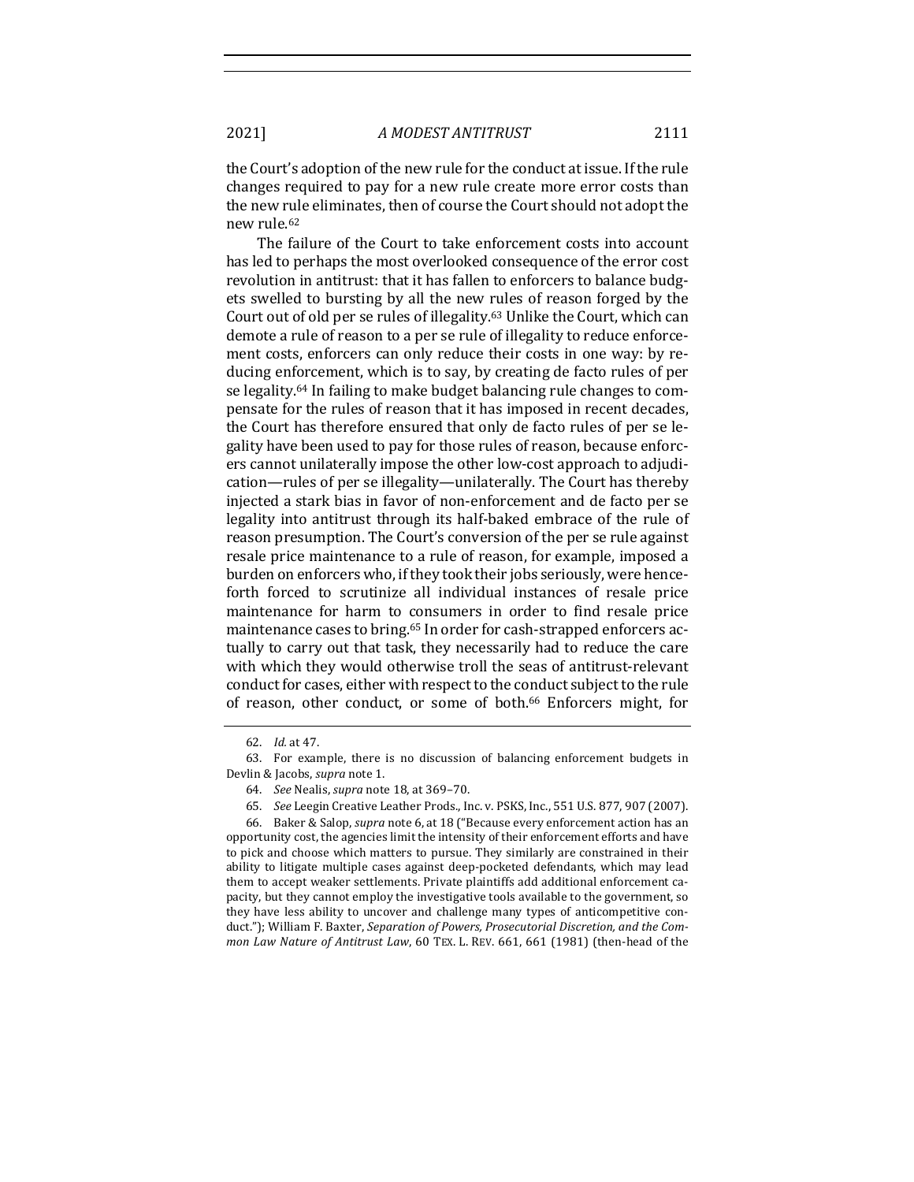the Court's adoption of the new rule for the conduct at issue. If the rule changes required to pay for a new rule create more error costs than the new rule eliminates, then of course the Court should not adopt the new rule.[62]

The failure of the Court to take enforcement costs into account has led to perhaps the most overlooked consequence of the error cost revolution in antitrust: that it has fallen to enforcers to balance budgets swelled to bursting by all the new rules of reason forged by the Court out of old per se rules of illegality.[63] Unlike the Court, which can demote a rule of reason to a per se rule of illegality to reduce enforcement costs, enforcers can only reduce their costs in one way: by reducing enforcement, which is to say, by creating de facto rules of per se legality.[64] In failing to make budget balancing rule changes to compensate for the rules of reason that it has imposed in recent decades, the Court has therefore ensured that only de facto rules of per se legality have been used to pay for those rules of reason, because enforcers cannot unilaterally impose the other low-cost approach to adjudication—rules of per se illegality—unilaterally. The Court has thereby injected a stark bias in favor of non-enforcement and de facto per se legality into antitrust through its half-baked embrace of the rule of reason presumption. The Court's conversion of the per se rule against resale price maintenance to a rule of reason, for example, imposed a burden on enforcers who, if they took their jobs seriously, were henceforth forced to scrutinize all individual instances of resale price maintenance for harm to consumers in order to find resale price maintenance cases to bring.[65] In order for cash-strapped enforcers actually to carry out that task, they necessarily had to reduce the care with which they would otherwise troll the seas of antitrust-relevant conduct for cases, either with respect to the conduct subject to the rule of reason, other conduct, or some of both.[66] Enforcers might, for

---

62. *Id.* at 47.

63. For example, there is no discussion of balancing enforcement budgets in Devlin & Jacobs, *supra* note 1.

64. *See* Nealis, *supra* note 18, at 369–70.

65. *See* Leegin Creative Leather Prods., Inc. v. PSKS, Inc., 551 U.S. 877, 907 (2007).

66. Baker & Salop, *supra* note 6, at 18 ("Because every enforcement action has an opportunity cost, the agencies limit the intensity of their enforcement efforts and have to pick and choose which matters to pursue. They similarly are constrained in their ability to litigate multiple cases against deep-pocketed defendants, which may lead them to accept weaker settlements. Private plaintiffs add additional enforcement capacity, but they cannot employ the investigative tools available to the government, so they have less ability to uncover and challenge many types of anticompetitive conduct."); William F. Baxter, *Separation of Powers, Prosecutorial Discretion, and the Common Law Nature of Antitrust Law*, 60 TEX. L. REV. 661, 661 (1981) (then-head of the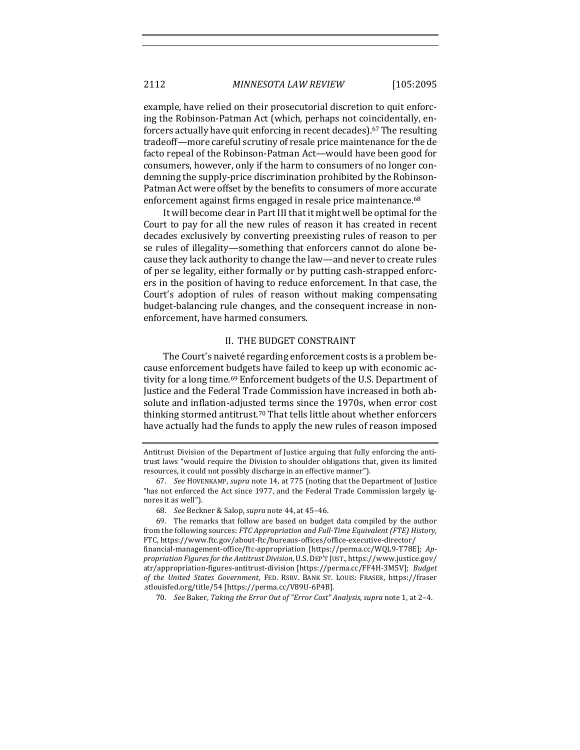example, have relied on their prosecutorial discretion to quit enforcing the Robinson-Patman Act (which, perhaps not coincidentally, enforcers actually have quit enforcing in recent decades).[67] The resulting tradeoff—more careful scrutiny of resale price maintenance for the de facto repeal of the Robinson-Patman Act—would have been good for consumers, however, only if the harm to consumers of no longer condemning the supply-price discrimination prohibited by the Robinson-Patman Act were offset by the benefits to consumers of more accurate enforcement against firms engaged in resale price maintenance.[68]

It will become clear in Part III that it might well be optimal for the Court to pay for all the new rules of reason it has created in recent decades exclusively by converting preexisting rules of reason to per se rules of illegality—something that enforcers cannot do alone because they lack authority to change the law—and never to create rules of per se legality, either formally or by putting cash-strapped enforcers in the position of having to reduce enforcement. In that case, the Court's adoption of rules of reason without making compensating budget-balancing rule changes, and the consequent increase in nonenforcement, have harmed consumers.

## II. THE BUDGET CONSTRAINT

The Court's naiveté regarding enforcement costs is a problem because enforcement budgets have failed to keep up with economic activity for a long time.[69] Enforcement budgets of the U.S. Department of Justice and the Federal Trade Commission have increased in both absolute and inflation-adjusted terms since the 1970s, when error cost thinking stormed antitrust.[70] That tells little about whether enforcers have actually had the funds to apply the new rules of reason imposed

---

Antitrust Division of the Department of Justice arguing that fully enforcing the antitrust laws "would require the Division to shoulder obligations that, given its limited resources, it could not possibly discharge in an effective manner").

67. *See* HOVENKAMP, *supra* note 14, at 775 (noting that the Department of Justice "has not enforced the Act since 1977, and the Federal Trade Commission largely ignores it as well").

68. *See* Beckner & Salop, *supra* note 44, at 45–46.

69. The remarks that follow are based on budget data compiled by the author from the following sources: *FTC Appropriation and Full-Time Equivalent (FTE) History*, FTC, https://www.ftc.gov/about-ftc/bureaus-offices/office-executive-director/financial-management-office/ftc-appropriation [https://perma.cc/WQL9-T78E]; *Appropriation Figures for the Antitrust Division*, U.S. DEP'T JUST., https://www.justice.gov/atr/appropriation-figures-antitrust-division [https://perma.cc/FF4H-3M5V]; *Budget of the United States Government*, FED. RSRV. BANK ST. LOUIS: FRASER, https://fraser.stlouisfed.org/title/54 [https://perma.cc/V89U-6P4B].

70. *See* Baker, *Taking the Error Out of "Error Cost" Analysis*, *supra* note 1, at 2–4.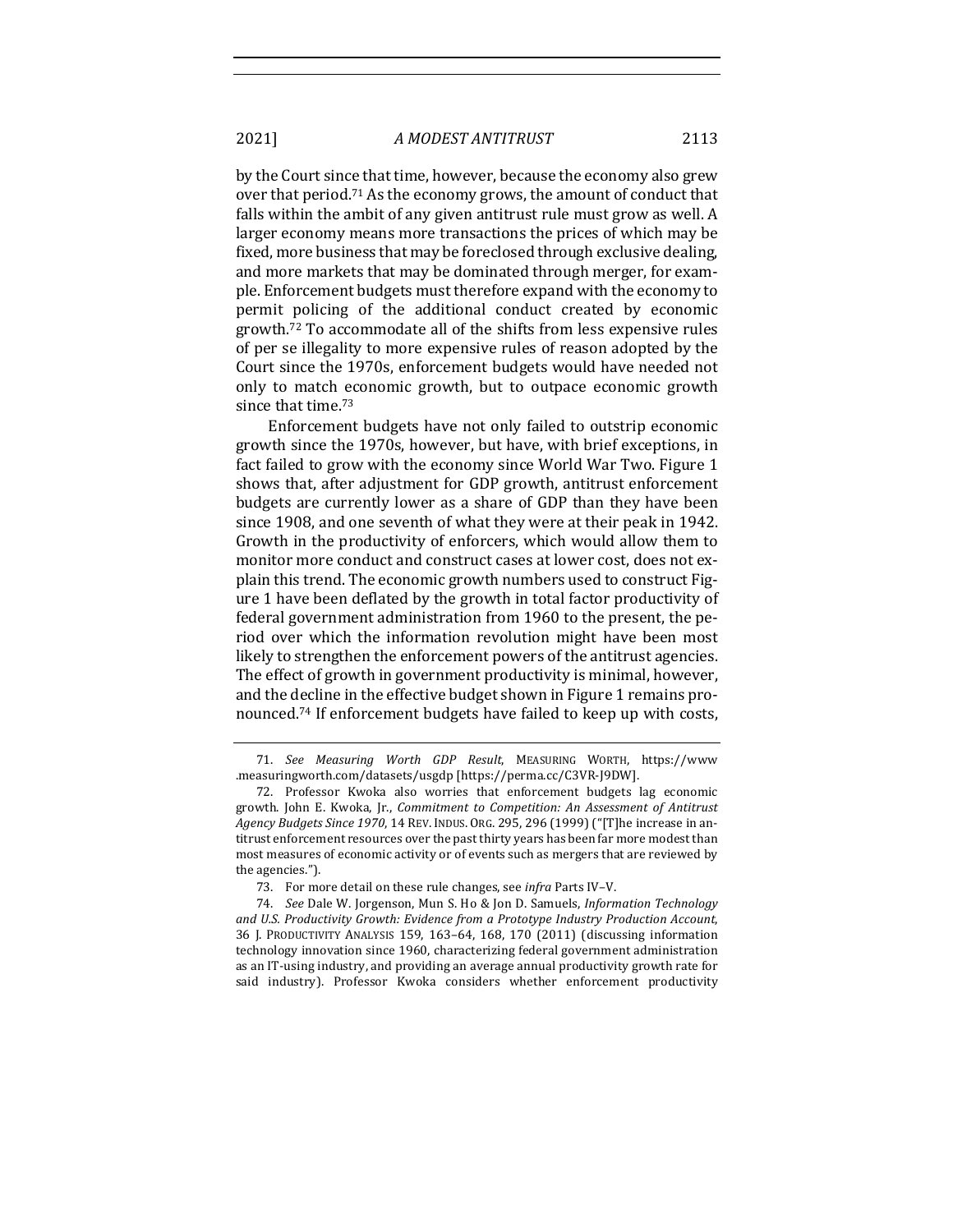by the Court since that time, however, because the economy also grew over that period.[71] As the economy grows, the amount of conduct that falls within the ambit of any given antitrust rule must grow as well. A larger economy means more transactions the prices of which may be fixed, more business that may be foreclosed through exclusive dealing, and more markets that may be dominated through merger, for example. Enforcement budgets must therefore expand with the economy to permit policing of the additional conduct created by economic growth.[72] To accommodate all of the shifts from less expensive rules of per se illegality to more expensive rules of reason adopted by the Court since the 1970s, enforcement budgets would have needed not only to match economic growth, but to outpace economic growth since that time.[73]

Enforcement budgets have not only failed to outstrip economic growth since the 1970s, however, but have, with brief exceptions, in fact failed to grow with the economy since World War Two. Figure 1 shows that, after adjustment for GDP growth, antitrust enforcement budgets are currently lower as a share of GDP than they have been since 1908, and one seventh of what they were at their peak in 1942. Growth in the productivity of enforcers, which would allow them to monitor more conduct and construct cases at lower cost, does not explain this trend. The economic growth numbers used to construct Figure 1 have been deflated by the growth in total factor productivity of federal government administration from 1960 to the present, the period over which the information revolution might have been most likely to strengthen the enforcement powers of the antitrust agencies. The effect of growth in government productivity is minimal, however, and the decline in the effective budget shown in Figure 1 remains pronounced.[74] If enforcement budgets have failed to keep up with costs,

---

71. *See Measuring Worth GDP Result*, MEASURING WORTH, https://www.measuringworth.com/datasets/usgdp [https://perma.cc/C3VR-J9DW].

72. Professor Kwoka also worries that enforcement budgets lag economic growth. John E. Kwoka, Jr., *Commitment to Competition: An Assessment of Antitrust Agency Budgets Since 1970*, 14 REV. INDUS. ORG. 295, 296 (1999) ("[T]he increase in antitrust enforcement resources over the past thirty years has been far more modest than most measures of economic activity or of events such as mergers that are reviewed by the agencies.").

73. For more detail on these rule changes, see *infra* Parts IV–V.

74. *See* Dale W. Jorgenson, Mun S. Ho & Jon D. Samuels, *Information Technology and U.S. Productivity Growth: Evidence from a Prototype Industry Production Account*, 36 J. PRODUCTIVITY ANALYSIS 159, 163–64, 168, 170 (2011) (discussing information technology innovation since 1960, characterizing federal government administration as an IT-using industry, and providing an average annual productivity growth rate for said industry). Professor Kwoka considers whether enforcement productivity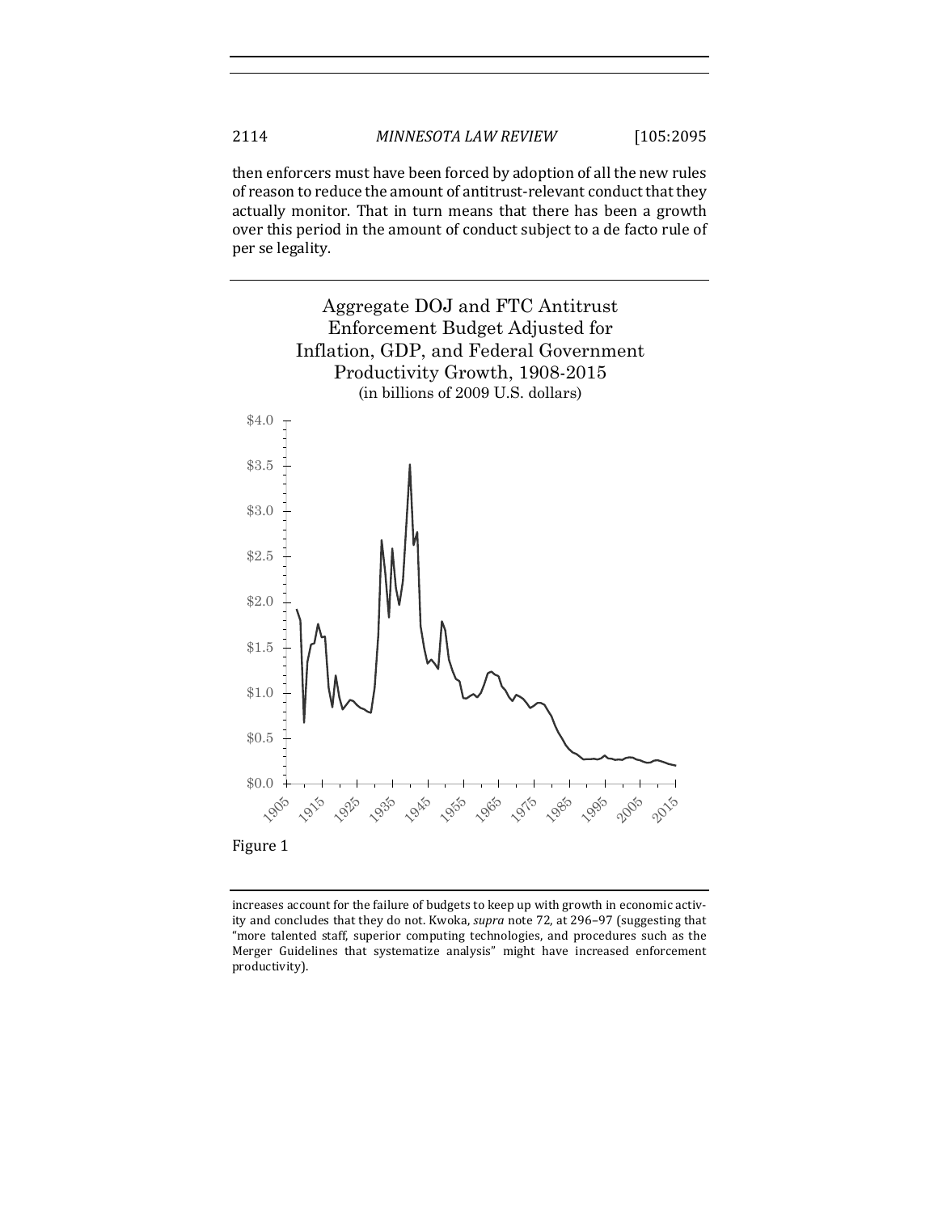then enforcers must have been forced by adoption of all the new rules of reason to reduce the amount of antitrust-relevant conduct that they actually monitor. That in turn means that there has been a growth over this period in the amount of conduct subject to a de facto rule of per se legality.

Aggregate DOJ and FTC Antitrust Enforcement Budget Adjusted for Inflation, GDP, and Federal Government Productivity Growth, 1908-2015
(in billions of 2009 U.S. dollars)

Figure 1

increases account for the failure of budgets to keep up with growth in economic activity and concludes that they do not. Kwoka, *supra* note 72, at 296–97 (suggesting that "more talented staff, superior computing technologies, and procedures such as the Merger Guidelines that systematize analysis" might have increased enforcement productivity).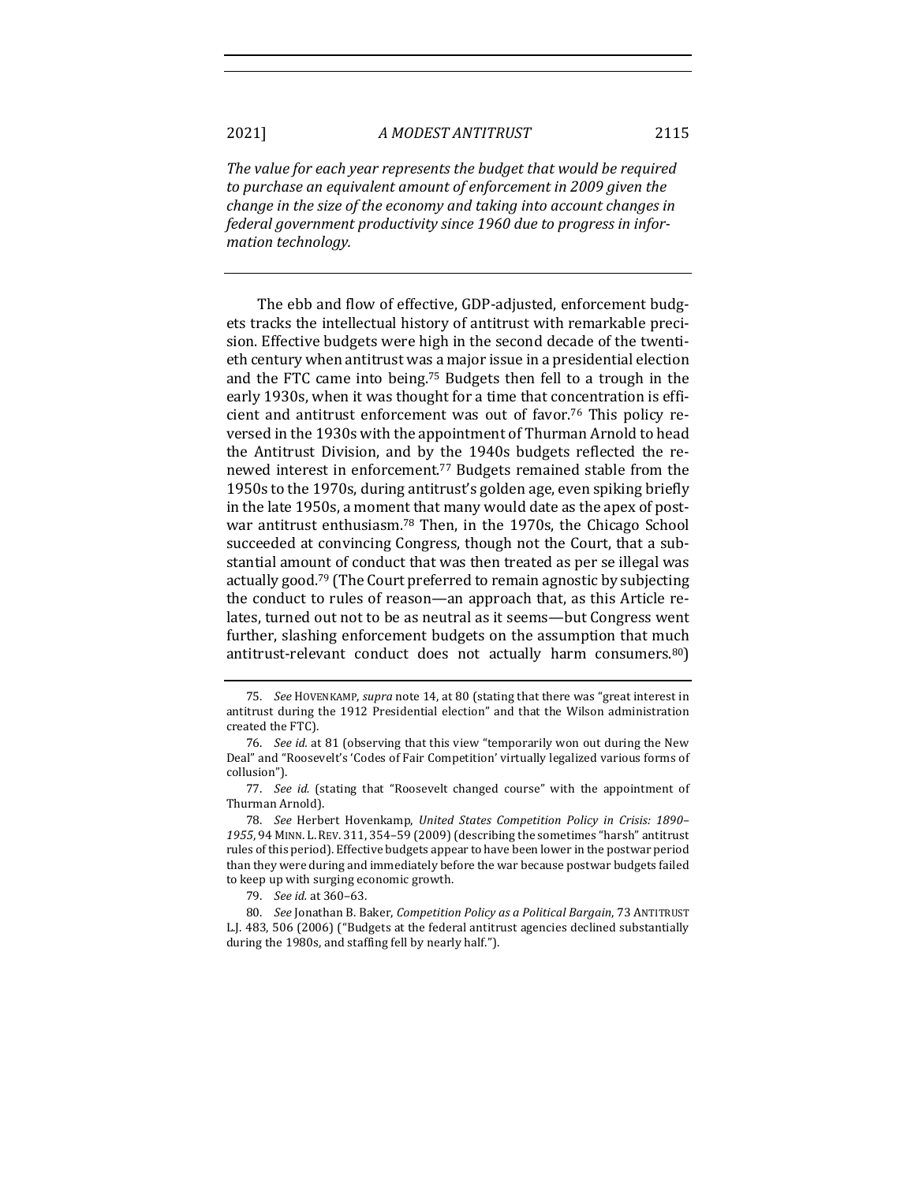*The value for each year represents the budget that would be required to purchase an equivalent amount of enforcement in 2009 given the change in the size of the economy and taking into account changes in federal government productivity since 1960 due to progress in information technology.*

---

The ebb and flow of effective, GDP-adjusted, enforcement budgets tracks the intellectual history of antitrust with remarkable precision. Effective budgets were high in the second decade of the twentieth century when antitrust was a major issue in a presidential election and the FTC came into being.[75] Budgets then fell to a trough in the early 1930s, when it was thought for a time that concentration is efficient and antitrust enforcement was out of favor.[76] This policy reversed in the 1930s with the appointment of Thurman Arnold to head the Antitrust Division, and by the 1940s budgets reflected the renewed interest in enforcement.[77] Budgets remained stable from the 1950s to the 1970s, during antitrust's golden age, even spiking briefly in the late 1950s, a moment that many would date as the apex of postwar antitrust enthusiasm.[78] Then, in the 1970s, the Chicago School succeeded at convincing Congress, though not the Court, that a substantial amount of conduct that was then treated as per se illegal was actually good.[79] (The Court preferred to remain agnostic by subjecting the conduct to rules of reason—an approach that, as this Article relates, turned out not to be as neutral as it seems—but Congress went further, slashing enforcement budgets on the assumption that much antitrust-relevant conduct does not actually harm consumers.[80])

---

75. *See* HOVENKAMP, *supra* note 14, at 80 (stating that there was "great interest in antitrust during the 1912 Presidential election" and that the Wilson administration created the FTC).

76. *See id.* at 81 (observing that this view "temporarily won out during the New Deal" and "Roosevelt's 'Codes of Fair Competition' virtually legalized various forms of collusion").

77. *See id.* (stating that "Roosevelt changed course" with the appointment of Thurman Arnold).

78. *See* Herbert Hovenkamp, *United States Competition Policy in Crisis: 1890–1955*, 94 MINN. L. REV. 311, 354–59 (2009) (describing the sometimes "harsh" antitrust rules of this period). Effective budgets appear to have been lower in the postwar period than they were during and immediately before the war because postwar budgets failed to keep up with surging economic growth.

79. *See id.* at 360–63.

80. *See* Jonathan B. Baker, *Competition Policy as a Political Bargain*, 73 ANTITRUST L.J. 483, 506 (2006) ("Budgets at the federal antitrust agencies declined substantially during the 1980s, and staffing fell by nearly half.").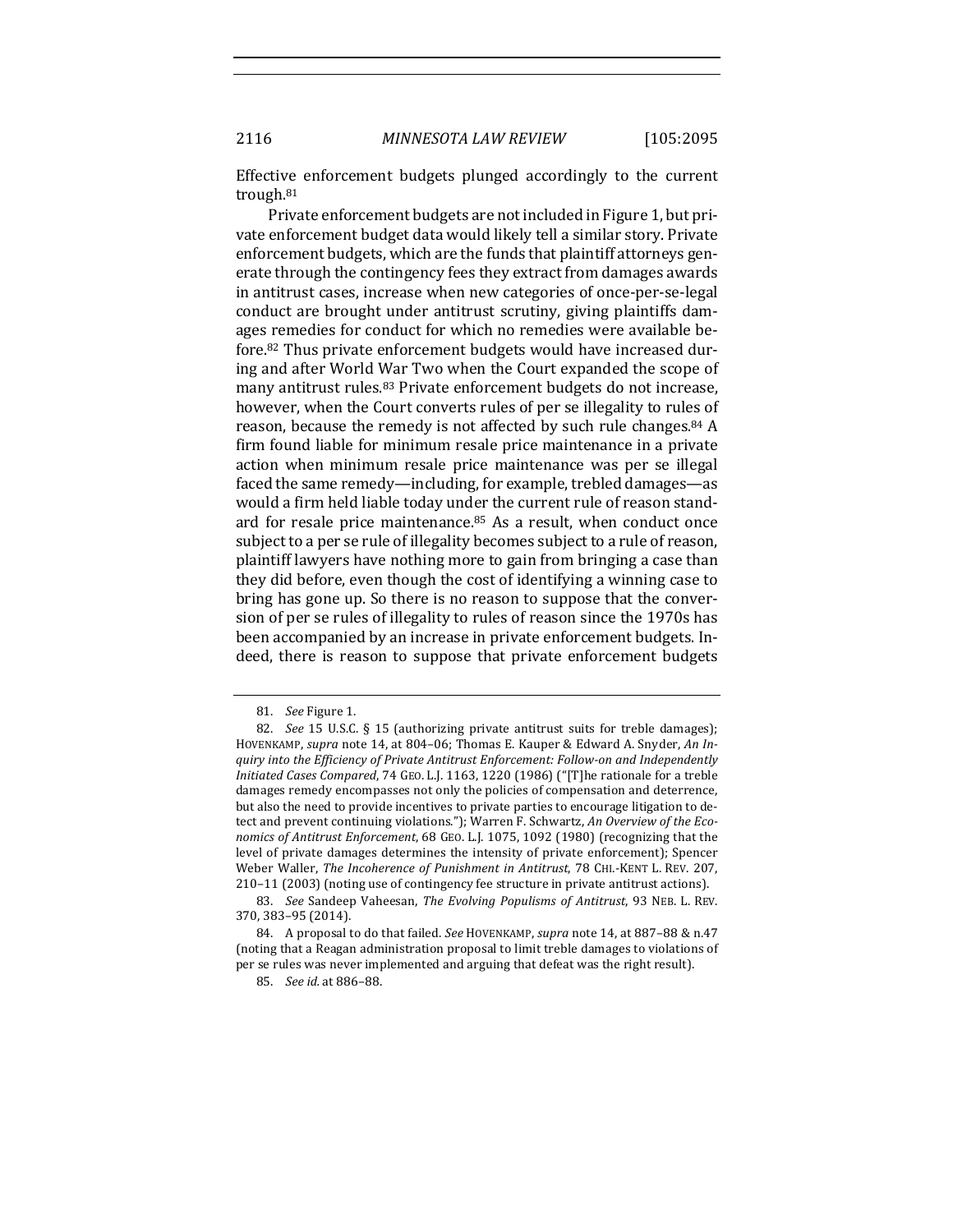Effective enforcement budgets plunged accordingly to the current trough.[81]

Private enforcement budgets are not included in Figure 1, but private enforcement budget data would likely tell a similar story. Private enforcement budgets, which are the funds that plaintiff attorneys generate through the contingency fees they extract from damages awards in antitrust cases, increase when new categories of once-per-se-legal conduct are brought under antitrust scrutiny, giving plaintiffs damages remedies for conduct for which no remedies were available before.[82] Thus private enforcement budgets would have increased during and after World War Two when the Court expanded the scope of many antitrust rules.[83] Private enforcement budgets do not increase, however, when the Court converts rules of per se illegality to rules of reason, because the remedy is not affected by such rule changes.[84] A firm found liable for minimum resale price maintenance in a private action when minimum resale price maintenance was per se illegal faced the same remedy—including, for example, trebled damages—as would a firm held liable today under the current rule of reason standard for resale price maintenance.[85] As a result, when conduct once subject to a per se rule of illegality becomes subject to a rule of reason, plaintiff lawyers have nothing more to gain from bringing a case than they did before, even though the cost of identifying a winning case to bring has gone up. So there is no reason to suppose that the conversion of per se rules of illegality to rules of reason since the 1970s has been accompanied by an increase in private enforcement budgets. Indeed, there is reason to suppose that private enforcement budgets

81. *See* Figure 1.

82. *See* 15 U.S.C. § 15 (authorizing private antitrust suits for treble damages); HOVENKAMP, *supra* note 14, at 804–06; Thomas E. Kauper & Edward A. Snyder, *An Inquiry into the Efficiency of Private Antitrust Enforcement: Follow-on and Independently Initiated Cases Compared*, 74 GEO. L.J. 1163, 1220 (1986) ("[T]he rationale for a treble damages remedy encompasses not only the policies of compensation and deterrence, but also the need to provide incentives to private parties to encourage litigation to detect and prevent continuing violations."); Warren F. Schwartz, *An Overview of the Economics of Antitrust Enforcement*, 68 GEO. L.J. 1075, 1092 (1980) (recognizing that the level of private damages determines the intensity of private enforcement); Spencer Weber Waller, *The Incoherence of Punishment in Antitrust*, 78 CHI.-KENT L. REV. 207, 210–11 (2003) (noting use of contingency fee structure in private antitrust actions).

83. *See* Sandeep Vaheesan, *The Evolving Populisms of Antitrust*, 93 NEB. L. REV. 370, 383–95 (2014).

84. A proposal to do that failed. *See* HOVENKAMP, *supra* note 14, at 887–88 & n.47 (noting that a Reagan administration proposal to limit treble damages to violations of per se rules was never implemented and arguing that defeat was the right result).

85. *See id.* at 886–88.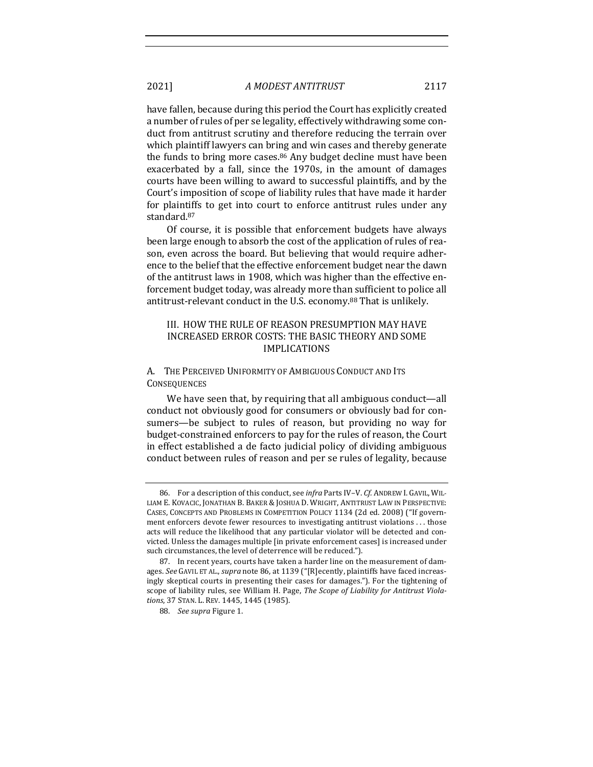have fallen, because during this period the Court has explicitly created a number of rules of per se legality, effectively withdrawing some conduct from antitrust scrutiny and therefore reducing the terrain over which plaintiff lawyers can bring and win cases and thereby generate the funds to bring more cases.[86] Any budget decline must have been exacerbated by a fall, since the 1970s, in the amount of damages courts have been willing to award to successful plaintiffs, and by the Court's imposition of scope of liability rules that have made it harder for plaintiffs to get into court to enforce antitrust rules under any standard.[87]

Of course, it is possible that enforcement budgets have always been large enough to absorb the cost of the application of rules of reason, even across the board. But believing that would require adherence to the belief that the effective enforcement budget near the dawn of the antitrust laws in 1908, which was higher than the effective enforcement budget today, was already more than sufficient to police all antitrust-relevant conduct in the U.S. economy.[88] That is unlikely.

## III. HOW THE RULE OF REASON PRESUMPTION MAY HAVE INCREASED ERROR COSTS: THE BASIC THEORY AND SOME IMPLICATIONS

### A. THE PERCEIVED UNIFORMITY OF AMBIGUOUS CONDUCT AND ITS CONSEQUENCES

We have seen that, by requiring that all ambiguous conduct—all conduct not obviously good for consumers or obviously bad for consumers—be subject to rules of reason, but providing no way for budget-constrained enforcers to pay for the rules of reason, the Court in effect established a de facto judicial policy of dividing ambiguous conduct between rules of reason and per se rules of legality, because

86. For a description of this conduct, see *infra* Parts IV–V. *Cf.* ANDREW I. GAVIL, WILLIAM E. KOVACIC, JONATHAN B. BAKER & JOSHUA D. WRIGHT, ANTITRUST LAW IN PERSPECTIVE: CASES, CONCEPTS AND PROBLEMS IN COMPETITION POLICY 1134 (2d ed. 2008) ("If government enforcers devote fewer resources to investigating antitrust violations . . . those acts will reduce the likelihood that any particular violator will be detected and convicted. Unless the damages multiple [in private enforcement cases] is increased under such circumstances, the level of deterrence will be reduced.").

87. In recent years, courts have taken a harder line on the measurement of damages. *See* GAVIL ET AL., *supra* note 86, at 1139 ("[R]ecently, plaintiffs have faced increasingly skeptical courts in presenting their cases for damages."). For the tightening of scope of liability rules, see William H. Page, *The Scope of Liability for Antitrust Violations*, 37 STAN. L. REV. 1445, 1445 (1985).

88. *See supra* Figure 1.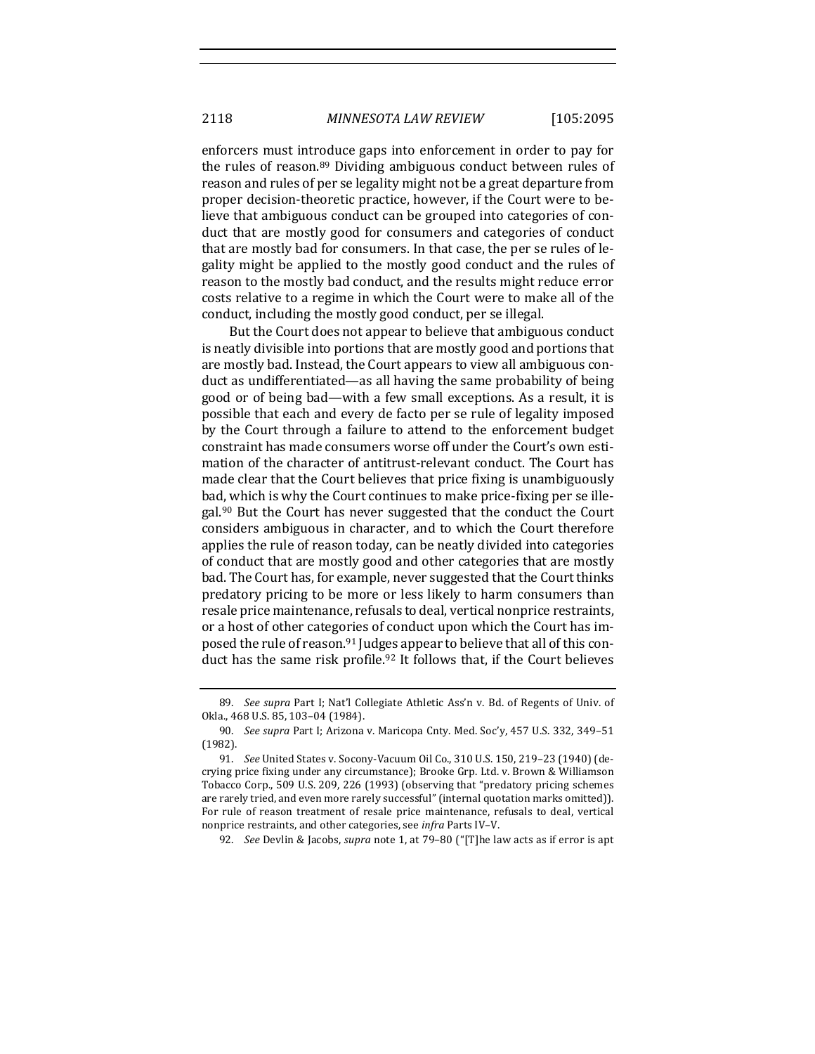enforcers must introduce gaps into enforcement in order to pay for the rules of reason.[89] Dividing ambiguous conduct between rules of reason and rules of per se legality might not be a great departure from proper decision-theoretic practice, however, if the Court were to believe that ambiguous conduct can be grouped into categories of conduct that are mostly good for consumers and categories of conduct that are mostly bad for consumers. In that case, the per se rules of legality might be applied to the mostly good conduct and the rules of reason to the mostly bad conduct, and the results might reduce error costs relative to a regime in which the Court were to make all of the conduct, including the mostly good conduct, per se illegal.

But the Court does not appear to believe that ambiguous conduct is neatly divisible into portions that are mostly good and portions that are mostly bad. Instead, the Court appears to view all ambiguous conduct as undifferentiated—as all having the same probability of being good or of being bad—with a few small exceptions. As a result, it is possible that each and every de facto per se rule of legality imposed by the Court through a failure to attend to the enforcement budget constraint has made consumers worse off under the Court's own estimation of the character of antitrust-relevant conduct. The Court has made clear that the Court believes that price fixing is unambiguously bad, which is why the Court continues to make price-fixing per se illegal.[90] But the Court has never suggested that the conduct the Court considers ambiguous in character, and to which the Court therefore applies the rule of reason today, can be neatly divided into categories of conduct that are mostly good and other categories that are mostly bad. The Court has, for example, never suggested that the Court thinks predatory pricing to be more or less likely to harm consumers than resale price maintenance, refusals to deal, vertical nonprice restraints, or a host of other categories of conduct upon which the Court has imposed the rule of reason.[91] Judges appear to believe that all of this conduct has the same risk profile.[92] It follows that, if the Court believes

---

89. *See supra* Part I; Nat'l Collegiate Athletic Ass'n v. Bd. of Regents of Univ. of Okla., 468 U.S. 85, 103–04 (1984).

90. *See supra* Part I; Arizona v. Maricopa Cnty. Med. Soc'y, 457 U.S. 332, 349–51 (1982).

91. *See* United States v. Socony-Vacuum Oil Co., 310 U.S. 150, 219–23 (1940) (decrying price fixing under any circumstance); Brooke Grp. Ltd. v. Brown & Williamson Tobacco Corp., 509 U.S. 209, 226 (1993) (observing that "predatory pricing schemes are rarely tried, and even more rarely successful" (internal quotation marks omitted)). For rule of reason treatment of resale price maintenance, refusals to deal, vertical nonprice restraints, and other categories, see *infra* Parts IV–V.

92. *See* Devlin & Jacobs, *supra* note 1, at 79–80 ("[T]he law acts as if error is apt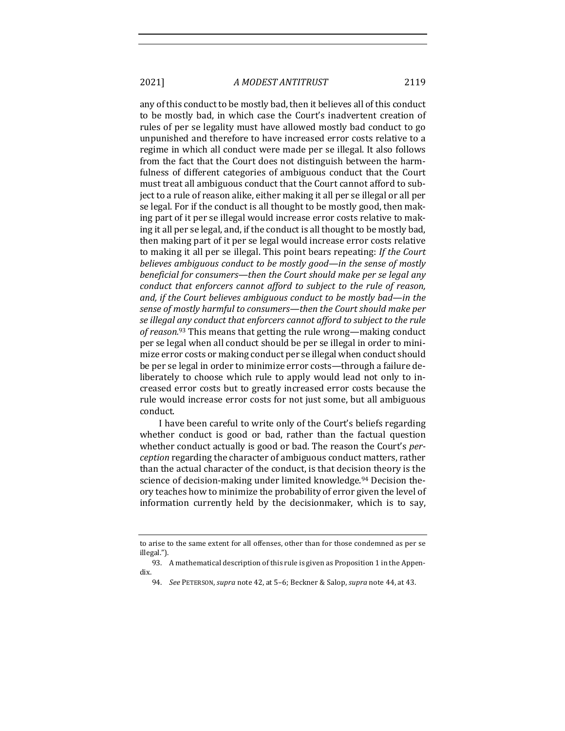any of this conduct to be mostly bad, then it believes all of this conduct to be mostly bad, in which case the Court's inadvertent creation of rules of per se legality must have allowed mostly bad conduct to go unpunished and therefore to have increased error costs relative to a regime in which all conduct were made per se illegal. It also follows from the fact that the Court does not distinguish between the harmfulness of different categories of ambiguous conduct that the Court must treat all ambiguous conduct that the Court cannot afford to subject to a rule of reason alike, either making it all per se illegal or all per se legal. For if the conduct is all thought to be mostly good, then making part of it per se illegal would increase error costs relative to making it all per se legal, and, if the conduct is all thought to be mostly bad, then making part of it per se legal would increase error costs relative to making it all per se illegal. This point bears repeating: *If the Court believes ambiguous conduct to be mostly good—in the sense of mostly beneficial for consumers—then the Court should make per se legal any conduct that enforcers cannot afford to subject to the rule of reason, and, if the Court believes ambiguous conduct to be mostly bad—in the sense of mostly harmful to consumers—then the Court should make per se illegal any conduct that enforcers cannot afford to subject to the rule of reason.*[93] This means that getting the rule wrong—making conduct per se legal when all conduct should be per se illegal in order to minimize error costs or making conduct per se illegal when conduct should be per se legal in order to minimize error costs—through a failure deliberately to choose which rule to apply would lead not only to increased error costs but to greatly increased error costs because the rule would increase error costs for not just some, but all ambiguous conduct.

I have been careful to write only of the Court's beliefs regarding whether conduct is good or bad, rather than the factual question whether conduct actually is good or bad. The reason the Court's *perception* regarding the character of ambiguous conduct matters, rather than the actual character of the conduct, is that decision theory is the science of decision-making under limited knowledge.[94] Decision theory teaches how to minimize the probability of error given the level of information currently held by the decisionmaker, which is to say,

---

to arise to the same extent for all offenses, other than for those condemned as per se illegal.").

93. A mathematical description of this rule is given as Proposition 1 in the Appendix.

94. *See* PETERSON, *supra* note 42, at 5–6; Beckner & Salop, *supra* note 44, at 43.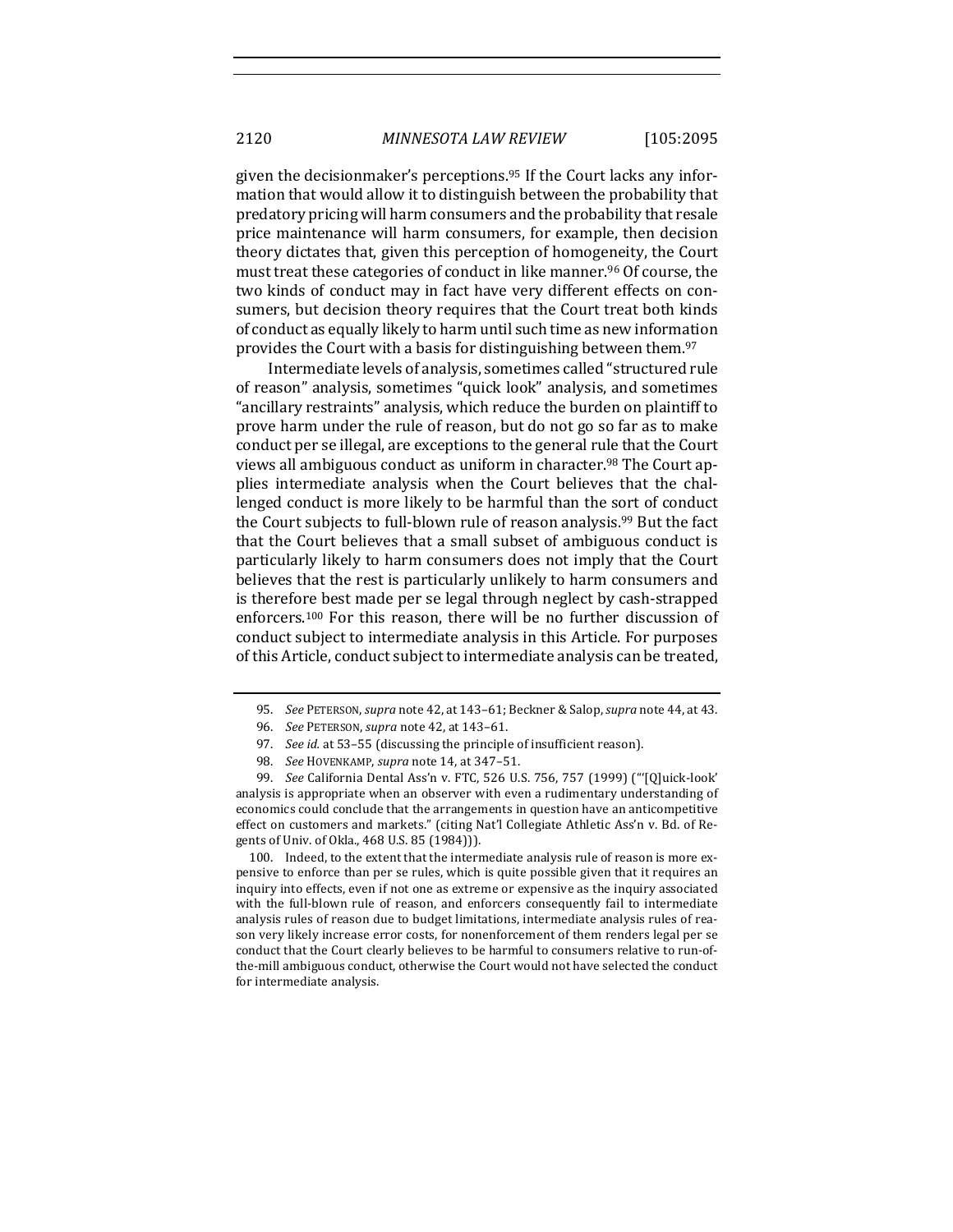given the decisionmaker's perceptions.[95] If the Court lacks any information that would allow it to distinguish between the probability that predatory pricing will harm consumers and the probability that resale price maintenance will harm consumers, for example, then decision theory dictates that, given this perception of homogeneity, the Court must treat these categories of conduct in like manner.[96] Of course, the two kinds of conduct may in fact have very different effects on consumers, but decision theory requires that the Court treat both kinds of conduct as equally likely to harm until such time as new information provides the Court with a basis for distinguishing between them.[97]

Intermediate levels of analysis, sometimes called "structured rule of reason" analysis, sometimes "quick look" analysis, and sometimes "ancillary restraints" analysis, which reduce the burden on plaintiff to prove harm under the rule of reason, but do not go so far as to make conduct per se illegal, are exceptions to the general rule that the Court views all ambiguous conduct as uniform in character.[98] The Court applies intermediate analysis when the Court believes that the challenged conduct is more likely to be harmful than the sort of conduct the Court subjects to full-blown rule of reason analysis.[99] But the fact that the Court believes that a small subset of ambiguous conduct is particularly likely to harm consumers does not imply that the Court believes that the rest is particularly unlikely to harm consumers and is therefore best made per se legal through neglect by cash-strapped enforcers.[100] For this reason, there will be no further discussion of conduct subject to intermediate analysis in this Article. For purposes of this Article, conduct subject to intermediate analysis can be treated,

---

95. *See* PETERSON, *supra* note 42, at 143–61; Beckner & Salop, *supra* note 44, at 43.

96. *See* PETERSON, *supra* note 42, at 143–61.

97. *See id.* at 53–55 (discussing the principle of insufficient reason).

98. *See* HOVENKAMP, *supra* note 14, at 347–51.

99. *See* California Dental Ass'n v. FTC, 526 U.S. 756, 757 (1999) ("'[Q]uick-look' analysis is appropriate when an observer with even a rudimentary understanding of economics could conclude that the arrangements in question have an anticompetitive effect on customers and markets." (citing Nat'l Collegiate Athletic Ass'n v. Bd. of Regents of Univ. of Okla., 468 U.S. 85 (1984))).

100. Indeed, to the extent that the intermediate analysis rule of reason is more expensive to enforce than per se rules, which is quite possible given that it requires an inquiry into effects, even if not one as extreme or expensive as the inquiry associated with the full-blown rule of reason, and enforcers consequently fail to intermediate analysis rules of reason due to budget limitations, intermediate analysis rules of reason very likely increase error costs, for nonenforcement of them renders legal per se conduct that the Court clearly believes to be harmful to consumers relative to run-of-the-mill ambiguous conduct, otherwise the Court would not have selected the conduct for intermediate analysis.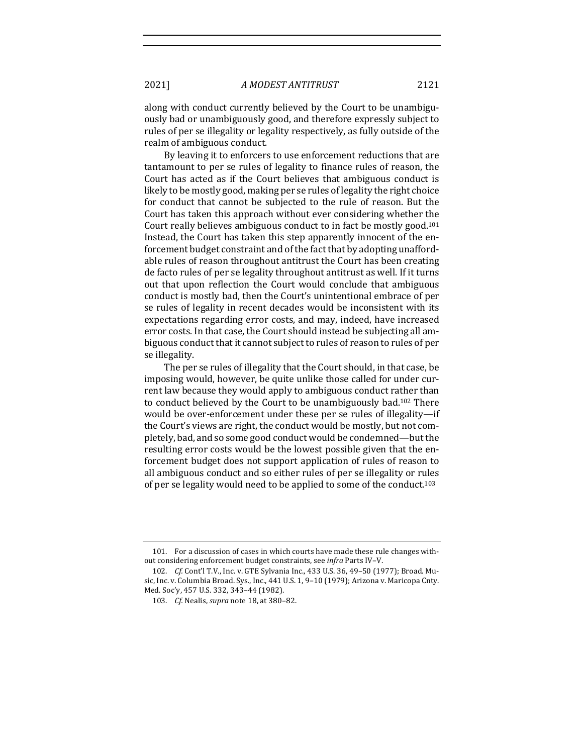along with conduct currently believed by the Court to be unambiguously bad or unambiguously good, and therefore expressly subject to rules of per se illegality or legality respectively, as fully outside of the realm of ambiguous conduct.

By leaving it to enforcers to use enforcement reductions that are tantamount to per se rules of legality to finance rules of reason, the Court has acted as if the Court believes that ambiguous conduct is likely to be mostly good, making per se rules of legality the right choice for conduct that cannot be subjected to the rule of reason. But the Court has taken this approach without ever considering whether the Court really believes ambiguous conduct to in fact be mostly good.[101] Instead, the Court has taken this step apparently innocent of the enforcement budget constraint and of the fact that by adopting unaffordable rules of reason throughout antitrust the Court has been creating de facto rules of per se legality throughout antitrust as well. If it turns out that upon reflection the Court would conclude that ambiguous conduct is mostly bad, then the Court's unintentional embrace of per se rules of legality in recent decades would be inconsistent with its expectations regarding error costs, and may, indeed, have increased error costs. In that case, the Court should instead be subjecting all ambiguous conduct that it cannot subject to rules of reason to rules of per se illegality.

The per se rules of illegality that the Court should, in that case, be imposing would, however, be quite unlike those called for under current law because they would apply to ambiguous conduct rather than to conduct believed by the Court to be unambiguously bad.[102] There would be over-enforcement under these per se rules of illegality—if the Court's views are right, the conduct would be mostly, but not completely, bad, and so some good conduct would be condemned—but the resulting error costs would be the lowest possible given that the enforcement budget does not support application of rules of reason to all ambiguous conduct and so either rules of per se illegality or rules of per se legality would need to be applied to some of the conduct.[103]

101. For a discussion of cases in which courts have made these rule changes without considering enforcement budget constraints, see *infra* Parts IV–V.

102. *Cf.* Cont'l T.V., Inc. v. GTE Sylvania Inc., 433 U.S. 36, 49–50 (1977); Broad. Music, Inc. v. Columbia Broad. Sys., Inc., 441 U.S. 1, 9–10 (1979); Arizona v. Maricopa Cnty. Med. Soc'y, 457 U.S. 332, 343–44 (1982).

103. *Cf.* Nealis, *supra* note 18, at 380–82.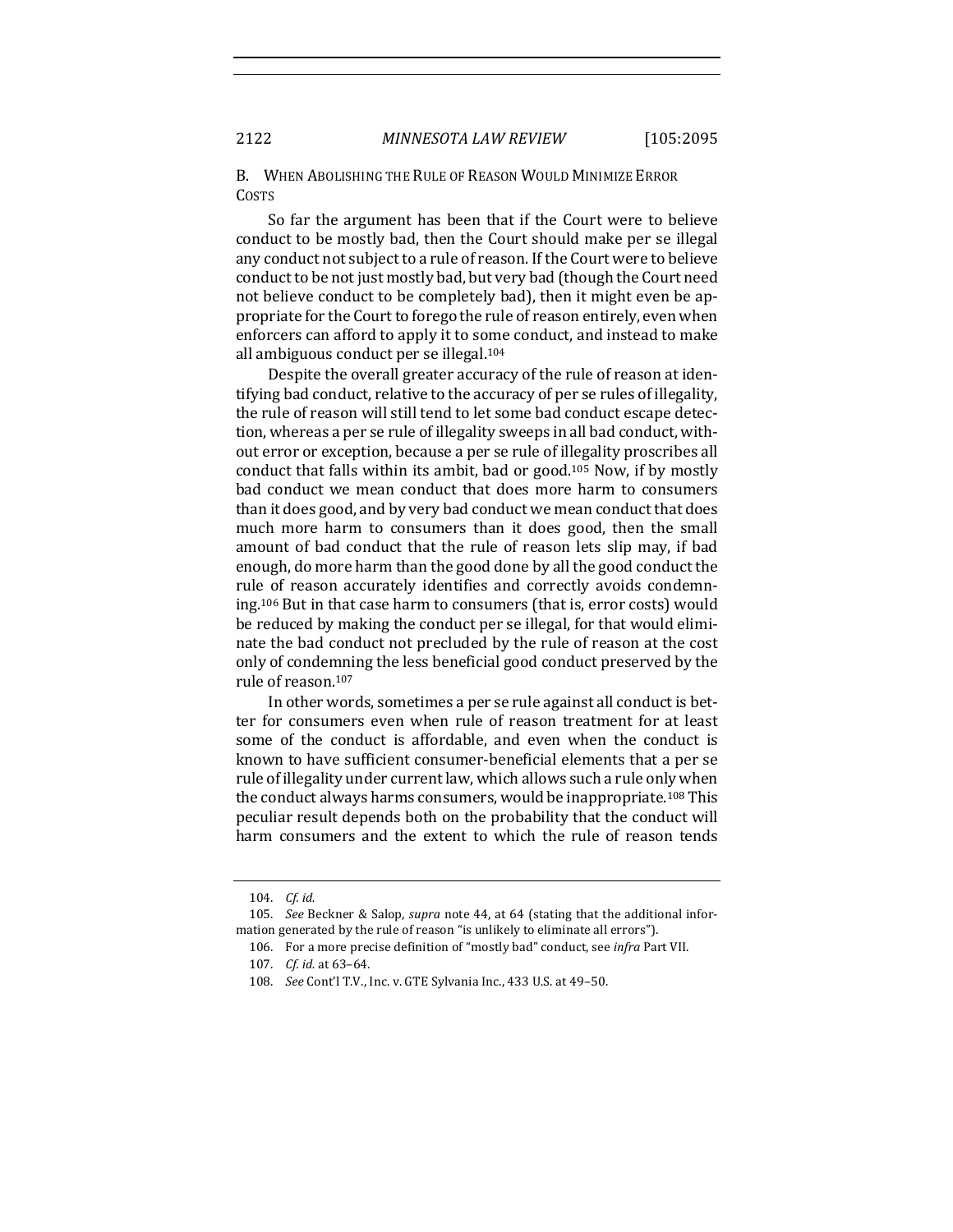### B. When Abolishing the Rule of Reason Would Minimize Error Costs

So far the argument has been that if the Court were to believe conduct to be mostly bad, then the Court should make per se illegal any conduct not subject to a rule of reason. If the Court were to believe conduct to be not just mostly bad, but very bad (though the Court need not believe conduct to be completely bad), then it might even be appropriate for the Court to forego the rule of reason entirely, even when enforcers can afford to apply it to some conduct, and instead to make all ambiguous conduct per se illegal.[104]

Despite the overall greater accuracy of the rule of reason at identifying bad conduct, relative to the accuracy of per se rules of illegality, the rule of reason will still tend to let some bad conduct escape detection, whereas a per se rule of illegality sweeps in all bad conduct, without error or exception, because a per se rule of illegality proscribes all conduct that falls within its ambit, bad or good.[105] Now, if by mostly bad conduct we mean conduct that does more harm to consumers than it does good, and by very bad conduct we mean conduct that does much more harm to consumers than it does good, then the small amount of bad conduct that the rule of reason lets slip may, if bad enough, do more harm than the good done by all the good conduct the rule of reason accurately identifies and correctly avoids condemning.[106] But in that case harm to consumers (that is, error costs) would be reduced by making the conduct per se illegal, for that would eliminate the bad conduct not precluded by the rule of reason at the cost only of condemning the less beneficial good conduct preserved by the rule of reason.[107]

In other words, sometimes a per se rule against all conduct is better for consumers even when rule of reason treatment for at least some of the conduct is affordable, and even when the conduct is known to have sufficient consumer-beneficial elements that a per se rule of illegality under current law, which allows such a rule only when the conduct always harms consumers, would be inappropriate.[108] This peculiar result depends both on the probability that the conduct will harm consumers and the extent to which the rule of reason tends

---

104. *Cf. id.*

105. *See* Beckner & Salop, *supra* note 44, at 64 (stating that the additional information generated by the rule of reason "is unlikely to eliminate all errors").

106. For a more precise definition of "mostly bad" conduct, see *infra* Part VII.

107. *Cf. id.* at 63–64.

108. *See* Cont'l T.V., Inc. v. GTE Sylvania Inc., 433 U.S. at 49–50.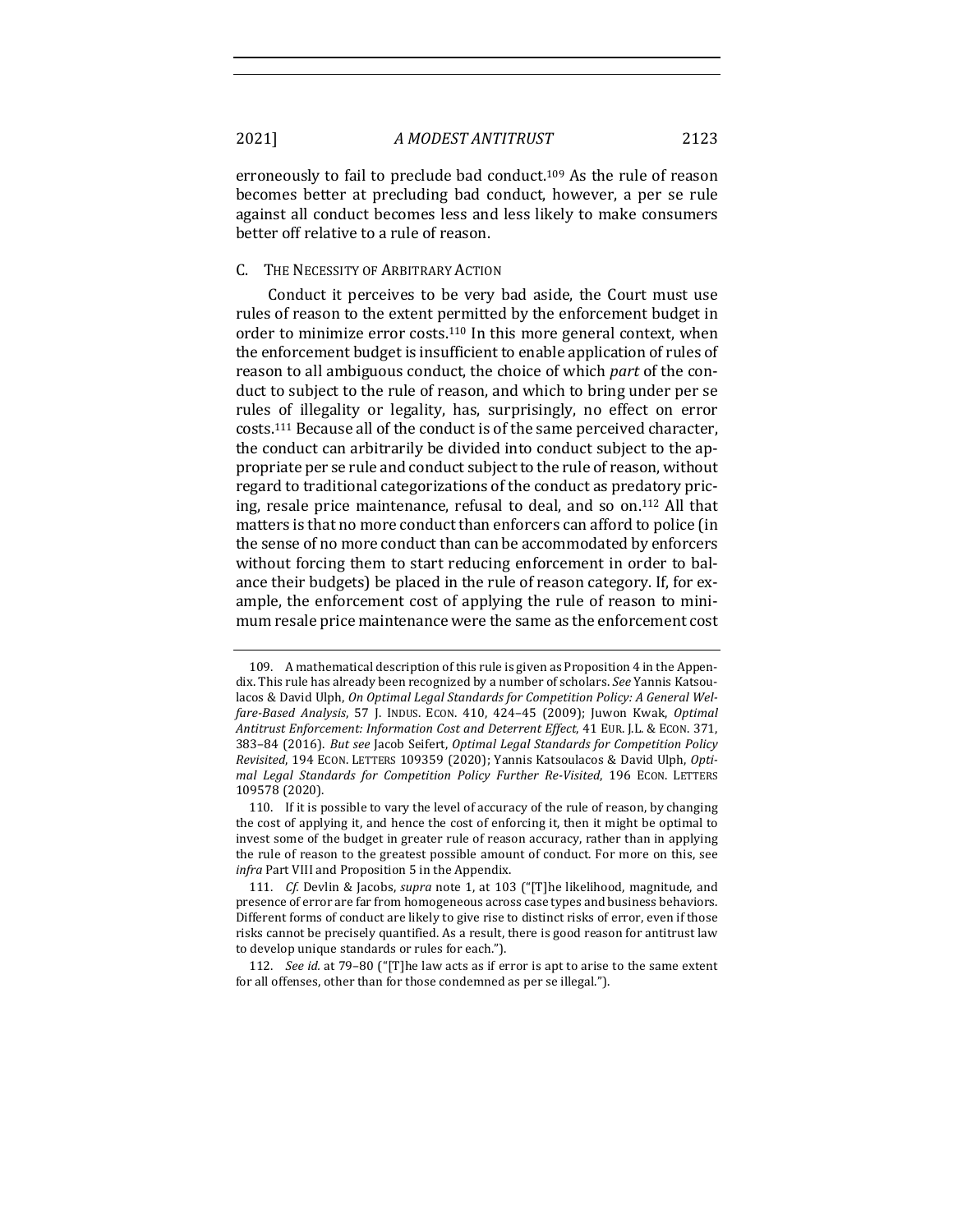erroneously to fail to preclude bad conduct.[109] As the rule of reason becomes better at precluding bad conduct, however, a per se rule against all conduct becomes less and less likely to make consumers better off relative to a rule of reason.

### C. The Necessity of Arbitrary Action

Conduct it perceives to be very bad aside, the Court must use rules of reason to the extent permitted by the enforcement budget in order to minimize error costs.[110] In this more general context, when the enforcement budget is insufficient to enable application of rules of reason to all ambiguous conduct, the choice of which *part* of the conduct to subject to the rule of reason, and which to bring under per se rules of illegality or legality, has, surprisingly, no effect on error costs.[111] Because all of the conduct is of the same perceived character, the conduct can arbitrarily be divided into conduct subject to the appropriate per se rule and conduct subject to the rule of reason, without regard to traditional categorizations of the conduct as predatory pricing, resale price maintenance, refusal to deal, and so on.[112] All that matters is that no more conduct than enforcers can afford to police (in the sense of no more conduct than can be accommodated by enforcers without forcing them to start reducing enforcement in order to balance their budgets) be placed in the rule of reason category. If, for example, the enforcement cost of applying the rule of reason to minimum resale price maintenance were the same as the enforcement cost

---

109. A mathematical description of this rule is given as Proposition 4 in the Appendix. This rule has already been recognized by a number of scholars. *See* Yannis Katsoulacos & David Ulph, *On Optimal Legal Standards for Competition Policy: A General Welfare-Based Analysis*, 57 J. Indus. Econ. 410, 424–45 (2009); Juwon Kwak, *Optimal Antitrust Enforcement: Information Cost and Deterrent Effect*, 41 Eur. J.L. & Econ. 371, 383–84 (2016). *But see* Jacob Seifert, *Optimal Legal Standards for Competition Policy Revisited*, 194 Econ. Letters 109359 (2020); Yannis Katsoulacos & David Ulph, *Optimal Legal Standards for Competition Policy Further Re-Visited*, 196 Econ. Letters 109578 (2020).

110. If it is possible to vary the level of accuracy of the rule of reason, by changing the cost of applying it, and hence the cost of enforcing it, then it might be optimal to invest some of the budget in greater rule of reason accuracy, rather than in applying the rule of reason to the greatest possible amount of conduct. For more on this, see *infra* Part VIII and Proposition 5 in the Appendix.

111. *Cf.* Devlin & Jacobs, *supra* note 1, at 103 ("[T]he likelihood, magnitude, and presence of error are far from homogeneous across case types and business behaviors. Different forms of conduct are likely to give rise to distinct risks of error, even if those risks cannot be precisely quantified. As a result, there is good reason for antitrust law to develop unique standards or rules for each.").

112. *See id.* at 79–80 ("[T]he law acts as if error is apt to arise to the same extent for all offenses, other than for those condemned as per se illegal.").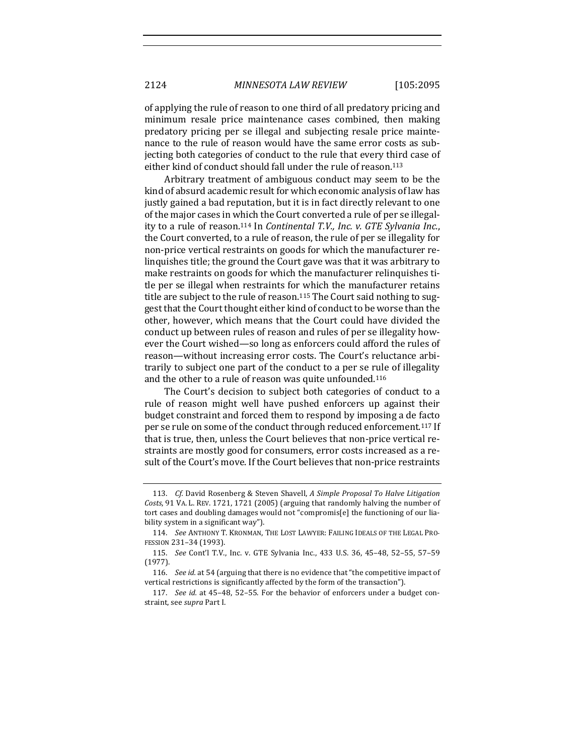of applying the rule of reason to one third of all predatory pricing and minimum resale price maintenance cases combined, then making predatory pricing per se illegal and subjecting resale price maintenance to the rule of reason would have the same error costs as subjecting both categories of conduct to the rule that every third case of either kind of conduct should fall under the rule of reason.[113]

Arbitrary treatment of ambiguous conduct may seem to be the kind of absurd academic result for which economic analysis of law has justly gained a bad reputation, but it is in fact directly relevant to one of the major cases in which the Court converted a rule of per se illegality to a rule of reason.[114] In *Continental T.V., Inc. v. GTE Sylvania Inc.*, the Court converted, to a rule of reason, the rule of per se illegality for non-price vertical restraints on goods for which the manufacturer relinquishes title; the ground the Court gave was that it was arbitrary to make restraints on goods for which the manufacturer relinquishes title per se illegal when restraints for which the manufacturer retains title are subject to the rule of reason.[115] The Court said nothing to suggest that the Court thought either kind of conduct to be worse than the other, however, which means that the Court could have divided the conduct up between rules of reason and rules of per se illegality however the Court wished—so long as enforcers could afford the rules of reason—without increasing error costs. The Court's reluctance arbitrarily to subject one part of the conduct to a per se rule of illegality and the other to a rule of reason was quite unfounded.[116]

The Court's decision to subject both categories of conduct to a rule of reason might well have pushed enforcers up against their budget constraint and forced them to respond by imposing a de facto per se rule on some of the conduct through reduced enforcement.[117] If that is true, then, unless the Court believes that non-price vertical restraints are mostly good for consumers, error costs increased as a result of the Court's move. If the Court believes that non-price restraints

---

113. *Cf.* David Rosenberg & Steven Shavell, *A Simple Proposal To Halve Litigation Costs*, 91 VA. L. REV. 1721, 1721 (2005) (arguing that randomly halving the number of tort cases and doubling damages would not "compromis[e] the functioning of our liability system in a significant way").

114. *See* ANTHONY T. KRONMAN, THE LOST LAWYER: FAILING IDEALS OF THE LEGAL PROFESSION 231–34 (1993).

115. *See* Cont'l T.V., Inc. v. GTE Sylvania Inc., 433 U.S. 36, 45–48, 52–55, 57–59 (1977).

116. *See id.* at 54 (arguing that there is no evidence that "the competitive impact of vertical restrictions is significantly affected by the form of the transaction").

117. *See id.* at 45–48, 52–55. For the behavior of enforcers under a budget constraint, see *supra* Part I.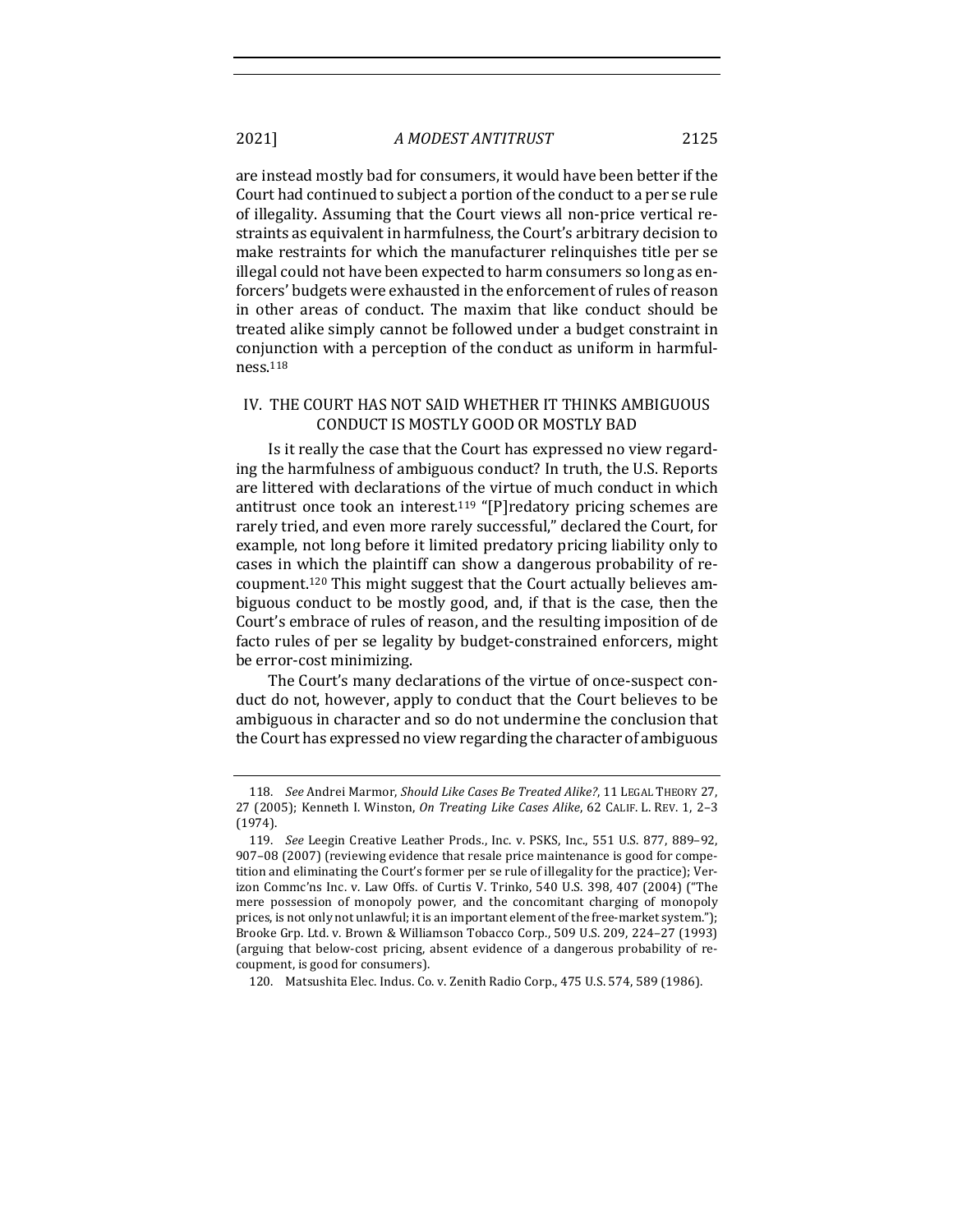are instead mostly bad for consumers, it would have been better if the Court had continued to subject a portion of the conduct to a per se rule of illegality. Assuming that the Court views all non-price vertical restraints as equivalent in harmfulness, the Court's arbitrary decision to make restraints for which the manufacturer relinquishes title per se illegal could not have been expected to harm consumers so long as enforcers' budgets were exhausted in the enforcement of rules of reason in other areas of conduct. The maxim that like conduct should be treated alike simply cannot be followed under a budget constraint in conjunction with a perception of the conduct as uniform in harmfulness.[118]

## IV. THE COURT HAS NOT SAID WHETHER IT THINKS AMBIGUOUS CONDUCT IS MOSTLY GOOD OR MOSTLY BAD

Is it really the case that the Court has expressed no view regarding the harmfulness of ambiguous conduct? In truth, the U.S. Reports are littered with declarations of the virtue of much conduct in which antitrust once took an interest.[119] "[P]redatory pricing schemes are rarely tried, and even more rarely successful," declared the Court, for example, not long before it limited predatory pricing liability only to cases in which the plaintiff can show a dangerous probability of recoupment.[120] This might suggest that the Court actually believes ambiguous conduct to be mostly good, and, if that is the case, then the Court's embrace of rules of reason, and the resulting imposition of de facto rules of per se legality by budget-constrained enforcers, might be error-cost minimizing.

The Court's many declarations of the virtue of once-suspect conduct do not, however, apply to conduct that the Court believes to be ambiguous in character and so do not undermine the conclusion that the Court has expressed no view regarding the character of ambiguous

---

118. *See* Andrei Marmor, *Should Like Cases Be Treated Alike?*, 11 LEGAL THEORY 27, 27 (2005); Kenneth I. Winston, *On Treating Like Cases Alike*, 62 CALIF. L. REV. 1, 2–3 (1974).

119. *See* Leegin Creative Leather Prods., Inc. v. PSKS, Inc., 551 U.S. 877, 889–92, 907–08 (2007) (reviewing evidence that resale price maintenance is good for competition and eliminating the Court's former per se rule of illegality for the practice); Verizon Commc'ns Inc. v. Law Offs. of Curtis V. Trinko, 540 U.S. 398, 407 (2004) ("The mere possession of monopoly power, and the concomitant charging of monopoly prices, is not only not unlawful; it is an important element of the free-market system."); Brooke Grp. Ltd. v. Brown & Williamson Tobacco Corp., 509 U.S. 209, 224–27 (1993) (arguing that below-cost pricing, absent evidence of a dangerous probability of recoupment, is good for consumers).

120. Matsushita Elec. Indus. Co. v. Zenith Radio Corp., 475 U.S. 574, 589 (1986).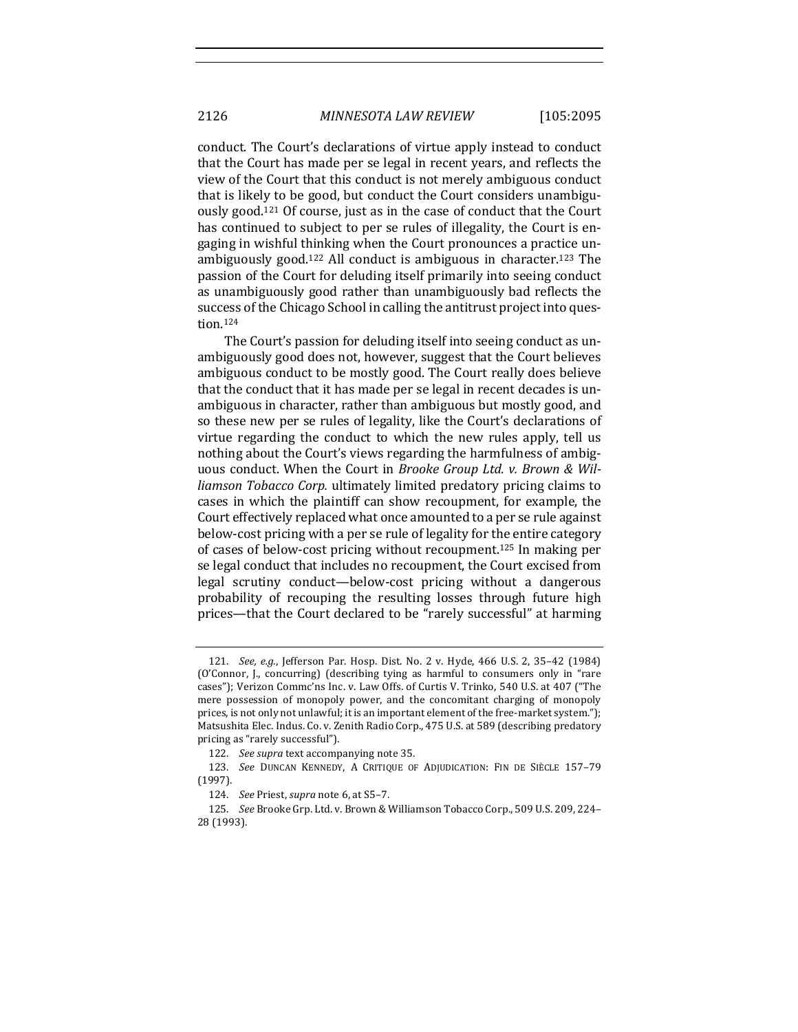conduct. The Court's declarations of virtue apply instead to conduct that the Court has made per se legal in recent years, and reflects the view of the Court that this conduct is not merely ambiguous conduct that is likely to be good, but conduct the Court considers unambiguously good.[121] Of course, just as in the case of conduct that the Court has continued to subject to per se rules of illegality, the Court is engaging in wishful thinking when the Court pronounces a practice unambiguously good.[122] All conduct is ambiguous in character.[123] The passion of the Court for deluding itself primarily into seeing conduct as unambiguously good rather than unambiguously bad reflects the success of the Chicago School in calling the antitrust project into question.[124]

The Court's passion for deluding itself into seeing conduct as unambiguously good does not, however, suggest that the Court believes ambiguous conduct to be mostly good. The Court really does believe that the conduct that it has made per se legal in recent decades is unambiguous in character, rather than ambiguous but mostly good, and so these new per se rules of legality, like the Court's declarations of virtue regarding the conduct to which the new rules apply, tell us nothing about the Court's views regarding the harmfulness of ambiguous conduct. When the Court in *Brooke Group Ltd. v. Brown & Williamson Tobacco Corp.* ultimately limited predatory pricing claims to cases in which the plaintiff can show recoupment, for example, the Court effectively replaced what once amounted to a per se rule against below-cost pricing with a per se rule of legality for the entire category of cases of below-cost pricing without recoupment.[125] In making per se legal conduct that includes no recoupment, the Court excised from legal scrutiny conduct—below-cost pricing without a dangerous probability of recouping the resulting losses through future high prices—that the Court declared to be "rarely successful" at harming

---

121. *See, e.g.*, Jefferson Par. Hosp. Dist. No. 2 v. Hyde, 466 U.S. 2, 35–42 (1984) (O'Connor, J., concurring) (describing tying as harmful to consumers only in "rare cases"); Verizon Commc'ns Inc. v. Law Offs. of Curtis V. Trinko, 540 U.S. at 407 ("The mere possession of monopoly power, and the concomitant charging of monopoly prices, is not only not unlawful; it is an important element of the free-market system."); Matsushita Elec. Indus. Co. v. Zenith Radio Corp., 475 U.S. at 589 (describing predatory pricing as "rarely successful").

122. *See supra* text accompanying note 35.

123. *See* DUNCAN KENNEDY, A CRITIQUE OF ADJUDICATION: FIN DE SIÈCLE 157–79 (1997).

124. *See* Priest, *supra* note 6, at S5–7.

125. *See* Brooke Grp. Ltd. v. Brown & Williamson Tobacco Corp., 509 U.S. 209, 224–28 (1993).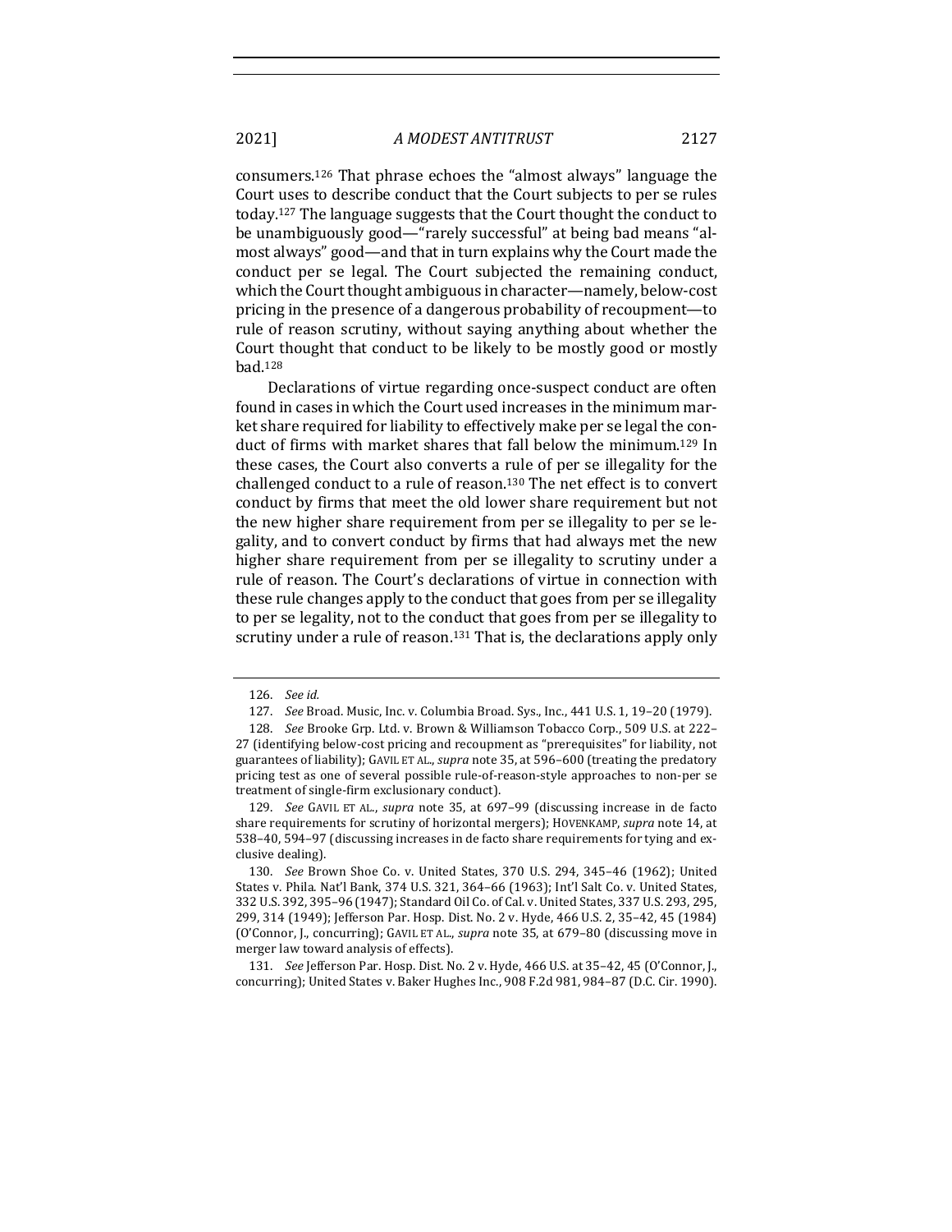consumers.[126] That phrase echoes the "almost always" language the Court uses to describe conduct that the Court subjects to per se rules today.[127] The language suggests that the Court thought the conduct to be unambiguously good—"rarely successful" at being bad means "almost always" good—and that in turn explains why the Court made the conduct per se legal. The Court subjected the remaining conduct, which the Court thought ambiguous in character—namely, below-cost pricing in the presence of a dangerous probability of recoupment—to rule of reason scrutiny, without saying anything about whether the Court thought that conduct to be likely to be mostly good or mostly bad.[128]

Declarations of virtue regarding once-suspect conduct are often found in cases in which the Court used increases in the minimum market share required for liability to effectively make per se legal the conduct of firms with market shares that fall below the minimum.[129] In these cases, the Court also converts a rule of per se illegality for the challenged conduct to a rule of reason.[130] The net effect is to convert conduct by firms that meet the old lower share requirement but not the new higher share requirement from per se illegality to per se legality, and to convert conduct by firms that had always met the new higher share requirement from per se illegality to scrutiny under a rule of reason. The Court's declarations of virtue in connection with these rule changes apply to the conduct that goes from per se illegality to per se legality, not to the conduct that goes from per se illegality to scrutiny under a rule of reason.[131] That is, the declarations apply only

---

126. *See id.*

127. *See* Broad. Music, Inc. v. Columbia Broad. Sys., Inc., 441 U.S. 1, 19–20 (1979).

128. *See* Brooke Grp. Ltd. v. Brown & Williamson Tobacco Corp., 509 U.S. at 222–27 (identifying below-cost pricing and recoupment as "prerequisites" for liability, not guarantees of liability); GAVIL ET AL., *supra* note 35, at 596–600 (treating the predatory pricing test as one of several possible rule-of-reason-style approaches to non-per se treatment of single-firm exclusionary conduct).

129. *See* GAVIL ET AL., *supra* note 35, at 697–99 (discussing increase in de facto share requirements for scrutiny of horizontal mergers); HOVENKAMP, *supra* note 14, at 538–40, 594–97 (discussing increases in de facto share requirements for tying and exclusive dealing).

130. *See* Brown Shoe Co. v. United States, 370 U.S. 294, 345–46 (1962); United States v. Phila. Nat'l Bank, 374 U.S. 321, 364–66 (1963); Int'l Salt Co. v. United States, 332 U.S. 392, 395–96 (1947); Standard Oil Co. of Cal. v. United States, 337 U.S. 293, 295, 299, 314 (1949); Jefferson Par. Hosp. Dist. No. 2 v. Hyde, 466 U.S. 2, 35–42, 45 (1984) (O'Connor, J., concurring); GAVIL ET AL., *supra* note 35, at 679–80 (discussing move in merger law toward analysis of effects).

131. *See* Jefferson Par. Hosp. Dist. No. 2 v. Hyde, 466 U.S. at 35–42, 45 (O'Connor, J., concurring); United States v. Baker Hughes Inc., 908 F.2d 981, 984–87 (D.C. Cir. 1990).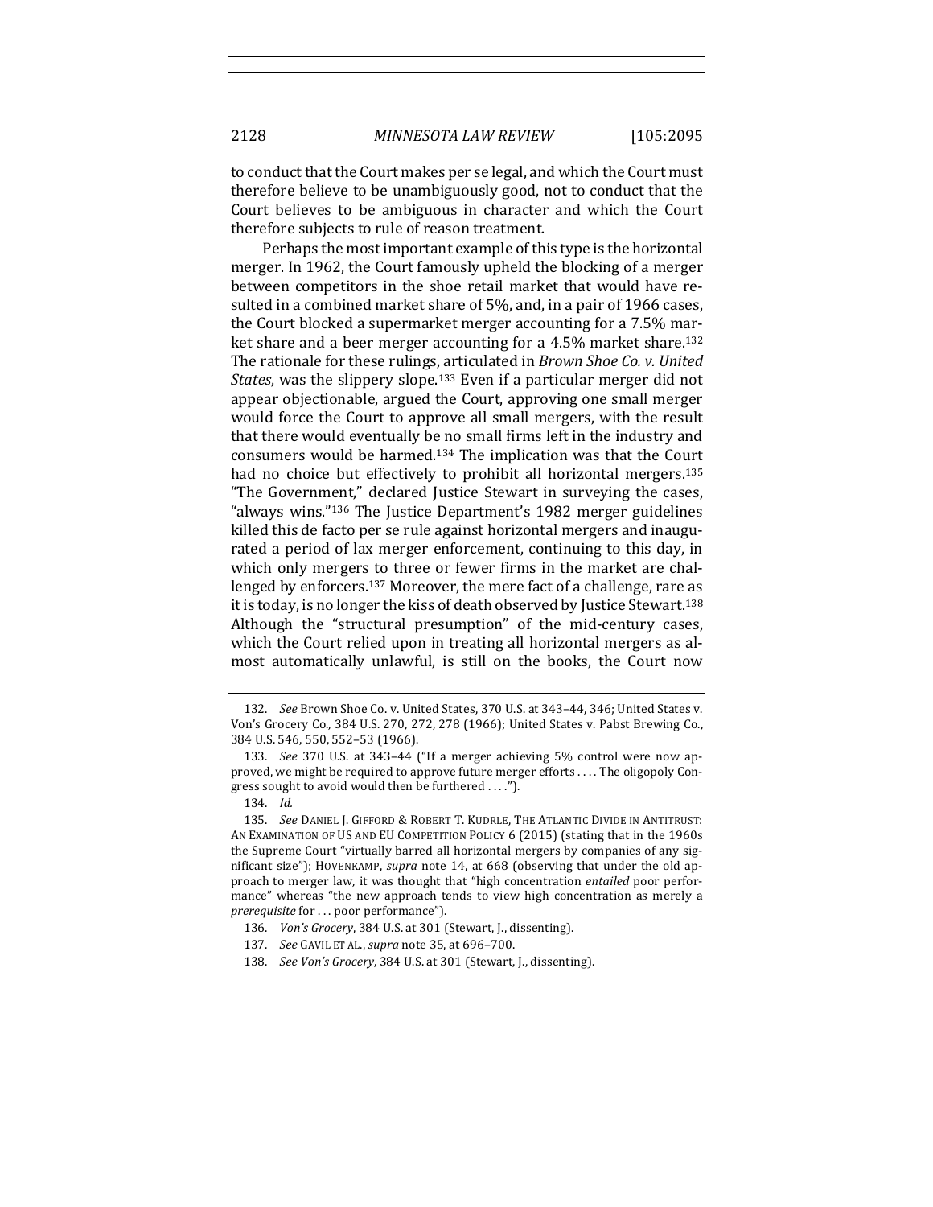to conduct that the Court makes per se legal, and which the Court must therefore believe to be unambiguously good, not to conduct that the Court believes to be ambiguous in character and which the Court therefore subjects to rule of reason treatment.

Perhaps the most important example of this type is the horizontal merger. In 1962, the Court famously upheld the blocking of a merger between competitors in the shoe retail market that would have resulted in a combined market share of 5%, and, in a pair of 1966 cases, the Court blocked a supermarket merger accounting for a 7.5% market share and a beer merger accounting for a 4.5% market share.[132] The rationale for these rulings, articulated in *Brown Shoe Co. v. United States*, was the slippery slope.[133] Even if a particular merger did not appear objectionable, argued the Court, approving one small merger would force the Court to approve all small mergers, with the result that there would eventually be no small firms left in the industry and consumers would be harmed.[134] The implication was that the Court had no choice but effectively to prohibit all horizontal mergers.[135] "The Government," declared Justice Stewart in surveying the cases, "always wins."[136] The Justice Department's 1982 merger guidelines killed this de facto per se rule against horizontal mergers and inaugurated a period of lax merger enforcement, continuing to this day, in which only mergers to three or fewer firms in the market are challenged by enforcers.[137] Moreover, the mere fact of a challenge, rare as it is today, is no longer the kiss of death observed by Justice Stewart.[138] Although the "structural presumption" of the mid-century cases, which the Court relied upon in treating all horizontal mergers as almost automatically unlawful, is still on the books, the Court now

---

132. *See* Brown Shoe Co. v. United States, 370 U.S. at 343–44, 346; United States v. Von's Grocery Co., 384 U.S. 270, 272, 278 (1966); United States v. Pabst Brewing Co., 384 U.S. 546, 550, 552–53 (1966).

133. *See* 370 U.S. at 343–44 ("If a merger achieving 5% control were now approved, we might be required to approve future merger efforts . . . . The oligopoly Congress sought to avoid would then be furthered . . . .").

134. *Id.*

135. *See* DANIEL J. GIFFORD & ROBERT T. KUDRLE, THE ATLANTIC DIVIDE IN ANTITRUST: AN EXAMINATION OF US AND EU COMPETITION POLICY 6 (2015) (stating that in the 1960s the Supreme Court "virtually barred all horizontal mergers by companies of any significant size"); HOVENKAMP, *supra* note 14, at 668 (observing that under the old approach to merger law, it was thought that "high concentration *entailed* poor performance" whereas "the new approach tends to view high concentration as merely a *prerequisite* for . . . poor performance").

136. *Von's Grocery*, 384 U.S. at 301 (Stewart, J., dissenting).

137. *See* GAVIL ET AL., *supra* note 35, at 696–700.

138. *See Von's Grocery*, 384 U.S. at 301 (Stewart, J., dissenting).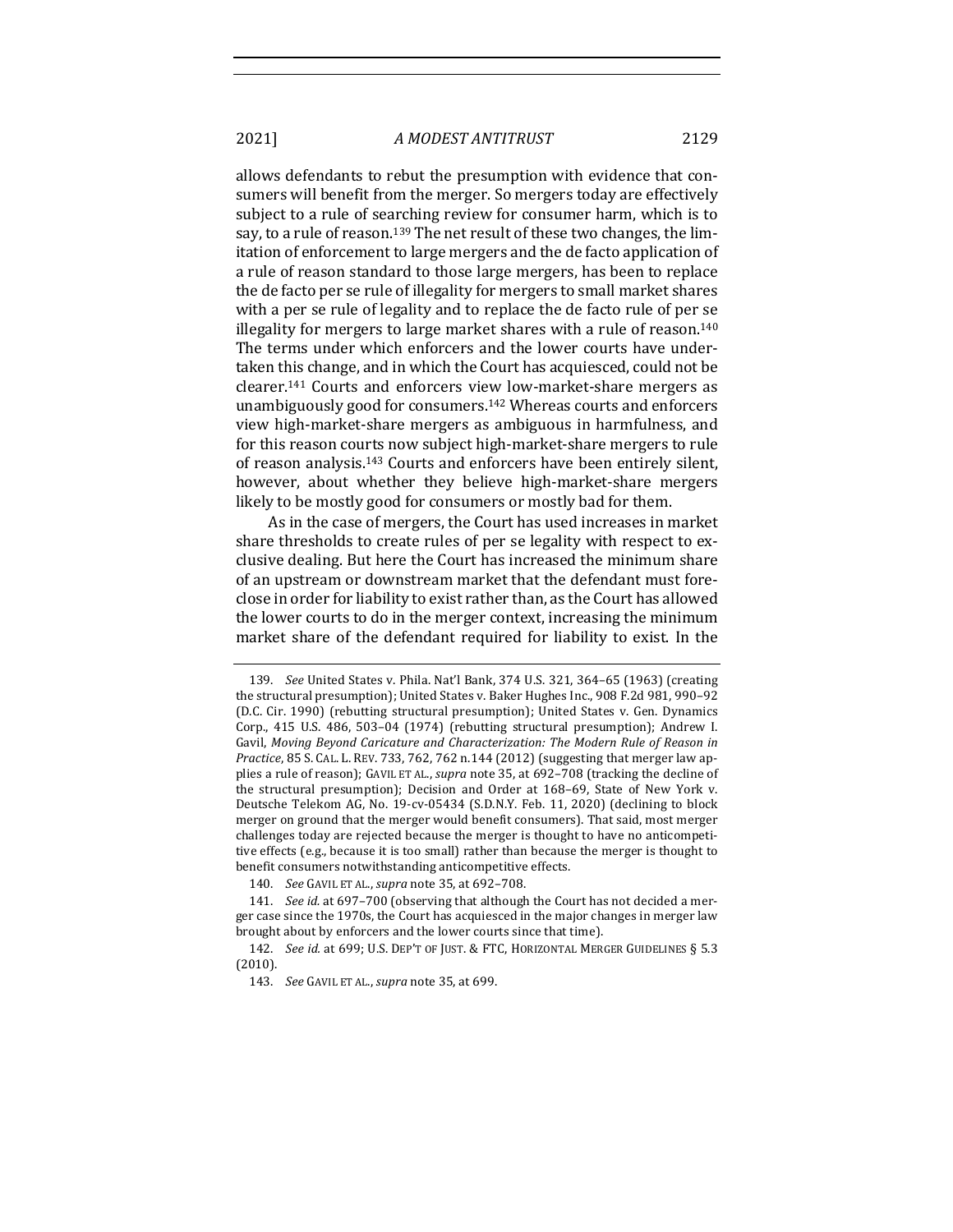allows defendants to rebut the presumption with evidence that consumers will benefit from the merger. So mergers today are effectively subject to a rule of searching review for consumer harm, which is to say, to a rule of reason.[139] The net result of these two changes, the limitation of enforcement to large mergers and the de facto application of a rule of reason standard to those large mergers, has been to replace the de facto per se rule of illegality for mergers to small market shares with a per se rule of legality and to replace the de facto rule of per se illegality for mergers to large market shares with a rule of reason.[140] The terms under which enforcers and the lower courts have undertaken this change, and in which the Court has acquiesced, could not be clearer.[141] Courts and enforcers view low-market-share mergers as unambiguously good for consumers.[142] Whereas courts and enforcers view high-market-share mergers as ambiguous in harmfulness, and for this reason courts now subject high-market-share mergers to rule of reason analysis.[143] Courts and enforcers have been entirely silent, however, about whether they believe high-market-share mergers likely to be mostly good for consumers or mostly bad for them.

As in the case of mergers, the Court has used increases in market share thresholds to create rules of per se legality with respect to exclusive dealing. But here the Court has increased the minimum share of an upstream or downstream market that the defendant must foreclose in order for liability to exist rather than, as the Court has allowed the lower courts to do in the merger context, increasing the minimum market share of the defendant required for liability to exist. In the

---

139. *See* United States v. Phila. Nat'l Bank, 374 U.S. 321, 364–65 (1963) (creating the structural presumption); United States v. Baker Hughes Inc., 908 F.2d 981, 990–92 (D.C. Cir. 1990) (rebutting structural presumption); United States v. Gen. Dynamics Corp., 415 U.S. 486, 503–04 (1974) (rebutting structural presumption); Andrew I. Gavil, *Moving Beyond Caricature and Characterization: The Modern Rule of Reason in Practice*, 85 S. CAL. L. REV. 733, 762, 762 n.144 (2012) (suggesting that merger law applies a rule of reason); GAVIL ET AL., *supra* note 35, at 692–708 (tracking the decline of the structural presumption); Decision and Order at 168–69, State of New York v. Deutsche Telekom AG, No. 19-cv-05434 (S.D.N.Y. Feb. 11, 2020) (declining to block merger on ground that the merger would benefit consumers). That said, most merger challenges today are rejected because the merger is thought to have no anticompetitive effects (e.g., because it is too small) rather than because the merger is thought to benefit consumers notwithstanding anticompetitive effects.

140. *See* GAVIL ET AL., *supra* note 35, at 692–708.

141. *See id.* at 697–700 (observing that although the Court has not decided a merger case since the 1970s, the Court has acquiesced in the major changes in merger law brought about by enforcers and the lower courts since that time).

142. *See id.* at 699; U.S. DEP'T OF JUST. & FTC, HORIZONTAL MERGER GUIDELINES § 5.3 (2010).

143. *See* GAVIL ET AL., *supra* note 35, at 699.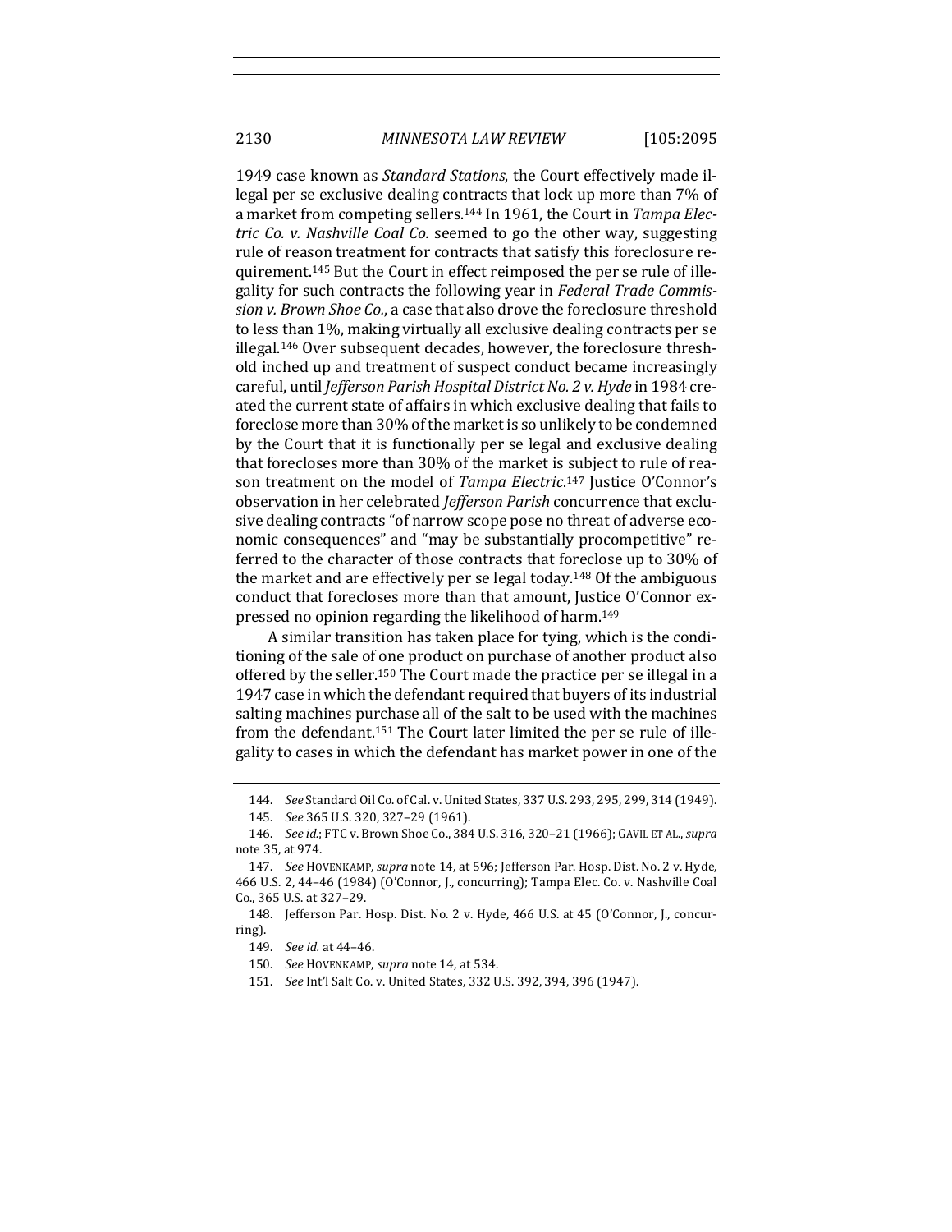1949 case known as *Standard Stations*, the Court effectively made illegal per se exclusive dealing contracts that lock up more than 7% of a market from competing sellers.[144] In 1961, the Court in *Tampa Electric Co. v. Nashville Coal Co.* seemed to go the other way, suggesting rule of reason treatment for contracts that satisfy this foreclosure requirement.[145] But the Court in effect reimposed the per se rule of illegality for such contracts the following year in *Federal Trade Commission v. Brown Shoe Co.*, a case that also drove the foreclosure threshold to less than 1%, making virtually all exclusive dealing contracts per se illegal.[146] Over subsequent decades, however, the foreclosure threshold inched up and treatment of suspect conduct became increasingly careful, until *Jefferson Parish Hospital District No. 2 v. Hyde* in 1984 created the current state of affairs in which exclusive dealing that fails to foreclose more than 30% of the market is so unlikely to be condemned by the Court that it is functionally per se legal and exclusive dealing that forecloses more than 30% of the market is subject to rule of reason treatment on the model of *Tampa Electric*.[147] Justice O'Connor's observation in her celebrated *Jefferson Parish* concurrence that exclusive dealing contracts "of narrow scope pose no threat of adverse economic consequences" and "may be substantially procompetitive" referred to the character of those contracts that foreclose up to 30% of the market and are effectively per se legal today.[148] Of the ambiguous conduct that forecloses more than that amount, Justice O'Connor expressed no opinion regarding the likelihood of harm.[149]

A similar transition has taken place for tying, which is the conditioning of the sale of one product on purchase of another product also offered by the seller.[150] The Court made the practice per se illegal in a 1947 case in which the defendant required that buyers of its industrial salting machines purchase all of the salt to be used with the machines from the defendant.[151] The Court later limited the per se rule of illegality to cases in which the defendant has market power in one of the

---

144. *See* Standard Oil Co. of Cal. v. United States, 337 U.S. 293, 295, 299, 314 (1949).

145. *See* 365 U.S. 320, 327–29 (1961).

146. *See id.*; FTC v. Brown Shoe Co., 384 U.S. 316, 320–21 (1966); GAVIL ET AL., *supra* note 35, at 974.

147. *See* HOVENKAMP, *supra* note 14, at 596; Jefferson Par. Hosp. Dist. No. 2 v. Hyde, 466 U.S. 2, 44–46 (1984) (O'Connor, J., concurring); Tampa Elec. Co. v. Nashville Coal Co., 365 U.S. at 327–29.

148. Jefferson Par. Hosp. Dist. No. 2 v. Hyde, 466 U.S. at 45 (O'Connor, J., concurring).

149. *See id.* at 44–46.

150. *See* HOVENKAMP, *supra* note 14, at 534.

151. *See* Int'l Salt Co. v. United States, 332 U.S. 392, 394, 396 (1947).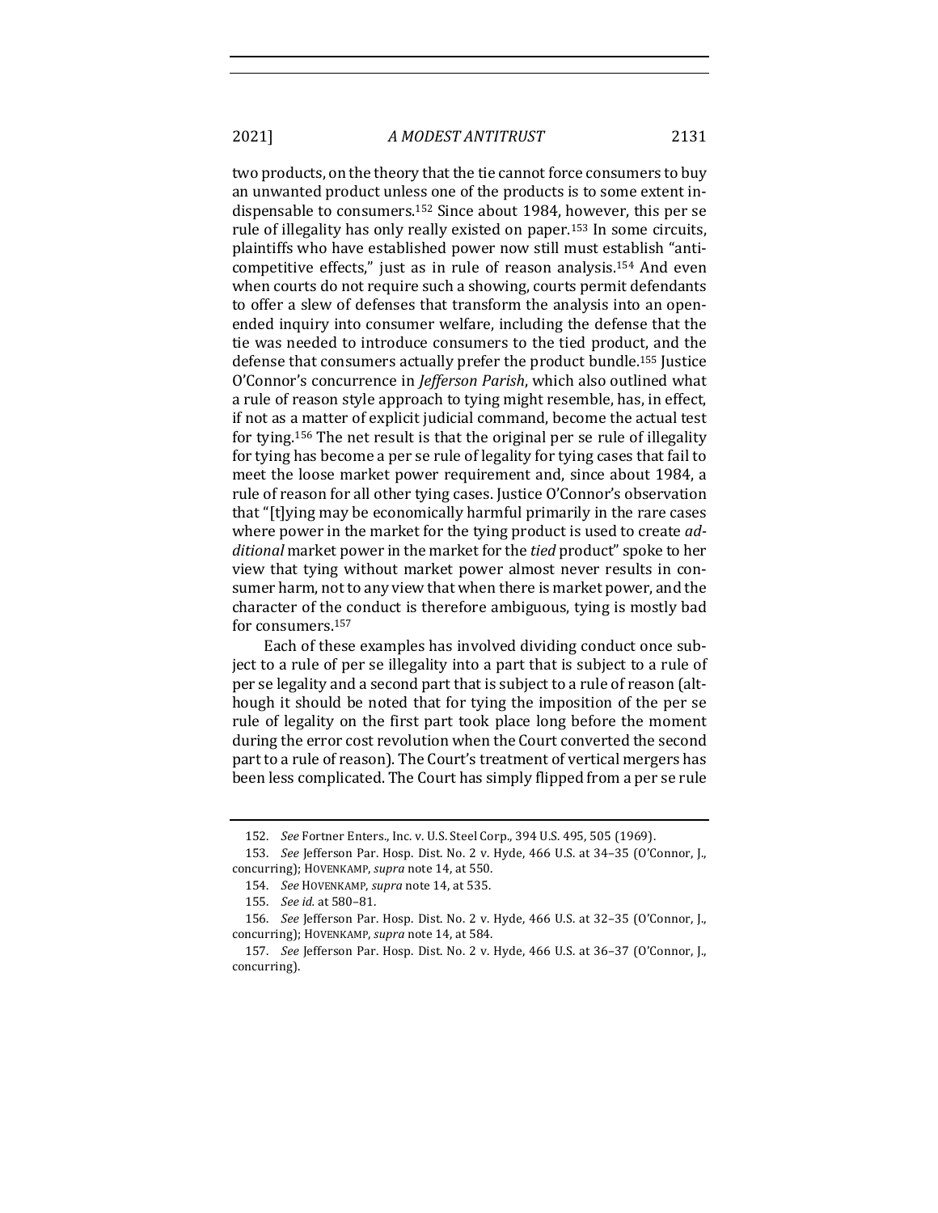two products, on the theory that the tie cannot force consumers to buy an unwanted product unless one of the products is to some extent indispensable to consumers.[152] Since about 1984, however, this per se rule of illegality has only really existed on paper.[153] In some circuits, plaintiffs who have established power now still must establish "anticompetitive effects," just as in rule of reason analysis.[154] And even when courts do not require such a showing, courts permit defendants to offer a slew of defenses that transform the analysis into an open-ended inquiry into consumer welfare, including the defense that the tie was needed to introduce consumers to the tied product, and the defense that consumers actually prefer the product bundle.[155] Justice O'Connor's concurrence in *Jefferson Parish*, which also outlined what a rule of reason style approach to tying might resemble, has, in effect, if not as a matter of explicit judicial command, become the actual test for tying.[156] The net result is that the original per se rule of illegality for tying has become a per se rule of legality for tying cases that fail to meet the loose market power requirement and, since about 1984, a rule of reason for all other tying cases. Justice O'Connor's observation that "[t]ying may be economically harmful primarily in the rare cases where power in the market for the tying product is used to create *additional* market power in the market for the *tied* product" spoke to her view that tying without market power almost never results in consumer harm, not to any view that when there is market power, and the character of the conduct is therefore ambiguous, tying is mostly bad for consumers.[157]

Each of these examples has involved dividing conduct once subject to a rule of per se illegality into a part that is subject to a rule of per se legality and a second part that is subject to a rule of reason (although it should be noted that for tying the imposition of the per se rule of legality on the first part took place long before the moment during the error cost revolution when the Court converted the second part to a rule of reason). The Court's treatment of vertical mergers has been less complicated. The Court has simply flipped from a per se rule

---

152. *See* Fortner Enters., Inc. v. U.S. Steel Corp., 394 U.S. 495, 505 (1969).

153. *See* Jefferson Par. Hosp. Dist. No. 2 v. Hyde, 466 U.S. at 34–35 (O'Connor, J., concurring); HOVENKAMP, *supra* note 14, at 550.

154. *See* HOVENKAMP, *supra* note 14, at 535.

155. *See id.* at 580–81.

156. *See* Jefferson Par. Hosp. Dist. No. 2 v. Hyde, 466 U.S. at 32–35 (O'Connor, J., concurring); HOVENKAMP, *supra* note 14, at 584.

157. *See* Jefferson Par. Hosp. Dist. No. 2 v. Hyde, 466 U.S. at 36–37 (O'Connor, J., concurring).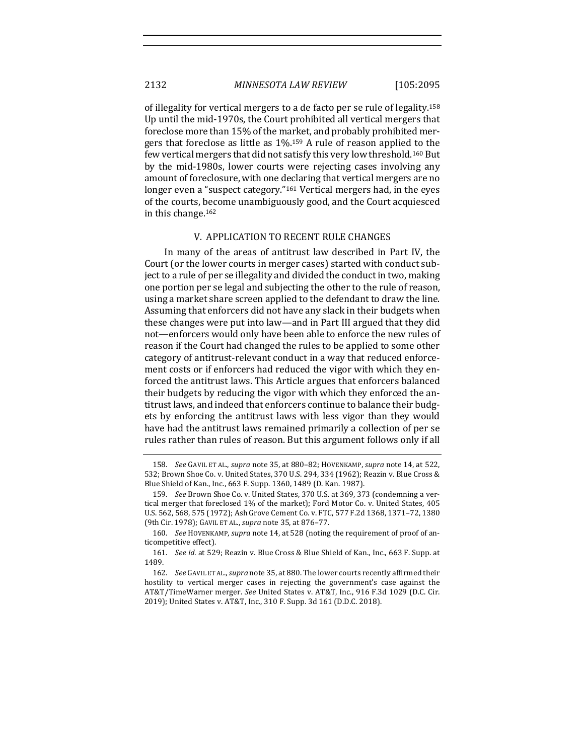of illegality for vertical mergers to a de facto per se rule of legality.[158] Up until the mid-1970s, the Court prohibited all vertical mergers that foreclose more than 15% of the market, and probably prohibited mergers that foreclose as little as 1%.[159] A rule of reason applied to the few vertical mergers that did not satisfy this very low threshold.[160] But by the mid-1980s, lower courts were rejecting cases involving any amount of foreclosure, with one declaring that vertical mergers are no longer even a "suspect category."[161] Vertical mergers had, in the eyes of the courts, become unambiguously good, and the Court acquiesced in this change.[162]

## V. APPLICATION TO RECENT RULE CHANGES

In many of the areas of antitrust law described in Part IV, the Court (or the lower courts in merger cases) started with conduct subject to a rule of per se illegality and divided the conduct in two, making one portion per se legal and subjecting the other to the rule of reason, using a market share screen applied to the defendant to draw the line. Assuming that enforcers did not have any slack in their budgets when these changes were put into law—and in Part III argued that they did not—enforcers would only have been able to enforce the new rules of reason if the Court had changed the rules to be applied to some other category of antitrust-relevant conduct in a way that reduced enforcement costs or if enforcers had reduced the vigor with which they enforced the antitrust laws. This Article argues that enforcers balanced their budgets by reducing the vigor with which they enforced the antitrust laws, and indeed that enforcers continue to balance their budgets by enforcing the antitrust laws with less vigor than they would have had the antitrust laws remained primarily a collection of per se rules rather than rules of reason. But this argument follows only if all

---

158. *See* GAVIL ET AL., *supra* note 35, at 880–82; HOVENKAMP, *supra* note 14, at 522, 532; Brown Shoe Co. v. United States, 370 U.S. 294, 334 (1962); Reazin v. Blue Cross & Blue Shield of Kan., Inc., 663 F. Supp. 1360, 1489 (D. Kan. 1987).

159. *See* Brown Shoe Co. v. United States, 370 U.S. at 369, 373 (condemning a vertical merger that foreclosed 1% of the market); Ford Motor Co. v. United States, 405 U.S. 562, 568, 575 (1972); Ash Grove Cement Co. v. FTC, 577 F.2d 1368, 1371–72, 1380 (9th Cir. 1978); GAVIL ET AL., *supra* note 35, at 876–77.

160. *See* HOVENKAMP, *supra* note 14, at 528 (noting the requirement of proof of anticompetitive effect).

161. *See id.* at 529; Reazin v. Blue Cross & Blue Shield of Kan., Inc., 663 F. Supp. at 1489.

162. *See* GAVIL ET AL., *supra* note 35, at 880. The lower courts recently affirmed their hostility to vertical merger cases in rejecting the government's case against the AT&T/TimeWarner merger. *See* United States v. AT&T, Inc., 916 F.3d 1029 (D.C. Cir. 2019); United States v. AT&T, Inc., 310 F. Supp. 3d 161 (D.D.C. 2018).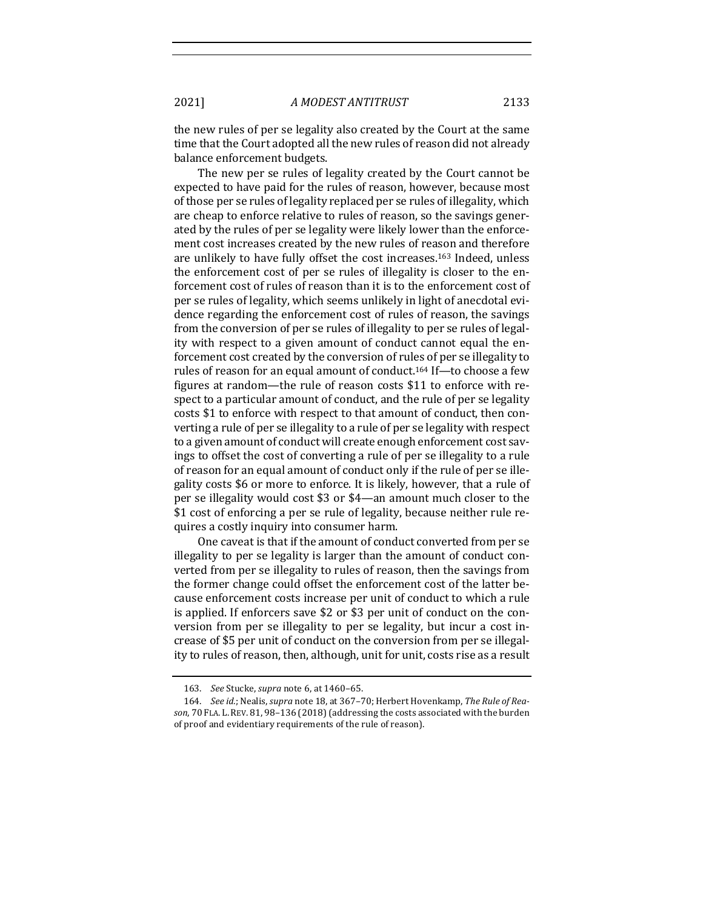the new rules of per se legality also created by the Court at the same time that the Court adopted all the new rules of reason did not already balance enforcement budgets.

The new per se rules of legality created by the Court cannot be expected to have paid for the rules of reason, however, because most of those per se rules of legality replaced per se rules of illegality, which are cheap to enforce relative to rules of reason, so the savings generated by the rules of per se legality were likely lower than the enforcement cost increases created by the new rules of reason and therefore are unlikely to have fully offset the cost increases.[163] Indeed, unless the enforcement cost of per se rules of illegality is closer to the enforcement cost of rules of reason than it is to the enforcement cost of per se rules of legality, which seems unlikely in light of anecdotal evidence regarding the enforcement cost of rules of reason, the savings from the conversion of per se rules of illegality to per se rules of legality with respect to a given amount of conduct cannot equal the enforcement cost created by the conversion of rules of per se illegality to rules of reason for an equal amount of conduct.[164] If—to choose a few figures at random—the rule of reason costs $11 to enforce with respect to a particular amount of conduct, and the rule of per se legality costs $1 to enforce with respect to that amount of conduct, then converting a rule of per se illegality to a rule of per se legality with respect to a given amount of conduct will create enough enforcement cost savings to offset the cost of converting a rule of per se illegality to a rule of reason for an equal amount of conduct only if the rule of per se illegality costs $6 or more to enforce. It is likely, however, that a rule of per se illegality would cost $3 or $4—an amount much closer to the $1 cost of enforcing a per se rule of legality, because neither rule requires a costly inquiry into consumer harm.

One caveat is that if the amount of conduct converted from per se illegality to per se legality is larger than the amount of conduct converted from per se illegality to rules of reason, then the savings from the former change could offset the enforcement cost of the latter because enforcement costs increase per unit of conduct to which a rule is applied. If enforcers save $2 or $3 per unit of conduct on the conversion from per se illegality to per se legality, but incur a cost increase of $5 per unit of conduct on the conversion from per se illegality to rules of reason, then, although, unit for unit, costs rise as a result

163. *See* Stucke, *supra* note 6, at 1460–65.

164. *See id.*; Nealis, *supra* note 18, at 367–70; Herbert Hovenkamp, *The Rule of Reason*, 70 FLA. L. REV. 81, 98–136 (2018) (addressing the costs associated with the burden of proof and evidentiary requirements of the rule of reason).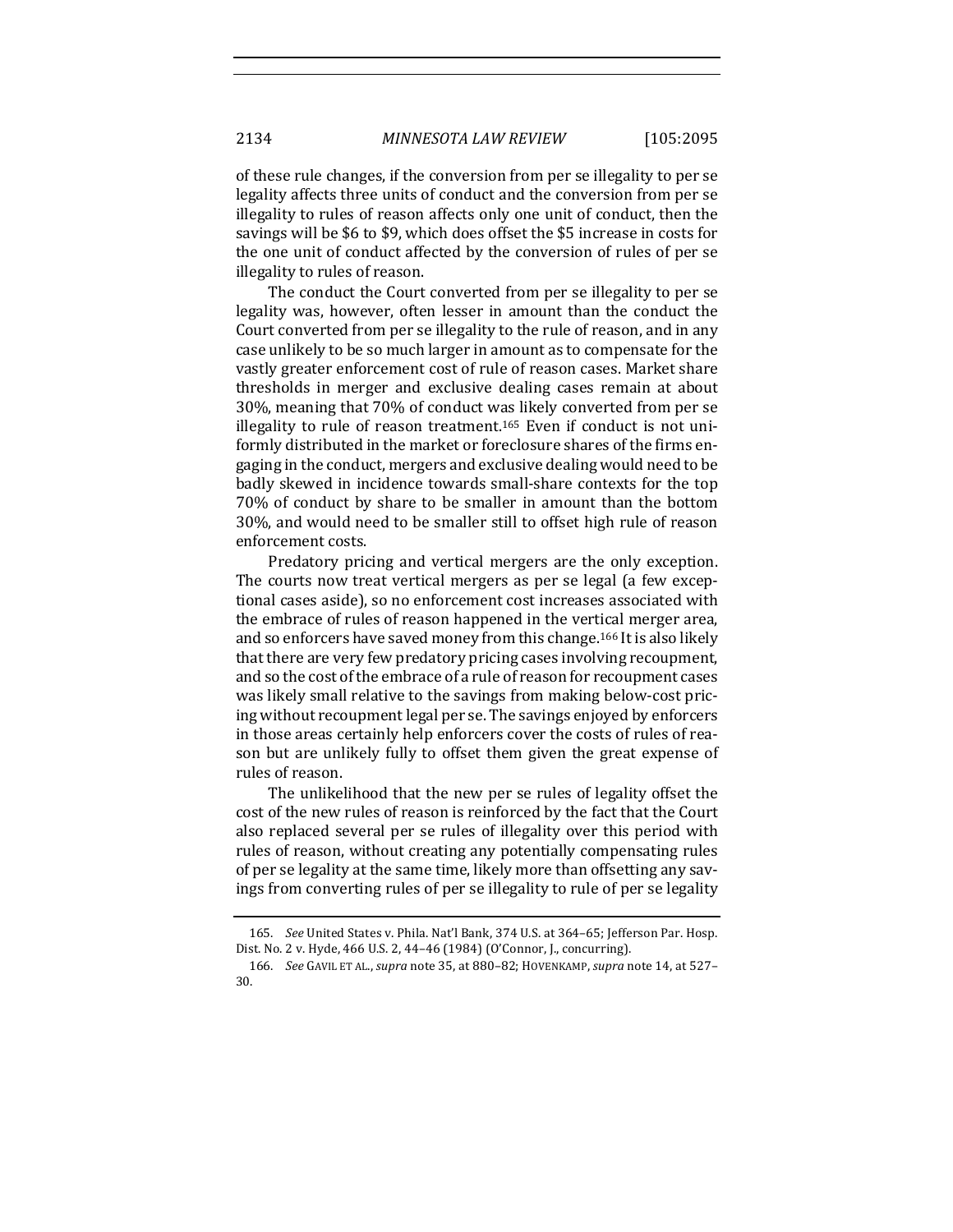of these rule changes, if the conversion from per se illegality to per se legality affects three units of conduct and the conversion from per se illegality to rules of reason affects only one unit of conduct, then the savings will be $6 to $9, which does offset the $5 increase in costs for the one unit of conduct affected by the conversion of rules of per se illegality to rules of reason.

The conduct the Court converted from per se illegality to per se legality was, however, often lesser in amount than the conduct the Court converted from per se illegality to the rule of reason, and in any case unlikely to be so much larger in amount as to compensate for the vastly greater enforcement cost of rule of reason cases. Market share thresholds in merger and exclusive dealing cases remain at about 30%, meaning that 70% of conduct was likely converted from per se illegality to rule of reason treatment.[165] Even if conduct is not uniformly distributed in the market or foreclosure shares of the firms engaging in the conduct, mergers and exclusive dealing would need to be badly skewed in incidence towards small-share contexts for the top 70% of conduct by share to be smaller in amount than the bottom 30%, and would need to be smaller still to offset high rule of reason enforcement costs.

Predatory pricing and vertical mergers are the only exception. The courts now treat vertical mergers as per se legal (a few exceptional cases aside), so no enforcement cost increases associated with the embrace of rules of reason happened in the vertical merger area, and so enforcers have saved money from this change.[166] It is also likely that there are very few predatory pricing cases involving recoupment, and so the cost of the embrace of a rule of reason for recoupment cases was likely small relative to the savings from making below-cost pricing without recoupment legal per se. The savings enjoyed by enforcers in those areas certainly help enforcers cover the costs of rules of reason but are unlikely fully to offset them given the great expense of rules of reason.

The unlikelihood that the new per se rules of legality offset the cost of the new rules of reason is reinforced by the fact that the Court also replaced several per se rules of illegality over this period with rules of reason, without creating any potentially compensating rules of per se legality at the same time, likely more than offsetting any savings from converting rules of per se illegality to rule of per se legality

165. *See* United States v. Phila. Nat'l Bank, 374 U.S. at 364–65; Jefferson Par. Hosp. Dist. No. 2 v. Hyde, 466 U.S. 2, 44–46 (1984) (O'Connor, J., concurring).

166. *See* GAVIL ET AL., *supra* note 35, at 880–82; HOVENKAMP, *supra* note 14, at 527–30.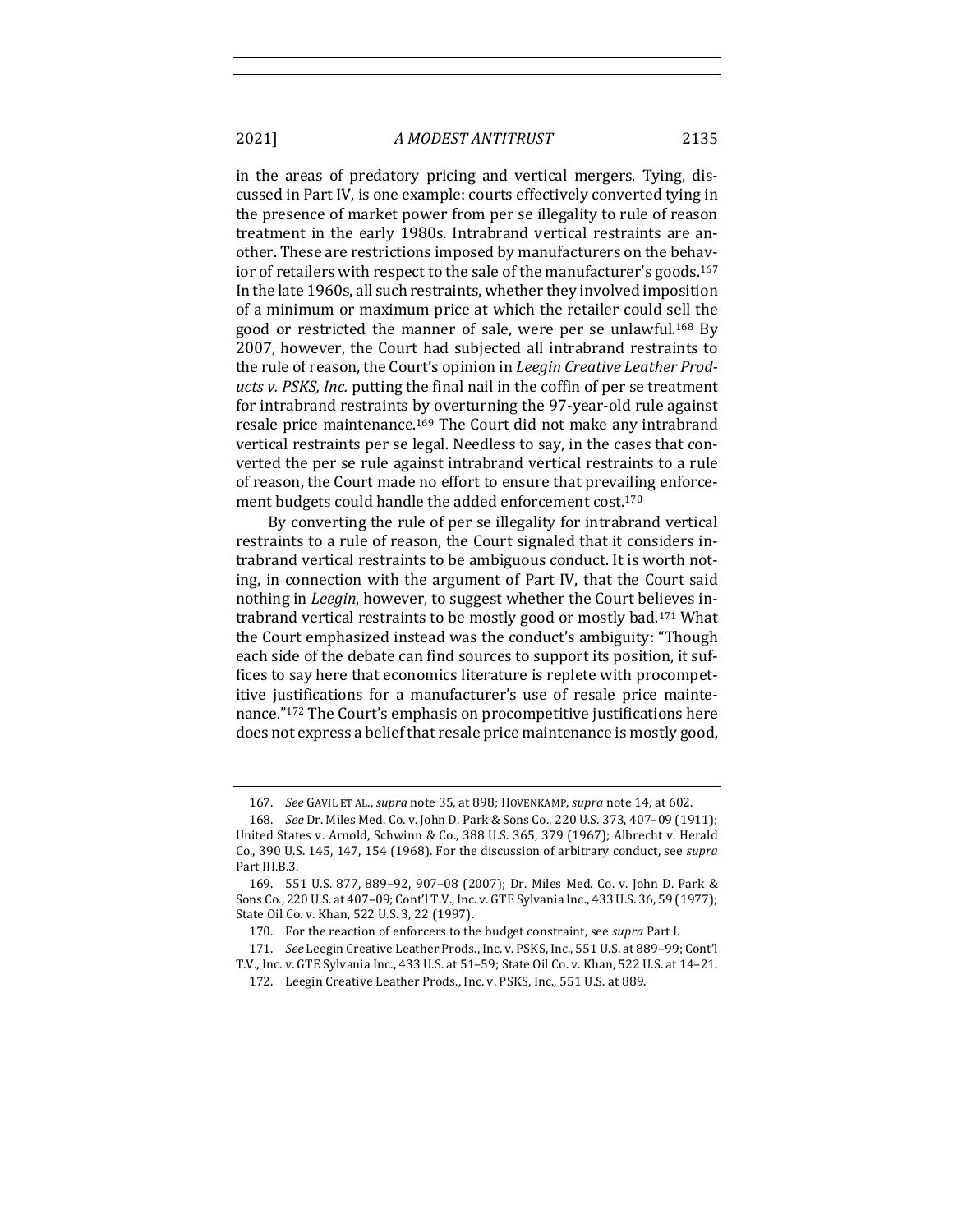in the areas of predatory pricing and vertical mergers. Tying, discussed in Part IV, is one example: courts effectively converted tying in the presence of market power from per se illegality to rule of reason treatment in the early 1980s. Intrabrand vertical restraints are another. These are restrictions imposed by manufacturers on the behavior of retailers with respect to the sale of the manufacturer's goods.[167] In the late 1960s, all such restraints, whether they involved imposition of a minimum or maximum price at which the retailer could sell the good or restricted the manner of sale, were per se unlawful.[168] By 2007, however, the Court had subjected all intrabrand restraints to the rule of reason, the Court's opinion in *Leegin Creative Leather Products v. PSKS, Inc.* putting the final nail in the coffin of per se treatment for intrabrand restraints by overturning the 97-year-old rule against resale price maintenance.[169] The Court did not make any intrabrand vertical restraints per se legal. Needless to say, in the cases that converted the per se rule against intrabrand vertical restraints to a rule of reason, the Court made no effort to ensure that prevailing enforcement budgets could handle the added enforcement cost.[170]

By converting the rule of per se illegality for intrabrand vertical restraints to a rule of reason, the Court signaled that it considers intrabrand vertical restraints to be ambiguous conduct. It is worth noting, in connection with the argument of Part IV, that the Court said nothing in *Leegin*, however, to suggest whether the Court believes intrabrand vertical restraints to be mostly good or mostly bad.[171] What the Court emphasized instead was the conduct's ambiguity: "Though each side of the debate can find sources to support its position, it suffices to say here that economics literature is replete with procompetitive justifications for a manufacturer's use of resale price maintenance."[172] The Court's emphasis on procompetitive justifications here does not express a belief that resale price maintenance is mostly good,

---

167. *See* GAVIL ET AL., *supra* note 35, at 898; HOVENKAMP, *supra* note 14, at 602.

168. *See* Dr. Miles Med. Co. v. John D. Park & Sons Co., 220 U.S. 373, 407–09 (1911); United States v. Arnold, Schwinn & Co., 388 U.S. 365, 379 (1967); Albrecht v. Herald Co., 390 U.S. 145, 147, 154 (1968). For the discussion of arbitrary conduct, see *supra* Part III.B.3.

169. 551 U.S. 877, 889–92, 907–08 (2007); Dr. Miles Med. Co. v. John D. Park & Sons Co., 220 U.S. at 407–09; Cont'l T.V., Inc. v. GTE Sylvania Inc., 433 U.S. 36, 59 (1977); State Oil Co. v. Khan, 522 U.S. 3, 22 (1997).

170. For the reaction of enforcers to the budget constraint, see *supra* Part I.

171. *See* Leegin Creative Leather Prods., Inc. v. PSKS, Inc., 551 U.S. at 889–99; Cont'l T.V., Inc. v. GTE Sylvania Inc., 433 U.S. at 51–59; State Oil Co. v. Khan, 522 U.S. at 14–21.

172. Leegin Creative Leather Prods., Inc. v. PSKS, Inc., 551 U.S. at 889.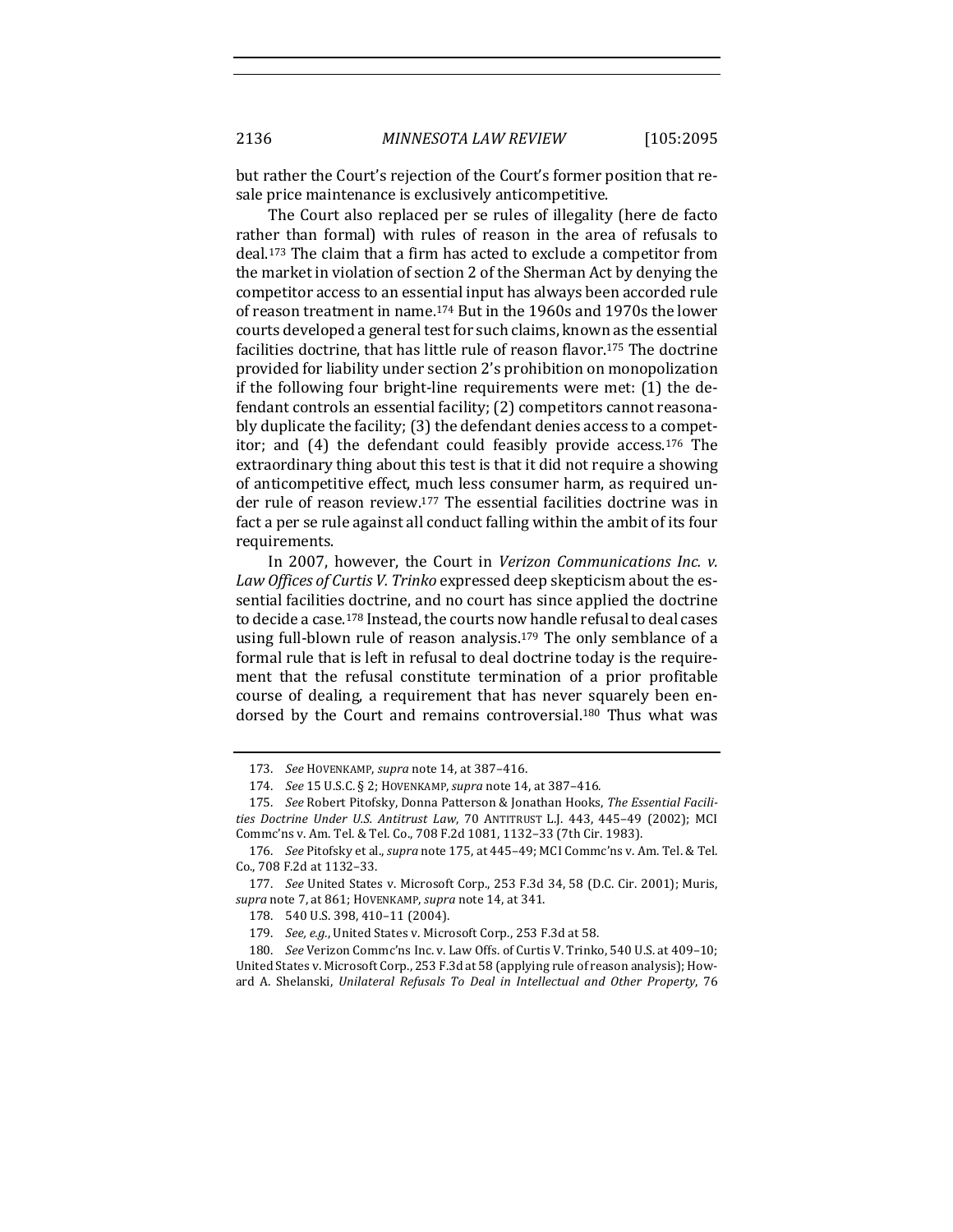but rather the Court's rejection of the Court's former position that resale price maintenance is exclusively anticompetitive.

The Court also replaced per se rules of illegality (here de facto rather than formal) with rules of reason in the area of refusals to deal.[173] The claim that a firm has acted to exclude a competitor from the market in violation of section 2 of the Sherman Act by denying the competitor access to an essential input has always been accorded rule of reason treatment in name.[174] But in the 1960s and 1970s the lower courts developed a general test for such claims, known as the essential facilities doctrine, that has little rule of reason flavor.[175] The doctrine provided for liability under section 2's prohibition on monopolization if the following four bright-line requirements were met: (1) the defendant controls an essential facility; (2) competitors cannot reasonably duplicate the facility; (3) the defendant denies access to a competitor; and (4) the defendant could feasibly provide access.[176] The extraordinary thing about this test is that it did not require a showing of anticompetitive effect, much less consumer harm, as required under rule of reason review.[177] The essential facilities doctrine was in fact a per se rule against all conduct falling within the ambit of its four requirements.

In 2007, however, the Court in *Verizon Communications Inc. v. Law Offices of Curtis V. Trinko* expressed deep skepticism about the essential facilities doctrine, and no court has since applied the doctrine to decide a case.[178] Instead, the courts now handle refusal to deal cases using full-blown rule of reason analysis.[179] The only semblance of a formal rule that is left in refusal to deal doctrine today is the requirement that the refusal constitute termination of a prior profitable course of dealing, a requirement that has never squarely been endorsed by the Court and remains controversial.[180] Thus what was

---

173. *See* HOVENKAMP, *supra* note 14, at 387–416.

174. *See* 15 U.S.C. § 2; HOVENKAMP, *supra* note 14, at 387–416.

175. *See* Robert Pitofsky, Donna Patterson & Jonathan Hooks, *The Essential Facilities Doctrine Under U.S. Antitrust Law*, 70 ANTITRUST L.J. 443, 445–49 (2002); MCI Commc'ns v. Am. Tel. & Tel. Co., 708 F.2d 1081, 1132–33 (7th Cir. 1983).

176. *See* Pitofsky et al., *supra* note 175, at 445–49; MCI Commc'ns v. Am. Tel. & Tel. Co., 708 F.2d at 1132–33.

177. *See* United States v. Microsoft Corp., 253 F.3d 34, 58 (D.C. Cir. 2001); Muris, *supra* note 7, at 861; HOVENKAMP, *supra* note 14, at 341.

178. 540 U.S. 398, 410–11 (2004).

179. *See, e.g.*, United States v. Microsoft Corp., 253 F.3d at 58.

180. *See* Verizon Commc'ns Inc. v. Law Offs. of Curtis V. Trinko, 540 U.S. at 409–10; United States v. Microsoft Corp., 253 F.3d at 58 (applying rule of reason analysis); Howard A. Shelanski, *Unilateral Refusals To Deal in Intellectual and Other Property*, 76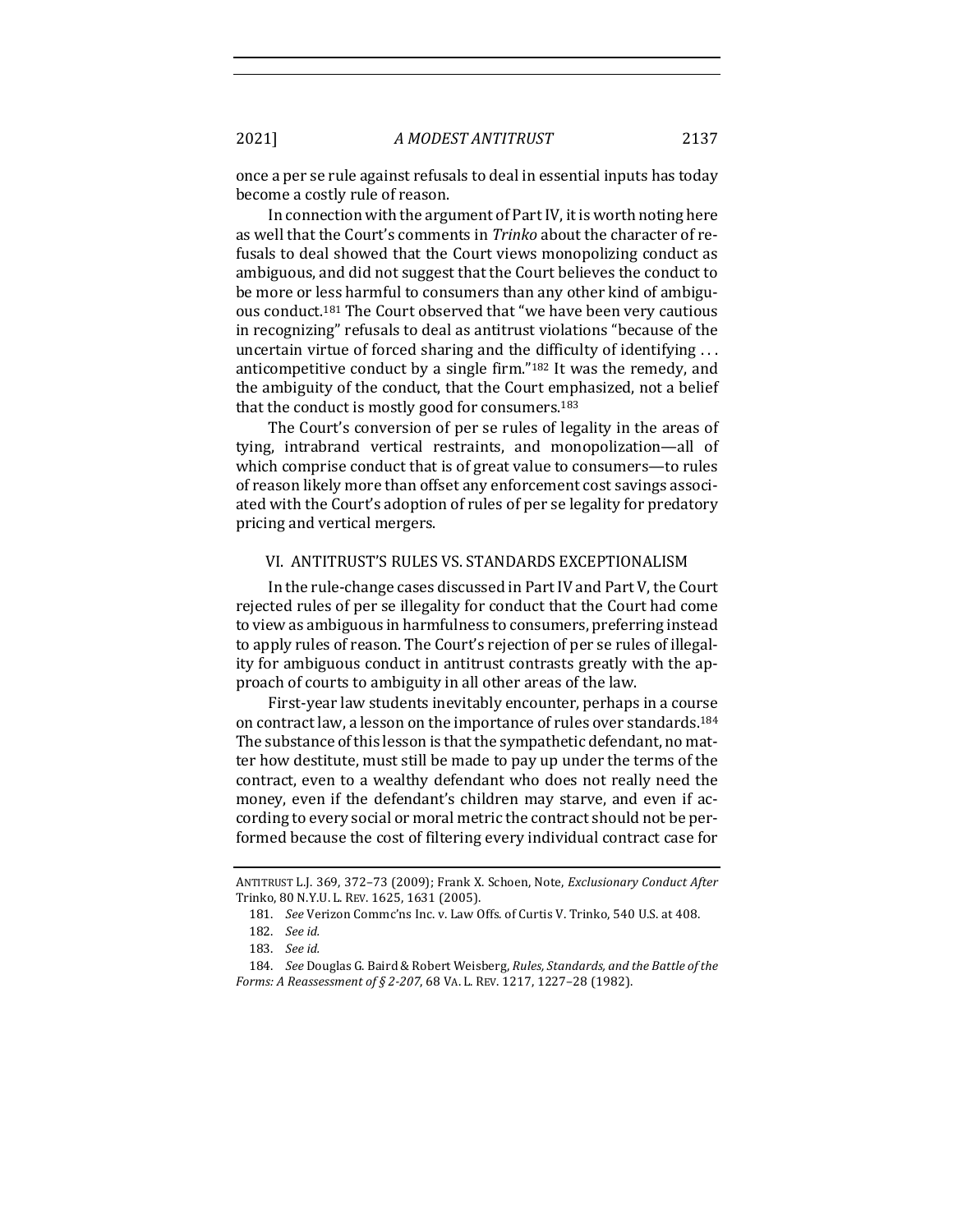once a per se rule against refusals to deal in essential inputs has today become a costly rule of reason.

In connection with the argument of Part IV, it is worth noting here as well that the Court's comments in *Trinko* about the character of refusals to deal showed that the Court views monopolizing conduct as ambiguous, and did not suggest that the Court believes the conduct to be more or less harmful to consumers than any other kind of ambiguous conduct.[181] The Court observed that "we have been very cautious in recognizing" refusals to deal as antitrust violations "because of the uncertain virtue of forced sharing and the difficulty of identifying . . . anticompetitive conduct by a single firm."[182] It was the remedy, and the ambiguity of the conduct, that the Court emphasized, not a belief that the conduct is mostly good for consumers.[183]

The Court's conversion of per se rules of legality in the areas of tying, intrabrand vertical restraints, and monopolization—all of which comprise conduct that is of great value to consumers—to rules of reason likely more than offset any enforcement cost savings associated with the Court's adoption of rules of per se legality for predatory pricing and vertical mergers.

## VI. ANTITRUST'S RULES VS. STANDARDS EXCEPTIONALISM

In the rule-change cases discussed in Part IV and Part V, the Court rejected rules of per se illegality for conduct that the Court had come to view as ambiguous in harmfulness to consumers, preferring instead to apply rules of reason. The Court's rejection of per se rules of illegality for ambiguous conduct in antitrust contrasts greatly with the approach of courts to ambiguity in all other areas of the law.

First-year law students inevitably encounter, perhaps in a course on contract law, a lesson on the importance of rules over standards.[184] The substance of this lesson is that the sympathetic defendant, no matter how destitute, must still be made to pay up under the terms of the contract, even to a wealthy defendant who does not really need the money, even if the defendant's children may starve, and even if according to every social or moral metric the contract should not be performed because the cost of filtering every individual contract case for

---

ANTITRUST L.J. 369, 372–73 (2009); Frank X. Schoen, Note, *Exclusionary Conduct After* Trinko, 80 N.Y.U. L. REV. 1625, 1631 (2005).

181. *See* Verizon Commc'ns Inc. v. Law Offs. of Curtis V. Trinko, 540 U.S. at 408.

182. *See id.*

183. *See id.*

184. *See* Douglas G. Baird & Robert Weisberg, *Rules, Standards, and the Battle of the Forms: A Reassessment of § 2-207*, 68 VA. L. REV. 1217, 1227–28 (1982).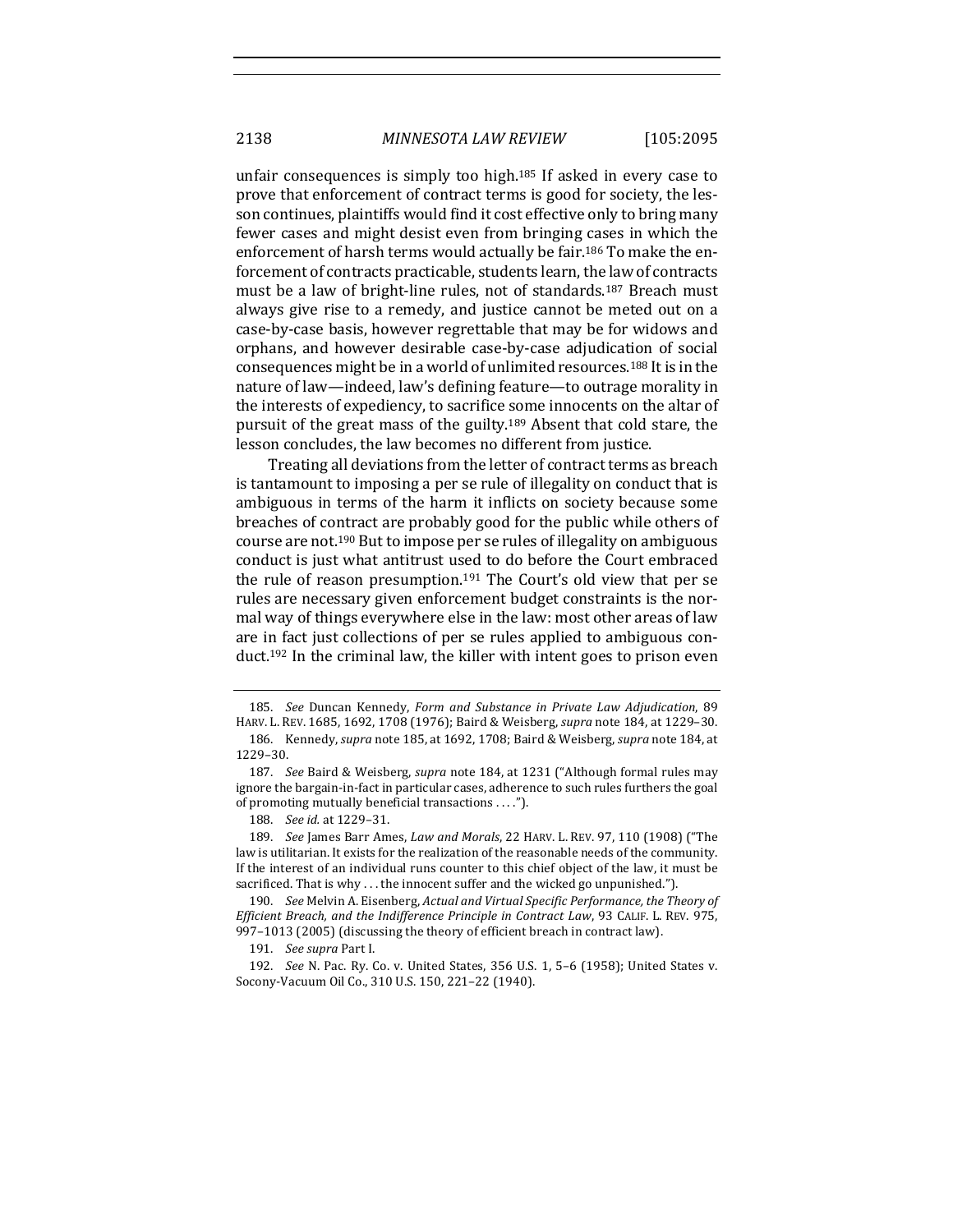unfair consequences is simply too high.[185] If asked in every case to prove that enforcement of contract terms is good for society, the lesson continues, plaintiffs would find it cost effective only to bring many fewer cases and might desist even from bringing cases in which the enforcement of harsh terms would actually be fair.[186] To make the enforcement of contracts practicable, students learn, the law of contracts must be a law of bright-line rules, not of standards.[187] Breach must always give rise to a remedy, and justice cannot be meted out on a case-by-case basis, however regrettable that may be for widows and orphans, and however desirable case-by-case adjudication of social consequences might be in a world of unlimited resources.[188] It is in the nature of law—indeed, law's defining feature—to outrage morality in the interests of expediency, to sacrifice some innocents on the altar of pursuit of the great mass of the guilty.[189] Absent that cold stare, the lesson concludes, the law becomes no different from justice.

Treating all deviations from the letter of contract terms as breach is tantamount to imposing a per se rule of illegality on conduct that is ambiguous in terms of the harm it inflicts on society because some breaches of contract are probably good for the public while others of course are not.[190] But to impose per se rules of illegality on ambiguous conduct is just what antitrust used to do before the Court embraced the rule of reason presumption.[191] The Court's old view that per se rules are necessary given enforcement budget constraints is the normal way of things everywhere else in the law: most other areas of law are in fact just collections of per se rules applied to ambiguous conduct.[192] In the criminal law, the killer with intent goes to prison even

---

185. *See* Duncan Kennedy, *Form and Substance in Private Law Adjudication*, 89 HARV. L. REV. 1685, 1692, 1708 (1976); Baird & Weisberg, *supra* note 184, at 1229–30.

186. Kennedy, *supra* note 185, at 1692, 1708; Baird & Weisberg, *supra* note 184, at 1229–30.

187. *See* Baird & Weisberg, *supra* note 184, at 1231 ("Although formal rules may ignore the bargain-in-fact in particular cases, adherence to such rules furthers the goal of promoting mutually beneficial transactions . . . .").

188. *See id.* at 1229–31.

189. *See* James Barr Ames, *Law and Morals*, 22 HARV. L. REV. 97, 110 (1908) ("The law is utilitarian. It exists for the realization of the reasonable needs of the community. If the interest of an individual runs counter to this chief object of the law, it must be sacrificed. That is why . . . the innocent suffer and the wicked go unpunished.").

190. *See* Melvin A. Eisenberg, *Actual and Virtual Specific Performance, the Theory of Efficient Breach, and the Indifference Principle in Contract Law*, 93 CALIF. L. REV. 975, 997–1013 (2005) (discussing the theory of efficient breach in contract law).

191. *See supra* Part I.

192. *See* N. Pac. Ry. Co. v. United States, 356 U.S. 1, 5–6 (1958); United States v. Socony-Vacuum Oil Co., 310 U.S. 150, 221–22 (1940).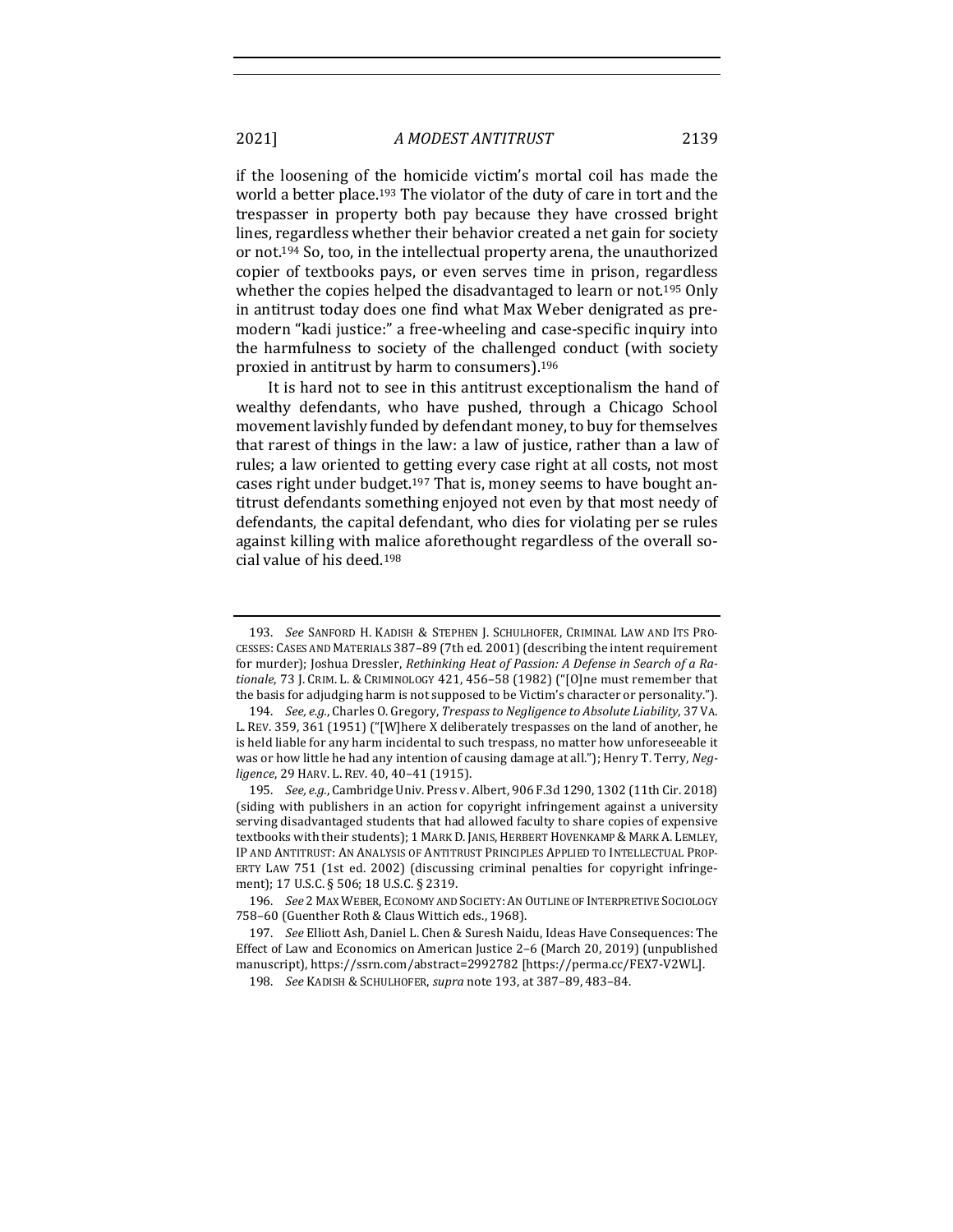if the loosening of the homicide victim's mortal coil has made the world a better place.[193] The violator of the duty of care in tort and the trespasser in property both pay because they have crossed bright lines, regardless whether their behavior created a net gain for society or not.[194] So, too, in the intellectual property arena, the unauthorized copier of textbooks pays, or even serves time in prison, regardless whether the copies helped the disadvantaged to learn or not.[195] Only in antitrust today does one find what Max Weber denigrated as pre-modern "kadi justice:" a free-wheeling and case-specific inquiry into the harmfulness to society of the challenged conduct (with society proxied in antitrust by harm to consumers).[196]

It is hard not to see in this antitrust exceptionalism the hand of wealthy defendants, who have pushed, through a Chicago School movement lavishly funded by defendant money, to buy for themselves that rarest of things in the law: a law of justice, rather than a law of rules; a law oriented to getting every case right at all costs, not most cases right under budget.[197] That is, money seems to have bought antitrust defendants something enjoyed not even by that most needy of defendants, the capital defendant, who dies for violating per se rules against killing with malice aforethought regardless of the overall social value of his deed.[198]

---

193. *See* SANFORD H. KADISH & STEPHEN J. SCHULHOFER, CRIMINAL LAW AND ITS PROCESSES: CASES AND MATERIALS 387–89 (7th ed. 2001) (describing the intent requirement for murder); Joshua Dressler, *Rethinking Heat of Passion: A Defense in Search of a Rationale*, 73 J. CRIM. L. & CRIMINOLOGY 421, 456–58 (1982) ("[O]ne must remember that the basis for adjudging harm is not supposed to be Victim's character or personality.").

194. *See, e.g.*, Charles O. Gregory, *Trespass to Negligence to Absolute Liability*, 37 VA. L. REV. 359, 361 (1951) ("[W]here X deliberately trespasses on the land of another, he is held liable for any harm incidental to such trespass, no matter how unforeseeable it was or how little he had any intention of causing damage at all."); Henry T. Terry, *Negligence*, 29 HARV. L. REV. 40, 40–41 (1915).

195. *See, e.g.*, Cambridge Univ. Press v. Albert, 906 F.3d 1290, 1302 (11th Cir. 2018) (siding with publishers in an action for copyright infringement against a university serving disadvantaged students that had allowed faculty to share copies of expensive textbooks with their students); 1 MARK D. JANIS, HERBERT HOVENKAMP & MARK A. LEMLEY, IP AND ANTITRUST: AN ANALYSIS OF ANTITRUST PRINCIPLES APPLIED TO INTELLECTUAL PROPERTY LAW 751 (1st ed. 2002) (discussing criminal penalties for copyright infringement); 17 U.S.C. § 506; 18 U.S.C. § 2319.

196. *See* 2 MAX WEBER, ECONOMY AND SOCIETY: AN OUTLINE OF INTERPRETIVE SOCIOLOGY 758–60 (Guenther Roth & Claus Wittich eds., 1968).

197. *See* Elliott Ash, Daniel L. Chen & Suresh Naidu, Ideas Have Consequences: The Effect of Law and Economics on American Justice 2–6 (March 20, 2019) (unpublished manuscript), https://ssrn.com/abstract=2992782 [https://perma.cc/FEX7-V2WL].

198. *See* KADISH & SCHULHOFER, *supra* note 193, at 387–89, 483–84.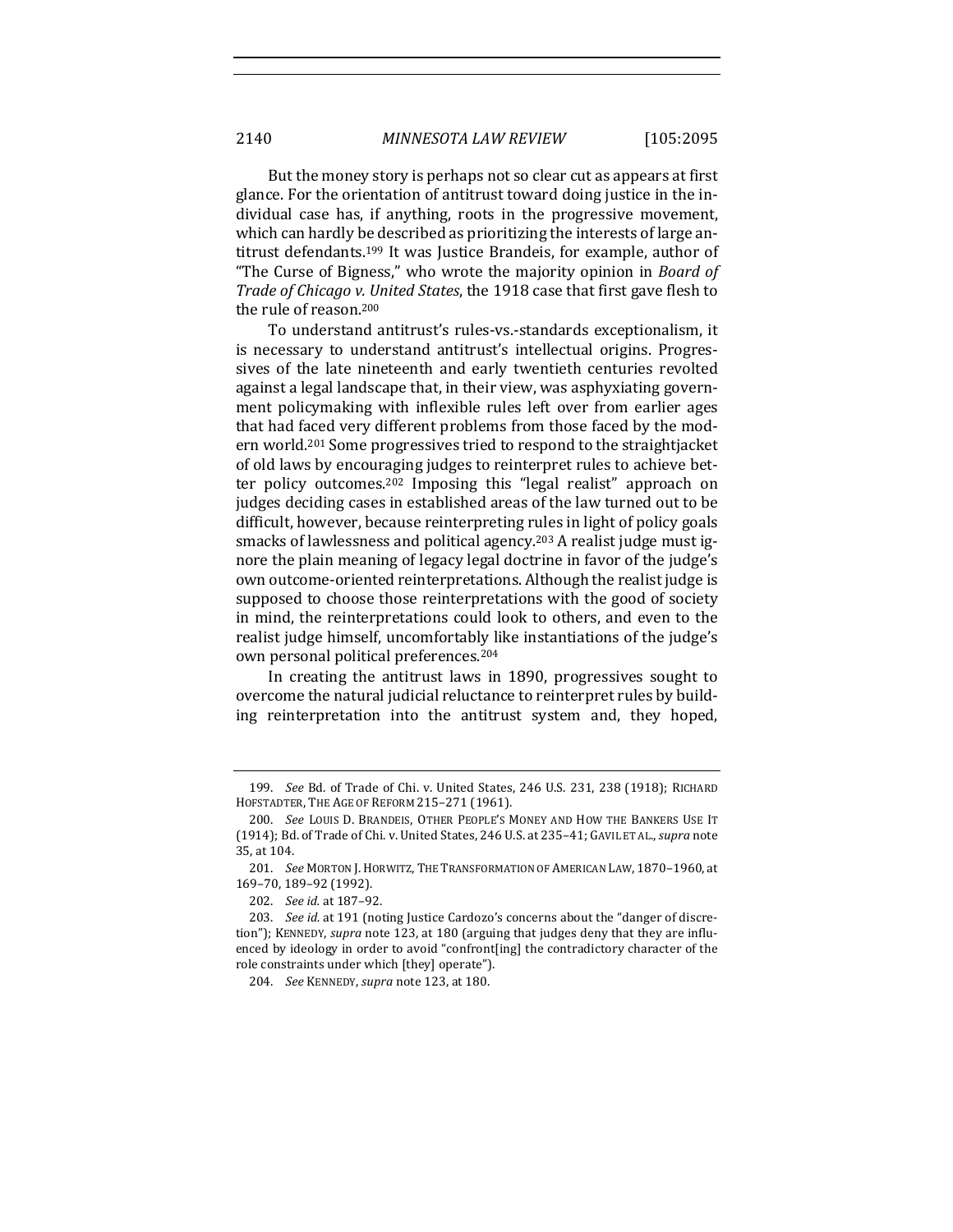But the money story is perhaps not so clear cut as appears at first glance. For the orientation of antitrust toward doing justice in the individual case has, if anything, roots in the progressive movement, which can hardly be described as prioritizing the interests of large antitrust defendants.[199] It was Justice Brandeis, for example, author of "The Curse of Bigness," who wrote the majority opinion in *Board of Trade of Chicago v. United States*, the 1918 case that first gave flesh to the rule of reason.[200]

To understand antitrust's rules-vs.-standards exceptionalism, it is necessary to understand antitrust's intellectual origins. Progressives of the late nineteenth and early twentieth centuries revolted against a legal landscape that, in their view, was asphyxiating government policymaking with inflexible rules left over from earlier ages that had faced very different problems from those faced by the modern world.[201] Some progressives tried to respond to the straightjacket of old laws by encouraging judges to reinterpret rules to achieve better policy outcomes.[202] Imposing this "legal realist" approach on judges deciding cases in established areas of the law turned out to be difficult, however, because reinterpreting rules in light of policy goals smacks of lawlessness and political agency.[203] A realist judge must ignore the plain meaning of legacy legal doctrine in favor of the judge's own outcome-oriented reinterpretations. Although the realist judge is supposed to choose those reinterpretations with the good of society in mind, the reinterpretations could look to others, and even to the realist judge himself, uncomfortably like instantiations of the judge's own personal political preferences.[204]

In creating the antitrust laws in 1890, progressives sought to overcome the natural judicial reluctance to reinterpret rules by building reinterpretation into the antitrust system and, they hoped,

---

199. *See* Bd. of Trade of Chi. v. United States, 246 U.S. 231, 238 (1918); RICHARD HOFSTADTER, THE AGE OF REFORM 215–271 (1961).

200. *See* LOUIS D. BRANDEIS, OTHER PEOPLE'S MONEY AND HOW THE BANKERS USE IT (1914); Bd. of Trade of Chi. v. United States, 246 U.S. at 235–41; GAVIL ET AL., *supra* note 35, at 104.

201. *See* MORTON J. HORWITZ, THE TRANSFORMATION OF AMERICAN LAW, 1870–1960, at 169–70, 189–92 (1992).

202. *See id.* at 187–92.

203. *See id.* at 191 (noting Justice Cardozo's concerns about the "danger of discretion"); KENNEDY, *supra* note 123, at 180 (arguing that judges deny that they are influenced by ideology in order to avoid "confront[ing] the contradictory character of the role constraints under which [they] operate").

204. *See* KENNEDY, *supra* note 123, at 180.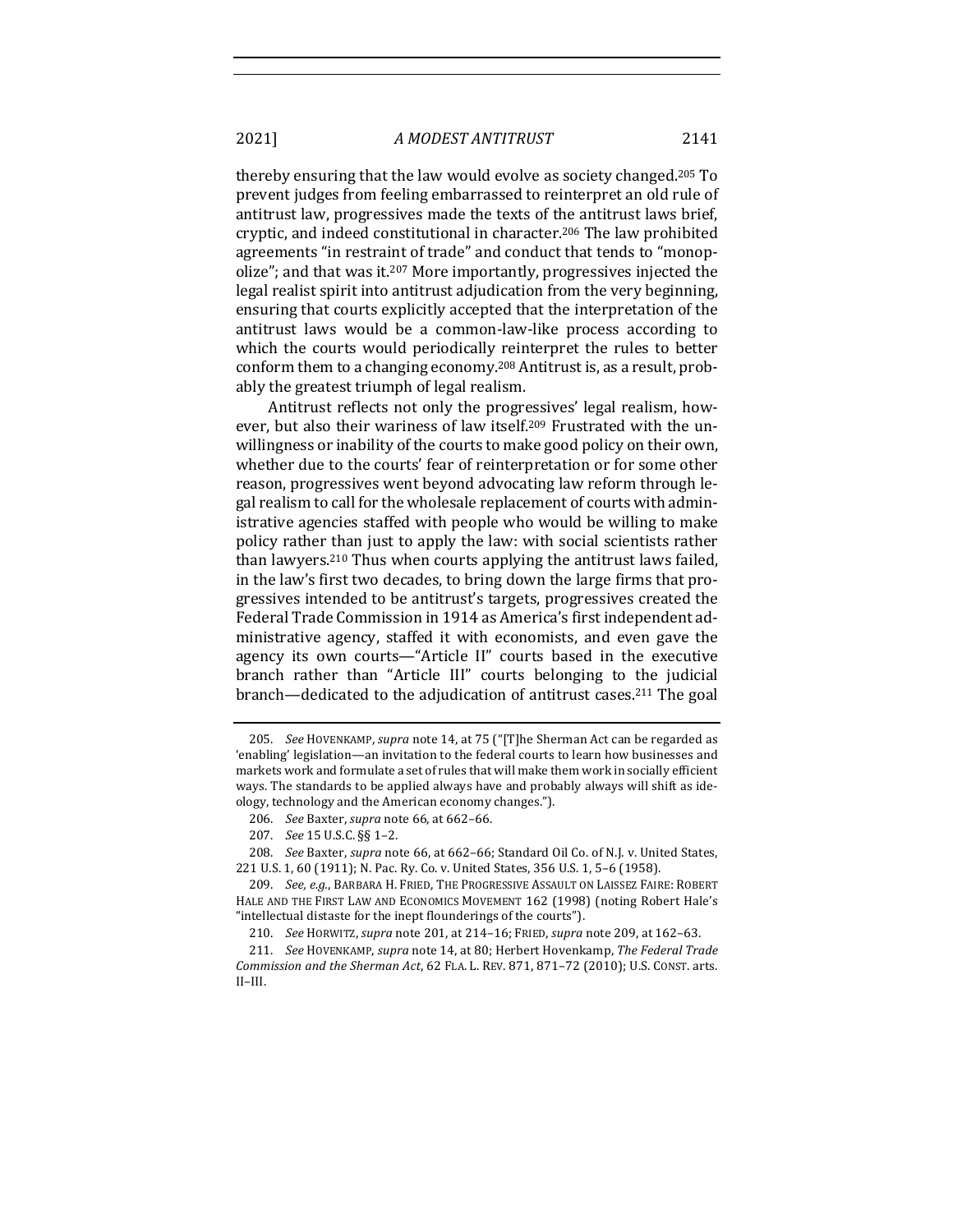thereby ensuring that the law would evolve as society changed.[205] To prevent judges from feeling embarrassed to reinterpret an old rule of antitrust law, progressives made the texts of the antitrust laws brief, cryptic, and indeed constitutional in character.[206] The law prohibited agreements "in restraint of trade" and conduct that tends to "monopolize"; and that was it.[207] More importantly, progressives injected the legal realist spirit into antitrust adjudication from the very beginning, ensuring that courts explicitly accepted that the interpretation of the antitrust laws would be a common-law-like process according to which the courts would periodically reinterpret the rules to better conform them to a changing economy.[208] Antitrust is, as a result, probably the greatest triumph of legal realism.

Antitrust reflects not only the progressives' legal realism, however, but also their wariness of law itself.[209] Frustrated with the unwillingness or inability of the courts to make good policy on their own, whether due to the courts' fear of reinterpretation or for some other reason, progressives went beyond advocating law reform through legal realism to call for the wholesale replacement of courts with administrative agencies staffed with people who would be willing to make policy rather than just to apply the law: with social scientists rather than lawyers.[210] Thus when courts applying the antitrust laws failed, in the law's first two decades, to bring down the large firms that progressives intended to be antitrust's targets, progressives created the Federal Trade Commission in 1914 as America's first independent administrative agency, staffed it with economists, and even gave the agency its own courts—"Article II" courts based in the executive branch rather than "Article III" courts belonging to the judicial branch—dedicated to the adjudication of antitrust cases.[211] The goal

---

205. *See* HOVENKAMP, *supra* note 14, at 75 ("[T]he Sherman Act can be regarded as 'enabling' legislation—an invitation to the federal courts to learn how businesses and markets work and formulate a set of rules that will make them work in socially efficient ways. The standards to be applied always have and probably always will shift as ideology, technology and the American economy changes.").

206. *See* Baxter, *supra* note 66, at 662–66.

207. *See* 15 U.S.C. §§ 1–2.

208. *See* Baxter, *supra* note 66, at 662–66; Standard Oil Co. of N.J. v. United States, 221 U.S. 1, 60 (1911); N. Pac. Ry. Co. v. United States, 356 U.S. 1, 5–6 (1958).

209. *See, e.g.*, BARBARA H. FRIED, THE PROGRESSIVE ASSAULT ON LAISSEZ FAIRE: ROBERT HALE AND THE FIRST LAW AND ECONOMICS MOVEMENT 162 (1998) (noting Robert Hale's "intellectual distaste for the inept flounderings of the courts").

210. *See* HORWITZ, *supra* note 201, at 214–16; FRIED, *supra* note 209, at 162–63.

211. *See* HOVENKAMP, *supra* note 14, at 80; Herbert Hovenkamp, *The Federal Trade Commission and the Sherman Act*, 62 FLA. L. REV. 871, 871–72 (2010); U.S. CONST. arts. II–III.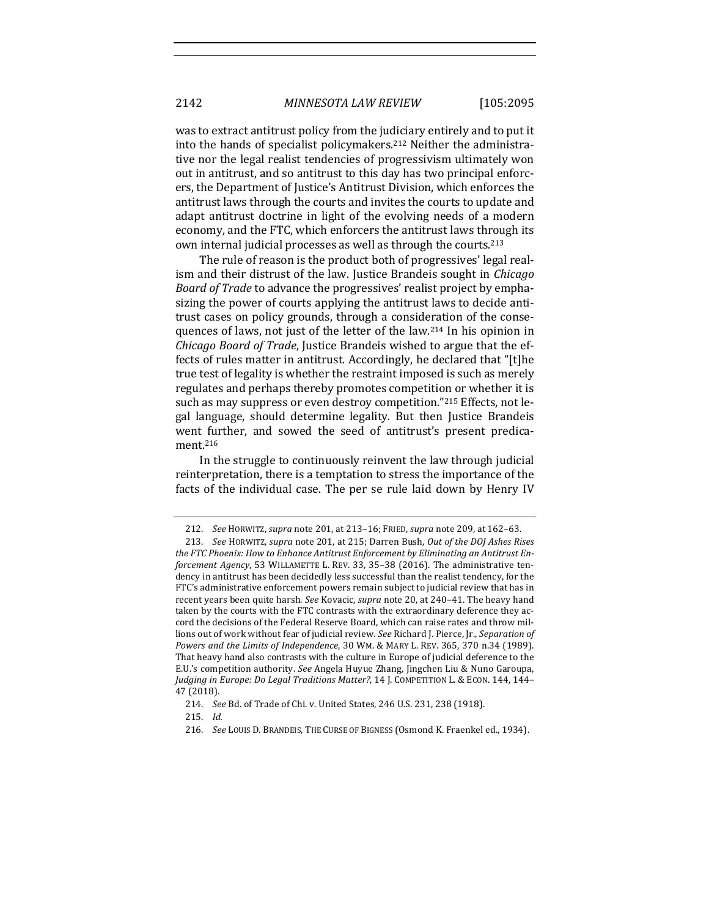was to extract antitrust policy from the judiciary entirely and to put it into the hands of specialist policymakers.[212] Neither the administrative nor the legal realist tendencies of progressivism ultimately won out in antitrust, and so antitrust to this day has two principal enforcers, the Department of Justice's Antitrust Division, which enforces the antitrust laws through the courts and invites the courts to update and adapt antitrust doctrine in light of the evolving needs of a modern economy, and the FTC, which enforcers the antitrust laws through its own internal judicial processes as well as through the courts.[213]

The rule of reason is the product both of progressives' legal realism and their distrust of the law. Justice Brandeis sought in *Chicago Board of Trade* to advance the progressives' realist project by emphasizing the power of courts applying the antitrust laws to decide antitrust cases on policy grounds, through a consideration of the consequences of laws, not just of the letter of the law.[214] In his opinion in *Chicago Board of Trade*, Justice Brandeis wished to argue that the effects of rules matter in antitrust. Accordingly, he declared that "[t]he true test of legality is whether the restraint imposed is such as merely regulates and perhaps thereby promotes competition or whether it is such as may suppress or even destroy competition."[215] Effects, not legal language, should determine legality. But then Justice Brandeis went further, and sowed the seed of antitrust's present predicament.[216]

In the struggle to continuously reinvent the law through judicial reinterpretation, there is a temptation to stress the importance of the facts of the individual case. The per se rule laid down by Henry IV

---

212. *See* HORWITZ, *supra* note 201, at 213–16; FRIED, *supra* note 209, at 162–63.

213. *See* HORWITZ, *supra* note 201, at 215; Darren Bush, *Out of the DOJ Ashes Rises the FTC Phoenix: How to Enhance Antitrust Enforcement by Eliminating an Antitrust Enforcement Agency*, 53 WILLAMETTE L. REV. 33, 35–38 (2016). The administrative tendency in antitrust has been decidedly less successful than the realist tendency, for the FTC's administrative enforcement powers remain subject to judicial review that has in recent years been quite harsh. *See* Kovacic, *supra* note 20, at 240–41. The heavy hand taken by the courts with the FTC contrasts with the extraordinary deference they accord the decisions of the Federal Reserve Board, which can raise rates and throw millions out of work without fear of judicial review. *See* Richard J. Pierce, Jr., *Separation of Powers and the Limits of Independence*, 30 WM. & MARY L. REV. 365, 370 n.34 (1989). That heavy hand also contrasts with the culture in Europe of judicial deference to the E.U.'s competition authority. *See* Angela Huyue Zhang, Jingchen Liu & Nuno Garoupa, *Judging in Europe: Do Legal Traditions Matter?*, 14 J. COMPETITION L. & ECON. 144, 144–47 (2018).

214. *See* Bd. of Trade of Chi. v. United States, 246 U.S. 231, 238 (1918).

215. *Id.*

216. *See* LOUIS D. BRANDEIS, THE CURSE OF BIGNESS (Osmond K. Fraenkel ed., 1934).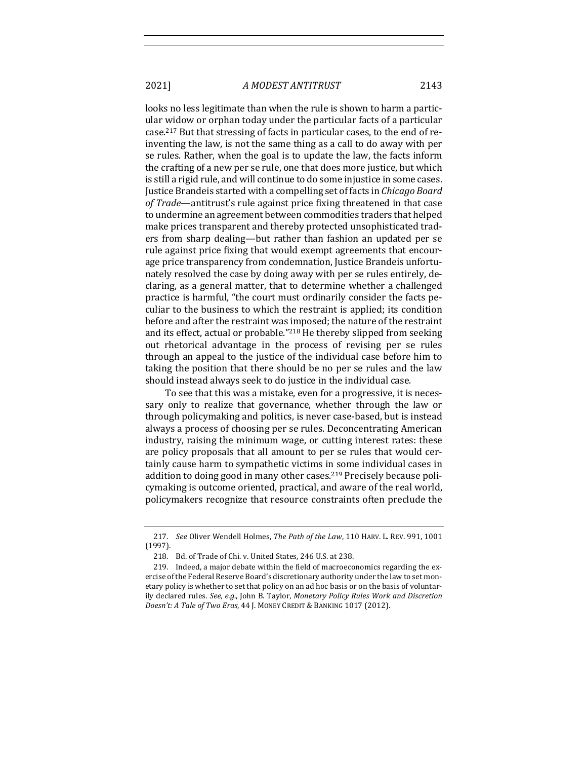looks no less legitimate than when the rule is shown to harm a particular widow or orphan today under the particular facts of a particular case.[217] But that stressing of facts in particular cases, to the end of reinventing the law, is not the same thing as a call to do away with per se rules. Rather, when the goal is to update the law, the facts inform the crafting of a new per se rule, one that does more justice, but which is still a rigid rule, and will continue to do some injustice in some cases. Justice Brandeis started with a compelling set of facts in *Chicago Board of Trade*—antitrust's rule against price fixing threatened in that case to undermine an agreement between commodities traders that helped make prices transparent and thereby protected unsophisticated traders from sharp dealing—but rather than fashion an updated per se rule against price fixing that would exempt agreements that encourage price transparency from condemnation, Justice Brandeis unfortunately resolved the case by doing away with per se rules entirely, declaring, as a general matter, that to determine whether a challenged practice is harmful, "the court must ordinarily consider the facts peculiar to the business to which the restraint is applied; its condition before and after the restraint was imposed; the nature of the restraint and its effect, actual or probable."[218] He thereby slipped from seeking out rhetorical advantage in the process of revising per se rules through an appeal to the justice of the individual case before him to taking the position that there should be no per se rules and the law should instead always seek to do justice in the individual case.

To see that this was a mistake, even for a progressive, it is necessary only to realize that governance, whether through the law or through policymaking and politics, is never case-based, but is instead always a process of choosing per se rules. Deconcentrating American industry, raising the minimum wage, or cutting interest rates: these are policy proposals that all amount to per se rules that would certainly cause harm to sympathetic victims in some individual cases in addition to doing good in many other cases.[219] Precisely because policymaking is outcome oriented, practical, and aware of the real world, policymakers recognize that resource constraints often preclude the

---

217. *See* Oliver Wendell Holmes, *The Path of the Law*, 110 HARV. L. REV. 991, 1001 (1997).

218. Bd. of Trade of Chi. v. United States, 246 U.S. at 238.

219. Indeed, a major debate within the field of macroeconomics regarding the exercise of the Federal Reserve Board's discretionary authority under the law to set monetary policy is whether to set that policy on an ad hoc basis or on the basis of voluntarily declared rules. *See, e.g.*, John B. Taylor, *Monetary Policy Rules Work and Discretion Doesn't: A Tale of Two Eras*, 44 J. MONEY CREDIT & BANKING 1017 (2012).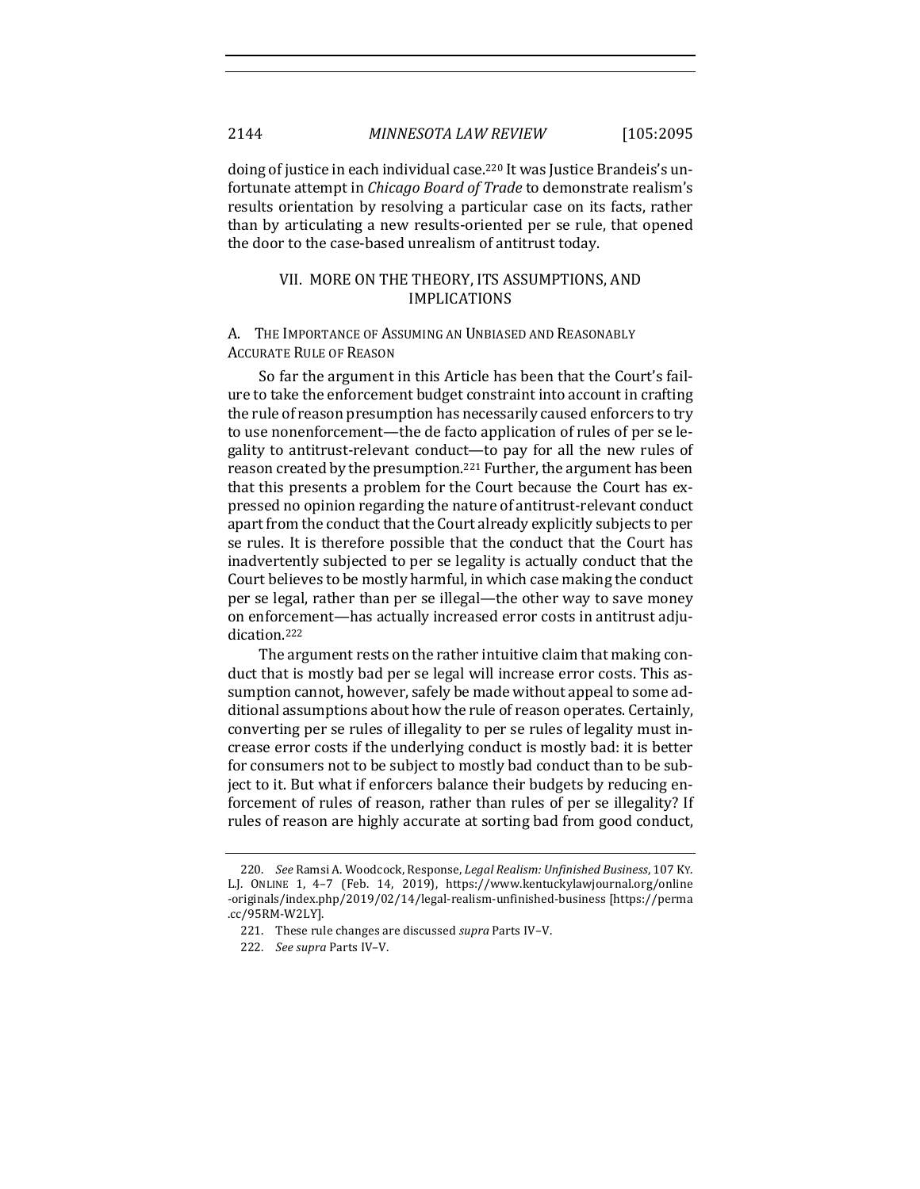doing of justice in each individual case.[220] It was Justice Brandeis's unfortunate attempt in *Chicago Board of Trade* to demonstrate realism's results orientation by resolving a particular case on its facts, rather than by articulating a new results-oriented per se rule, that opened the door to the case-based unrealism of antitrust today.

## VII. MORE ON THE THEORY, ITS ASSUMPTIONS, AND IMPLICATIONS

### A. THE IMPORTANCE OF ASSUMING AN UNBIASED AND REASONABLY ACCURATE RULE OF REASON

So far the argument in this Article has been that the Court's failure to take the enforcement budget constraint into account in crafting the rule of reason presumption has necessarily caused enforcers to try to use nonenforcement—the de facto application of rules of per se legality to antitrust-relevant conduct—to pay for all the new rules of reason created by the presumption.[221] Further, the argument has been that this presents a problem for the Court because the Court has expressed no opinion regarding the nature of antitrust-relevant conduct apart from the conduct that the Court already explicitly subjects to per se rules. It is therefore possible that the conduct that the Court has inadvertently subjected to per se legality is actually conduct that the Court believes to be mostly harmful, in which case making the conduct per se legal, rather than per se illegal—the other way to save money on enforcement—has actually increased error costs in antitrust adjudication.[222]

The argument rests on the rather intuitive claim that making conduct that is mostly bad per se legal will increase error costs. This assumption cannot, however, safely be made without appeal to some additional assumptions about how the rule of reason operates. Certainly, converting per se rules of illegality to per se rules of legality must increase error costs if the underlying conduct is mostly bad: it is better for consumers not to be subject to mostly bad conduct than to be subject to it. But what if enforcers balance their budgets by reducing enforcement of rules of reason, rather than rules of per se illegality? If rules of reason are highly accurate at sorting bad from good conduct,

---

220. *See* Ramsi A. Woodcock, Response, *Legal Realism: Unfinished Business*, 107 KY. L.J. ONLINE 1, 4–7 (Feb. 14, 2019), https://www.kentuckylawjournal.org/online-originals/index.php/2019/02/14/legal-realism-unfinished-business [https://perma.cc/95RM-W2LY].

221. These rule changes are discussed *supra* Parts IV–V.

222. *See supra* Parts IV–V.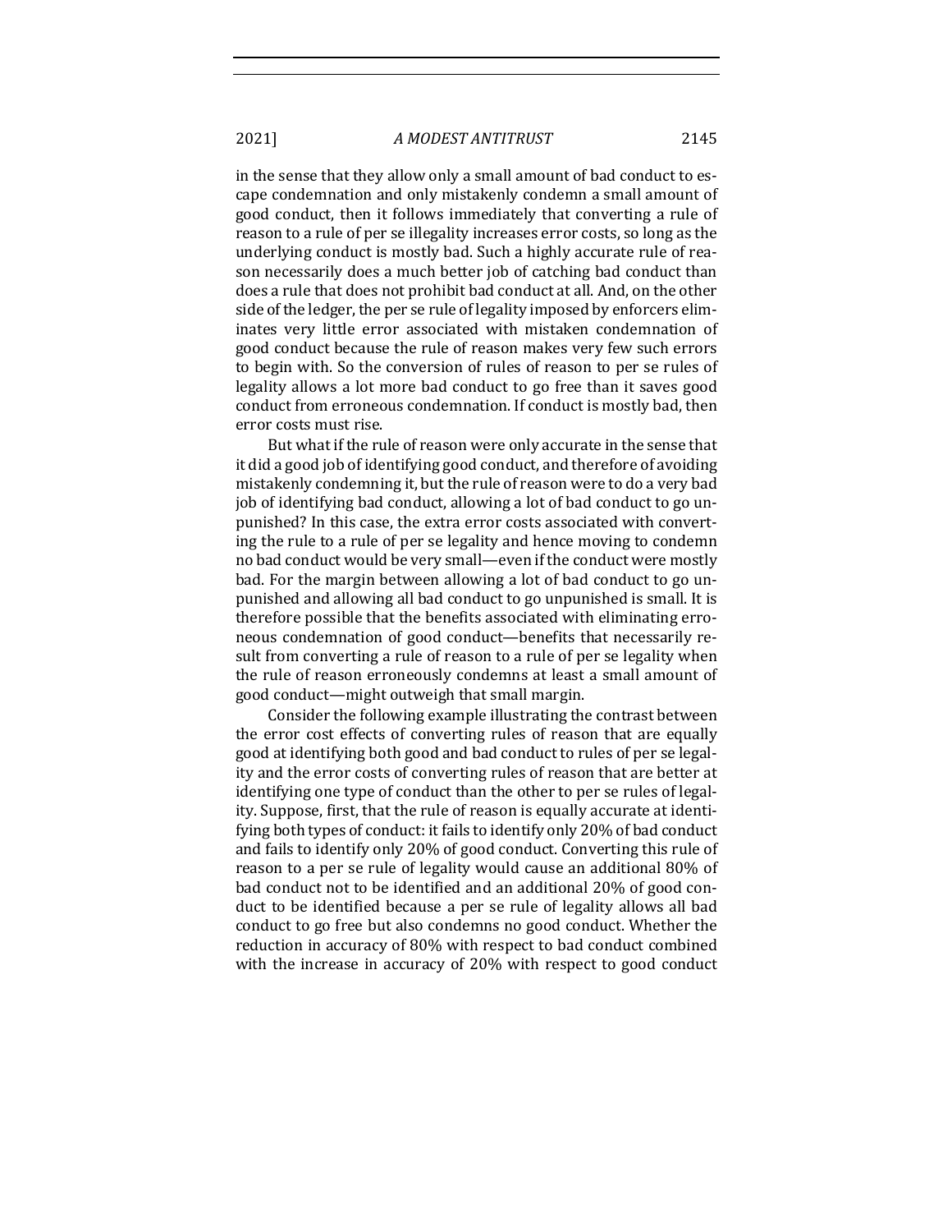in the sense that they allow only a small amount of bad conduct to escape condemnation and only mistakenly condemn a small amount of good conduct, then it follows immediately that converting a rule of reason to a rule of per se illegality increases error costs, so long as the underlying conduct is mostly bad. Such a highly accurate rule of reason necessarily does a much better job of catching bad conduct than does a rule that does not prohibit bad conduct at all. And, on the other side of the ledger, the per se rule of legality imposed by enforcers eliminates very little error associated with mistaken condemnation of good conduct because the rule of reason makes very few such errors to begin with. So the conversion of rules of reason to per se rules of legality allows a lot more bad conduct to go free than it saves good conduct from erroneous condemnation. If conduct is mostly bad, then error costs must rise.

But what if the rule of reason were only accurate in the sense that it did a good job of identifying good conduct, and therefore of avoiding mistakenly condemning it, but the rule of reason were to do a very bad job of identifying bad conduct, allowing a lot of bad conduct to go unpunished? In this case, the extra error costs associated with converting the rule to a rule of per se legality and hence moving to condemn no bad conduct would be very small—even if the conduct were mostly bad. For the margin between allowing a lot of bad conduct to go unpunished and allowing all bad conduct to go unpunished is small. It is therefore possible that the benefits associated with eliminating erroneous condemnation of good conduct—benefits that necessarily result from converting a rule of reason to a rule of per se legality when the rule of reason erroneously condemns at least a small amount of good conduct—might outweigh that small margin.

Consider the following example illustrating the contrast between the error cost effects of converting rules of reason that are equally good at identifying both good and bad conduct to rules of per se legality and the error costs of converting rules of reason that are better at identifying one type of conduct than the other to per se rules of legality. Suppose, first, that the rule of reason is equally accurate at identifying both types of conduct: it fails to identify only 20% of bad conduct and fails to identify only 20% of good conduct. Converting this rule of reason to a per se rule of legality would cause an additional 80% of bad conduct not to be identified and an additional 20% of good conduct to be identified because a per se rule of legality allows all bad conduct to go free but also condemns no good conduct. Whether the reduction in accuracy of 80% with respect to bad conduct combined with the increase in accuracy of 20% with respect to good conduct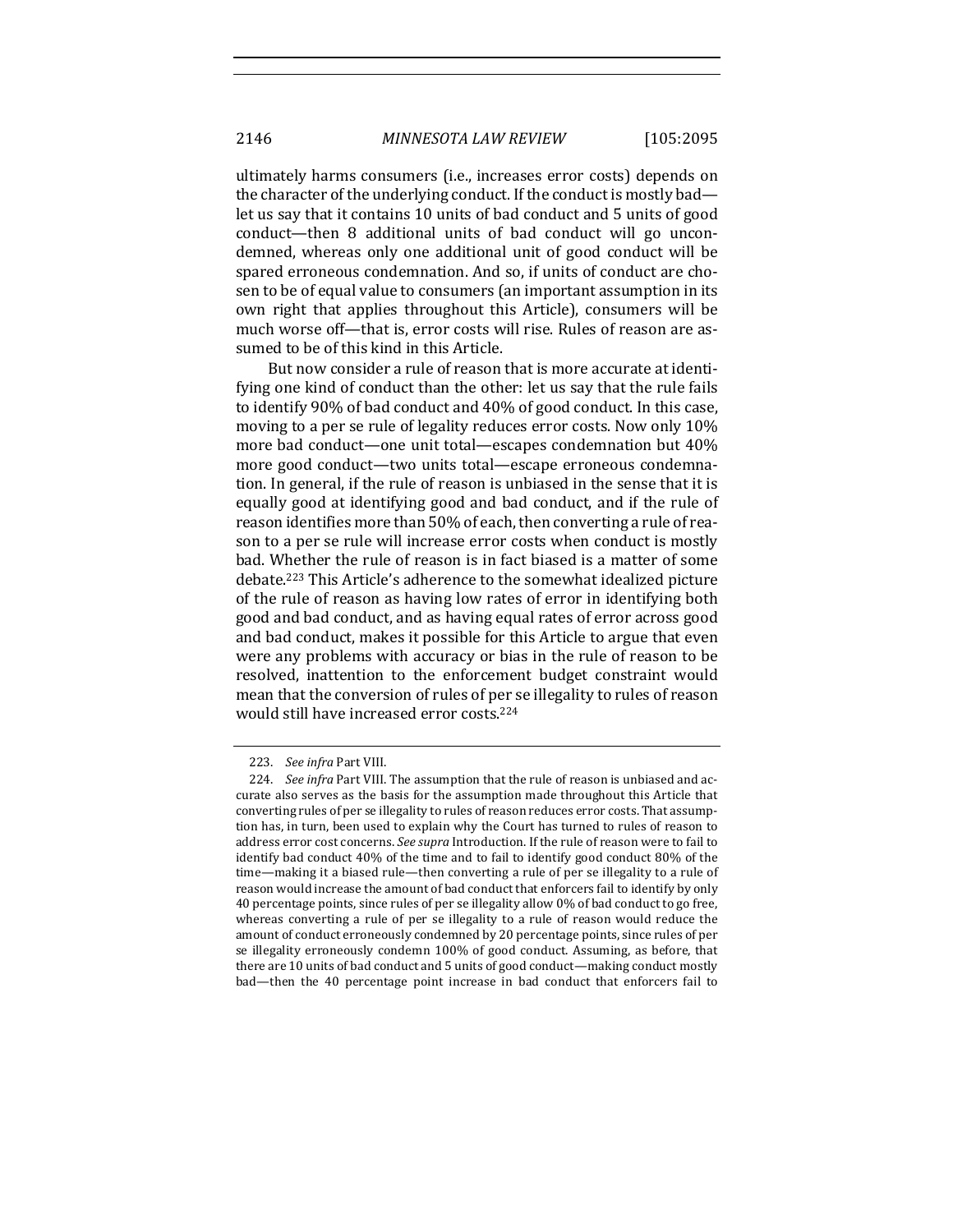ultimately harms consumers (i.e., increases error costs) depends on the character of the underlying conduct. If the conduct is mostly bad—let us say that it contains 10 units of bad conduct and 5 units of good conduct—then 8 additional units of bad conduct will go uncondemned, whereas only one additional unit of good conduct will be spared erroneous condemnation. And so, if units of conduct are chosen to be of equal value to consumers (an important assumption in its own right that applies throughout this Article), consumers will be much worse off—that is, error costs will rise. Rules of reason are assumed to be of this kind in this Article.

But now consider a rule of reason that is more accurate at identifying one kind of conduct than the other: let us say that the rule fails to identify 90% of bad conduct and 40% of good conduct. In this case, moving to a per se rule of legality reduces error costs. Now only 10% more bad conduct—one unit total—escapes condemnation but 40% more good conduct—two units total—escape erroneous condemnation. In general, if the rule of reason is unbiased in the sense that it is equally good at identifying good and bad conduct, and if the rule of reason identifies more than 50% of each, then converting a rule of reason to a per se rule will increase error costs when conduct is mostly bad. Whether the rule of reason is in fact biased is a matter of some debate.[223] This Article's adherence to the somewhat idealized picture of the rule of reason as having low rates of error in identifying both good and bad conduct, and as having equal rates of error across good and bad conduct, makes it possible for this Article to argue that even were any problems with accuracy or bias in the rule of reason to be resolved, inattention to the enforcement budget constraint would mean that the conversion of rules of per se illegality to rules of reason would still have increased error costs.[224]

---

223. *See infra* Part VIII.

224. *See infra* Part VIII. The assumption that the rule of reason is unbiased and accurate also serves as the basis for the assumption made throughout this Article that converting rules of per se illegality to rules of reason reduces error costs. That assumption has, in turn, been used to explain why the Court has turned to rules of reason to address error cost concerns. *See supra* Introduction. If the rule of reason were to fail to identify bad conduct 40% of the time and to fail to identify good conduct 80% of the time—making it a biased rule—then converting a rule of per se illegality to a rule of reason would increase the amount of bad conduct that enforcers fail to identify by only 40 percentage points, since rules of per se illegality allow 0% of bad conduct to go free, whereas converting a rule of per se illegality to a rule of reason would reduce the amount of conduct erroneously condemned by 20 percentage points, since rules of per se illegality erroneously condemn 100% of good conduct. Assuming, as before, that there are 10 units of bad conduct and 5 units of good conduct—making conduct mostly bad—then the 40 percentage point increase in bad conduct that enforcers fail to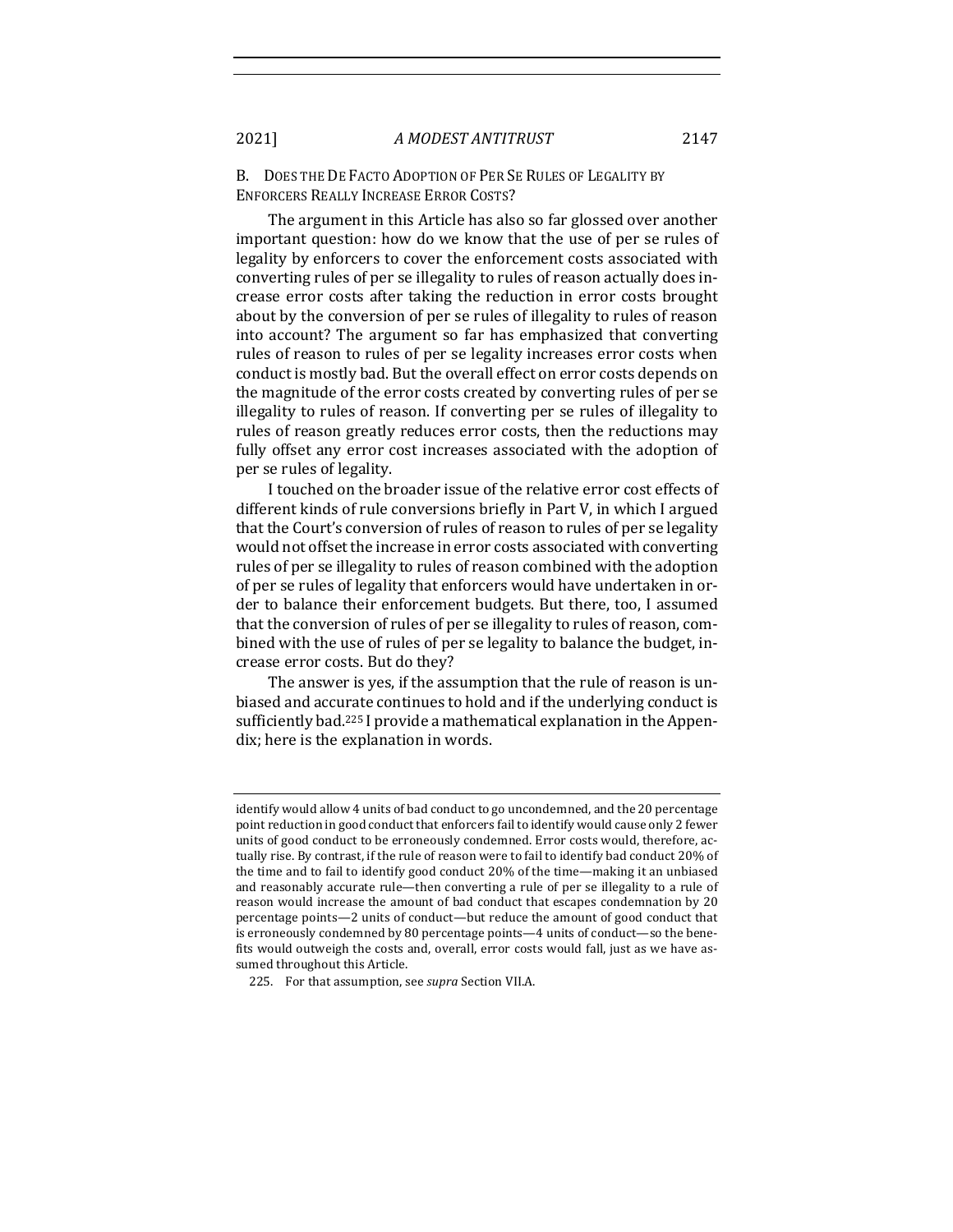### B. Does the De Facto Adoption of Per Se Rules of Legality by Enforcers Really Increase Error Costs?

The argument in this Article has also so far glossed over another important question: how do we know that the use of per se rules of legality by enforcers to cover the enforcement costs associated with converting rules of per se illegality to rules of reason actually does increase error costs after taking the reduction in error costs brought about by the conversion of per se rules of illegality to rules of reason into account? The argument so far has emphasized that converting rules of reason to rules of per se legality increases error costs when conduct is mostly bad. But the overall effect on error costs depends on the magnitude of the error costs created by converting rules of per se illegality to rules of reason. If converting per se rules of illegality to rules of reason greatly reduces error costs, then the reductions may fully offset any error cost increases associated with the adoption of per se rules of legality.

I touched on the broader issue of the relative error cost effects of different kinds of rule conversions briefly in Part V, in which I argued that the Court's conversion of rules of reason to rules of per se legality would not offset the increase in error costs associated with converting rules of per se illegality to rules of reason combined with the adoption of per se rules of legality that enforcers would have undertaken in order to balance their enforcement budgets. But there, too, I assumed that the conversion of rules of per se illegality to rules of reason, combined with the use of rules of per se legality to balance the budget, increase error costs. But do they?

The answer is yes, if the assumption that the rule of reason is unbiased and accurate continues to hold and if the underlying conduct is sufficiently bad.[225] I provide a mathematical explanation in the Appendix; here is the explanation in words.

---

identify would allow 4 units of bad conduct to go uncondemned, and the 20 percentage point reduction in good conduct that enforcers fail to identify would cause only 2 fewer units of good conduct to be erroneously condemned. Error costs would, therefore, actually rise. By contrast, if the rule of reason were to fail to identify bad conduct 20% of the time and to fail to identify good conduct 20% of the time—making it an unbiased and reasonably accurate rule—then converting a rule of per se illegality to a rule of reason would increase the amount of bad conduct that escapes condemnation by 20 percentage points—2 units of conduct—but reduce the amount of good conduct that is erroneously condemned by 80 percentage points—4 units of conduct—so the benefits would outweigh the costs and, overall, error costs would fall, just as we have assumed throughout this Article.

225. For that assumption, see *supra* Section VII.A.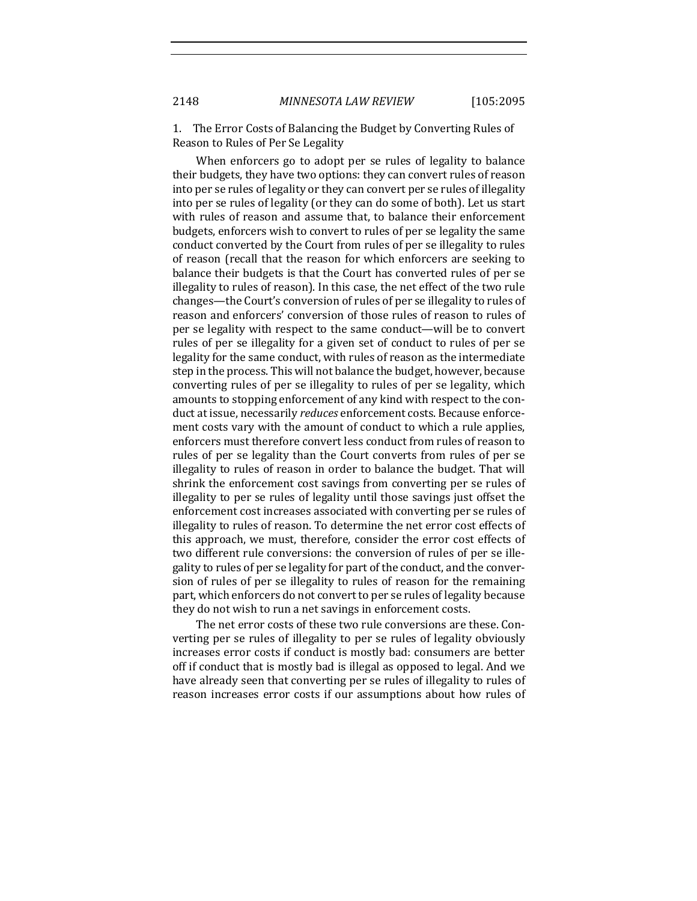### 1. The Error Costs of Balancing the Budget by Converting Rules of Reason to Rules of Per Se Legality

When enforcers go to adopt per se rules of legality to balance their budgets, they have two options: they can convert rules of reason into per se rules of legality or they can convert per se rules of illegality into per se rules of legality (or they can do some of both). Let us start with rules of reason and assume that, to balance their enforcement budgets, enforcers wish to convert to rules of per se legality the same conduct converted by the Court from rules of per se illegality to rules of reason (recall that the reason for which enforcers are seeking to balance their budgets is that the Court has converted rules of per se illegality to rules of reason). In this case, the net effect of the two rule changes—the Court's conversion of rules of per se illegality to rules of reason and enforcers' conversion of those rules of reason to rules of per se legality with respect to the same conduct—will be to convert rules of per se illegality for a given set of conduct to rules of per se legality for the same conduct, with rules of reason as the intermediate step in the process. This will not balance the budget, however, because converting rules of per se illegality to rules of per se legality, which amounts to stopping enforcement of any kind with respect to the conduct at issue, necessarily *reduces* enforcement costs. Because enforcement costs vary with the amount of conduct to which a rule applies, enforcers must therefore convert less conduct from rules of reason to rules of per se legality than the Court converts from rules of per se illegality to rules of reason in order to balance the budget. That will shrink the enforcement cost savings from converting per se rules of illegality to per se rules of legality until those savings just offset the enforcement cost increases associated with converting per se rules of illegality to rules of reason. To determine the net error cost effects of this approach, we must, therefore, consider the error cost effects of two different rule conversions: the conversion of rules of per se illegality to rules of per se legality for part of the conduct, and the conversion of rules of per se illegality to rules of reason for the remaining part, which enforcers do not convert to per se rules of legality because they do not wish to run a net savings in enforcement costs.

The net error costs of these two rule conversions are these. Converting per se rules of illegality to per se rules of legality obviously increases error costs if conduct is mostly bad: consumers are better off if conduct that is mostly bad is illegal as opposed to legal. And we have already seen that converting per se rules of illegality to rules of reason increases error costs if our assumptions about how rules of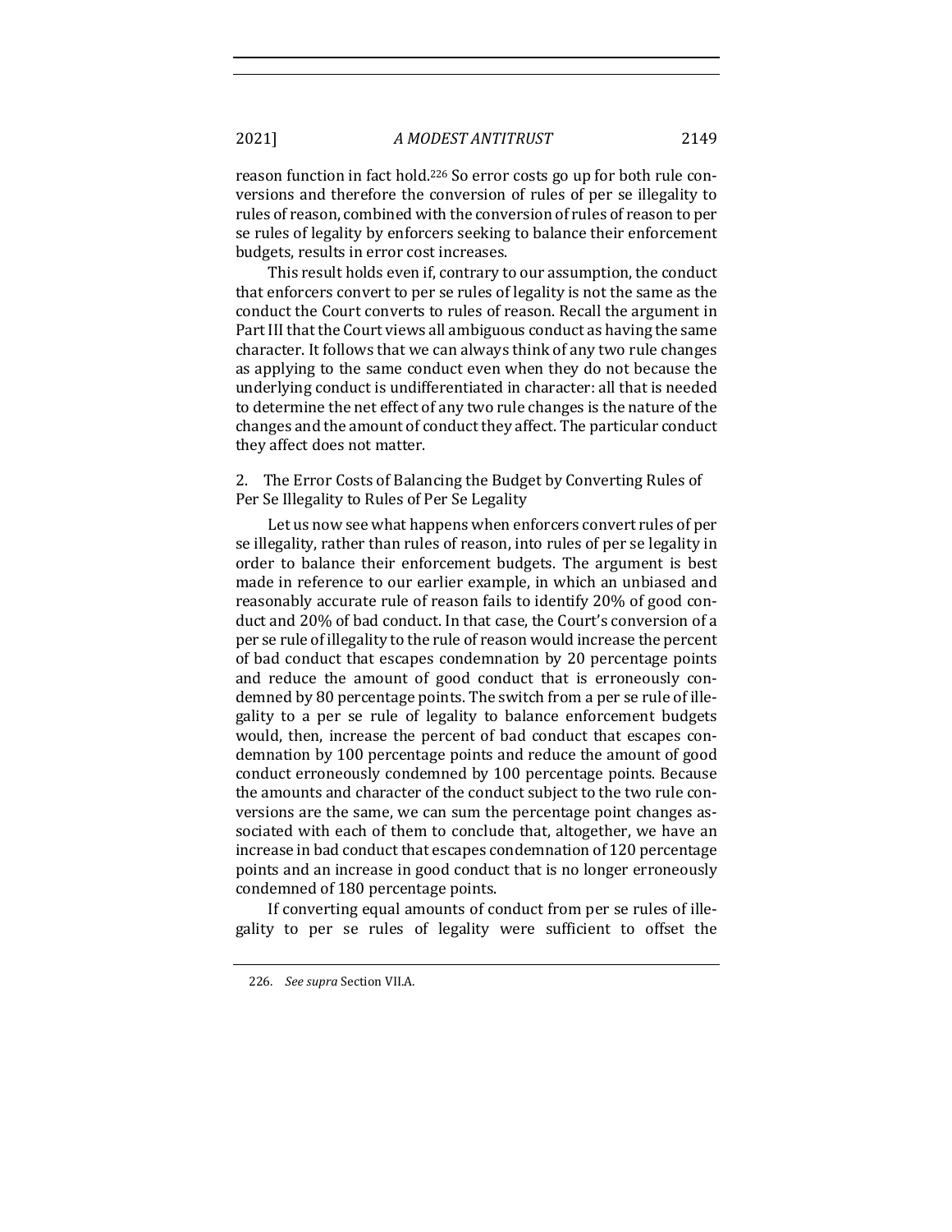reason function in fact hold.[226] So error costs go up for both rule conversions and therefore the conversion of rules of per se illegality to rules of reason, combined with the conversion of rules of reason to per se rules of legality by enforcers seeking to balance their enforcement budgets, results in error cost increases.

This result holds even if, contrary to our assumption, the conduct that enforcers convert to per se rules of legality is not the same as the conduct the Court converts to rules of reason. Recall the argument in Part III that the Court views all ambiguous conduct as having the same character. It follows that we can always think of any two rule changes as applying to the same conduct even when they do not because the underlying conduct is undifferentiated in character: all that is needed to determine the net effect of any two rule changes is the nature of the changes and the amount of conduct they affect. The particular conduct they affect does not matter.

### 2. The Error Costs of Balancing the Budget by Converting Rules of Per Se Illegality to Rules of Per Se Legality

Let us now see what happens when enforcers convert rules of per se illegality, rather than rules of reason, into rules of per se legality in order to balance their enforcement budgets. The argument is best made in reference to our earlier example, in which an unbiased and reasonably accurate rule of reason fails to identify 20% of good conduct and 20% of bad conduct. In that case, the Court's conversion of a per se rule of illegality to the rule of reason would increase the percent of bad conduct that escapes condemnation by 20 percentage points and reduce the amount of good conduct that is erroneously condemned by 80 percentage points. The switch from a per se rule of illegality to a per se rule of legality to balance enforcement budgets would, then, increase the percent of bad conduct that escapes condemnation by 100 percentage points and reduce the amount of good conduct erroneously condemned by 100 percentage points. Because the amounts and character of the conduct subject to the two rule conversions are the same, we can sum the percentage point changes associated with each of them to conclude that, altogether, we have an increase in bad conduct that escapes condemnation of 120 percentage points and an increase in good conduct that is no longer erroneously condemned of 180 percentage points.

If converting equal amounts of conduct from per se rules of illegality to per se rules of legality were sufficient to offset the

---

226. *See supra* Section VII.A.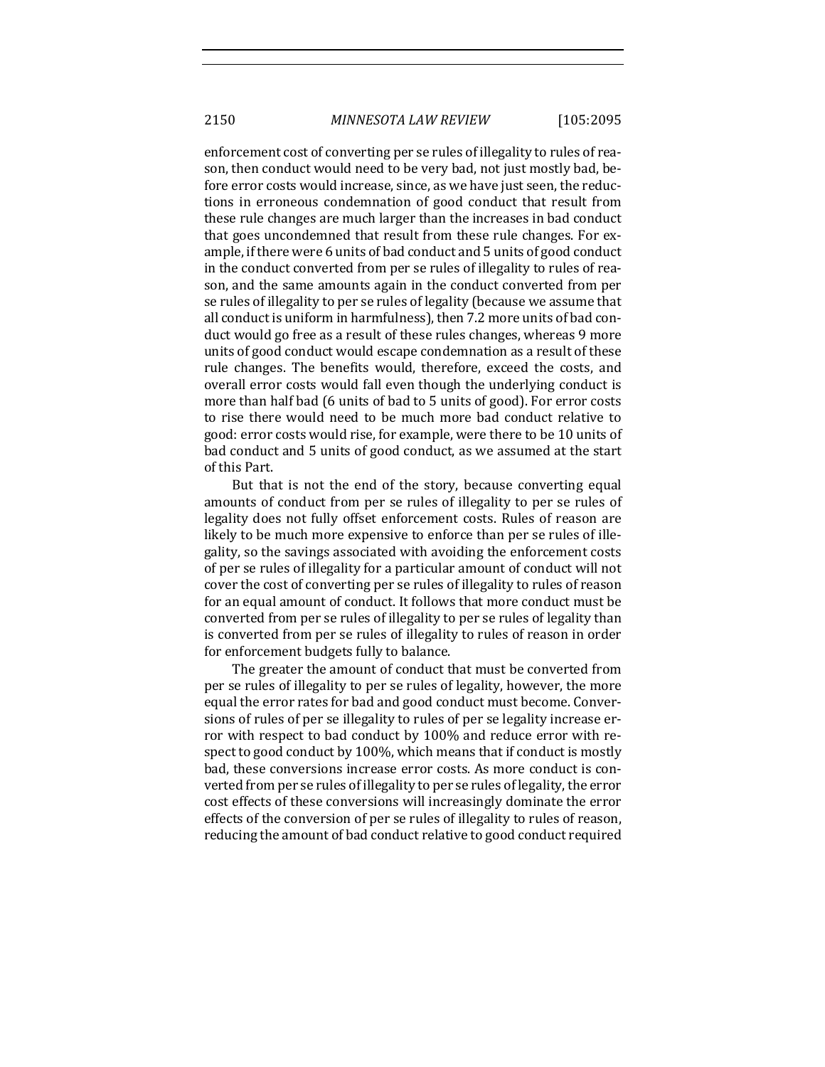enforcement cost of converting per se rules of illegality to rules of reason, then conduct would need to be very bad, not just mostly bad, before error costs would increase, since, as we have just seen, the reductions in erroneous condemnation of good conduct that result from these rule changes are much larger than the increases in bad conduct that goes uncondemned that result from these rule changes. For example, if there were 6 units of bad conduct and 5 units of good conduct in the conduct converted from per se rules of illegality to rules of reason, and the same amounts again in the conduct converted from per se rules of illegality to per se rules of legality (because we assume that all conduct is uniform in harmfulness), then 7.2 more units of bad conduct would go free as a result of these rules changes, whereas 9 more units of good conduct would escape condemnation as a result of these rule changes. The benefits would, therefore, exceed the costs, and overall error costs would fall even though the underlying conduct is more than half bad (6 units of bad to 5 units of good). For error costs to rise there would need to be much more bad conduct relative to good: error costs would rise, for example, were there to be 10 units of bad conduct and 5 units of good conduct, as we assumed at the start of this Part.

But that is not the end of the story, because converting equal amounts of conduct from per se rules of illegality to per se rules of legality does not fully offset enforcement costs. Rules of reason are likely to be much more expensive to enforce than per se rules of illegality, so the savings associated with avoiding the enforcement costs of per se rules of illegality for a particular amount of conduct will not cover the cost of converting per se rules of illegality to rules of reason for an equal amount of conduct. It follows that more conduct must be converted from per se rules of illegality to per se rules of legality than is converted from per se rules of illegality to rules of reason in order for enforcement budgets fully to balance.

The greater the amount of conduct that must be converted from per se rules of illegality to per se rules of legality, however, the more equal the error rates for bad and good conduct must become. Conversions of rules of per se illegality to rules of per se legality increase error with respect to bad conduct by 100% and reduce error with respect to good conduct by 100%, which means that if conduct is mostly bad, these conversions increase error costs. As more conduct is converted from per se rules of illegality to per se rules of legality, the error cost effects of these conversions will increasingly dominate the error effects of the conversion of per se rules of illegality to rules of reason, reducing the amount of bad conduct relative to good conduct required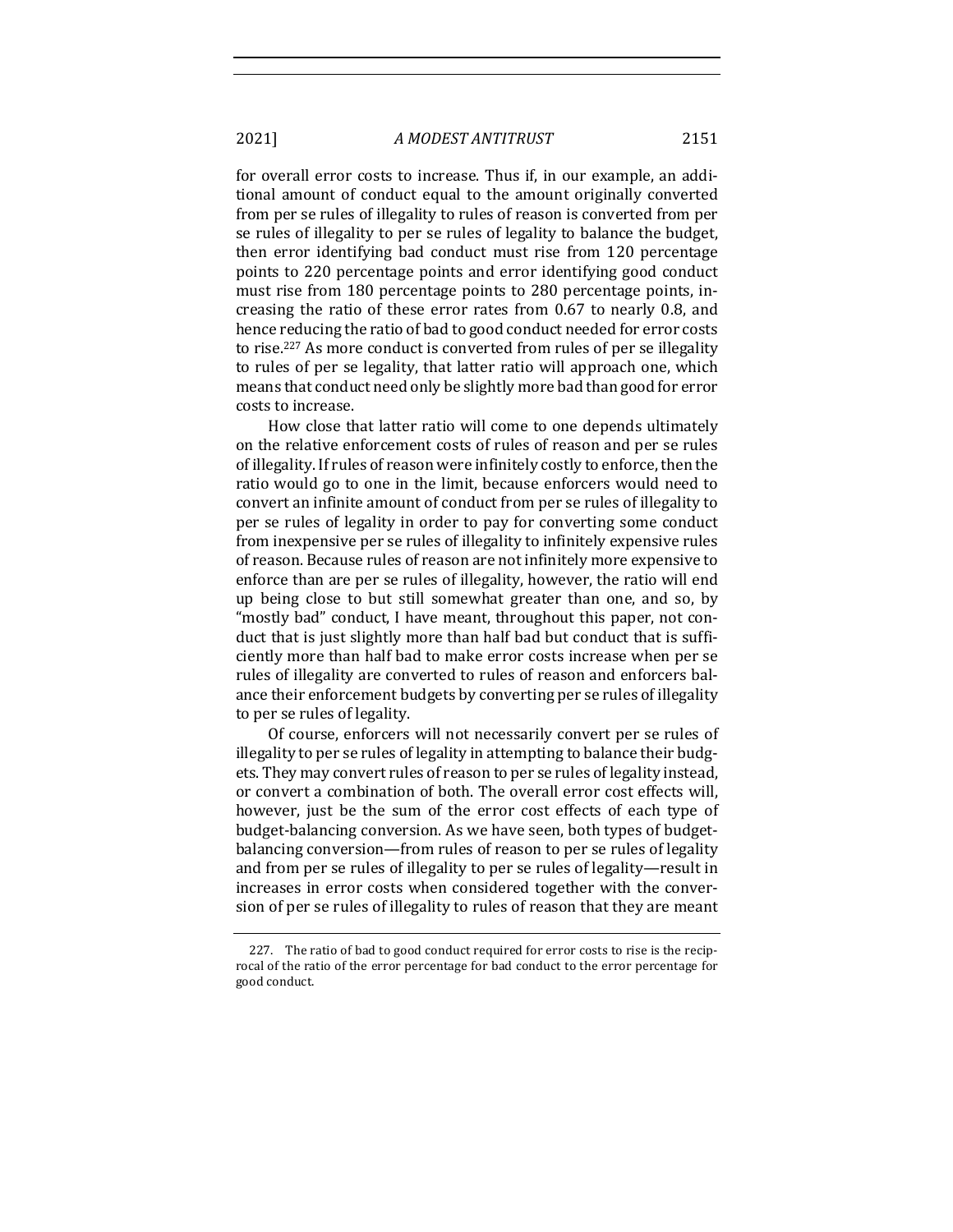for overall error costs to increase. Thus if, in our example, an additional amount of conduct equal to the amount originally converted from per se rules of illegality to rules of reason is converted from per se rules of illegality to per se rules of legality to balance the budget, then error identifying bad conduct must rise from 120 percentage points to 220 percentage points and error identifying good conduct must rise from 180 percentage points to 280 percentage points, increasing the ratio of these error rates from 0.67 to nearly 0.8, and hence reducing the ratio of bad to good conduct needed for error costs to rise.[227] As more conduct is converted from rules of per se illegality to rules of per se legality, that latter ratio will approach one, which means that conduct need only be slightly more bad than good for error costs to increase.

How close that latter ratio will come to one depends ultimately on the relative enforcement costs of rules of reason and per se rules of illegality. If rules of reason were infinitely costly to enforce, then the ratio would go to one in the limit, because enforcers would need to convert an infinite amount of conduct from per se rules of illegality to per se rules of legality in order to pay for converting some conduct from inexpensive per se rules of illegality to infinitely expensive rules of reason. Because rules of reason are not infinitely more expensive to enforce than are per se rules of illegality, however, the ratio will end up being close to but still somewhat greater than one, and so, by "mostly bad" conduct, I have meant, throughout this paper, not conduct that is just slightly more than half bad but conduct that is sufficiently more than half bad to make error costs increase when per se rules of illegality are converted to rules of reason and enforcers balance their enforcement budgets by converting per se rules of illegality to per se rules of legality.

Of course, enforcers will not necessarily convert per se rules of illegality to per se rules of legality in attempting to balance their budgets. They may convert rules of reason to per se rules of legality instead, or convert a combination of both. The overall error cost effects will, however, just be the sum of the error cost effects of each type of budget-balancing conversion. As we have seen, both types of budget-balancing conversion—from rules of reason to per se rules of legality and from per se rules of illegality to per se rules of legality—result in increases in error costs when considered together with the conversion of per se rules of illegality to rules of reason that they are meant

227. The ratio of bad to good conduct required for error costs to rise is the reciprocal of the ratio of the error percentage for bad conduct to the error percentage for good conduct.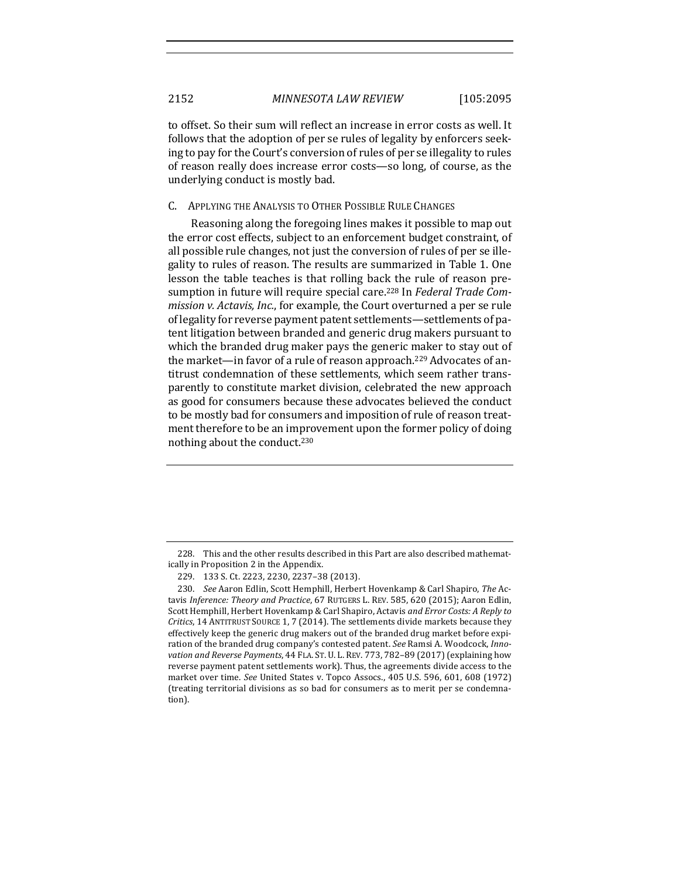to offset. So their sum will reflect an increase in error costs as well. It follows that the adoption of per se rules of legality by enforcers seeking to pay for the Court's conversion of rules of per se illegality to rules of reason really does increase error costs—so long, of course, as the underlying conduct is mostly bad.

### C. Applying the Analysis to Other Possible Rule Changes

Reasoning along the foregoing lines makes it possible to map out the error cost effects, subject to an enforcement budget constraint, of all possible rule changes, not just the conversion of rules of per se illegality to rules of reason. The results are summarized in Table 1. One lesson the table teaches is that rolling back the rule of reason presumption in future will require special care.[228] In *Federal Trade Commission v. Actavis, Inc.*, for example, the Court overturned a per se rule of legality for reverse payment patent settlements—settlements of patent litigation between branded and generic drug makers pursuant to which the branded drug maker pays the generic maker to stay out of the market—in favor of a rule of reason approach.[229] Advocates of antitrust condemnation of these settlements, which seem rather transparently to constitute market division, celebrated the new approach as good for consumers because these advocates believed the conduct to be mostly bad for consumers and imposition of rule of reason treatment therefore to be an improvement upon the former policy of doing nothing about the conduct.[230]

---

228. This and the other results described in this Part are also described mathematically in Proposition 2 in the Appendix.

229. 133 S. Ct. 2223, 2230, 2237–38 (2013).

230. *See* Aaron Edlin, Scott Hemphill, Herbert Hovenkamp & Carl Shapiro, *The* Actavis *Inference: Theory and Practice*, 67 RUTGERS L. REV. 585, 620 (2015); Aaron Edlin, Scott Hemphill, Herbert Hovenkamp & Carl Shapiro, Actavis *and Error Costs: A Reply to Critics*, 14 ANTITRUST SOURCE 1, 7 (2014). The settlements divide markets because they effectively keep the generic drug makers out of the branded drug market before expiration of the branded drug company's contested patent. *See* Ramsi A. Woodcock, *Innovation and Reverse Payments*, 44 FLA. ST. U. L. REV. 773, 782–89 (2017) (explaining how reverse payment patent settlements work). Thus, the agreements divide access to the market over time. *See* United States v. Topco Assocs., 405 U.S. 596, 601, 608 (1972) (treating territorial divisions as so bad for consumers as to merit per se condemnation).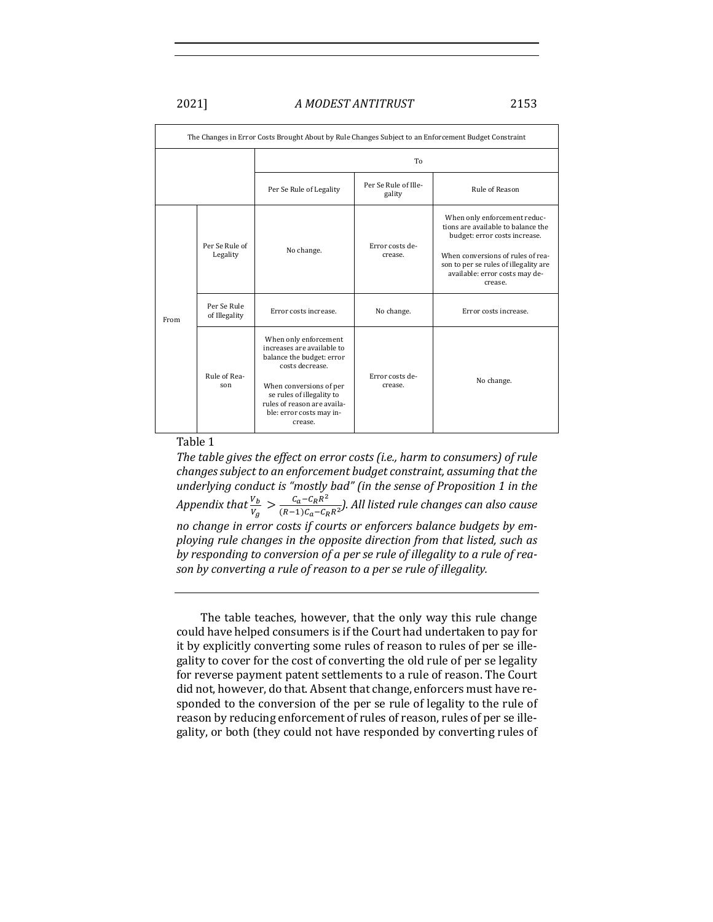| The Changes in Error Costs Brought About by Rule Changes Subject to an Enforcement Budget Constraint | | | | |
|---|---|---|---|---|
| | | To | | |
| | | Per Se Rule of Legality | Per Se Rule of Illegality | Rule of Reason |
| From | Per Se Rule of Legality | No change. | Error costs decrease. | When only enforcement reductions are available to balance the budget: error costs increase. When conversions of rules of reason to per se rules of illegality are available: error costs may decrease. |
| | Per Se Rule of Illegality | Error costs increase. | No change. | Error costs increase. |
| | Rule of Reason | When only enforcement increases are available to balance the budget: error costs decrease. When conversions of per se rules of illegality to rules of reason are available: error costs may increase. | Error costs decrease. | No change. |

Table 1

*The table gives the effect on error costs (i.e., harm to consumers) of rule changes subject to an enforcement budget constraint, assuming that the underlying conduct is "mostly bad" (in the sense of Proposition 1 in the Appendix that $\frac{V_b}{V_g} > \frac{C_a - C_R R^2}{(R-1)C_a - C_R R^2}$). All listed rule changes can also cause no change in error costs if courts or enforcers balance budgets by employing rule changes in the opposite direction from that listed, such as by responding to conversion of a per se rule of illegality to a rule of reason by converting a rule of reason to a per se rule of illegality.*

The table teaches, however, that the only way this rule change could have helped consumers is if the Court had undertaken to pay for it by explicitly converting some rules of reason to rules of per se illegality to cover for the cost of converting the old rule of per se legality for reverse payment patent settlements to a rule of reason. The Court did not, however, do that. Absent that change, enforcers must have responded to the conversion of the per se rule of legality to the rule of reason by reducing enforcement of rules of reason, rules of per se illegality, or both (they could not have responded by converting rules of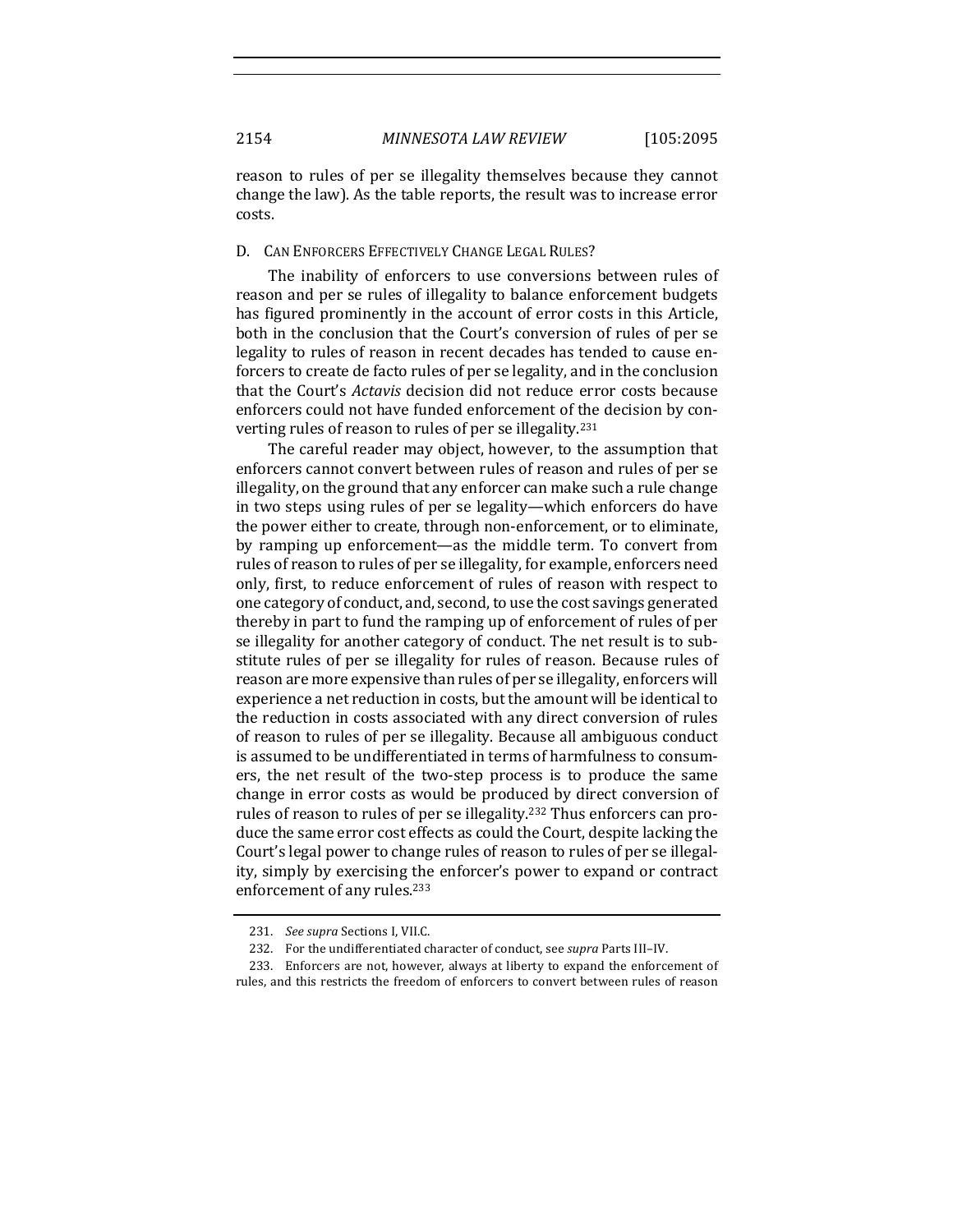reason to rules of per se illegality themselves because they cannot change the law). As the table reports, the result was to increase error costs.

### D. Can Enforcers Effectively Change Legal Rules?

The inability of enforcers to use conversions between rules of reason and per se rules of illegality to balance enforcement budgets has figured prominently in the account of error costs in this Article, both in the conclusion that the Court's conversion of rules of per se legality to rules of reason in recent decades has tended to cause enforcers to create de facto rules of per se legality, and in the conclusion that the Court's *Actavis* decision did not reduce error costs because enforcers could not have funded enforcement of the decision by converting rules of reason to rules of per se illegality.[231]

The careful reader may object, however, to the assumption that enforcers cannot convert between rules of reason and rules of per se illegality, on the ground that any enforcer can make such a rule change in two steps using rules of per se legality—which enforcers do have the power either to create, through non-enforcement, or to eliminate, by ramping up enforcement—as the middle term. To convert from rules of reason to rules of per se illegality, for example, enforcers need only, first, to reduce enforcement of rules of reason with respect to one category of conduct, and, second, to use the cost savings generated thereby in part to fund the ramping up of enforcement of rules of per se illegality for another category of conduct. The net result is to substitute rules of per se illegality for rules of reason. Because rules of reason are more expensive than rules of per se illegality, enforcers will experience a net reduction in costs, but the amount will be identical to the reduction in costs associated with any direct conversion of rules of reason to rules of per se illegality. Because all ambiguous conduct is assumed to be undifferentiated in terms of harmfulness to consumers, the net result of the two-step process is to produce the same change in error costs as would be produced by direct conversion of rules of reason to rules of per se illegality.[232] Thus enforcers can produce the same error cost effects as could the Court, despite lacking the Court's legal power to change rules of reason to rules of per se illegality, simply by exercising the enforcer's power to expand or contract enforcement of any rules.[233]

---

231. *See supra* Sections I, VII.C.

232. For the undifferentiated character of conduct, see *supra* Parts III–IV.

233. Enforcers are not, however, always at liberty to expand the enforcement of rules, and this restricts the freedom of enforcers to convert between rules of reason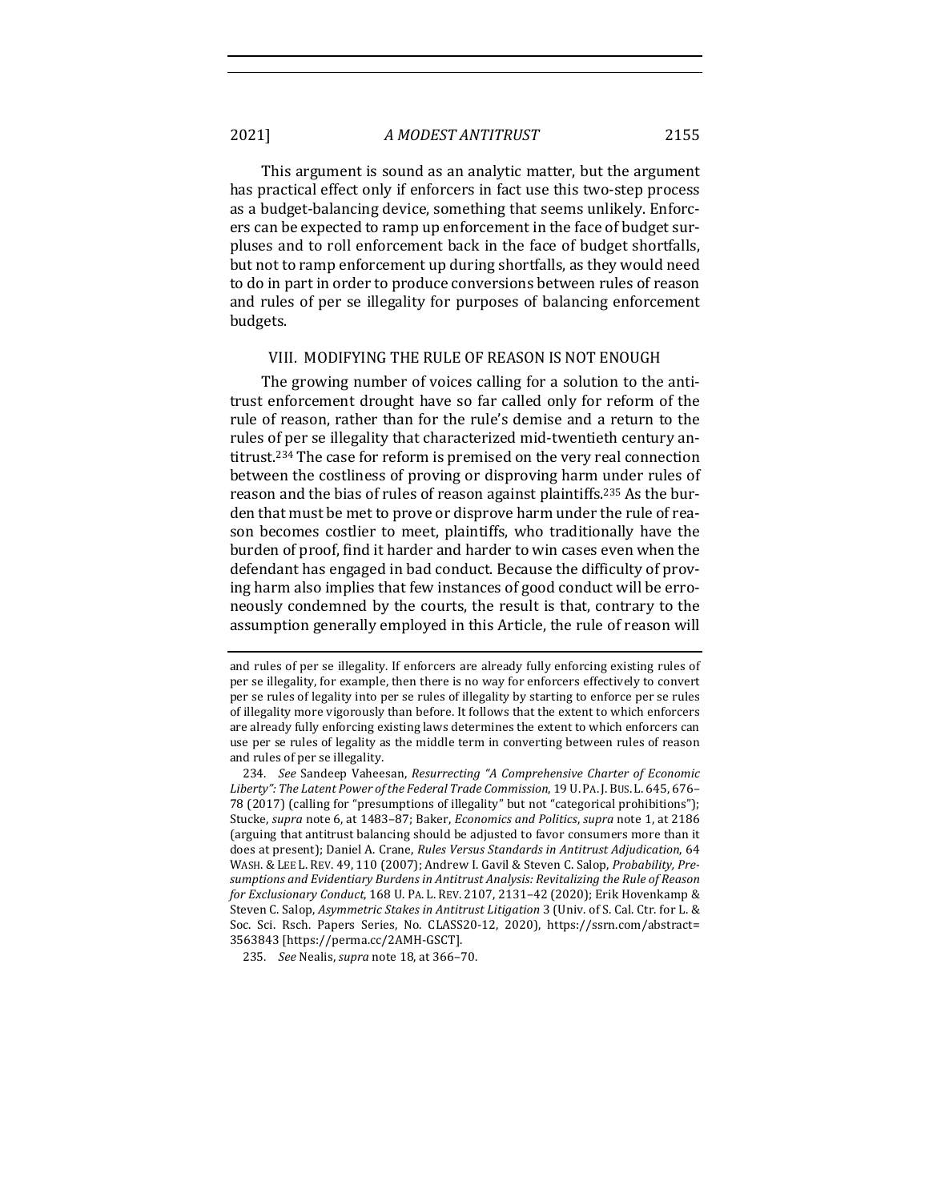This argument is sound as an analytic matter, but the argument has practical effect only if enforcers in fact use this two-step process as a budget-balancing device, something that seems unlikely. Enforcers can be expected to ramp up enforcement in the face of budget surpluses and to roll enforcement back in the face of budget shortfalls, but not to ramp enforcement up during shortfalls, as they would need to do in part in order to produce conversions between rules of reason and rules of per se illegality for purposes of balancing enforcement budgets.

## VIII. MODIFYING THE RULE OF REASON IS NOT ENOUGH

The growing number of voices calling for a solution to the antitrust enforcement drought have so far called only for reform of the rule of reason, rather than for the rule's demise and a return to the rules of per se illegality that characterized mid-twentieth century antitrust.[234] The case for reform is premised on the very real connection between the costliness of proving or disproving harm under rules of reason and the bias of rules of reason against plaintiffs.[235] As the burden that must be met to prove or disprove harm under the rule of reason becomes costlier to meet, plaintiffs, who traditionally have the burden of proof, find it harder and harder to win cases even when the defendant has engaged in bad conduct. Because the difficulty of proving harm also implies that few instances of good conduct will be erroneously condemned by the courts, the result is that, contrary to the assumption generally employed in this Article, the rule of reason will

---

and rules of per se illegality. If enforcers are already fully enforcing existing rules of per se illegality, for example, then there is no way for enforcers effectively to convert per se rules of legality into per se rules of illegality by starting to enforce per se rules of illegality more vigorously than before. It follows that the extent to which enforcers are already fully enforcing existing laws determines the extent to which enforcers can use per se rules of legality as the middle term in converting between rules of reason and rules of per se illegality.

234. *See* Sandeep Vaheesan, *Resurrecting "A Comprehensive Charter of Economic Liberty": The Latent Power of the Federal Trade Commission*, 19 U. PA. J. BUS. L. 645, 676–78 (2017) (calling for "presumptions of illegality" but not "categorical prohibitions"); Stucke, *supra* note 6, at 1483–87; Baker, *Economics and Politics*, *supra* note 1, at 2186 (arguing that antitrust balancing should be adjusted to favor consumers more than it does at present); Daniel A. Crane, *Rules Versus Standards in Antitrust Adjudication*, 64 WASH. & LEE L. REV. 49, 110 (2007); Andrew I. Gavil & Steven C. Salop, *Probability, Presumptions and Evidentiary Burdens in Antitrust Analysis: Revitalizing the Rule of Reason for Exclusionary Conduct*, 168 U. PA. L. REV. 2107, 2131–42 (2020); Erik Hovenkamp & Steven C. Salop, *Asymmetric Stakes in Antitrust Litigation* 3 (Univ. of S. Cal. Ctr. for L. & Soc. Sci. Rsch. Papers Series, No. CLASS20-12, 2020), https://ssrn.com/abstract=3563843 [https://perma.cc/2AMH-GSCT].

235. *See* Nealis, *supra* note 18, at 366–70.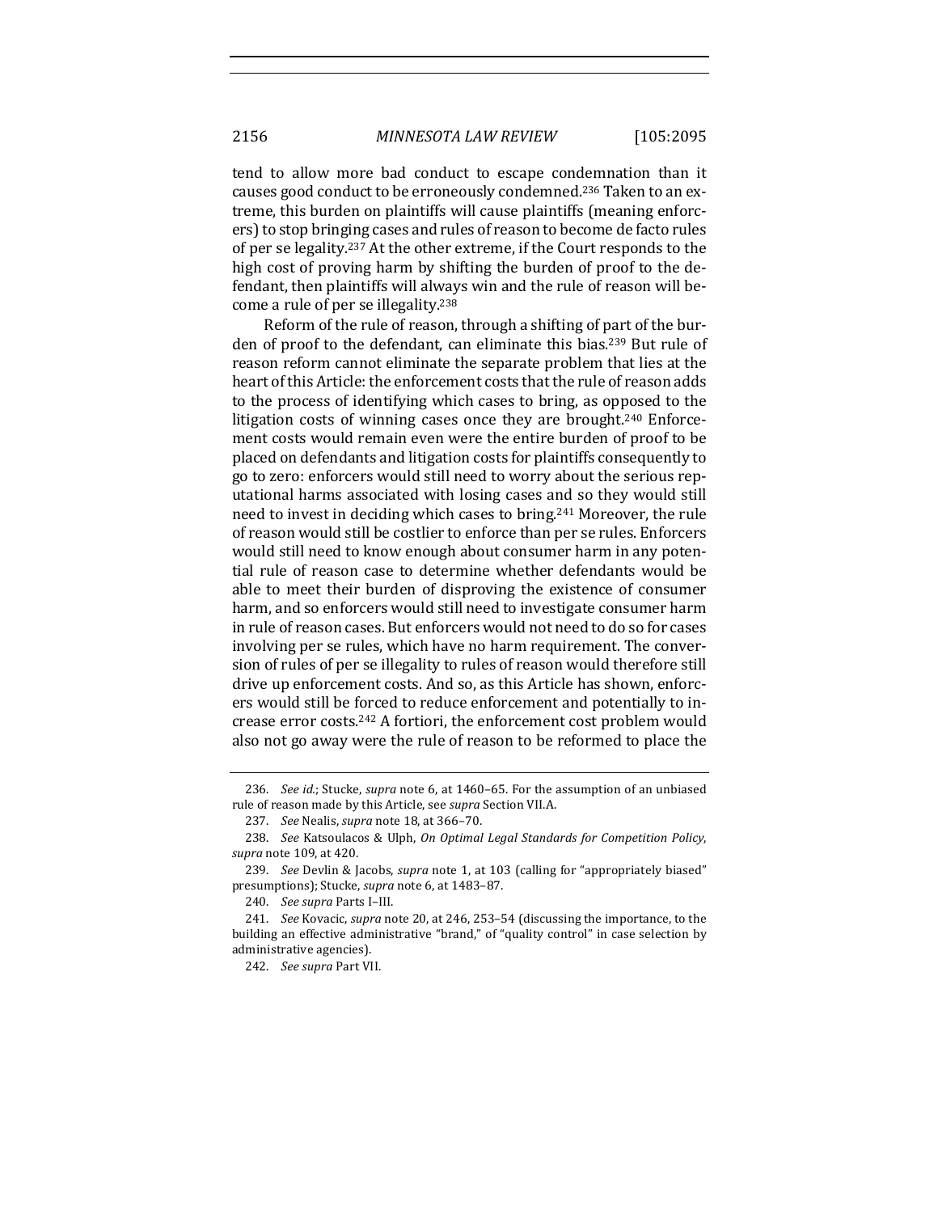tend to allow more bad conduct to escape condemnation than it causes good conduct to be erroneously condemned.[236] Taken to an extreme, this burden on plaintiffs will cause plaintiffs (meaning enforcers) to stop bringing cases and rules of reason to become de facto rules of per se legality.[237] At the other extreme, if the Court responds to the high cost of proving harm by shifting the burden of proof to the defendant, then plaintiffs will always win and the rule of reason will become a rule of per se illegality.[238]

Reform of the rule of reason, through a shifting of part of the burden of proof to the defendant, can eliminate this bias.[239] But rule of reason reform cannot eliminate the separate problem that lies at the heart of this Article: the enforcement costs that the rule of reason adds to the process of identifying which cases to bring, as opposed to the litigation costs of winning cases once they are brought.[240] Enforcement costs would remain even were the entire burden of proof to be placed on defendants and litigation costs for plaintiffs consequently to go to zero: enforcers would still need to worry about the serious reputational harms associated with losing cases and so they would still need to invest in deciding which cases to bring.[241] Moreover, the rule of reason would still be costlier to enforce than per se rules. Enforcers would still need to know enough about consumer harm in any potential rule of reason case to determine whether defendants would be able to meet their burden of disproving the existence of consumer harm, and so enforcers would still need to investigate consumer harm in rule of reason cases. But enforcers would not need to do so for cases involving per se rules, which have no harm requirement. The conversion of rules of per se illegality to rules of reason would therefore still drive up enforcement costs. And so, as this Article has shown, enforcers would still be forced to reduce enforcement and potentially to increase error costs.[242] A fortiori, the enforcement cost problem would also not go away were the rule of reason to be reformed to place the

---

236. *See id.*; Stucke, *supra* note 6, at 1460–65. For the assumption of an unbiased rule of reason made by this Article, see *supra* Section VII.A.

237. *See* Nealis, *supra* note 18, at 366–70.

238. *See* Katsoulacos & Ulph, *On Optimal Legal Standards for Competition Policy*, *supra* note 109, at 420.

239. *See* Devlin & Jacobs, *supra* note 1, at 103 (calling for "appropriately biased" presumptions); Stucke, *supra* note 6, at 1483–87.

240. *See supra* Parts I–III.

241. *See* Kovacic, *supra* note 20, at 246, 253–54 (discussing the importance, to the building an effective administrative "brand," of "quality control" in case selection by administrative agencies).

242. *See supra* Part VII.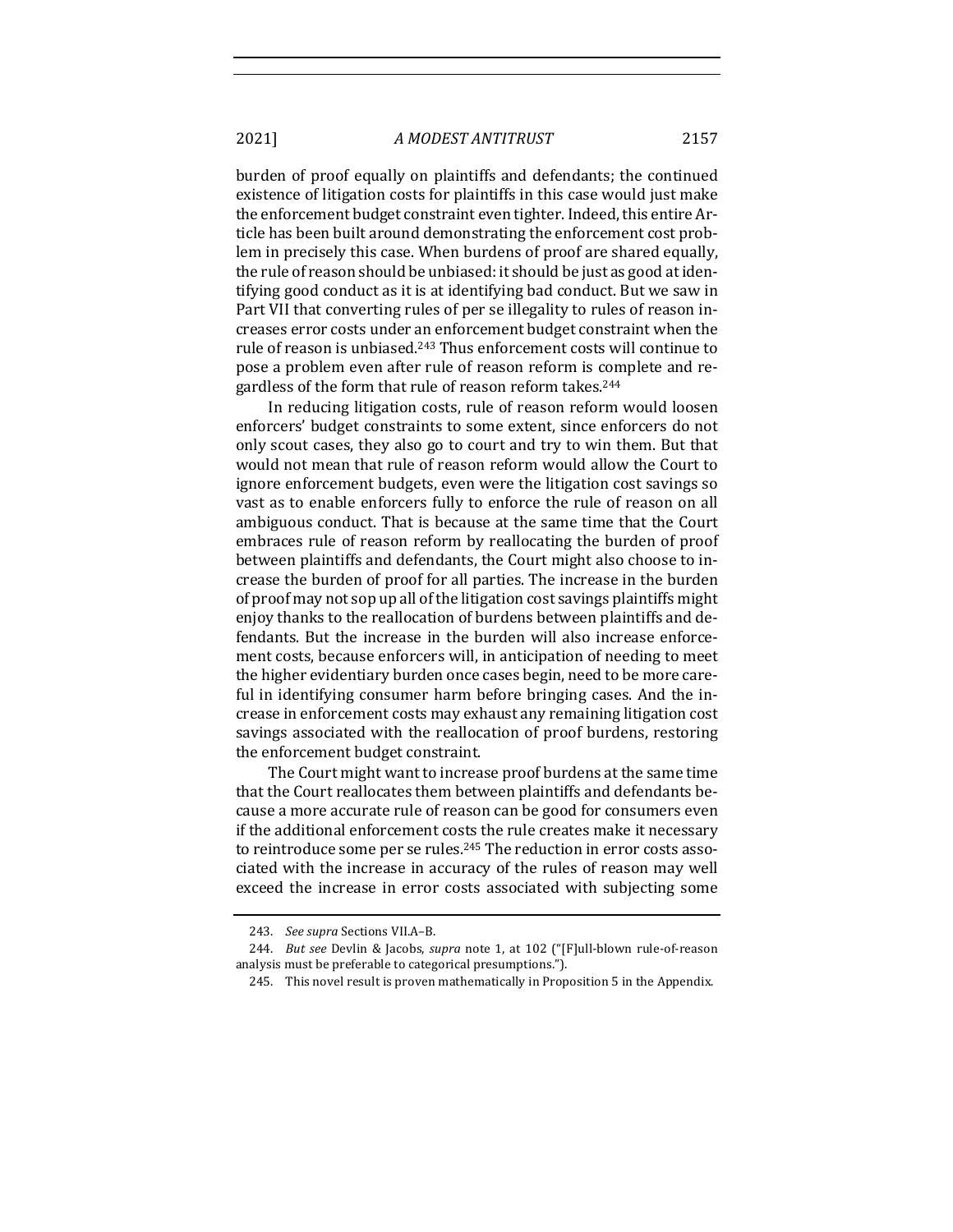burden of proof equally on plaintiffs and defendants; the continued existence of litigation costs for plaintiffs in this case would just make the enforcement budget constraint even tighter. Indeed, this entire Article has been built around demonstrating the enforcement cost problem in precisely this case. When burdens of proof are shared equally, the rule of reason should be unbiased: it should be just as good at identifying good conduct as it is at identifying bad conduct. But we saw in Part VII that converting rules of per se illegality to rules of reason increases error costs under an enforcement budget constraint when the rule of reason is unbiased.[243] Thus enforcement costs will continue to pose a problem even after rule of reason reform is complete and regardless of the form that rule of reason reform takes.[244]

In reducing litigation costs, rule of reason reform would loosen enforcers' budget constraints to some extent, since enforcers do not only scout cases, they also go to court and try to win them. But that would not mean that rule of reason reform would allow the Court to ignore enforcement budgets, even were the litigation cost savings so vast as to enable enforcers fully to enforce the rule of reason on all ambiguous conduct. That is because at the same time that the Court embraces rule of reason reform by reallocating the burden of proof between plaintiffs and defendants, the Court might also choose to increase the burden of proof for all parties. The increase in the burden of proof may not sop up all of the litigation cost savings plaintiffs might enjoy thanks to the reallocation of burdens between plaintiffs and defendants. But the increase in the burden will also increase enforcement costs, because enforcers will, in anticipation of needing to meet the higher evidentiary burden once cases begin, need to be more careful in identifying consumer harm before bringing cases. And the increase in enforcement costs may exhaust any remaining litigation cost savings associated with the reallocation of proof burdens, restoring the enforcement budget constraint.

The Court might want to increase proof burdens at the same time that the Court reallocates them between plaintiffs and defendants because a more accurate rule of reason can be good for consumers even if the additional enforcement costs the rule creates make it necessary to reintroduce some per se rules.[245] The reduction in error costs associated with the increase in accuracy of the rules of reason may well exceed the increase in error costs associated with subjecting some

---

243. *See supra* Sections VII.A–B.

244. *But see* Devlin & Jacobs, *supra* note 1, at 102 ("[F]ull-blown rule-of-reason analysis must be preferable to categorical presumptions.").

245. This novel result is proven mathematically in Proposition 5 in the Appendix.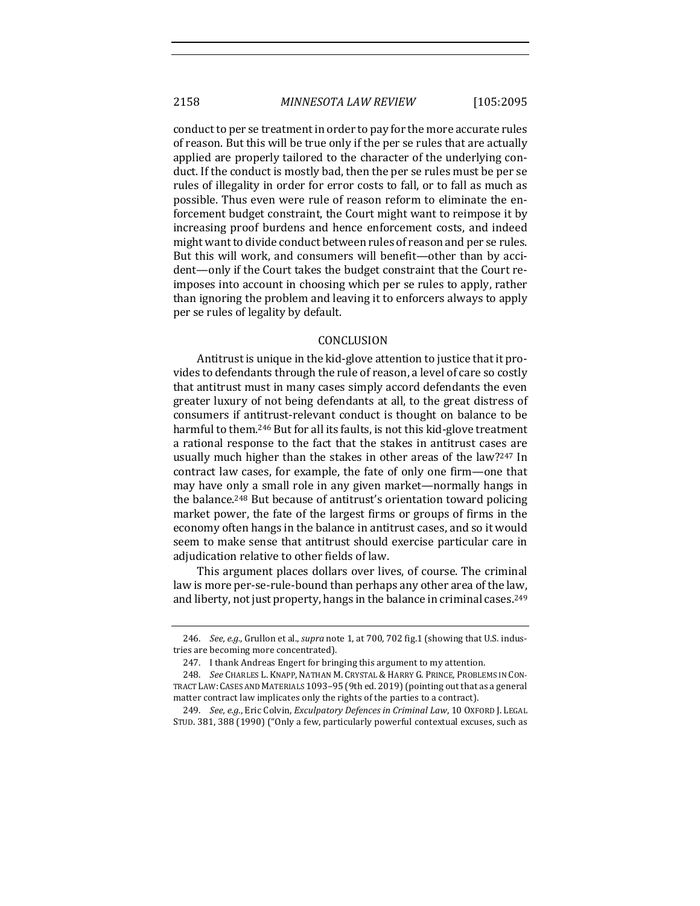conduct to per se treatment in order to pay for the more accurate rules of reason. But this will be true only if the per se rules that are actually applied are properly tailored to the character of the underlying conduct. If the conduct is mostly bad, then the per se rules must be per se rules of illegality in order for error costs to fall, or to fall as much as possible. Thus even were rule of reason reform to eliminate the enforcement budget constraint, the Court might want to reimpose it by increasing proof burdens and hence enforcement costs, and indeed might want to divide conduct between rules of reason and per se rules. But this will work, and consumers will benefit—other than by accident—only if the Court takes the budget constraint that the Court reimposes into account in choosing which per se rules to apply, rather than ignoring the problem and leaving it to enforcers always to apply per se rules of legality by default.

## CONCLUSION

Antitrust is unique in the kid-glove attention to justice that it provides to defendants through the rule of reason, a level of care so costly that antitrust must in many cases simply accord defendants the even greater luxury of not being defendants at all, to the great distress of consumers if antitrust-relevant conduct is thought on balance to be harmful to them.[246] But for all its faults, is not this kid-glove treatment a rational response to the fact that the stakes in antitrust cases are usually much higher than the stakes in other areas of the law?[247] In contract law cases, for example, the fate of only one firm—one that may have only a small role in any given market—normally hangs in the balance.[248] But because of antitrust's orientation toward policing market power, the fate of the largest firms or groups of firms in the economy often hangs in the balance in antitrust cases, and so it would seem to make sense that antitrust should exercise particular care in adjudication relative to other fields of law.

This argument places dollars over lives, of course. The criminal law is more per-se-rule-bound than perhaps any other area of the law, and liberty, not just property, hangs in the balance in criminal cases.[249]

---

246. *See, e.g.*, Grullon et al., *supra* note 1, at 700, 702 fig.1 (showing that U.S. industries are becoming more concentrated).

247. I thank Andreas Engert for bringing this argument to my attention.

248. *See* CHARLES L. KNAPP, NATHAN M. CRYSTAL & HARRY G. PRINCE, PROBLEMS IN CONTRACT LAW: CASES AND MATERIALS 1093–95 (9th ed. 2019) (pointing out that as a general matter contract law implicates only the rights of the parties to a contract).

249. *See, e.g.*, Eric Colvin, *Exculpatory Defences in Criminal Law*, 10 OXFORD J. LEGAL STUD. 381, 388 (1990) ("Only a few, particularly powerful contextual excuses, such as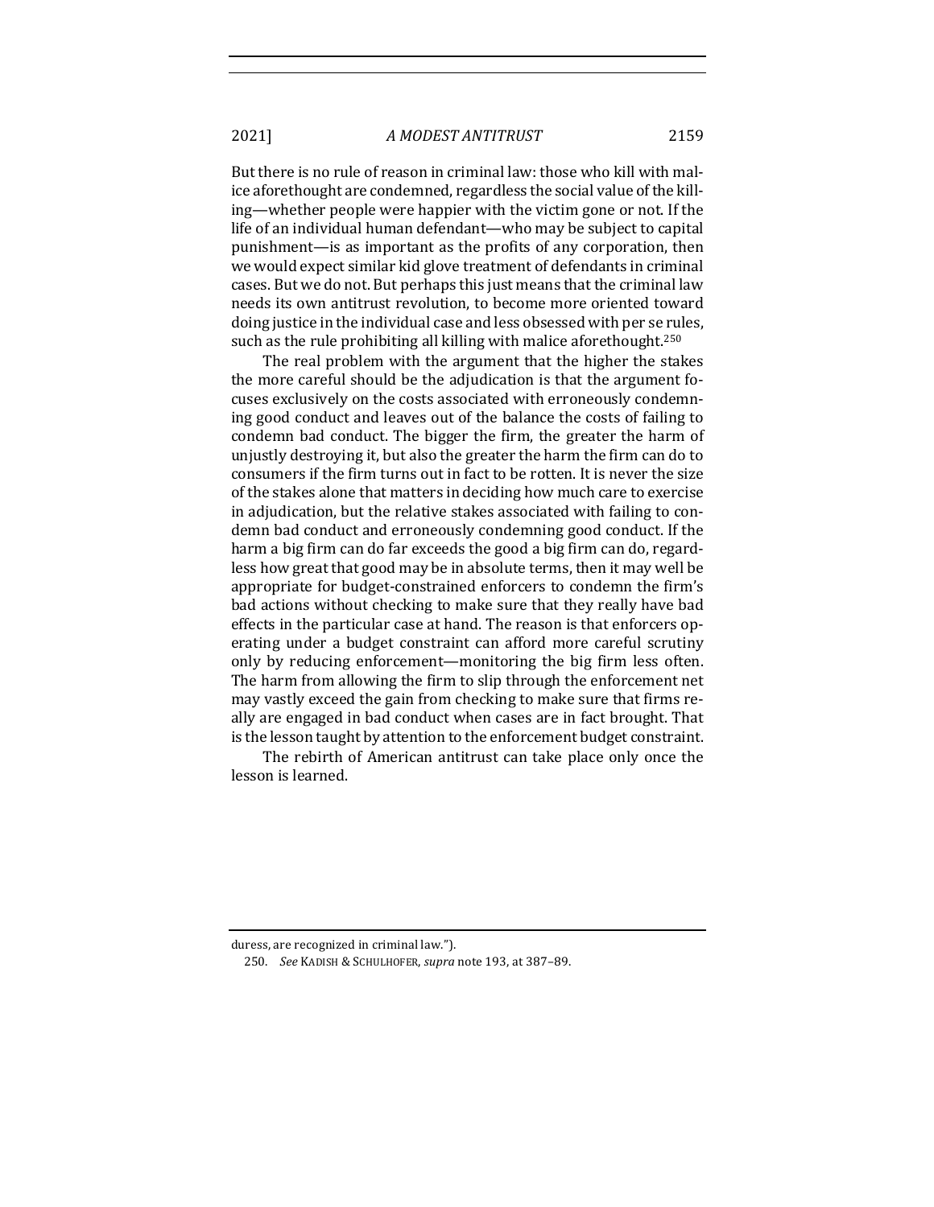But there is no rule of reason in criminal law: those who kill with malice aforethought are condemned, regardless the social value of the killing—whether people were happier with the victim gone or not. If the life of an individual human defendant—who may be subject to capital punishment—is as important as the profits of any corporation, then we would expect similar kid glove treatment of defendants in criminal cases. But we do not. But perhaps this just means that the criminal law needs its own antitrust revolution, to become more oriented toward doing justice in the individual case and less obsessed with per se rules, such as the rule prohibiting all killing with malice aforethought.[250]

The real problem with the argument that the higher the stakes the more careful should be the adjudication is that the argument focuses exclusively on the costs associated with erroneously condemning good conduct and leaves out of the balance the costs of failing to condemn bad conduct. The bigger the firm, the greater the harm of unjustly destroying it, but also the greater the harm the firm can do to consumers if the firm turns out in fact to be rotten. It is never the size of the stakes alone that matters in deciding how much care to exercise in adjudication, but the relative stakes associated with failing to condemn bad conduct and erroneously condemning good conduct. If the harm a big firm can do far exceeds the good a big firm can do, regardless how great that good may be in absolute terms, then it may well be appropriate for budget-constrained enforcers to condemn the firm's bad actions without checking to make sure that they really have bad effects in the particular case at hand. The reason is that enforcers operating under a budget constraint can afford more careful scrutiny only by reducing enforcement—monitoring the big firm less often. The harm from allowing the firm to slip through the enforcement net may vastly exceed the gain from checking to make sure that firms really are engaged in bad conduct when cases are in fact brought. That is the lesson taught by attention to the enforcement budget constraint.

The rebirth of American antitrust can take place only once the lesson is learned.

---

duress, are recognized in criminal law.").

250. *See* KADISH & SCHULHOFER, *supra* note 193, at 387–89.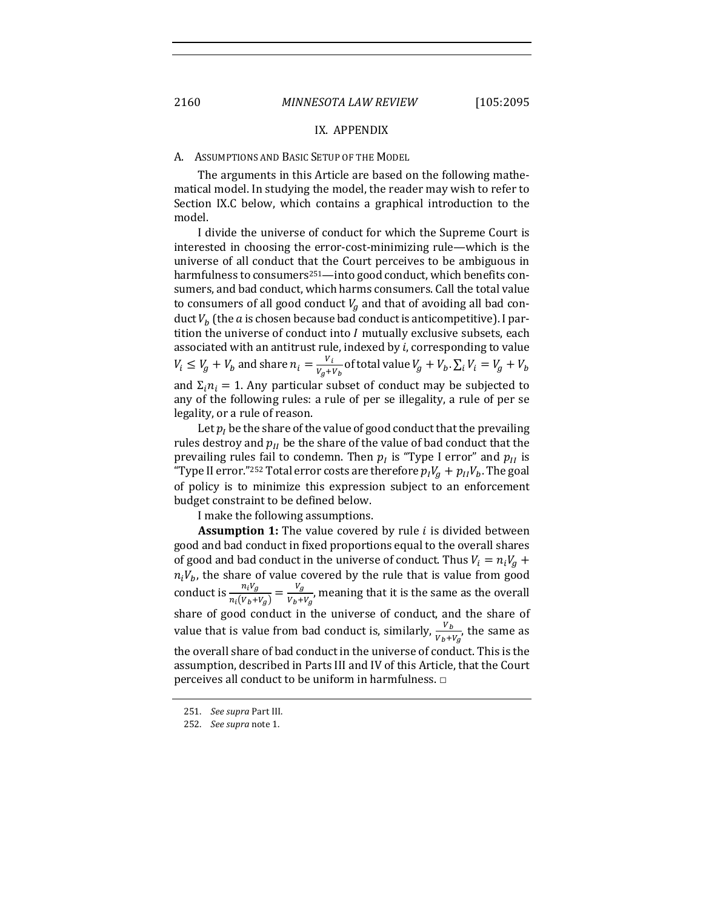## IX. APPENDIX

### A. Assumptions and Basic Setup of the Model

The arguments in this Article are based on the following mathematical model. In studying the model, the reader may wish to refer to Section IX.C below, which contains a graphical introduction to the model.

I divide the universe of conduct for which the Supreme Court is interested in choosing the error-cost-minimizing rule—which is the universe of all conduct that the Court perceives to be ambiguous in harmfulness to consumers[251]—into good conduct, which benefits consumers, and bad conduct, which harms consumers. Call the total value to consumers of all good conduct $V_g$ and that of avoiding all bad conduct $V_b$ (the $a$ is chosen because bad conduct is anticompetitive). I partition the universe of conduct into $I$ mutually exclusive subsets, each associated with an antitrust rule, indexed by $i$, corresponding to value $V_i \leq V_g + V_b$ and share $n_i = \frac{V_i}{V_g+V_b}$ of total value $V_g + V_b$. $\sum_i V_i = V_g + V_b$ and $\Sigma_i n_i = 1$. Any particular subset of conduct may be subjected to any of the following rules: a rule of per se illegality, a rule of per se legality, or a rule of reason.

Let $p_I$ be the share of the value of good conduct that the prevailing rules destroy and $p_{II}$ be the share of the value of bad conduct that the prevailing rules fail to condemn. Then $p_I$ is "Type I error" and $p_{II}$ is "Type II error."[252] Total error costs are therefore $p_I V_g + p_{II} V_b$. The goal of policy is to minimize this expression subject to an enforcement budget constraint to be defined below.

I make the following assumptions.

**Assumption 1:** The value covered by rule $i$ is divided between good and bad conduct in fixed proportions equal to the overall shares of good and bad conduct in the universe of conduct. Thus $V_i = n_i V_g + n_i V_b$, the share of value covered by the rule that is value from good conduct is $\frac{n_i V_g}{n_i(V_b+V_g)} = \frac{V_g}{V_b+V_g}$, meaning that it is the same as the overall share of good conduct in the universe of conduct, and the share of value that is value from bad conduct is, similarly, $\frac{V_b}{V_b+V_g}$, the same as the overall share of bad conduct in the universe of conduct. This is the assumption, described in Parts III and IV of this Article, that the Court perceives all conduct to be uniform in harmfulness. □

251. *See supra* Part III.

252. *See supra* note 1.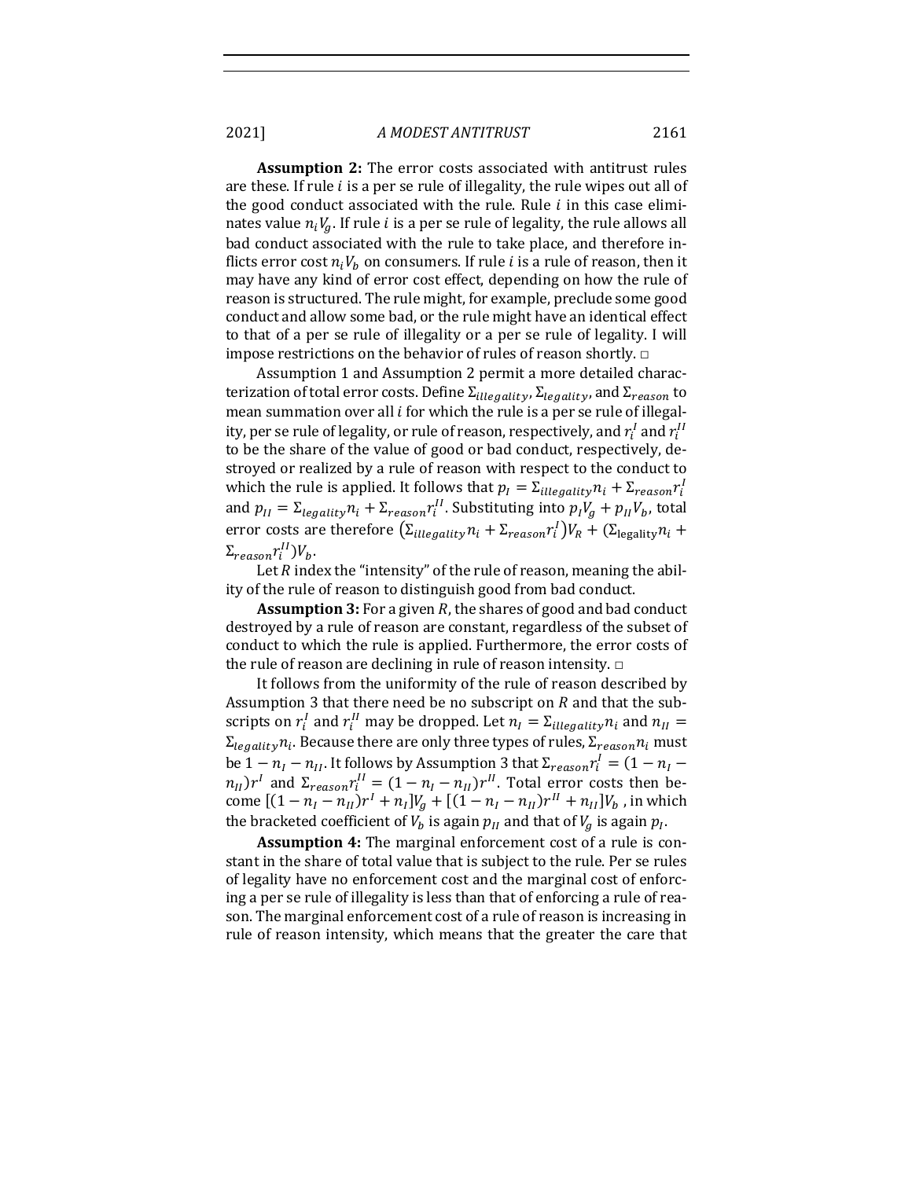**Assumption 2:** The error costs associated with antitrust rules are these. If rule $i$ is a per se rule of illegality, the rule wipes out all of the good conduct associated with the rule. Rule $i$ in this case eliminates value $n_i V_g$. If rule $i$ is a per se rule of legality, the rule allows all bad conduct associated with the rule to take place, and therefore inflicts error cost $n_i V_b$ on consumers. If rule $i$ is a rule of reason, then it may have any kind of error cost effect, depending on how the rule of reason is structured. The rule might, for example, preclude some good conduct and allow some bad, or the rule might have an identical effect to that of a per se rule of illegality or a per se rule of legality. I will impose restrictions on the behavior of rules of reason shortly. □

Assumption 1 and Assumption 2 permit a more detailed characterization of total error costs. Define $\Sigma_{illegality}$, $\Sigma_{legality}$, and $\Sigma_{reason}$ to mean summation over all $i$ for which the rule is a per se rule of illegality, per se rule of legality, or rule of reason, respectively, and $r_i^I$ and $r_i^{II}$ to be the share of the value of good or bad conduct, respectively, destroyed or realized by a rule of reason with respect to the conduct to which the rule is applied. It follows that $p_I = \Sigma_{illegality} n_i + \Sigma_{reason} r_i^I$ and $p_{II} = \Sigma_{legality} n_i + \Sigma_{reason} r_i^{II}$. Substituting into $p_I V_g + p_{II} V_b$, total error costs are therefore $(\Sigma_{illegality} n_i + \Sigma_{reason} r_i^I)V_R + (\Sigma_{\text{legality}} n_i + \Sigma_{reason} r_i^{II})V_b$.

Let $R$ index the "intensity" of the rule of reason, meaning the ability of the rule of reason to distinguish good from bad conduct.

**Assumption 3:** For a given $R$, the shares of good and bad conduct destroyed by a rule of reason are constant, regardless of the subset of conduct to which the rule is applied. Furthermore, the error costs of the rule of reason are declining in rule of reason intensity. □

It follows from the uniformity of the rule of reason described by Assumption 3 that there need be no subscript on $R$ and that the subscripts on $r_i^I$ and $r_i^{II}$ may be dropped. Let $n_I = \Sigma_{illegality} n_i$ and $n_{II} = \Sigma_{legality} n_i$. Because there are only three types of rules, $\Sigma_{reason} n_i$ must be $1 - n_I - n_{II}$. It follows by Assumption 3 that $\Sigma_{reason} r_i^I = (1 - n_I - n_{II})r^I$ and $\Sigma_{reason} r_i^{II} = (1 - n_I - n_{II})r^{II}$. Total error costs then become $[(1 - n_I - n_{II})r^I + n_I]V_g + [(1 - n_I - n_{II})r^{II} + n_{II}]V_b$, in which the bracketed coefficient of $V_b$ is again $p_{II}$ and that of $V_g$ is again $p_I$.

**Assumption 4:** The marginal enforcement cost of a rule is constant in the share of total value that is subject to the rule. Per se rules of legality have no enforcement cost and the marginal cost of enforcing a per se rule of illegality is less than that of enforcing a rule of reason. The marginal enforcement cost of a rule of reason is increasing in rule of reason intensity, which means that the greater the care that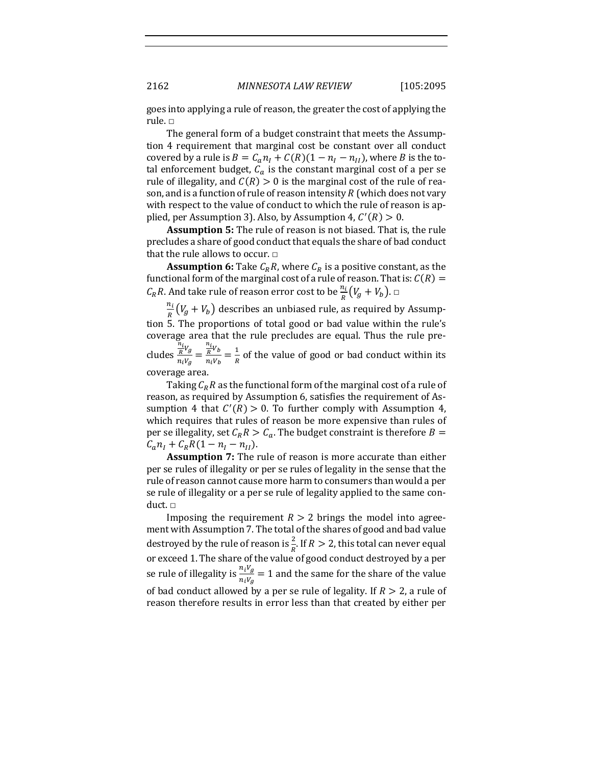goes into applying a rule of reason, the greater the cost of applying the rule. □

The general form of a budget constraint that meets the Assumption 4 requirement that marginal cost be constant over all conduct covered by a rule is $B = C_a n_I + C(R)(1 - n_I - n_{II})$, where $B$ is the total enforcement budget, $C_a$ is the constant marginal cost of a per se rule of illegality, and $C(R) > 0$ is the marginal cost of the rule of reason, and is a function of rule of reason intensity $R$ (which does not vary with respect to the value of conduct to which the rule of reason is applied, per Assumption 3). Also, by Assumption 4, $C'(R) > 0$.

**Assumption 5:** The rule of reason is not biased. That is, the rule precludes a share of good conduct that equals the share of bad conduct that the rule allows to occur. □

**Assumption 6:** Take $C_R R$, where $C_R$ is a positive constant, as the functional form of the marginal cost of a rule of reason. That is: $C(R) = C_R R$. And take rule of reason error cost to be $\frac{n_i}{R}(V_g + V_b)$. □

$\frac{n_i}{R}(V_g + V_b)$ describes an unbiased rule, as required by Assumption 5. The proportions of total good or bad value within the rule's coverage area that the rule precludes are equal. Thus the rule precludes $\frac{\frac{n_i}{R}V_g}{n_i V_g} = \frac{\frac{n_i}{R}V_b}{n_i V_b} = \frac{1}{R}$ of the value of good or bad conduct within its coverage area.

Taking $C_R R$ as the functional form of the marginal cost of a rule of reason, as required by Assumption 6, satisfies the requirement of Assumption 4 that $C'(R) > 0$. To further comply with Assumption 4, which requires that rules of reason be more expensive than rules of per se illegality, set $C_R R > C_a$. The budget constraint is therefore $B = C_a n_I + C_R R(1 - n_I - n_{II})$.

**Assumption 7:** The rule of reason is more accurate than either per se rules of illegality or per se rules of legality in the sense that the rule of reason cannot cause more harm to consumers than would a per se rule of illegality or a per se rule of legality applied to the same conduct. □

Imposing the requirement $R > 2$ brings the model into agreement with Assumption 7. The total of the shares of good and bad value destroyed by the rule of reason is $\frac{2}{R}$. If $R > 2$, this total can never equal or exceed 1. The share of the value of good conduct destroyed by a per se rule of illegality is $\frac{n_i V_g}{n_i V_g} = 1$ and the same for the share of the value of bad conduct allowed by a per se rule of legality. If $R > 2$, a rule of reason therefore results in error less than that created by either per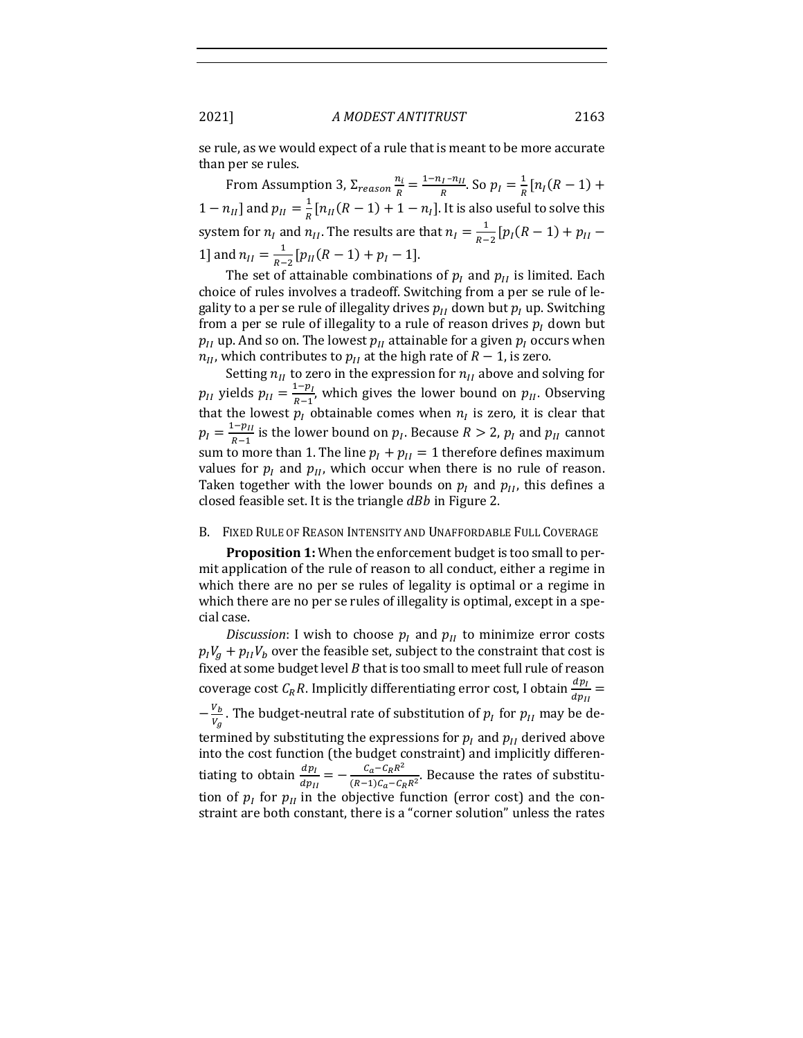se rule, as we would expect of a rule that is meant to be more accurate than per se rules.

From Assumption 3, $\Sigma_{reason} \frac{n_i}{R} = \frac{1-n_I-n_{II}}{R}$. So $p_I = \frac{1}{R}[n_I(R-1) + 1 - n_{II}]$ and $p_{II} = \frac{1}{R}[n_{II}(R-1) + 1 - n_I]$. It is also useful to solve this system for $n_I$ and $n_{II}$. The results are that $n_I = \frac{1}{R-2}[p_I(R-1) + p_{II} - 1]$ and $n_{II} = \frac{1}{R-2}[p_{II}(R-1) + p_I - 1]$.

The set of attainable combinations of $p_I$ and $p_{II}$ is limited. Each choice of rules involves a tradeoff. Switching from a per se rule of legality to a per se rule of illegality drives $p_{II}$ down but $p_I$ up. Switching from a per se rule of illegality to a rule of reason drives $p_I$ down but $p_{II}$ up. And so on. The lowest $p_{II}$ attainable for a given $p_I$ occurs when $n_{II}$, which contributes to $p_{II}$ at the high rate of $R-1$, is zero.

Setting $n_{II}$ to zero in the expression for $n_{II}$ above and solving for $p_{II}$ yields $p_{II} = \frac{1-p_I}{R-1}$, which gives the lower bound on $p_{II}$. Observing that the lowest $p_I$ obtainable comes when $n_I$ is zero, it is clear that $p_I = \frac{1-p_{II}}{R-1}$ is the lower bound on $p_I$. Because $R > 2$, $p_I$ and $p_{II}$ cannot sum to more than 1. The line $p_I + p_{II} = 1$ therefore defines maximum values for $p_I$ and $p_{II}$, which occur when there is no rule of reason. Taken together with the lower bounds on $p_I$ and $p_{II}$, this defines a closed feasible set. It is the triangle $dBb$ in Figure 2.

## B. Fixed Rule of Reason Intensity and Unaffordable Full Coverage

**Proposition 1:** When the enforcement budget is too small to permit application of the rule of reason to all conduct, either a regime in which there are no per se rules of legality is optimal or a regime in which there are no per se rules of illegality is optimal, except in a special case.

*Discussion*: I wish to choose $p_I$ and $p_{II}$ to minimize error costs $p_I V_g + p_{II} V_b$ over the feasible set, subject to the constraint that cost is fixed at some budget level $B$ that is too small to meet full rule of reason coverage cost $C_R R$. Implicitly differentiating error cost, I obtain $\frac{dp_I}{dp_{II}} = -\frac{V_b}{V_g}$. The budget-neutral rate of substitution of $p_I$ for $p_{II}$ may be determined by substituting the expressions for $p_I$ and $p_{II}$ derived above into the cost function (the budget constraint) and implicitly differentiating to obtain $\frac{dp_I}{dp_{II}} = -\frac{C_a - C_R R^2}{(R-1)C_a - C_R R^2}$. Because the rates of substitution of $p_I$ for $p_{II}$ in the objective function (error cost) and the constraint are both constant, there is a "corner solution" unless the rates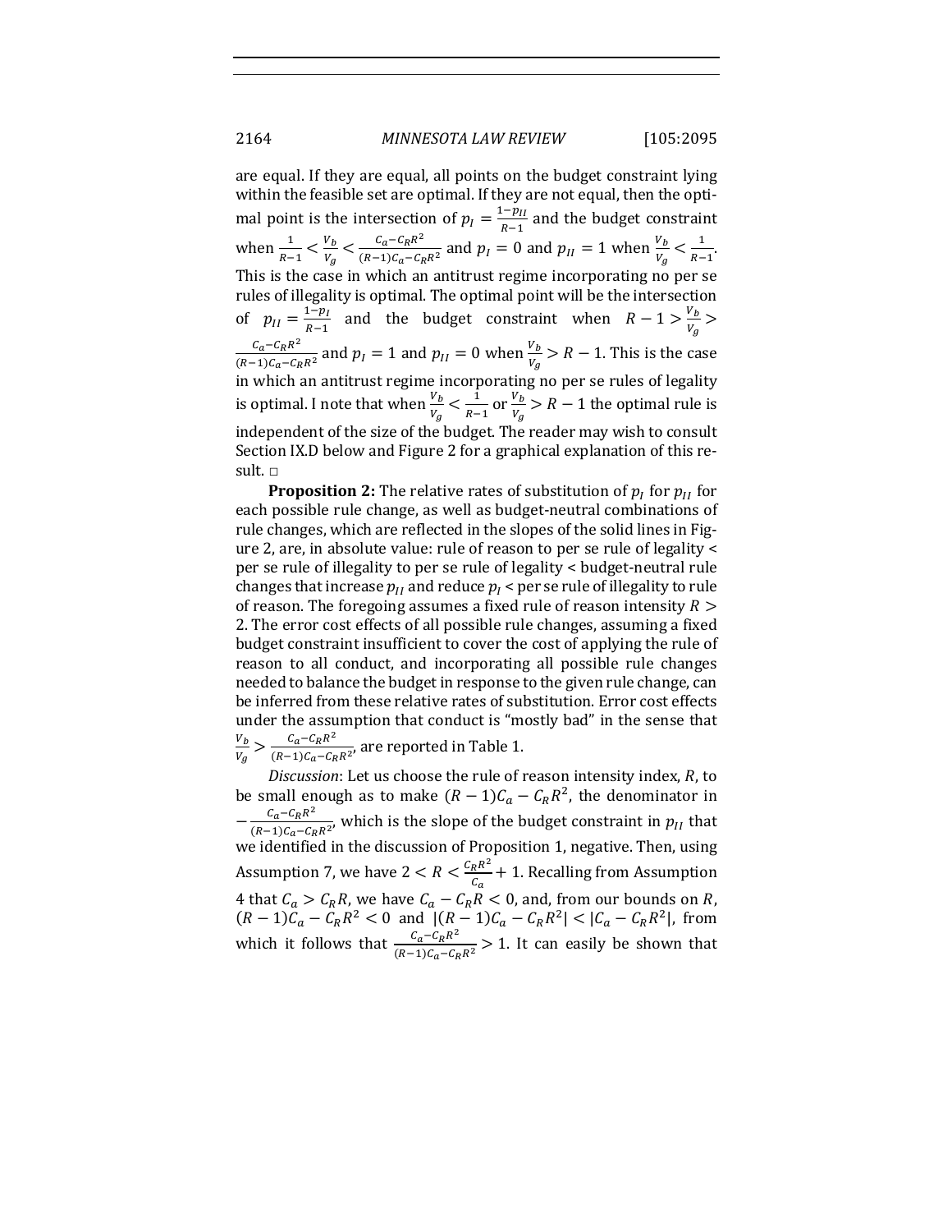are equal. If they are equal, all points on the budget constraint lying within the feasible set are optimal. If they are not equal, then the optimal point is the intersection of $p_I = \frac{1-p_{II}}{R-1}$ and the budget constraint when $\frac{1}{R-1} < \frac{V_b}{V_g} < \frac{C_a - C_R R^2}{(R-1)C_a - C_R R^2}$ and $p_I = 0$ and $p_{II} = 1$ when $\frac{V_b}{V_g} < \frac{1}{R-1}$. This is the case in which an antitrust regime incorporating no per se rules of illegality is optimal. The optimal point will be the intersection of $p_{II} = \frac{1-p_I}{R-1}$ and the budget constraint when $R - 1 > \frac{V_b}{V_g} > \frac{C_a - C_R R^2}{(R-1)C_a - C_R R^2}$ and $p_I = 1$ and $p_{II} = 0$ when $\frac{V_b}{V_g} > R - 1$. This is the case in which an antitrust regime incorporating no per se rules of legality is optimal. I note that when $\frac{V_b}{V_g} < \frac{1}{R-1}$ or $\frac{V_b}{V_g} > R - 1$ the optimal rule is independent of the size of the budget. The reader may wish to consult Section IX.D below and Figure 2 for a graphical explanation of this result. □

**Proposition 2:** The relative rates of substitution of $p_I$ for $p_{II}$ for each possible rule change, as well as budget-neutral combinations of rule changes, which are reflected in the slopes of the solid lines in Figure 2, are, in absolute value: rule of reason to per se rule of legality < per se rule of illegality to per se rule of legality < budget-neutral rule changes that increase $p_{II}$ and reduce $p_I$ < per se rule of illegality to rule of reason. The foregoing assumes a fixed rule of reason intensity $R > 2$. The error cost effects of all possible rule changes, assuming a fixed budget constraint insufficient to cover the cost of applying the rule of reason to all conduct, and incorporating all possible rule changes needed to balance the budget in response to the given rule change, can be inferred from these relative rates of substitution. Error cost effects under the assumption that conduct is "mostly bad" in the sense that $\frac{V_b}{V_g} > \frac{C_a - C_R R^2}{(R-1)C_a - C_R R^2}$, are reported in Table 1.

*Discussion*: Let us choose the rule of reason intensity index, $R$, to be small enough as to make $(R-1)C_a - C_R R^2$, the denominator in $-\frac{C_a - C_R R^2}{(R-1)C_a - C_R R^2}$, which is the slope of the budget constraint in $p_{II}$ that we identified in the discussion of Proposition 1, negative. Then, using Assumption 7, we have $2 < R < \frac{C_R R^2}{C_a} + 1$. Recalling from Assumption 4 that $C_a > C_R R$, we have $C_a - C_R R < 0$, and, from our bounds on $R$, $(R-1)C_a - C_R R^2 < 0$ and $|(R-1)C_a - C_R R^2| < |C_a - C_R R^2|$, from which it follows that $\frac{C_a - C_R R^2}{(R-1)C_a - C_R R^2} > 1$. It can easily be shown that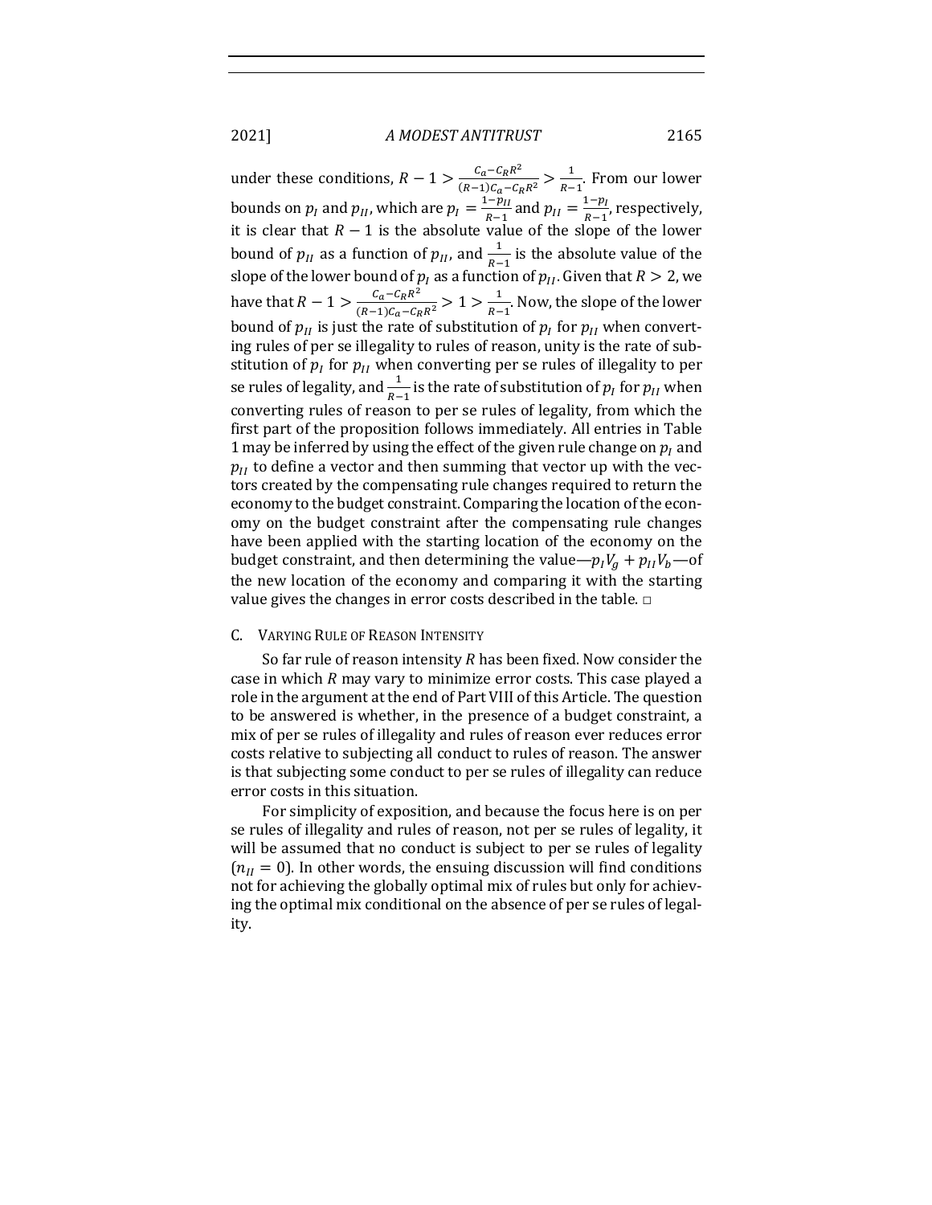under these conditions, $R - 1 > \frac{C_a - C_R R^2}{(R-1)C_a - C_R R^2} > \frac{1}{R-1}$. From our lower bounds on $p_I$ and $p_{II}$, which are $p_I = \frac{1-p_{II}}{R-1}$ and $p_{II} = \frac{1-p_I}{R-1}$, respectively, it is clear that $R - 1$ is the absolute value of the slope of the lower bound of $p_{II}$ as a function of $p_{II}$, and $\frac{1}{R-1}$ is the absolute value of the slope of the lower bound of $p_I$ as a function of $p_{II}$. Given that $R > 2$, we have that $R - 1 > \frac{C_a - C_R R^2}{(R-1)C_a - C_R R^2} > 1 > \frac{1}{R-1}$. Now, the slope of the lower bound of $p_{II}$ is just the rate of substitution of $p_I$ for $p_{II}$ when converting rules of per se illegality to rules of reason, unity is the rate of substitution of $p_I$ for $p_{II}$ when converting per se rules of illegality to per se rules of legality, and $\frac{1}{R-1}$ is the rate of substitution of $p_I$ for $p_{II}$ when converting rules of reason to per se rules of legality, from which the first part of the proposition follows immediately. All entries in Table 1 may be inferred by using the effect of the given rule change on $p_I$ and $p_{II}$ to define a vector and then summing that vector up with the vectors created by the compensating rule changes required to return the economy to the budget constraint. Comparing the location of the economy on the budget constraint after the compensating rule changes have been applied with the starting location of the economy on the budget constraint, and then determining the value—$p_I V_g + p_{II} V_b$—of the new location of the economy and comparing it with the starting value gives the changes in error costs described in the table. □

### C. VARYING RULE OF REASON INTENSITY

So far rule of reason intensity $R$ has been fixed. Now consider the case in which $R$ may vary to minimize error costs. This case played a role in the argument at the end of Part VIII of this Article. The question to be answered is whether, in the presence of a budget constraint, a mix of per se rules of illegality and rules of reason ever reduces error costs relative to subjecting all conduct to rules of reason. The answer is that subjecting some conduct to per se rules of illegality can reduce error costs in this situation.

For simplicity of exposition, and because the focus here is on per se rules of illegality and rules of reason, not per se rules of legality, it will be assumed that no conduct is subject to per se rules of legality ($n_{II} = 0$). In other words, the ensuing discussion will find conditions not for achieving the globally optimal mix of rules but only for achieving the optimal mix conditional on the absence of per se rules of legality.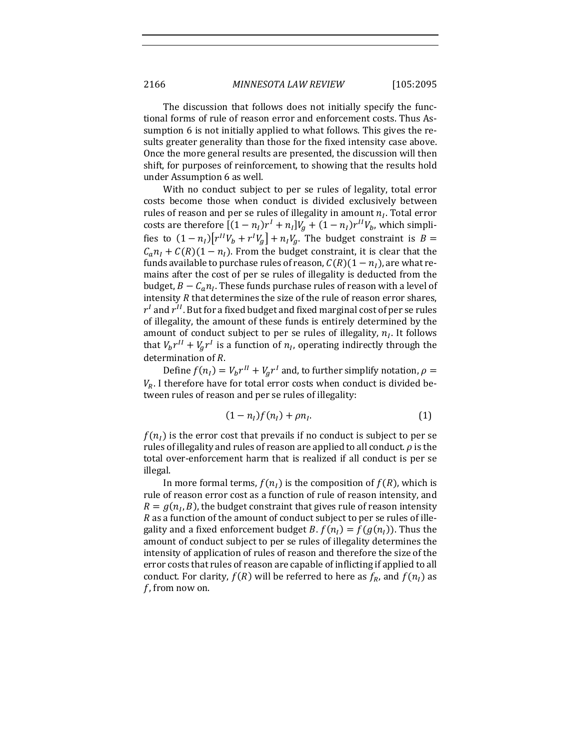The discussion that follows does not initially specify the functional forms of rule of reason error and enforcement costs. Thus Assumption 6 is not initially applied to what follows. This gives the results greater generality than those for the fixed intensity case above. Once the more general results are presented, the discussion will then shift, for purposes of reinforcement, to showing that the results hold under Assumption 6 as well.

With no conduct subject to per se rules of legality, total error costs become those when conduct is divided exclusively between rules of reason and per se rules of illegality in amount $n_I$. Total error costs are therefore $[(1-n_I)r^I + n_I]V_g + (1-n_I)r^{II}V_b$, which simplifies to $(1-n_I)\left[r^{II}V_b + r^I V_g\right] + n_I V_g$. The budget constraint is $B = C_a n_I + C(R)(1-n_I)$. From the budget constraint, it is clear that the funds available to purchase rules of reason, $C(R)(1-n_I)$, are what remains after the cost of per se rules of illegality is deducted from the budget, $B - C_a n_I$. These funds purchase rules of reason with a level of intensity $R$ that determines the size of the rule of reason error shares, $r^I$ and $r^{II}$. But for a fixed budget and fixed marginal cost of per se rules of illegality, the amount of these funds is entirely determined by the amount of conduct subject to per se rules of illegality, $n_I$. It follows that $V_b r^{II} + V_g r^I$ is a function of $n_I$, operating indirectly through the determination of $R$.

Define $f(n_I) = V_b r^{II} + V_g r^I$ and, to further simplify notation, $\rho = V_R$. I therefore have for total error costs when conduct is divided between rules of reason and per se rules of illegality:

$$(1-n_I)f(n_I) + \rho n_I. \tag{1}$$

$f(n_I)$ is the error cost that prevails if no conduct is subject to per se rules of illegality and rules of reason are applied to all conduct. $\rho$ is the total over-enforcement harm that is realized if all conduct is per se illegal.

In more formal terms, $f(n_I)$ is the composition of $f(R)$, which is rule of reason error cost as a function of rule of reason intensity, and $R = g(n_I, B)$, the budget constraint that gives rule of reason intensity $R$ as a function of the amount of conduct subject to per se rules of illegality and a fixed enforcement budget $B$. $f(n_I) = f(g(n_I))$. Thus the amount of conduct subject to per se rules of illegality determines the intensity of application of rules of reason and therefore the size of the error costs that rules of reason are capable of inflicting if applied to all conduct. For clarity, $f(R)$ will be referred to here as $f_R$, and $f(n_I)$ as $f$, from now on.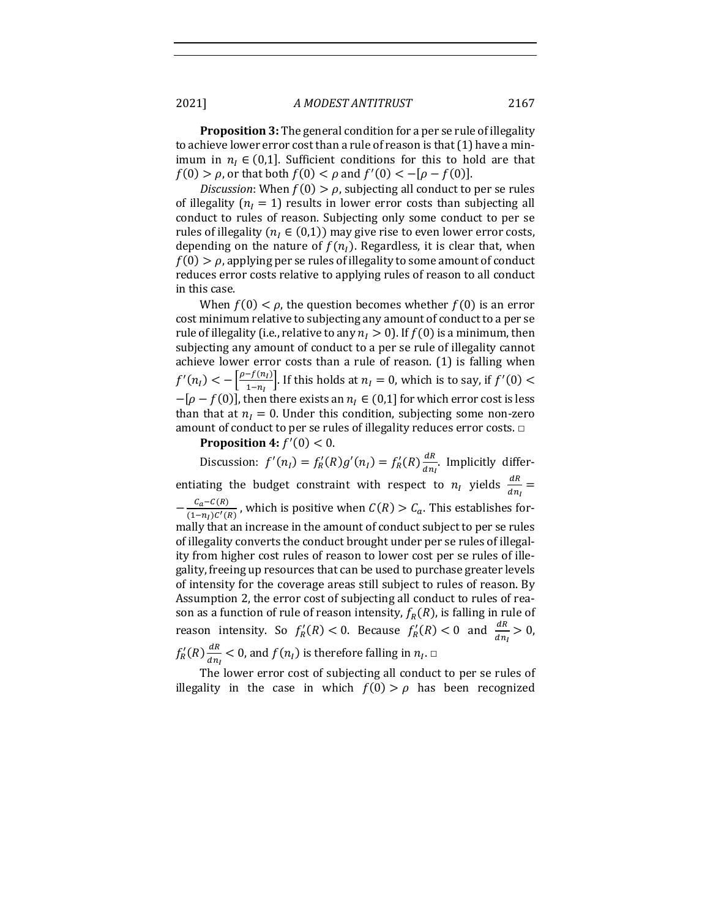**Proposition 3:** The general condition for a per se rule of illegality to achieve lower error cost than a rule of reason is that (1) have a minimum in $n_I \in (0,1]$. Sufficient conditions for this to hold are that $f(0) > \rho$, or that both $f(0) < \rho$ and $f'(0) < -[\rho - f(0)]$.

*Discussion*: When $f(0) > \rho$, subjecting all conduct to per se rules of illegality ($n_I = 1$) results in lower error costs than subjecting all conduct to rules of reason. Subjecting only some conduct to per se rules of illegality ($n_I \in (0,1)$) may give rise to even lower error costs, depending on the nature of $f(n_I)$. Regardless, it is clear that, when $f(0) > \rho$, applying per se rules of illegality to some amount of conduct reduces error costs relative to applying rules of reason to all conduct in this case.

When $f(0) < \rho$, the question becomes whether $f(0)$ is an error cost minimum relative to subjecting any amount of conduct to a per se rule of illegality (i.e., relative to any $n_I > 0$). If $f(0)$ is a minimum, then subjecting any amount of conduct to a per se rule of illegality cannot achieve lower error costs than a rule of reason. (1) is falling when $f'(n_I) < -\left[\frac{\rho - f(n_I)}{1 - n_I}\right]$. If this holds at $n_I = 0$, which is to say, if $f'(0) < -[\rho - f(0)]$, then there exists an $n_I \in (0,1]$ for which error cost is less than that at $n_I = 0$. Under this condition, subjecting some non-zero amount of conduct to per se rules of illegality reduces error costs. □

**Proposition 4:** $f'(0) < 0$.

Discussion: $f'(n_I) = f_R'(R)g'(n_I) = f_R'(R)\frac{dR}{dn_I}$. Implicitly differentiating the budget constraint with respect to $n_I$ yields $\frac{dR}{dn_I} = -\frac{C_a - C(R)}{(1-n_I)C'(R)}$, which is positive when $C(R) > C_a$. This establishes formally that an increase in the amount of conduct subject to per se rules of illegality converts the conduct brought under per se rules of illegality from higher cost rules of reason to lower cost per se rules of illegality, freeing up resources that can be used to purchase greater levels of intensity for the coverage areas still subject to rules of reason. By Assumption 2, the error cost of subjecting all conduct to rules of reason as a function of rule of reason intensity, $f_R(R)$, is falling in rule of reason intensity. So $f_R'(R) < 0$. Because $f_R'(R) < 0$ and $\frac{dR}{dn_I} > 0$, $f_R'(R)\frac{dR}{dn_I} < 0$, and $f(n_I)$ is therefore falling in $n_I$. □

The lower error cost of subjecting all conduct to per se rules of illegality in the case in which $f(0) > \rho$ has been recognized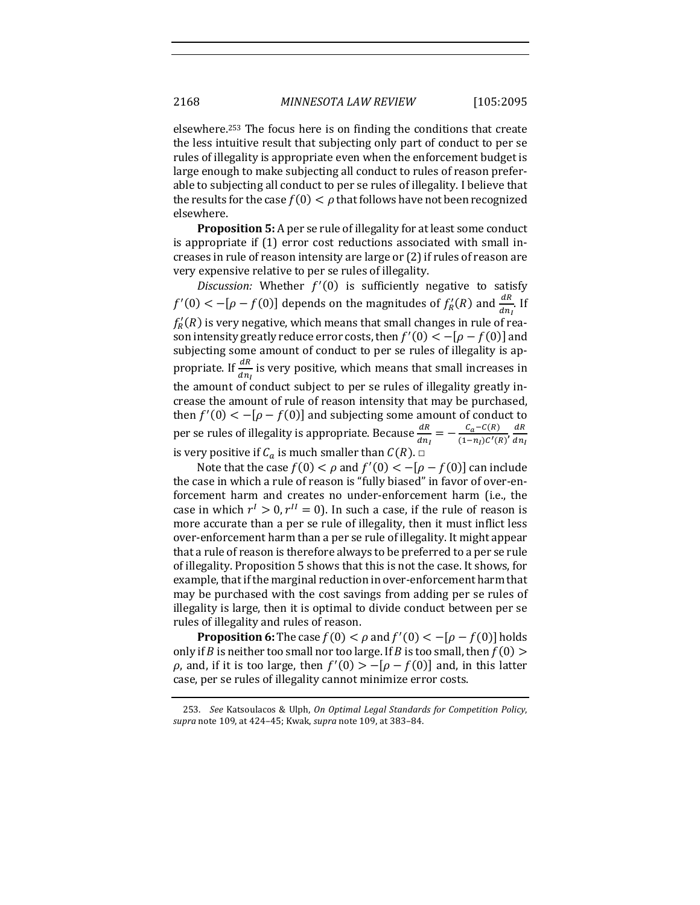elsewhere.[253] The focus here is on finding the conditions that create the less intuitive result that subjecting only part of conduct to per se rules of illegality is appropriate even when the enforcement budget is large enough to make subjecting all conduct to rules of reason preferable to subjecting all conduct to per se rules of illegality. I believe that the results for the case $f(0) < \rho$ that follows have not been recognized elsewhere.

**Proposition 5:** A per se rule of illegality for at least some conduct is appropriate if (1) error cost reductions associated with small increases in rule of reason intensity are large or (2) if rules of reason are very expensive relative to per se rules of illegality.

*Discussion:* Whether $f'(0)$ is sufficiently negative to satisfy $f'(0) < -[\rho - f(0)]$ depends on the magnitudes of $f_R'(R)$ and $\frac{dR}{dn_I}$. If $f_R'(R)$ is very negative, which means that small changes in rule of reason intensity greatly reduce error costs, then $f'(0) < -[\rho - f(0)]$ and subjecting some amount of conduct to per se rules of illegality is appropriate. If $\frac{dR}{dn_I}$ is very positive, which means that small increases in the amount of conduct subject to per se rules of illegality greatly increase the amount of rule of reason intensity that may be purchased, then $f'(0) < -[\rho - f(0)]$ and subjecting some amount of conduct to per se rules of illegality is appropriate. Because $\frac{dR}{dn_I} = -\frac{C_a - C(R)}{(1-n_I)C'(R)}$, $\frac{dR}{dn_I}$ is very positive if $C_a$ is much smaller than $C(R)$. □

Note that the case $f(0) < \rho$ and $f'(0) < -[\rho - f(0)]$ can include the case in which a rule of reason is "fully biased" in favor of over-enforcement harm and creates no under-enforcement harm (i.e., the case in which $r^I > 0, r^{II} = 0$). In such a case, if the rule of reason is more accurate than a per se rule of illegality, then it must inflict less over-enforcement harm than a per se rule of illegality. It might appear that a rule of reason is therefore always to be preferred to a per se rule of illegality. Proposition 5 shows that this is not the case. It shows, for example, that if the marginal reduction in over-enforcement harm that may be purchased with the cost savings from adding per se rules of illegality is large, then it is optimal to divide conduct between per se rules of illegality and rules of reason.

**Proposition 6:** The case $f(0) < \rho$ and $f'(0) < -[\rho - f(0)]$ holds only if $B$ is neither too small nor too large. If $B$ is too small, then $f(0) > \rho$, and, if it is too large, then $f'(0) > -[\rho - f(0)]$ and, in this latter case, per se rules of illegality cannot minimize error costs.

253. *See* Katsoulacos & Ulph, *On Optimal Legal Standards for Competition Policy*, *supra* note 109, at 424–45; Kwak, *supra* note 109, at 383–84.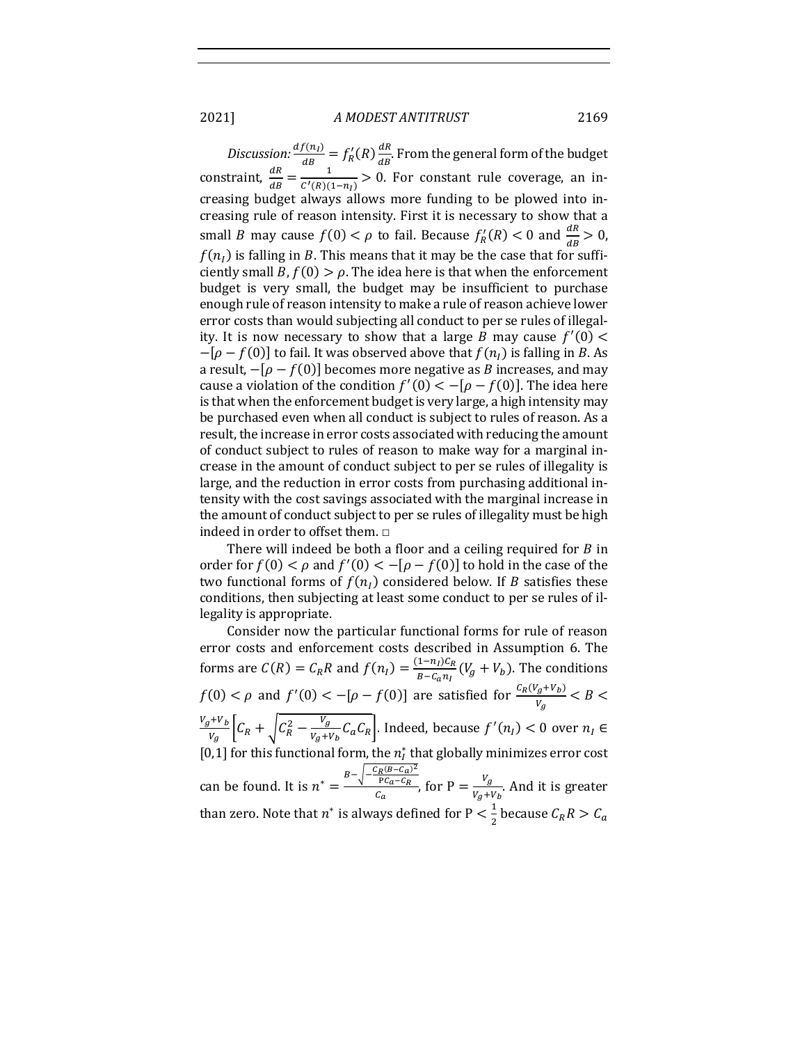*Discussion:* $\frac{df(n_I)}{dB} = f_R'(R)\frac{dR}{dB}$. From the general form of the budget constraint, $\frac{dR}{dB} = \frac{1}{C'(R)(1-n_I)} > 0$. For constant rule coverage, an increasing budget always allows more funding to be plowed into increasing rule of reason intensity. First it is necessary to show that a small $B$ may cause $f(0) < \rho$ to fail. Because $f_R'(R) < 0$ and $\frac{dR}{dB} > 0$, $f(n_I)$ is falling in $B$. This means that it may be the case that for sufficiently small $B$, $f(0) > \rho$. The idea here is that when the enforcement budget is very small, the budget may be insufficient to purchase enough rule of reason intensity to make a rule of reason achieve lower error costs than would subjecting all conduct to per se rules of illegality. It is now necessary to show that a large $B$ may cause $f'(0) < -[\rho - f(0)]$ to fail. It was observed above that $f(n_I)$ is falling in $B$. As a result, $-[\rho - f(0)]$ becomes more negative as $B$ increases, and may cause a violation of the condition $f'(0) < -[\rho - f(0)]$. The idea here is that when the enforcement budget is very large, a high intensity may be purchased even when all conduct is subject to rules of reason. As a result, the increase in error costs associated with reducing the amount of conduct subject to rules of reason to make way for a marginal increase in the amount of conduct subject to per se rules of illegality is large, and the reduction in error costs from purchasing additional intensity with the cost savings associated with the marginal increase in the amount of conduct subject to per se rules of illegality must be high indeed in order to offset them. □

There will indeed be both a floor and a ceiling required for $B$ in order for $f(0) < \rho$ and $f'(0) < -[\rho - f(0)]$ to hold in the case of the two functional forms of $f(n_I)$ considered below. If $B$ satisfies these conditions, then subjecting at least some conduct to per se rules of illegality is appropriate.

Consider now the particular functional forms for rule of reason error costs and enforcement costs described in Assumption 6. The forms are $C(R) = C_R R$ and $f(n_I) = \frac{(1-n_I)C_R}{B - C_a n_I}(V_g + V_b)$. The conditions $f(0) < \rho$ and $f'(0) < -[\rho - f(0)]$ are satisfied for $\frac{C_R(V_g+V_b)}{V_g} < B < \frac{V_g+V_b}{V_g}\left[C_R + \sqrt{C_R^2 - \frac{V_g}{V_g+V_b}C_a C_R}\right]$. Indeed, because $f'(n_I) < 0$ over $n_I \in [0,1]$ for this functional form, the $n_I^*$ that globally minimizes error cost can be found. It is $n^* = \frac{B - \sqrt{-\frac{C_R(B-C_a)^2}{\mathrm{P}C_a - C_R}}}{C_a}$, for $\mathrm{P} = \frac{V_g}{V_g+V_b}$. And it is greater than zero. Note that $n^*$ is always defined for $\mathrm{P} < \frac{1}{2}$ because $C_R R > C_a$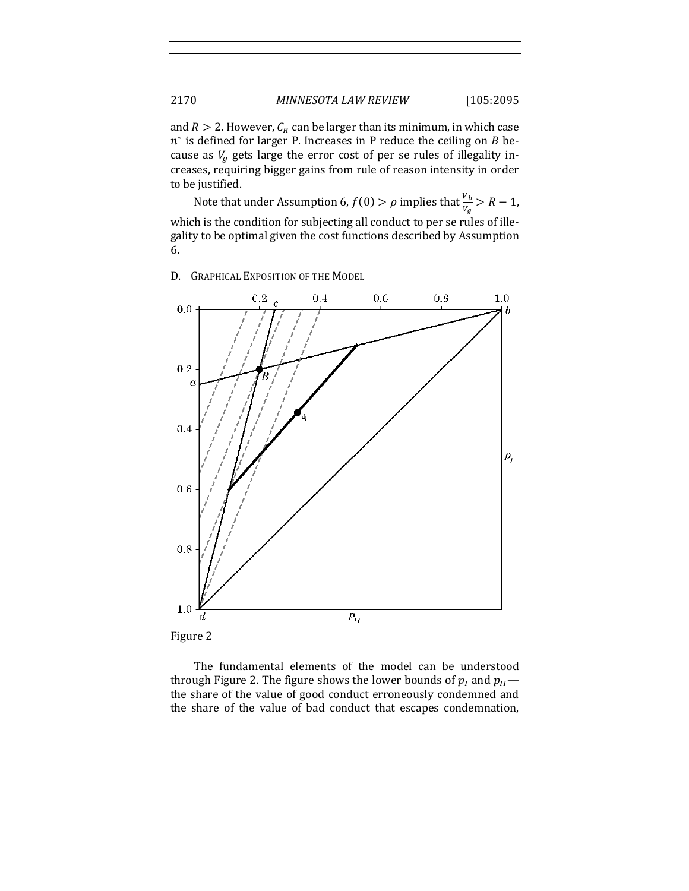and $R > 2$. However, $C_R$ can be larger than its minimum, in which case $n^*$ is defined for larger P. Increases in P reduce the ceiling on $B$ because as $V_g$ gets large the error cost of per se rules of illegality increases, requiring bigger gains from rule of reason intensity in order to be justified.

Note that under Assumption 6, $f(0) > \rho$ implies that $\frac{V_b}{V_g} > R - 1$, which is the condition for subjecting all conduct to per se rules of illegality to be optimal given the cost functions described by Assumption 6.

### D. Graphical Exposition of the Model

Figure 2

The fundamental elements of the model can be understood through Figure 2. The figure shows the lower bounds of $p_I$ and $p_{II}$—the share of the value of good conduct erroneously condemned and the share of the value of bad conduct that escapes condemnation,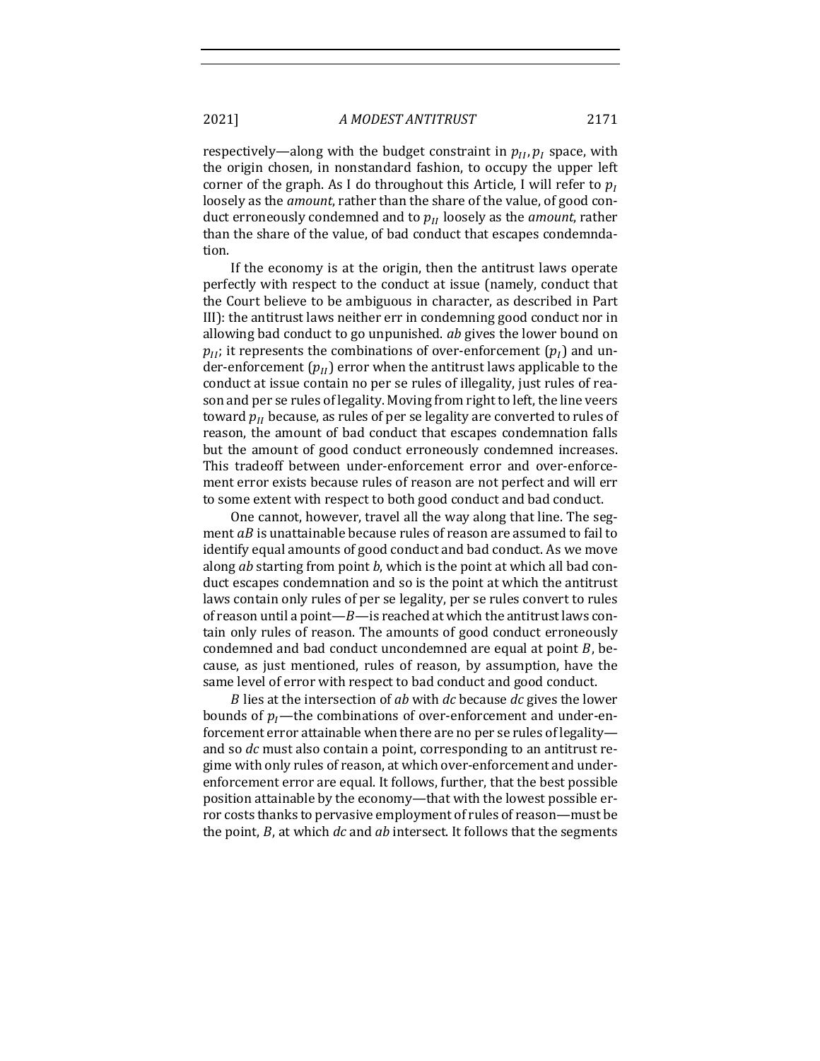respectively—along with the budget constraint in $p_{II}, p_I$ space, with the origin chosen, in nonstandard fashion, to occupy the upper left corner of the graph. As I do throughout this Article, I will refer to $p_I$ loosely as the *amount*, rather than the share of the value, of good conduct erroneously condemned and to $p_{II}$ loosely as the *amount*, rather than the share of the value, of bad conduct that escapes condemndation.

If the economy is at the origin, then the antitrust laws operate perfectly with respect to the conduct at issue (namely, conduct that the Court believe to be ambiguous in character, as described in Part III): the antitrust laws neither err in condemning good conduct nor in allowing bad conduct to go unpunished. *ab* gives the lower bound on $p_{II}$; it represents the combinations of over-enforcement ($p_I$) and under-enforcement ($p_{II}$) error when the antitrust laws applicable to the conduct at issue contain no per se rules of illegality, just rules of reason and per se rules of legality. Moving from right to left, the line veers toward $p_{II}$ because, as rules of per se legality are converted to rules of reason, the amount of bad conduct that escapes condemnation falls but the amount of good conduct erroneously condemned increases. This tradeoff between under-enforcement error and over-enforcement error exists because rules of reason are not perfect and will err to some extent with respect to both good conduct and bad conduct.

One cannot, however, travel all the way along that line. The segment *aB* is unattainable because rules of reason are assumed to fail to identify equal amounts of good conduct and bad conduct. As we move along *ab* starting from point *b*, which is the point at which all bad conduct escapes condemnation and so is the point at which the antitrust laws contain only rules of per se legality, per se rules convert to rules of reason until a point—*B*—is reached at which the antitrust laws contain only rules of reason. The amounts of good conduct erroneously condemned and bad conduct uncondemned are equal at point *B*, because, as just mentioned, rules of reason, by assumption, have the same level of error with respect to bad conduct and good conduct.

*B* lies at the intersection of *ab* with *dc* because *dc* gives the lower bounds of $p_I$—the combinations of over-enforcement and under-enforcement error attainable when there are no per se rules of legality—and so *dc* must also contain a point, corresponding to an antitrust regime with only rules of reason, at which over-enforcement and under-enforcement error are equal. It follows, further, that the best possible position attainable by the economy—that with the lowest possible error costs thanks to pervasive employment of rules of reason—must be the point, *B*, at which *dc* and *ab* intersect. It follows that the segments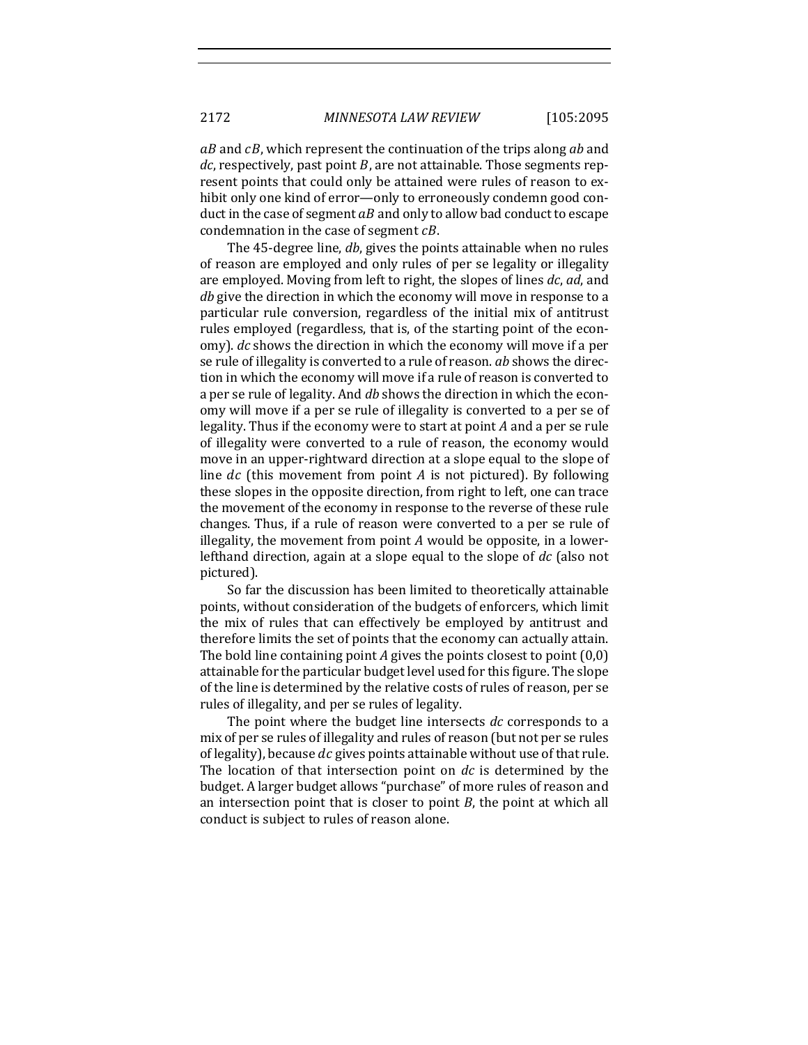*aB* and *cB*, which represent the continuation of the trips along *ab* and *dc*, respectively, past point *B*, are not attainable. Those segments represent points that could only be attained were rules of reason to exhibit only one kind of error—only to erroneously condemn good conduct in the case of segment *aB* and only to allow bad conduct to escape condemnation in the case of segment *cB*.

The 45-degree line, *db*, gives the points attainable when no rules of reason are employed and only rules of per se legality or illegality are employed. Moving from left to right, the slopes of lines *dc*, *ad*, and *db* give the direction in which the economy will move in response to a particular rule conversion, regardless of the initial mix of antitrust rules employed (regardless, that is, of the starting point of the economy). *dc* shows the direction in which the economy will move if a per se rule of illegality is converted to a rule of reason. *ab* shows the direction in which the economy will move if a rule of reason is converted to a per se rule of legality. And *db* shows the direction in which the economy will move if a per se rule of illegality is converted to a per se of legality. Thus if the economy were to start at point *A* and a per se rule of illegality were converted to a rule of reason, the economy would move in an upper-rightward direction at a slope equal to the slope of line *dc* (this movement from point *A* is not pictured). By following these slopes in the opposite direction, from right to left, one can trace the movement of the economy in response to the reverse of these rule changes. Thus, if a rule of reason were converted to a per se rule of illegality, the movement from point *A* would be opposite, in a lower-lefthand direction, again at a slope equal to the slope of *dc* (also not pictured).

So far the discussion has been limited to theoretically attainable points, without consideration of the budgets of enforcers, which limit the mix of rules that can effectively be employed by antitrust and therefore limits the set of points that the economy can actually attain. The bold line containing point *A* gives the points closest to point (0,0) attainable for the particular budget level used for this figure. The slope of the line is determined by the relative costs of rules of reason, per se rules of illegality, and per se rules of legality.

The point where the budget line intersects *dc* corresponds to a mix of per se rules of illegality and rules of reason (but not per se rules of legality), because *dc* gives points attainable without use of that rule. The location of that intersection point on *dc* is determined by the budget. A larger budget allows "purchase" of more rules of reason and an intersection point that is closer to point *B*, the point at which all conduct is subject to rules of reason alone.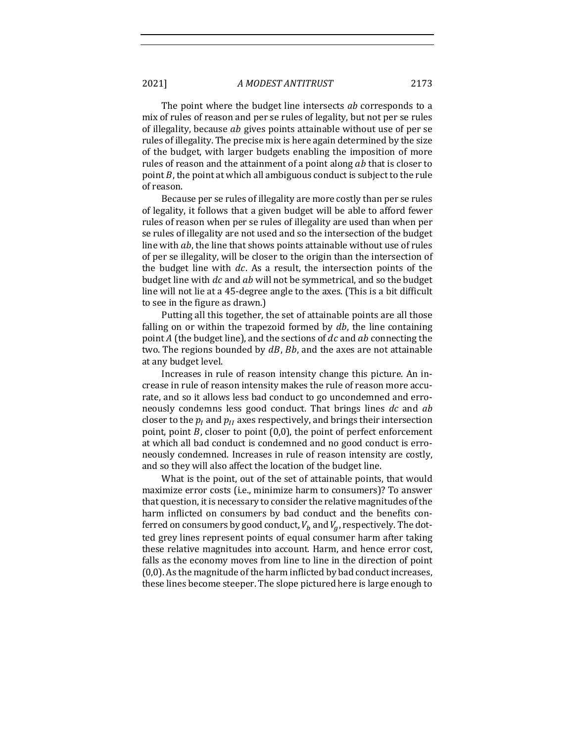The point where the budget line intersects *ab* corresponds to a mix of rules of reason and per se rules of legality, but not per se rules of illegality, because *ab* gives points attainable without use of per se rules of illegality. The precise mix is here again determined by the size of the budget, with larger budgets enabling the imposition of more rules of reason and the attainment of a point along *ab* that is closer to point *B*, the point at which all ambiguous conduct is subject to the rule of reason.

Because per se rules of illegality are more costly than per se rules of legality, it follows that a given budget will be able to afford fewer rules of reason when per se rules of illegality are used than when per se rules of illegality are not used and so the intersection of the budget line with *ab*, the line that shows points attainable without use of rules of per se illegality, will be closer to the origin than the intersection of the budget line with *dc*. As a result, the intersection points of the budget line with *dc* and *ab* will not be symmetrical, and so the budget line will not lie at a 45-degree angle to the axes. (This is a bit difficult to see in the figure as drawn.)

Putting all this together, the set of attainable points are all those falling on or within the trapezoid formed by *db*, the line containing point *A* (the budget line), and the sections of *dc* and *ab* connecting the two. The regions bounded by *dB*, *Bb*, and the axes are not attainable at any budget level.

Increases in rule of reason intensity change this picture. An increase in rule of reason intensity makes the rule of reason more accurate, and so it allows less bad conduct to go uncondemned and erroneously condemns less good conduct. That brings lines *dc* and *ab* closer to the $p_I$ and $p_{II}$ axes respectively, and brings their intersection point, point *B*, closer to point (0,0), the point of perfect enforcement at which all bad conduct is condemned and no good conduct is erroneously condemned. Increases in rule of reason intensity are costly, and so they will also affect the location of the budget line.

What is the point, out of the set of attainable points, that would maximize error costs (i.e., minimize harm to consumers)? To answer that question, it is necessary to consider the relative magnitudes of the harm inflicted on consumers by bad conduct and the benefits conferred on consumers by good conduct, $V_b$ and $V_g$, respectively. The dotted grey lines represent points of equal consumer harm after taking these relative magnitudes into account. Harm, and hence error cost, falls as the economy moves from line to line in the direction of point (0,0). As the magnitude of the harm inflicted by bad conduct increases, these lines become steeper. The slope pictured here is large enough to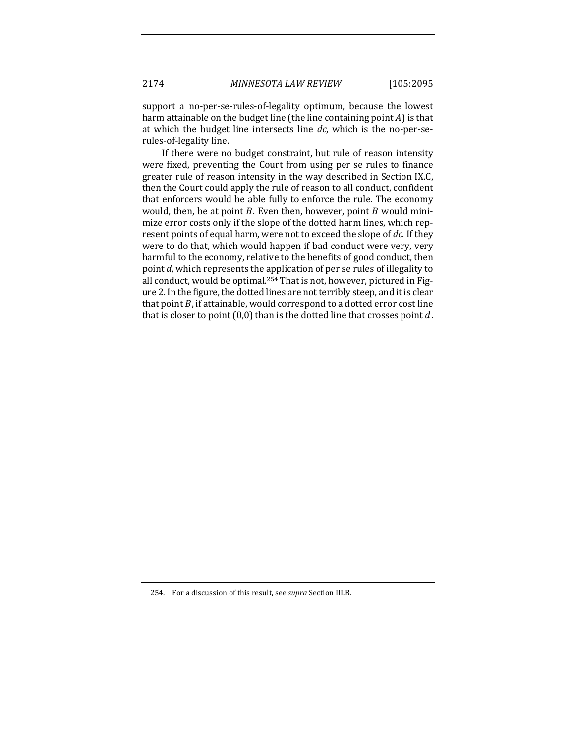support a no-per-se-rules-of-legality optimum, because the lowest harm attainable on the budget line (the line containing point $A$) is that at which the budget line intersects line *dc*, which is the no-per-se-rules-of-legality line.

If there were no budget constraint, but rule of reason intensity were fixed, preventing the Court from using per se rules to finance greater rule of reason intensity in the way described in Section IX.C, then the Court could apply the rule of reason to all conduct, confident that enforcers would be able fully to enforce the rule. The economy would, then, be at point $B$. Even then, however, point $B$ would minimize error costs only if the slope of the dotted harm lines, which represent points of equal harm, were not to exceed the slope of *dc*. If they were to do that, which would happen if bad conduct were very, very harmful to the economy, relative to the benefits of good conduct, then point $d$, which represents the application of per se rules of illegality to all conduct, would be optimal.[254] That is not, however, pictured in Figure 2. In the figure, the dotted lines are not terribly steep, and it is clear that point $B$, if attainable, would correspond to a dotted error cost line that is closer to point (0,0) than is the dotted line that crosses point $d$.

254. For a discussion of this result, see *supra* Section III.B.